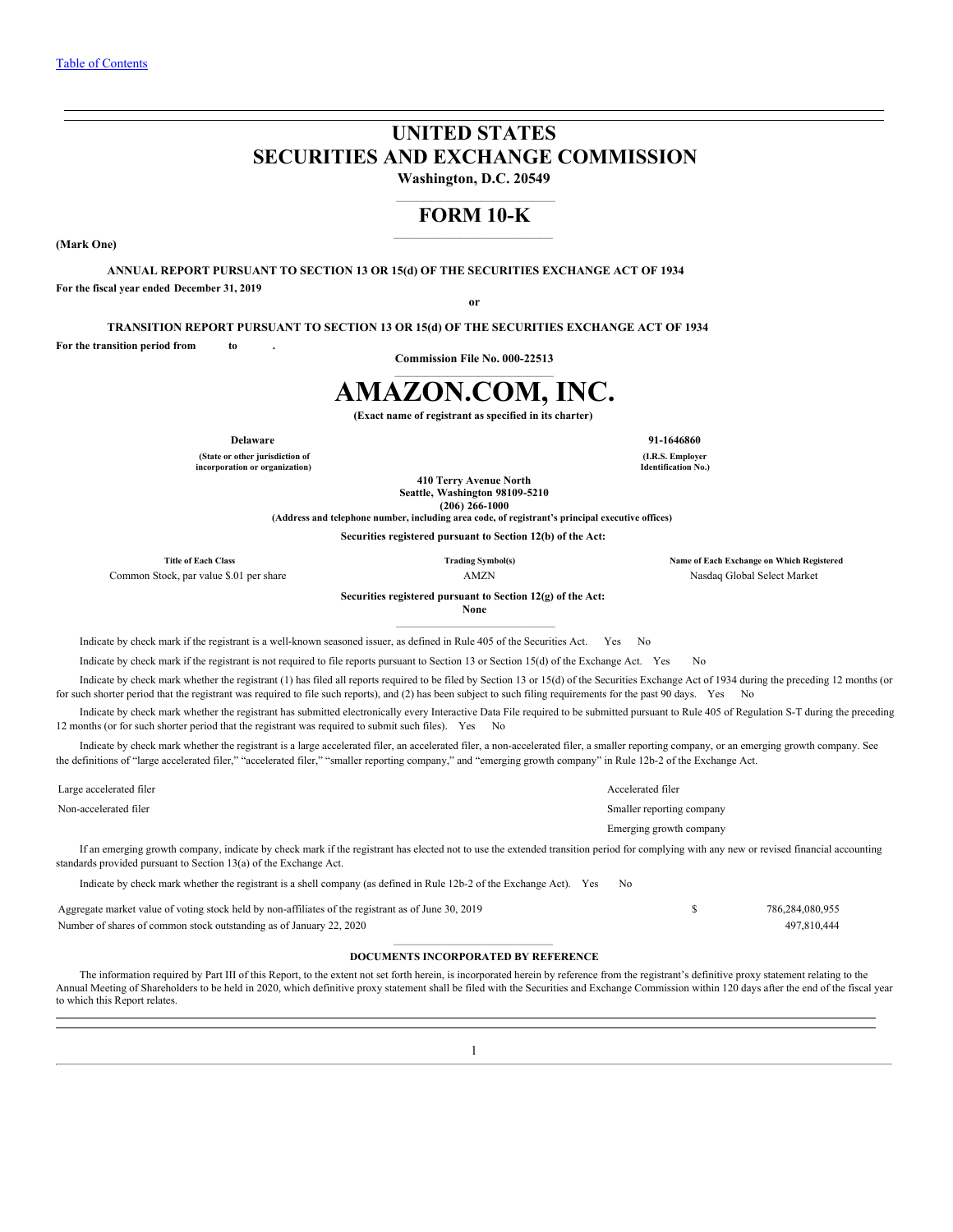[Table of Contents](#)

# UNITED STATES
# SECURITIES AND EXCHANGE COMMISSION

**Washington, D.C. 20549**

## FORM 10-K

**(Mark One)**

**ANNUAL REPORT PURSUANT TO SECTION 13 OR 15(d) OF THE SECURITIES EXCHANGE ACT OF 1934**

**For the fiscal year ended December 31, 2019**

**or**

**TRANSITION REPORT PURSUANT TO SECTION 13 OR 15(d) OF THE SECURITIES EXCHANGE ACT OF 1934**

**For the transition period from to .**

**Commission File No. 000-22513**

# AMAZON.COM, INC.

**(Exact name of registrant as specified in its charter)**

| **Delaware** | **91-1646860** |
|---|---|
| **(State or other jurisdiction of incorporation or organization)** | **(I.R.S. Employer Identification No.)** |

**410 Terry Avenue North**
**Seattle, Washington 98109-5210**
**(206) 266-1000**
**(Address and telephone number, including area code, of registrant's principal executive offices)**

**Securities registered pursuant to Section 12(b) of the Act:**

| Title of Each Class | Trading Symbol(s) | Name of Each Exchange on Which Registered |
|---|---|---|
| Common Stock, par value $.01 per share | AMZN | Nasdaq Global Select Market |

**Securities registered pursuant to Section 12(g) of the Act:**
**None**

Indicate by check mark if the registrant is a well-known seasoned issuer, as defined in Rule 405 of the Securities Act. Yes No

Indicate by check mark if the registrant is not required to file reports pursuant to Section 13 or Section 15(d) of the Exchange Act. Yes No

Indicate by check mark whether the registrant (1) has filed all reports required to be filed by Section 13 or 15(d) of the Securities Exchange Act of 1934 during the preceding 12 months (or for such shorter period that the registrant was required to file such reports), and (2) has been subject to such filing requirements for the past 90 days. Yes No

Indicate by check mark whether the registrant has submitted electronically every Interactive Data File required to be submitted pursuant to Rule 405 of Regulation S-T during the preceding 12 months (or for such shorter period that the registrant was required to submit such files). Yes No

Indicate by check mark whether the registrant is a large accelerated filer, an accelerated filer, a non-accelerated filer, a smaller reporting company, or an emerging growth company. See the definitions of "large accelerated filer," "accelerated filer," "smaller reporting company," and "emerging growth company" in Rule 12b-2 of the Exchange Act.

| | |
|---|---|
| Large accelerated filer | Accelerated filer |
| Non-accelerated filer | Smaller reporting company |
| | Emerging growth company |

If an emerging growth company, indicate by check mark if the registrant has elected not to use the extended transition period for complying with any new or revised financial accounting standards provided pursuant to Section 13(a) of the Exchange Act.

Indicate by check mark whether the registrant is a shell company (as defined in Rule 12b-2 of the Exchange Act). Yes No

| | | |
|---|---|---|
| Aggregate market value of voting stock held by non-affiliates of the registrant as of June 30, 2019 | $ | 786,284,080,955 |
| Number of shares of common stock outstanding as of January 22, 2020 | | 497,810,444 |

**DOCUMENTS INCORPORATED BY REFERENCE**

The information required by Part III of this Report, to the extent not set forth herein, is incorporated herein by reference from the registrant's definitive proxy statement relating to the Annual Meeting of Shareholders to be held in 2020, which definitive proxy statement shall be filed with the Securities and Exchange Commission within 120 days after the end of the fiscal year to which this Report relates.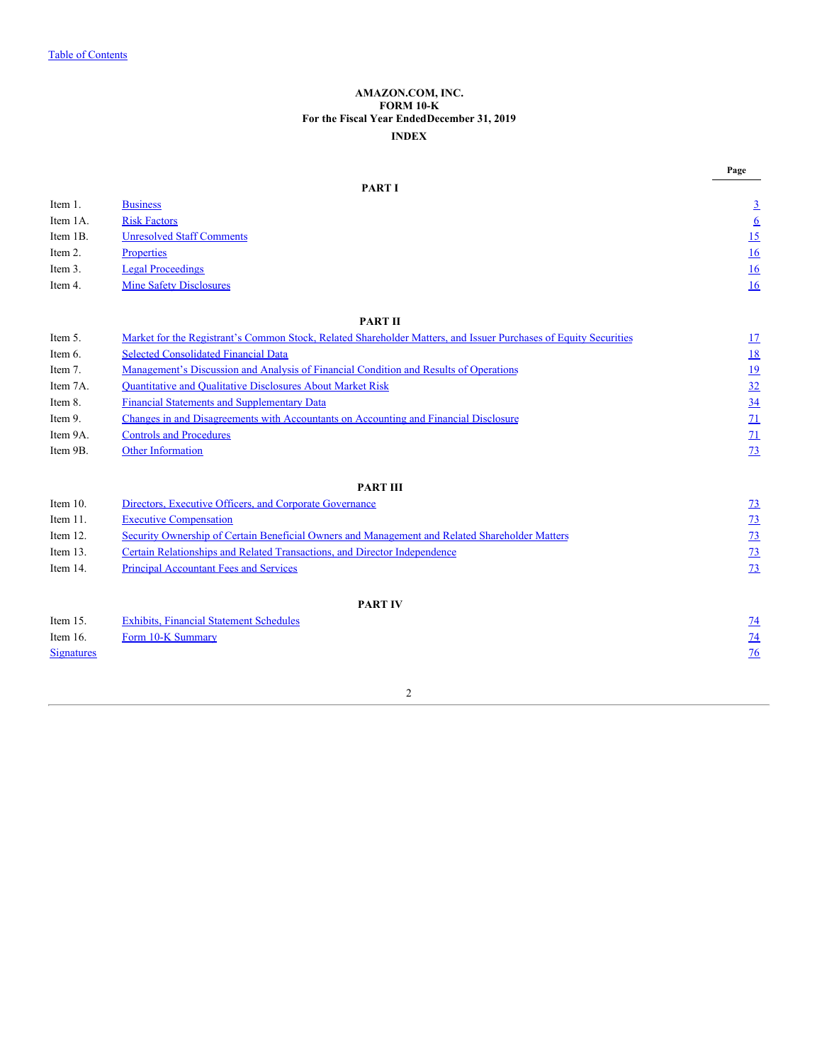Table of Contents

**AMAZON.COM, INC.**
**FORM 10-K**
**For the Fiscal Year EndedDecember 31, 2019**
**INDEX**

| | | Page |
|---|---|---|
| | **PART I** | |
| Item 1. | Business | 3 |
| Item 1A. | Risk Factors | 6 |
| Item 1B. | Unresolved Staff Comments | 15 |
| Item 2. | Properties | 16 |
| Item 3. | Legal Proceedings | 16 |
| Item 4. | Mine Safety Disclosures | 16 |
| | **PART II** | |
| Item 5. | Market for the Registrant's Common Stock, Related Shareholder Matters, and Issuer Purchases of Equity Securities | 17 |
| Item 6. | Selected Consolidated Financial Data | 18 |
| Item 7. | Management's Discussion and Analysis of Financial Condition and Results of Operations | 19 |
| Item 7A. | Quantitative and Qualitative Disclosures About Market Risk | 32 |
| Item 8. | Financial Statements and Supplementary Data | 34 |
| Item 9. | Changes in and Disagreements with Accountants on Accounting and Financial Disclosure | 71 |
| Item 9A. | Controls and Procedures | 71 |
| Item 9B. | Other Information | 73 |
| | **PART III** | |
| Item 10. | Directors, Executive Officers, and Corporate Governance | 73 |
| Item 11. | Executive Compensation | 73 |
| Item 12. | Security Ownership of Certain Beneficial Owners and Management and Related Shareholder Matters | 73 |
| Item 13. | Certain Relationships and Related Transactions, and Director Independence | 73 |
| Item 14. | Principal Accountant Fees and Services | 73 |
| | **PART IV** | |
| Item 15. | Exhibits, Financial Statement Schedules | 74 |
| Item 16. | Form 10-K Summary | 74 |
| Signatures | | 76 |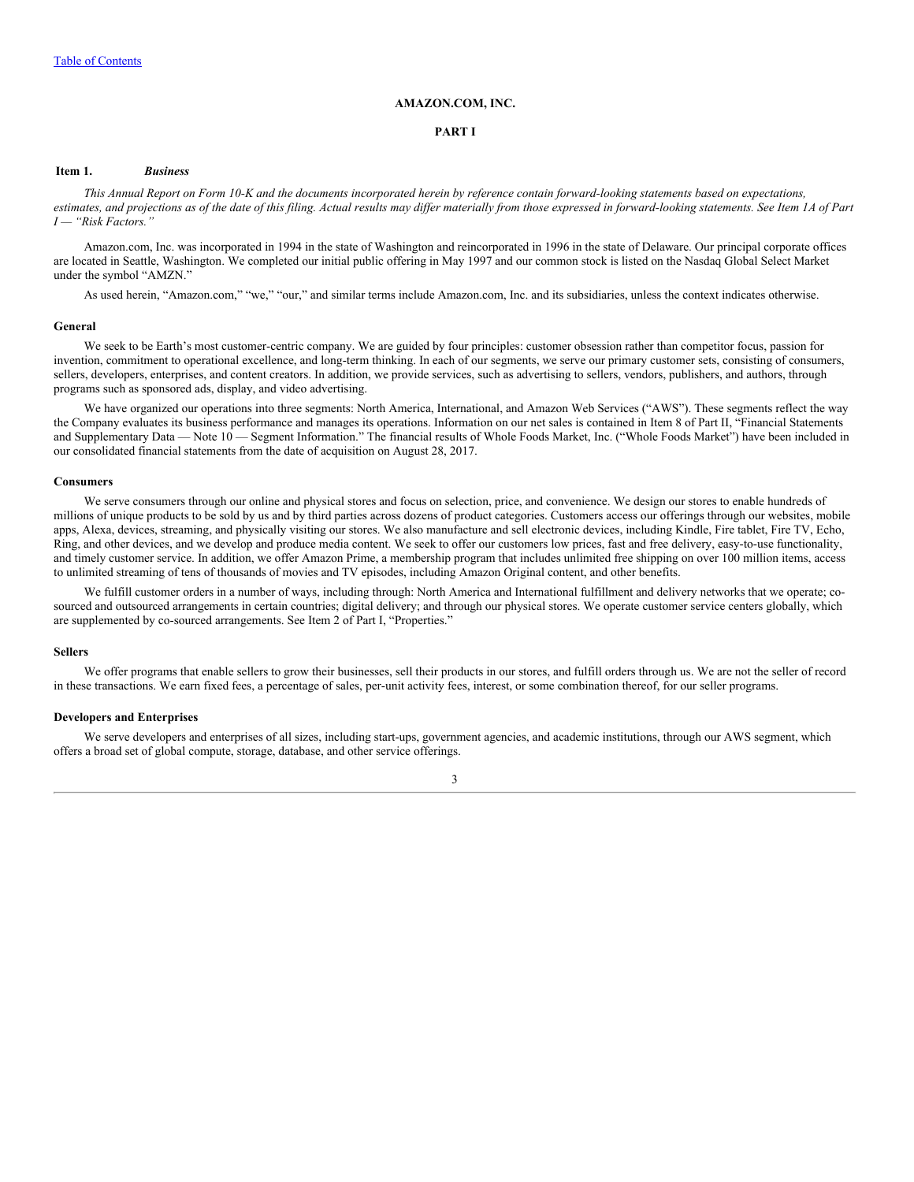AMAZON.COM, INC.

PART I

## Item 1. *Business*

*This Annual Report on Form 10-K and the documents incorporated herein by reference contain forward-looking statements based on expectations, estimates, and projections as of the date of this filing. Actual results may differ materially from those expressed in forward-looking statements. See Item 1A of Part I — "Risk Factors."*

Amazon.com, Inc. was incorporated in 1994 in the state of Washington and reincorporated in 1996 in the state of Delaware. Our principal corporate offices are located in Seattle, Washington. We completed our initial public offering in May 1997 and our common stock is listed on the Nasdaq Global Select Market under the symbol "AMZN."

As used herein, "Amazon.com," "we," "our," and similar terms include Amazon.com, Inc. and its subsidiaries, unless the context indicates otherwise.

### General

We seek to be Earth's most customer-centric company. We are guided by four principles: customer obsession rather than competitor focus, passion for invention, commitment to operational excellence, and long-term thinking. In each of our segments, we serve our primary customer sets, consisting of consumers, sellers, developers, enterprises, and content creators. In addition, we provide services, such as advertising to sellers, vendors, publishers, and authors, through programs such as sponsored ads, display, and video advertising.

We have organized our operations into three segments: North America, International, and Amazon Web Services ("AWS"). These segments reflect the way the Company evaluates its business performance and manages its operations. Information on our net sales is contained in Item 8 of Part II, "Financial Statements and Supplementary Data — Note 10 — Segment Information." The financial results of Whole Foods Market, Inc. ("Whole Foods Market") have been included in our consolidated financial statements from the date of acquisition on August 28, 2017.

### Consumers

We serve consumers through our online and physical stores and focus on selection, price, and convenience. We design our stores to enable hundreds of millions of unique products to be sold by us and by third parties across dozens of product categories. Customers access our offerings through our websites, mobile apps, Alexa, devices, streaming, and physically visiting our stores. We also manufacture and sell electronic devices, including Kindle, Fire tablet, Fire TV, Echo, Ring, and other devices, and we develop and produce media content. We seek to offer our customers low prices, fast and free delivery, easy-to-use functionality, and timely customer service. In addition, we offer Amazon Prime, a membership program that includes unlimited free shipping on over 100 million items, access to unlimited streaming of tens of thousands of movies and TV episodes, including Amazon Original content, and other benefits.

We fulfill customer orders in a number of ways, including through: North America and International fulfillment and delivery networks that we operate; co-sourced and outsourced arrangements in certain countries; digital delivery; and through our physical stores. We operate customer service centers globally, which are supplemented by co-sourced arrangements. See Item 2 of Part I, "Properties."

### Sellers

We offer programs that enable sellers to grow their businesses, sell their products in our stores, and fulfill orders through us. We are not the seller of record in these transactions. We earn fixed fees, a percentage of sales, per-unit activity fees, interest, or some combination thereof, for our seller programs.

### Developers and Enterprises

We serve developers and enterprises of all sizes, including start-ups, government agencies, and academic institutions, through our AWS segment, which offers a broad set of global compute, storage, database, and other service offerings.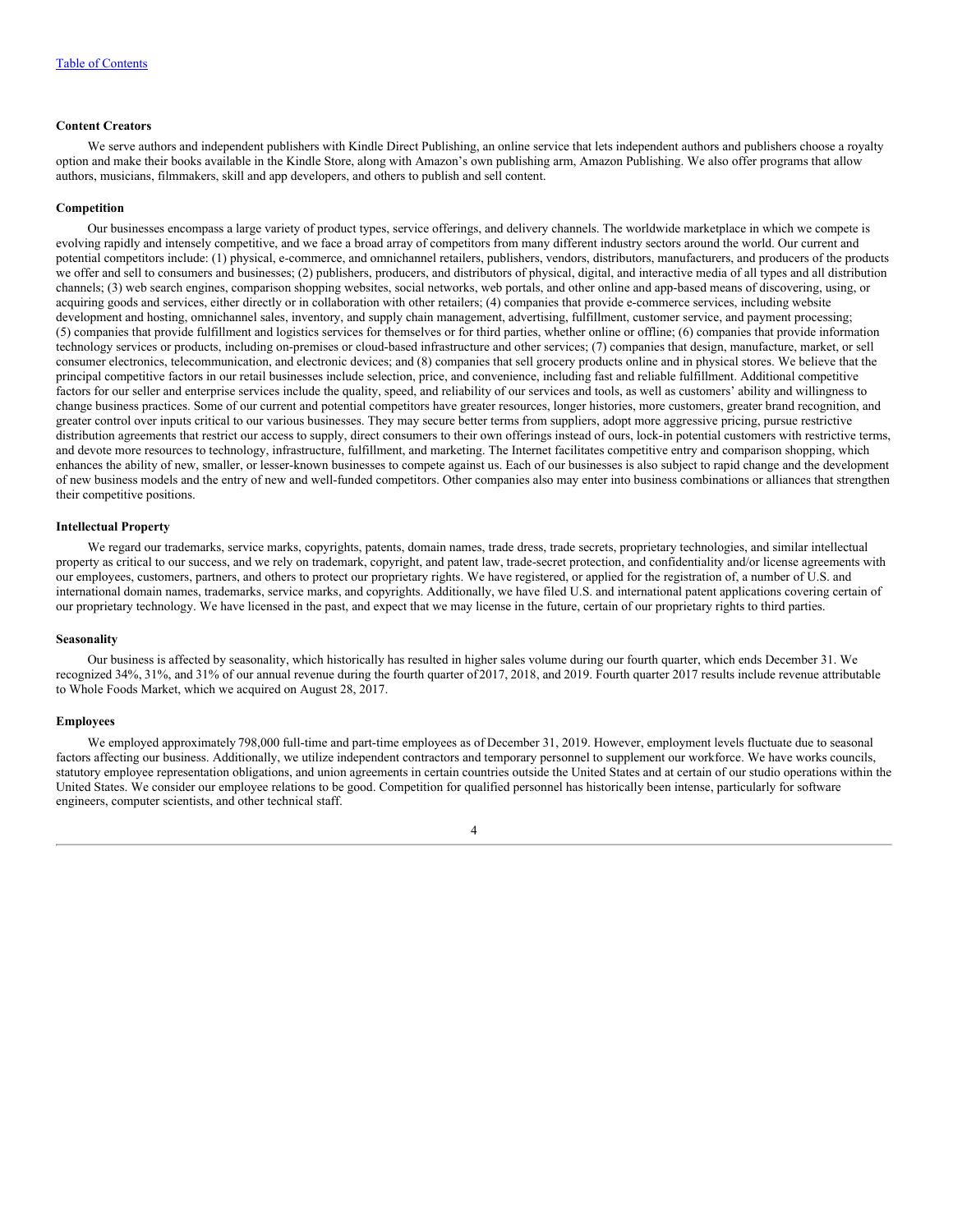#### Content Creators

We serve authors and independent publishers with Kindle Direct Publishing, an online service that lets independent authors and publishers choose a royalty option and make their books available in the Kindle Store, along with Amazon's own publishing arm, Amazon Publishing. We also offer programs that allow authors, musicians, filmmakers, skill and app developers, and others to publish and sell content.

#### Competition

Our businesses encompass a large variety of product types, service offerings, and delivery channels. The worldwide marketplace in which we compete is evolving rapidly and intensely competitive, and we face a broad array of competitors from many different industry sectors around the world. Our current and potential competitors include: (1) physical, e-commerce, and omnichannel retailers, publishers, vendors, distributors, manufacturers, and producers of the products we offer and sell to consumers and businesses; (2) publishers, producers, and distributors of physical, digital, and interactive media of all types and all distribution channels; (3) web search engines, comparison shopping websites, social networks, web portals, and other online and app-based means of discovering, using, or acquiring goods and services, either directly or in collaboration with other retailers; (4) companies that provide e-commerce services, including website development and hosting, omnichannel sales, inventory, and supply chain management, advertising, fulfillment, customer service, and payment processing; (5) companies that provide fulfillment and logistics services for themselves or for third parties, whether online or offline; (6) companies that provide information technology services or products, including on-premises or cloud-based infrastructure and other services; (7) companies that design, manufacture, market, or sell consumer electronics, telecommunication, and electronic devices; and (8) companies that sell grocery products online and in physical stores. We believe that the principal competitive factors in our retail businesses include selection, price, and convenience, including fast and reliable fulfillment. Additional competitive factors for our seller and enterprise services include the quality, speed, and reliability of our services and tools, as well as customers' ability and willingness to change business practices. Some of our current and potential competitors have greater resources, longer histories, more customers, greater brand recognition, and greater control over inputs critical to our various businesses. They may secure better terms from suppliers, adopt more aggressive pricing, pursue restrictive distribution agreements that restrict our access to supply, direct consumers to their own offerings instead of ours, lock-in potential customers with restrictive terms, and devote more resources to technology, infrastructure, fulfillment, and marketing. The Internet facilitates competitive entry and comparison shopping, which enhances the ability of new, smaller, or lesser-known businesses to compete against us. Each of our businesses is also subject to rapid change and the development of new business models and the entry of new and well-funded competitors. Other companies also may enter into business combinations or alliances that strengthen their competitive positions.

#### Intellectual Property

We regard our trademarks, service marks, copyrights, patents, domain names, trade dress, trade secrets, proprietary technologies, and similar intellectual property as critical to our success, and we rely on trademark, copyright, and patent law, trade-secret protection, and confidentiality and/or license agreements with our employees, customers, partners, and others to protect our proprietary rights. We have registered, or applied for the registration of, a number of U.S. and international domain names, trademarks, service marks, and copyrights. Additionally, we have filed U.S. and international patent applications covering certain of our proprietary technology. We have licensed in the past, and expect that we may license in the future, certain of our proprietary rights to third parties.

#### Seasonality

Our business is affected by seasonality, which historically has resulted in higher sales volume during our fourth quarter, which ends December 31. We recognized 34%, 31%, and 31% of our annual revenue during the fourth quarter of 2017, 2018, and 2019. Fourth quarter 2017 results include revenue attributable to Whole Foods Market, which we acquired on August 28, 2017.

#### Employees

We employed approximately 798,000 full-time and part-time employees as of December 31, 2019. However, employment levels fluctuate due to seasonal factors affecting our business. Additionally, we utilize independent contractors and temporary personnel to supplement our workforce. We have works councils, statutory employee representation obligations, and union agreements in certain countries outside the United States and at certain of our studio operations within the United States. We consider our employee relations to be good. Competition for qualified personnel has historically been intense, particularly for software engineers, computer scientists, and other technical staff.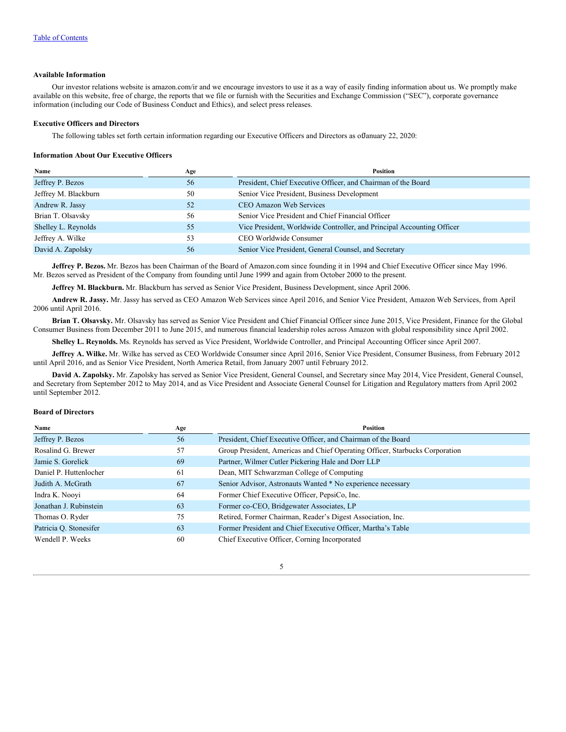[Table of Contents](#)

**Available Information**

Our investor relations website is amazon.com/ir and we encourage investors to use it as a way of easily finding information about us. We promptly make available on this website, free of charge, the reports that we file or furnish with the Securities and Exchange Commission ("SEC"), corporate governance information (including our Code of Business Conduct and Ethics), and select press releases.

**Executive Officers and Directors**

The following tables set forth certain information regarding our Executive Officers and Directors as of January 22, 2020:

**Information About Our Executive Officers**

| Name | Age | Position |
|---|---|---|
| Jeffrey P. Bezos | 56 | President, Chief Executive Officer, and Chairman of the Board |
| Jeffrey M. Blackburn | 50 | Senior Vice President, Business Development |
| Andrew R. Jassy | 52 | CEO Amazon Web Services |
| Brian T. Olsavsky | 56 | Senior Vice President and Chief Financial Officer |
| Shelley L. Reynolds | 55 | Vice President, Worldwide Controller, and Principal Accounting Officer |
| Jeffrey A. Wilke | 53 | CEO Worldwide Consumer |
| David A. Zapolsky | 56 | Senior Vice President, General Counsel, and Secretary |

**Jeffrey P. Bezos.** Mr. Bezos has been Chairman of the Board of Amazon.com since founding it in 1994 and Chief Executive Officer since May 1996. Mr. Bezos served as President of the Company from founding until June 1999 and again from October 2000 to the present.

**Jeffrey M. Blackburn.** Mr. Blackburn has served as Senior Vice President, Business Development, since April 2006.

**Andrew R. Jassy.** Mr. Jassy has served as CEO Amazon Web Services since April 2016, and Senior Vice President, Amazon Web Services, from April 2006 until April 2016.

**Brian T. Olsavsky.** Mr. Olsavsky has served as Senior Vice President and Chief Financial Officer since June 2015, Vice President, Finance for the Global Consumer Business from December 2011 to June 2015, and numerous financial leadership roles across Amazon with global responsibility since April 2002.

**Shelley L. Reynolds.** Ms. Reynolds has served as Vice President, Worldwide Controller, and Principal Accounting Officer since April 2007.

**Jeffrey A. Wilke.** Mr. Wilke has served as CEO Worldwide Consumer since April 2016, Senior Vice President, Consumer Business, from February 2012 until April 2016, and as Senior Vice President, North America Retail, from January 2007 until February 2012.

**David A. Zapolsky.** Mr. Zapolsky has served as Senior Vice President, General Counsel, and Secretary since May 2014, Vice President, General Counsel, and Secretary from September 2012 to May 2014, and as Vice President and Associate General Counsel for Litigation and Regulatory matters from April 2002 until September 2012.

**Board of Directors**

| Name | Age | Position |
|---|---|---|
| Jeffrey P. Bezos | 56 | President, Chief Executive Officer, and Chairman of the Board |
| Rosalind G. Brewer | 57 | Group President, Americas and Chief Operating Officer, Starbucks Corporation |
| Jamie S. Gorelick | 69 | Partner, Wilmer Cutler Pickering Hale and Dorr LLP |
| Daniel P. Huttenlocher | 61 | Dean, MIT Schwarzman College of Computing |
| Judith A. McGrath | 67 | Senior Advisor, Astronauts Wanted * No experience necessary |
| Indra K. Nooyi | 64 | Former Chief Executive Officer, PepsiCo, Inc. |
| Jonathan J. Rubinstein | 63 | Former co-CEO, Bridgewater Associates, LP |
| Thomas O. Ryder | 75 | Retired, Former Chairman, Reader's Digest Association, Inc. |
| Patricia Q. Stonesifer | 63 | Former President and Chief Executive Officer, Martha's Table |
| Wendell P. Weeks | 60 | Chief Executive Officer, Corning Incorporated |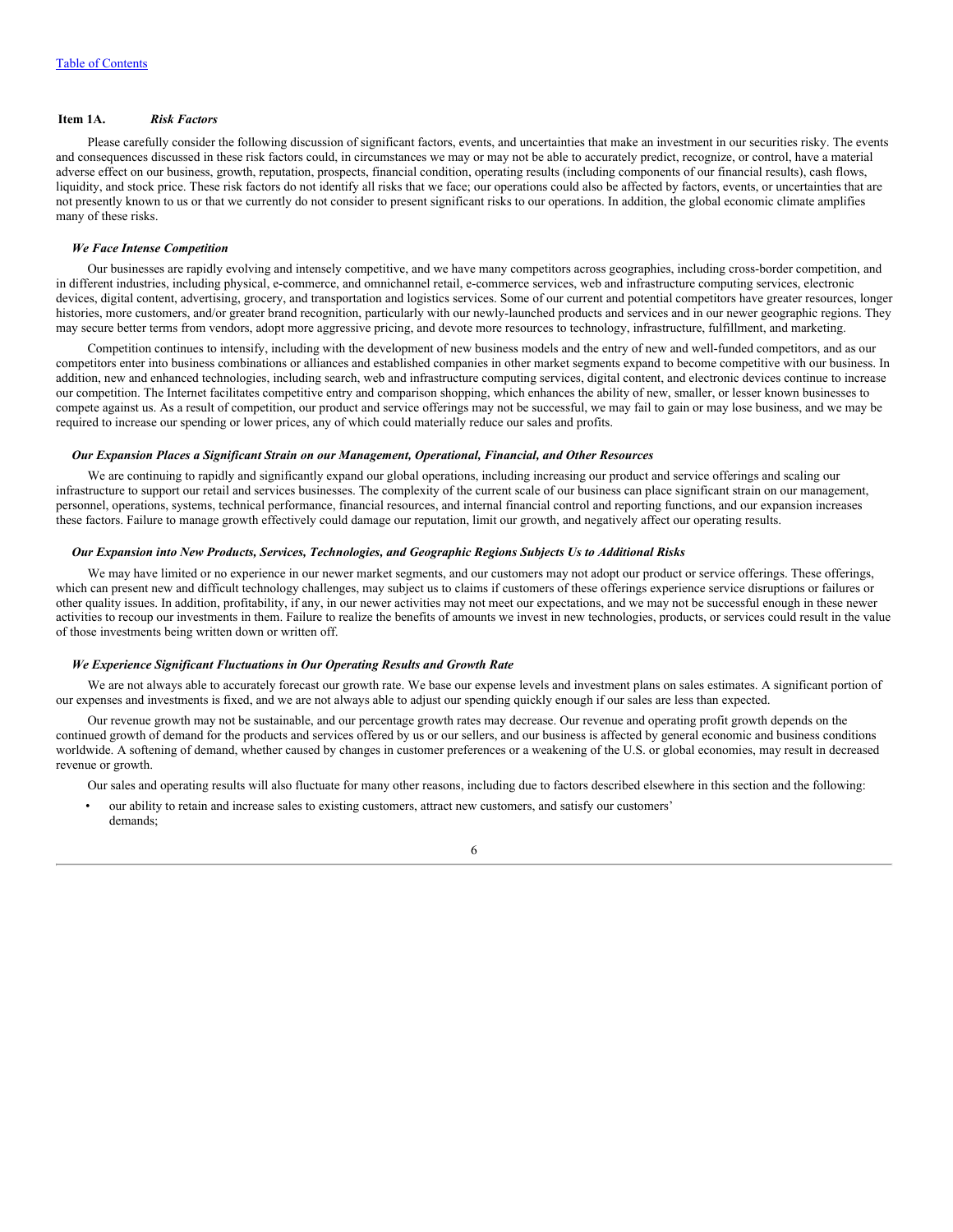[Table of Contents](#)

## Item 1A. *Risk Factors*

Please carefully consider the following discussion of significant factors, events, and uncertainties that make an investment in our securities risky. The events and consequences discussed in these risk factors could, in circumstances we may or may not be able to accurately predict, recognize, or control, have a material adverse effect on our business, growth, reputation, prospects, financial condition, operating results (including components of our financial results), cash flows, liquidity, and stock price. These risk factors do not identify all risks that we face; our operations could also be affected by factors, events, or uncertainties that are not presently known to us or that we currently do not consider to present significant risks to our operations. In addition, the global economic climate amplifies many of these risks.

### *We Face Intense Competition*

Our businesses are rapidly evolving and intensely competitive, and we have many competitors across geographies, including cross-border competition, and in different industries, including physical, e-commerce, and omnichannel retail, e-commerce services, web and infrastructure computing services, electronic devices, digital content, advertising, grocery, and transportation and logistics services. Some of our current and potential competitors have greater resources, longer histories, more customers, and/or greater brand recognition, particularly with our newly-launched products and services and in our newer geographic regions. They may secure better terms from vendors, adopt more aggressive pricing, and devote more resources to technology, infrastructure, fulfillment, and marketing.

Competition continues to intensify, including with the development of new business models and the entry of new and well-funded competitors, and as our competitors enter into business combinations or alliances and established companies in other market segments expand to become competitive with our business. In addition, new and enhanced technologies, including search, web and infrastructure computing services, digital content, and electronic devices continue to increase our competition. The Internet facilitates competitive entry and comparison shopping, which enhances the ability of new, smaller, or lesser known businesses to compete against us. As a result of competition, our product and service offerings may not be successful, we may fail to gain or may lose business, and we may be required to increase our spending or lower prices, any of which could materially reduce our sales and profits.

### *Our Expansion Places a Significant Strain on our Management, Operational, Financial, and Other Resources*

We are continuing to rapidly and significantly expand our global operations, including increasing our product and service offerings and scaling our infrastructure to support our retail and services businesses. The complexity of the current scale of our business can place significant strain on our management, personnel, operations, systems, technical performance, financial resources, and internal financial control and reporting functions, and our expansion increases these factors. Failure to manage growth effectively could damage our reputation, limit our growth, and negatively affect our operating results.

### *Our Expansion into New Products, Services, Technologies, and Geographic Regions Subjects Us to Additional Risks*

We may have limited or no experience in our newer market segments, and our customers may not adopt our product or service offerings. These offerings, which can present new and difficult technology challenges, may subject us to claims if customers of these offerings experience service disruptions or failures or other quality issues. In addition, profitability, if any, in our newer activities may not meet our expectations, and we may not be successful enough in these newer activities to recoup our investments in them. Failure to realize the benefits of amounts we invest in new technologies, products, or services could result in the value of those investments being written down or written off.

### *We Experience Significant Fluctuations in Our Operating Results and Growth Rate*

We are not always able to accurately forecast our growth rate. We base our expense levels and investment plans on sales estimates. A significant portion of our expenses and investments is fixed, and we are not always able to adjust our spending quickly enough if our sales are less than expected.

Our revenue growth may not be sustainable, and our percentage growth rates may decrease. Our revenue and operating profit growth depends on the continued growth of demand for the products and services offered by us or our sellers, and our business is affected by general economic and business conditions worldwide. A softening of demand, whether caused by changes in customer preferences or a weakening of the U.S. or global economies, may result in decreased revenue or growth.

Our sales and operating results will also fluctuate for many other reasons, including due to factors described elsewhere in this section and the following:

- our ability to retain and increase sales to existing customers, attract new customers, and satisfy our customers' demands;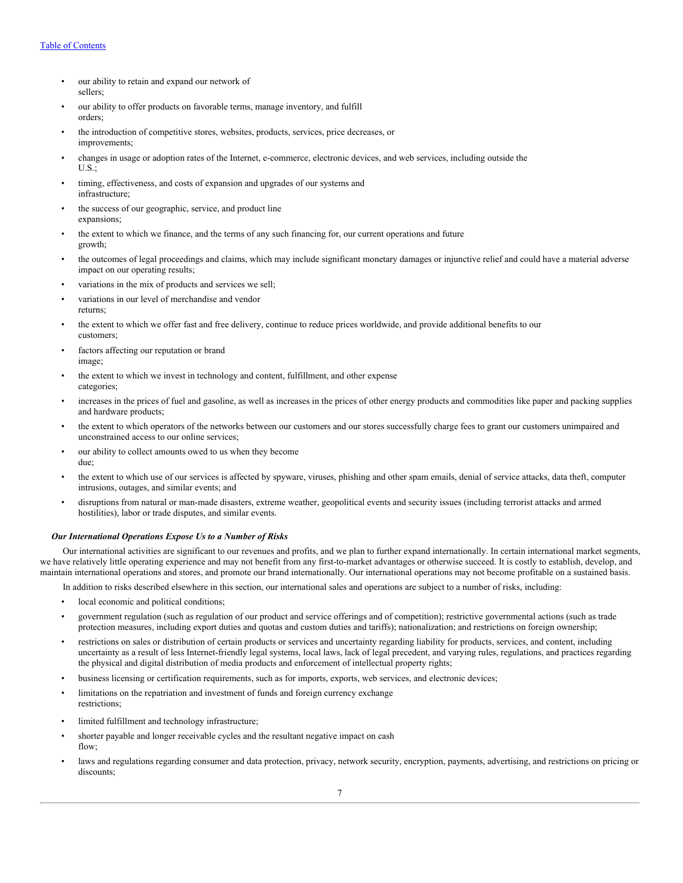- our ability to retain and expand our network of sellers;
- our ability to offer products on favorable terms, manage inventory, and fulfill orders;
- the introduction of competitive stores, websites, products, services, price decreases, or improvements;
- changes in usage or adoption rates of the Internet, e-commerce, electronic devices, and web services, including outside the U.S.;
- timing, effectiveness, and costs of expansion and upgrades of our systems and infrastructure;
- the success of our geographic, service, and product line expansions;
- the extent to which we finance, and the terms of any such financing for, our current operations and future growth;
- the outcomes of legal proceedings and claims, which may include significant monetary damages or injunctive relief and could have a material adverse impact on our operating results;
- variations in the mix of products and services we sell;
- variations in our level of merchandise and vendor returns;
- the extent to which we offer fast and free delivery, continue to reduce prices worldwide, and provide additional benefits to our customers;
- factors affecting our reputation or brand image;
- the extent to which we invest in technology and content, fulfillment, and other expense categories;
- increases in the prices of fuel and gasoline, as well as increases in the prices of other energy products and commodities like paper and packing supplies and hardware products;
- the extent to which operators of the networks between our customers and our stores successfully charge fees to grant our customers unimpaired and unconstrained access to our online services;
- our ability to collect amounts owed to us when they become due;
- the extent to which use of our services is affected by spyware, viruses, phishing and other spam emails, denial of service attacks, data theft, computer intrusions, outages, and similar events; and
- disruptions from natural or man-made disasters, extreme weather, geopolitical events and security issues (including terrorist attacks and armed hostilities), labor or trade disputes, and similar events.

***Our International Operations Expose Us to a Number of Risks***

Our international activities are significant to our revenues and profits, and we plan to further expand internationally. In certain international market segments, we have relatively little operating experience and may not benefit from any first-to-market advantages or otherwise succeed. It is costly to establish, develop, and maintain international operations and stores, and promote our brand internationally. Our international operations may not become profitable on a sustained basis.

In addition to risks described elsewhere in this section, our international sales and operations are subject to a number of risks, including:

- local economic and political conditions;
- government regulation (such as regulation of our product and service offerings and of competition); restrictive governmental actions (such as trade protection measures, including export duties and quotas and custom duties and tariffs); nationalization; and restrictions on foreign ownership;
- restrictions on sales or distribution of certain products or services and uncertainty regarding liability for products, services, and content, including uncertainty as a result of less Internet-friendly legal systems, local laws, lack of legal precedent, and varying rules, regulations, and practices regarding the physical and digital distribution of media products and enforcement of intellectual property rights;
- business licensing or certification requirements, such as for imports, exports, web services, and electronic devices;
- limitations on the repatriation and investment of funds and foreign currency exchange restrictions;
- limited fulfillment and technology infrastructure;
- shorter payable and longer receivable cycles and the resultant negative impact on cash flow;
- laws and regulations regarding consumer and data protection, privacy, network security, encryption, payments, advertising, and restrictions on pricing or discounts;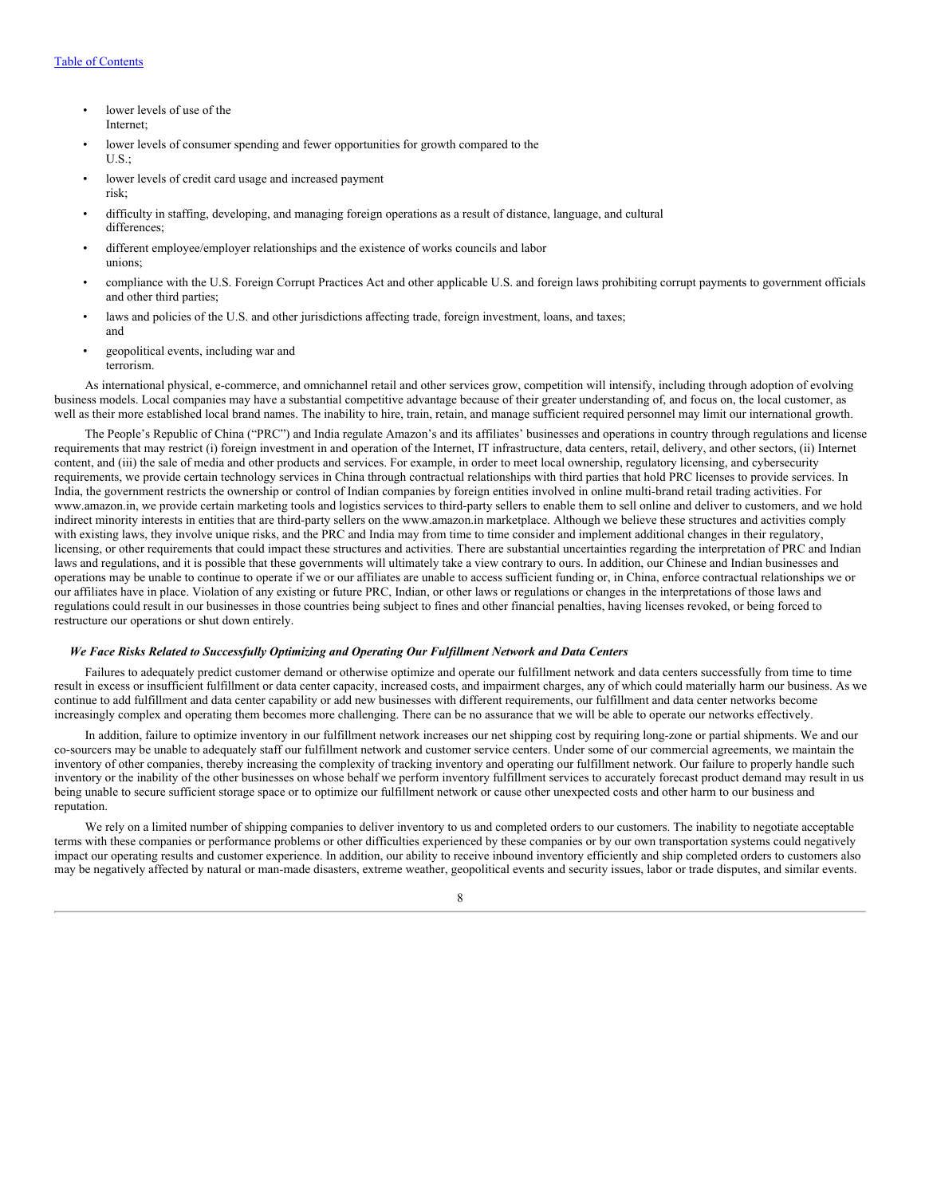- lower levels of use of the Internet;
- lower levels of consumer spending and fewer opportunities for growth compared to the U.S.;
- lower levels of credit card usage and increased payment risk;
- difficulty in staffing, developing, and managing foreign operations as a result of distance, language, and cultural differences;
- different employee/employer relationships and the existence of works councils and labor unions;
- compliance with the U.S. Foreign Corrupt Practices Act and other applicable U.S. and foreign laws prohibiting corrupt payments to government officials and other third parties;
- laws and policies of the U.S. and other jurisdictions affecting trade, foreign investment, loans, and taxes; and
- geopolitical events, including war and terrorism.

As international physical, e-commerce, and omnichannel retail and other services grow, competition will intensify, including through adoption of evolving business models. Local companies may have a substantial competitive advantage because of their greater understanding of, and focus on, the local customer, as well as their more established local brand names. The inability to hire, train, retain, and manage sufficient required personnel may limit our international growth.

The People's Republic of China ("PRC") and India regulate Amazon's and its affiliates' businesses and operations in country through regulations and license requirements that may restrict (i) foreign investment in and operation of the Internet, IT infrastructure, data centers, retail, delivery, and other sectors, (ii) Internet content, and (iii) the sale of media and other products and services. For example, in order to meet local ownership, regulatory licensing, and cybersecurity requirements, we provide certain technology services in China through contractual relationships with third parties that hold PRC licenses to provide services. In India, the government restricts the ownership or control of Indian companies by foreign entities involved in online multi-brand retail trading activities. For www.amazon.in, we provide certain marketing tools and logistics services to third-party sellers to enable them to sell online and deliver to customers, and we hold indirect minority interests in entities that are third-party sellers on the www.amazon.in marketplace. Although we believe these structures and activities comply with existing laws, they involve unique risks, and the PRC and India may from time to time consider and implement additional changes in their regulatory, licensing, or other requirements that could impact these structures and activities. There are substantial uncertainties regarding the interpretation of PRC and Indian laws and regulations, and it is possible that these governments will ultimately take a view contrary to ours. In addition, our Chinese and Indian businesses and operations may be unable to continue to operate if we or our affiliates are unable to access sufficient funding or, in China, enforce contractual relationships we or our affiliates have in place. Violation of any existing or future PRC, Indian, or other laws or regulations or changes in the interpretations of those laws and regulations could result in our businesses in those countries being subject to fines and other financial penalties, having licenses revoked, or being forced to restructure our operations or shut down entirely.

***We Face Risks Related to Successfully Optimizing and Operating Our Fulfillment Network and Data Centers***

Failures to adequately predict customer demand or otherwise optimize and operate our fulfillment network and data centers successfully from time to time result in excess or insufficient fulfillment or data center capacity, increased costs, and impairment charges, any of which could materially harm our business. As we continue to add fulfillment and data center capability or add new businesses with different requirements, our fulfillment and data center networks become increasingly complex and operating them becomes more challenging. There can be no assurance that we will be able to operate our networks effectively.

In addition, failure to optimize inventory in our fulfillment network increases our net shipping cost by requiring long-zone or partial shipments. We and our co-sourcers may be unable to adequately staff our fulfillment network and customer service centers. Under some of our commercial agreements, we maintain the inventory of other companies, thereby increasing the complexity of tracking inventory and operating our fulfillment network. Our failure to properly handle such inventory or the inability of the other businesses on whose behalf we perform inventory fulfillment services to accurately forecast product demand may result in us being unable to secure sufficient storage space or to optimize our fulfillment network or cause other unexpected costs and other harm to our business and reputation.

We rely on a limited number of shipping companies to deliver inventory to us and completed orders to our customers. The inability to negotiate acceptable terms with these companies or performance problems or other difficulties experienced by these companies or by our own transportation systems could negatively impact our operating results and customer experience. In addition, our ability to receive inbound inventory efficiently and ship completed orders to customers also may be negatively affected by natural or man-made disasters, extreme weather, geopolitical events and security issues, labor or trade disputes, and similar events.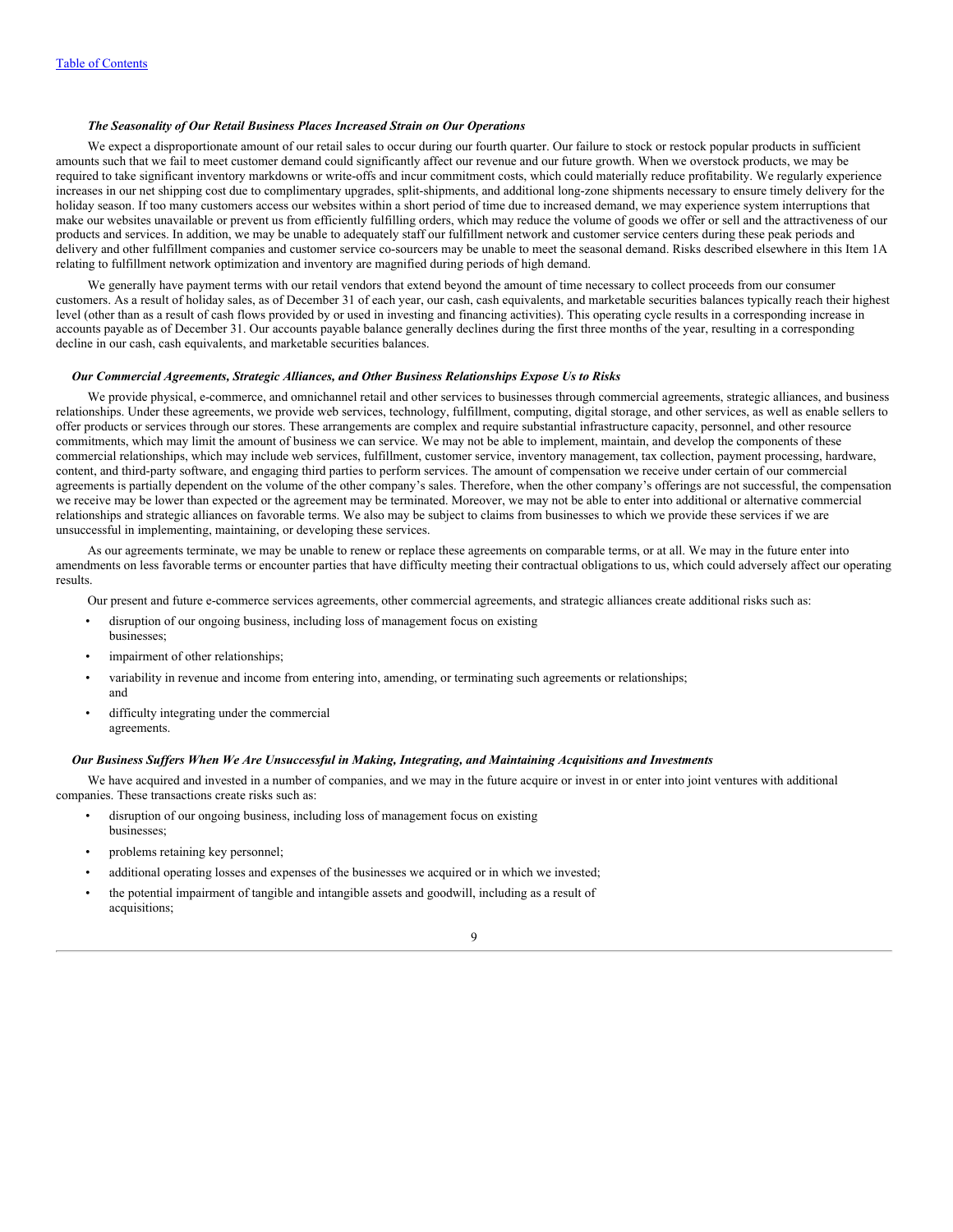*Table of Contents*

***The Seasonality of Our Retail Business Places Increased Strain on Our Operations***

We expect a disproportionate amount of our retail sales to occur during our fourth quarter. Our failure to stock or restock popular products in sufficient amounts such that we fail to meet customer demand could significantly affect our revenue and our future growth. When we overstock products, we may be required to take significant inventory markdowns or write-offs and incur commitment costs, which could materially reduce profitability. We regularly experience increases in our net shipping cost due to complimentary upgrades, split-shipments, and additional long-zone shipments necessary to ensure timely delivery for the holiday season. If too many customers access our websites within a short period of time due to increased demand, we may experience system interruptions that make our websites unavailable or prevent us from efficiently fulfilling orders, which may reduce the volume of goods we offer or sell and the attractiveness of our products and services. In addition, we may be unable to adequately staff our fulfillment network and customer service centers during these peak periods and delivery and other fulfillment companies and customer service co-sourcers may be unable to meet the seasonal demand. Risks described elsewhere in this Item 1A relating to fulfillment network optimization and inventory are magnified during periods of high demand.

We generally have payment terms with our retail vendors that extend beyond the amount of time necessary to collect proceeds from our consumer customers. As a result of holiday sales, as of December 31 of each year, our cash, cash equivalents, and marketable securities balances typically reach their highest level (other than as a result of cash flows provided by or used in investing and financing activities). This operating cycle results in a corresponding increase in accounts payable as of December 31. Our accounts payable balance generally declines during the first three months of the year, resulting in a corresponding decline in our cash, cash equivalents, and marketable securities balances.

***Our Commercial Agreements, Strategic Alliances, and Other Business Relationships Expose Us to Risks***

We provide physical, e-commerce, and omnichannel retail and other services to businesses through commercial agreements, strategic alliances, and business relationships. Under these agreements, we provide web services, technology, fulfillment, computing, digital storage, and other services, as well as enable sellers to offer products or services through our stores. These arrangements are complex and require substantial infrastructure capacity, personnel, and other resource commitments, which may limit the amount of business we can service. We may not be able to implement, maintain, and develop the components of these commercial relationships, which may include web services, fulfillment, customer service, inventory management, tax collection, payment processing, hardware, content, and third-party software, and engaging third parties to perform services. The amount of compensation we receive under certain of our commercial agreements is partially dependent on the volume of the other company's sales. Therefore, when the other company's offerings are not successful, the compensation we receive may be lower than expected or the agreement may be terminated. Moreover, we may not be able to enter into additional or alternative commercial relationships and strategic alliances on favorable terms. We also may be subject to claims from businesses to which we provide these services if we are unsuccessful in implementing, maintaining, or developing these services.

As our agreements terminate, we may be unable to renew or replace these agreements on comparable terms, or at all. We may in the future enter into amendments on less favorable terms or encounter parties that have difficulty meeting their contractual obligations to us, which could adversely affect our operating results.

Our present and future e-commerce services agreements, other commercial agreements, and strategic alliances create additional risks such as:

- disruption of our ongoing business, including loss of management focus on existing businesses;
- impairment of other relationships;
- variability in revenue and income from entering into, amending, or terminating such agreements or relationships; and
- difficulty integrating under the commercial agreements.

***Our Business Suffers When We Are Unsuccessful in Making, Integrating, and Maintaining Acquisitions and Investments***

We have acquired and invested in a number of companies, and we may in the future acquire or invest in or enter into joint ventures with additional companies. These transactions create risks such as:

- disruption of our ongoing business, including loss of management focus on existing businesses;
- problems retaining key personnel;
- additional operating losses and expenses of the businesses we acquired or in which we invested;
- the potential impairment of tangible and intangible assets and goodwill, including as a result of acquisitions;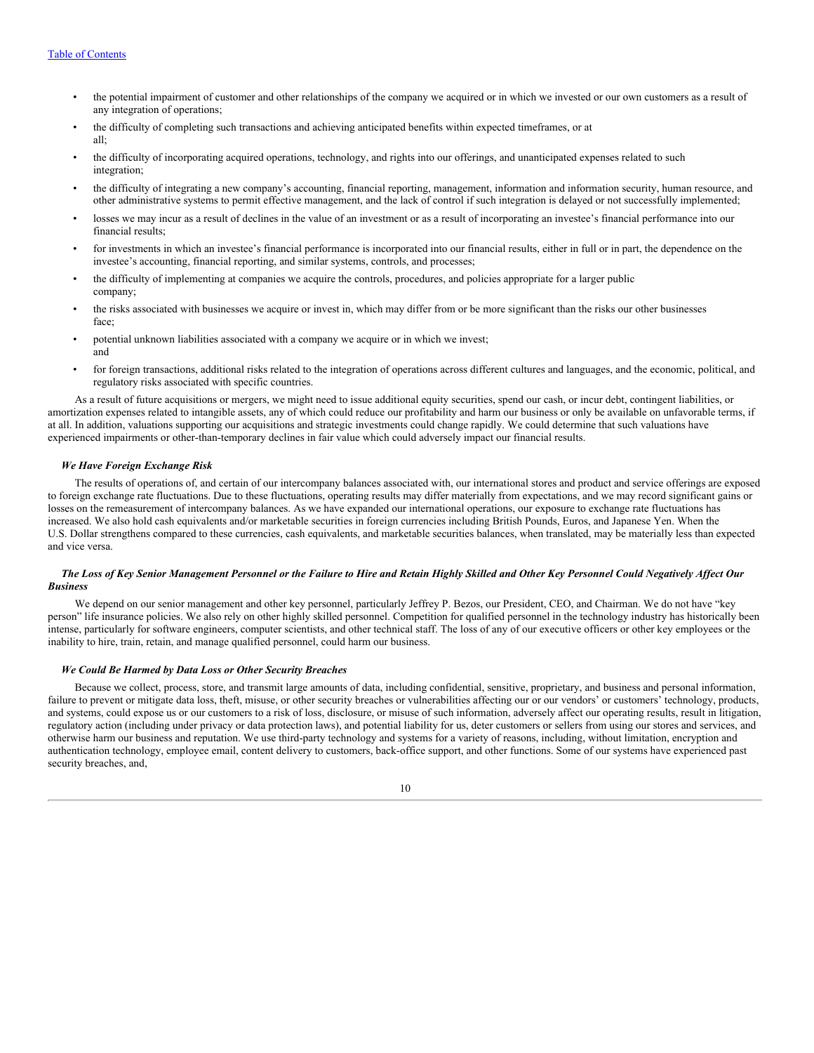- the potential impairment of customer and other relationships of the company we acquired or in which we invested or our own customers as a result of any integration of operations;
- the difficulty of completing such transactions and achieving anticipated benefits within expected timeframes, or at all;
- the difficulty of incorporating acquired operations, technology, and rights into our offerings, and unanticipated expenses related to such integration;
- the difficulty of integrating a new company's accounting, financial reporting, management, information and information security, human resource, and other administrative systems to permit effective management, and the lack of control if such integration is delayed or not successfully implemented;
- losses we may incur as a result of declines in the value of an investment or as a result of incorporating an investee's financial performance into our financial results;
- for investments in which an investee's financial performance is incorporated into our financial results, either in full or in part, the dependence on the investee's accounting, financial reporting, and similar systems, controls, and processes;
- the difficulty of implementing at companies we acquire the controls, procedures, and policies appropriate for a larger public company;
- the risks associated with businesses we acquire or invest in, which may differ from or be more significant than the risks our other businesses face;
- potential unknown liabilities associated with a company we acquire or in which we invest; and
- for foreign transactions, additional risks related to the integration of operations across different cultures and languages, and the economic, political, and regulatory risks associated with specific countries.

As a result of future acquisitions or mergers, we might need to issue additional equity securities, spend our cash, or incur debt, contingent liabilities, or amortization expenses related to intangible assets, any of which could reduce our profitability and harm our business or only be available on unfavorable terms, if at all. In addition, valuations supporting our acquisitions and strategic investments could change rapidly. We could determine that such valuations have experienced impairments or other-than-temporary declines in fair value which could adversely impact our financial results.

***We Have Foreign Exchange Risk***

The results of operations of, and certain of our intercompany balances associated with, our international stores and product and service offerings are exposed to foreign exchange rate fluctuations. Due to these fluctuations, operating results may differ materially from expectations, and we may record significant gains or losses on the remeasurement of intercompany balances. As we have expanded our international operations, our exposure to exchange rate fluctuations has increased. We also hold cash equivalents and/or marketable securities in foreign currencies including British Pounds, Euros, and Japanese Yen. When the U.S. Dollar strengthens compared to these currencies, cash equivalents, and marketable securities balances, when translated, may be materially less than expected and vice versa.

***The Loss of Key Senior Management Personnel or the Failure to Hire and Retain Highly Skilled and Other Key Personnel Could Negatively Affect Our Business***

We depend on our senior management and other key personnel, particularly Jeffrey P. Bezos, our President, CEO, and Chairman. We do not have "key person" life insurance policies. We also rely on other highly skilled personnel. Competition for qualified personnel in the technology industry has historically been intense, particularly for software engineers, computer scientists, and other technical staff. The loss of any of our executive officers or other key employees or the inability to hire, train, retain, and manage qualified personnel, could harm our business.

***We Could Be Harmed by Data Loss or Other Security Breaches***

Because we collect, process, store, and transmit large amounts of data, including confidential, sensitive, proprietary, and business and personal information, failure to prevent or mitigate data loss, theft, misuse, or other security breaches or vulnerabilities affecting our or our vendors' or customers' technology, products, and systems, could expose us or our customers to a risk of loss, disclosure, or misuse of such information, adversely affect our operating results, result in litigation, regulatory action (including under privacy or data protection laws), and potential liability for us, deter customers or sellers from using our stores and services, and otherwise harm our business and reputation. We use third-party technology and systems for a variety of reasons, including, without limitation, encryption and authentication technology, employee email, content delivery to customers, back-office support, and other functions. Some of our systems have experienced past security breaches, and,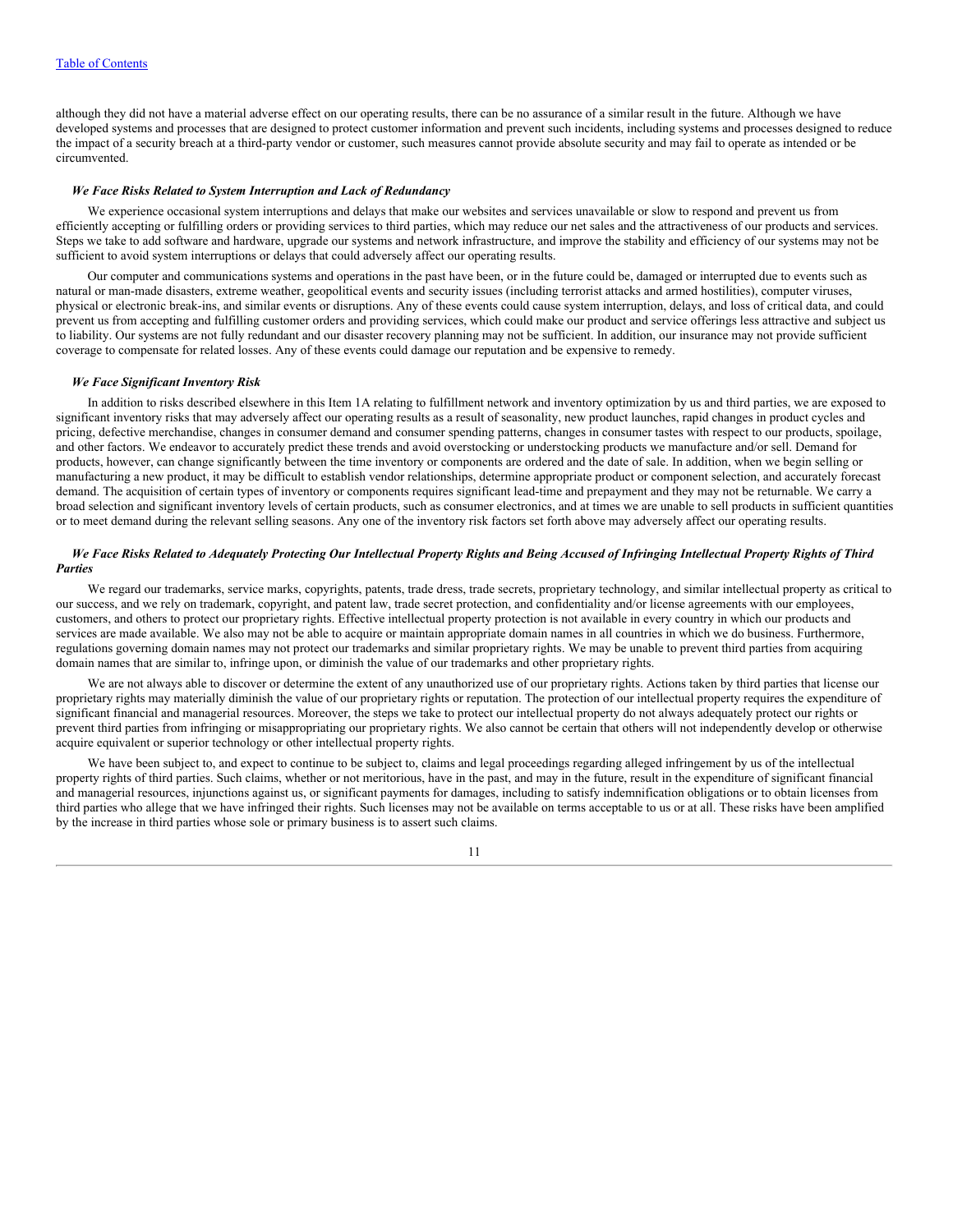although they did not have a material adverse effect on our operating results, there can be no assurance of a similar result in the future. Although we have developed systems and processes that are designed to protect customer information and prevent such incidents, including systems and processes designed to reduce the impact of a security breach at a third-party vendor or customer, such measures cannot provide absolute security and may fail to operate as intended or be circumvented.

***We Face Risks Related to System Interruption and Lack of Redundancy***

We experience occasional system interruptions and delays that make our websites and services unavailable or slow to respond and prevent us from efficiently accepting or fulfilling orders or providing services to third parties, which may reduce our net sales and the attractiveness of our products and services. Steps we take to add software and hardware, upgrade our systems and network infrastructure, and improve the stability and efficiency of our systems may not be sufficient to avoid system interruptions or delays that could adversely affect our operating results.

Our computer and communications systems and operations in the past have been, or in the future could be, damaged or interrupted due to events such as natural or man-made disasters, extreme weather, geopolitical events and security issues (including terrorist attacks and armed hostilities), computer viruses, physical or electronic break-ins, and similar events or disruptions. Any of these events could cause system interruption, delays, and loss of critical data, and could prevent us from accepting and fulfilling customer orders and providing services, which could make our product and service offerings less attractive and subject us to liability. Our systems are not fully redundant and our disaster recovery planning may not be sufficient. In addition, our insurance may not provide sufficient coverage to compensate for related losses. Any of these events could damage our reputation and be expensive to remedy.

***We Face Significant Inventory Risk***

In addition to risks described elsewhere in this Item 1A relating to fulfillment network and inventory optimization by us and third parties, we are exposed to significant inventory risks that may adversely affect our operating results as a result of seasonality, new product launches, rapid changes in product cycles and pricing, defective merchandise, changes in consumer demand and consumer spending patterns, changes in consumer tastes with respect to our products, spoilage, and other factors. We endeavor to accurately predict these trends and avoid overstocking or understocking products we manufacture and/or sell. Demand for products, however, can change significantly between the time inventory or components are ordered and the date of sale. In addition, when we begin selling or manufacturing a new product, it may be difficult to establish vendor relationships, determine appropriate product or component selection, and accurately forecast demand. The acquisition of certain types of inventory or components requires significant lead-time and prepayment and they may not be returnable. We carry a broad selection and significant inventory levels of certain products, such as consumer electronics, and at times we are unable to sell products in sufficient quantities or to meet demand during the relevant selling seasons. Any one of the inventory risk factors set forth above may adversely affect our operating results.

***We Face Risks Related to Adequately Protecting Our Intellectual Property Rights and Being Accused of Infringing Intellectual Property Rights of Third Parties***

We regard our trademarks, service marks, copyrights, patents, trade dress, trade secrets, proprietary technology, and similar intellectual property as critical to our success, and we rely on trademark, copyright, and patent law, trade secret protection, and confidentiality and/or license agreements with our employees, customers, and others to protect our proprietary rights. Effective intellectual property protection is not available in every country in which our products and services are made available. We also may not be able to acquire or maintain appropriate domain names in all countries in which we do business. Furthermore, regulations governing domain names may not protect our trademarks and similar proprietary rights. We may be unable to prevent third parties from acquiring domain names that are similar to, infringe upon, or diminish the value of our trademarks and other proprietary rights.

We are not always able to discover or determine the extent of any unauthorized use of our proprietary rights. Actions taken by third parties that license our proprietary rights may materially diminish the value of our proprietary rights or reputation. The protection of our intellectual property requires the expenditure of significant financial and managerial resources. Moreover, the steps we take to protect our intellectual property do not always adequately protect our rights or prevent third parties from infringing or misappropriating our proprietary rights. We also cannot be certain that others will not independently develop or otherwise acquire equivalent or superior technology or other intellectual property rights.

We have been subject to, and expect to continue to be subject to, claims and legal proceedings regarding alleged infringement by us of the intellectual property rights of third parties. Such claims, whether or not meritorious, have in the past, and may in the future, result in the expenditure of significant financial and managerial resources, injunctions against us, or significant payments for damages, including to satisfy indemnification obligations or to obtain licenses from third parties who allege that we have infringed their rights. Such licenses may not be available on terms acceptable to us or at all. These risks have been amplified by the increase in third parties whose sole or primary business is to assert such claims.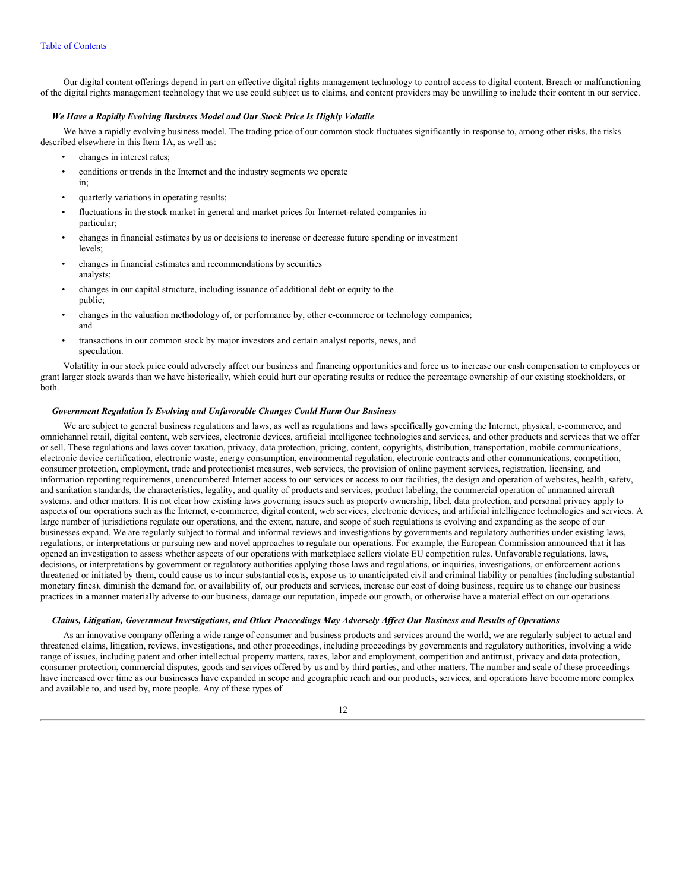Our digital content offerings depend in part on effective digital rights management technology to control access to digital content. Breach or malfunctioning of the digital rights management technology that we use could subject us to claims, and content providers may be unwilling to include their content in our service.

### *We Have a Rapidly Evolving Business Model and Our Stock Price Is Highly Volatile*

We have a rapidly evolving business model. The trading price of our common stock fluctuates significantly in response to, among other risks, the risks described elsewhere in this Item 1A, as well as:

- changes in interest rates;
- conditions or trends in the Internet and the industry segments we operate in;
- quarterly variations in operating results;
- fluctuations in the stock market in general and market prices for Internet-related companies in particular;
- changes in financial estimates by us or decisions to increase or decrease future spending or investment levels;
- changes in financial estimates and recommendations by securities analysts;
- changes in our capital structure, including issuance of additional debt or equity to the public;
- changes in the valuation methodology of, or performance by, other e-commerce or technology companies; and
- transactions in our common stock by major investors and certain analyst reports, news, and speculation.

Volatility in our stock price could adversely affect our business and financing opportunities and force us to increase our cash compensation to employees or grant larger stock awards than we have historically, which could hurt our operating results or reduce the percentage ownership of our existing stockholders, or both.

### *Government Regulation Is Evolving and Unfavorable Changes Could Harm Our Business*

We are subject to general business regulations and laws, as well as regulations and laws specifically governing the Internet, physical, e-commerce, and omnichannel retail, digital content, web services, electronic devices, artificial intelligence technologies and services, and other products and services that we offer or sell. These regulations and laws cover taxation, privacy, data protection, pricing, content, copyrights, distribution, transportation, mobile communications, electronic device certification, electronic waste, energy consumption, environmental regulation, electronic contracts and other communications, competition, consumer protection, employment, trade and protectionist measures, web services, the provision of online payment services, registration, licensing, and information reporting requirements, unencumbered Internet access to our services or access to our facilities, the design and operation of websites, health, safety, and sanitation standards, the characteristics, legality, and quality of products and services, product labeling, the commercial operation of unmanned aircraft systems, and other matters. It is not clear how existing laws governing issues such as property ownership, libel, data protection, and personal privacy apply to aspects of our operations such as the Internet, e-commerce, digital content, web services, electronic devices, and artificial intelligence technologies and services. A large number of jurisdictions regulate our operations, and the extent, nature, and scope of such regulations is evolving and expanding as the scope of our businesses expand. We are regularly subject to formal and informal reviews and investigations by governments and regulatory authorities under existing laws, regulations, or interpretations or pursuing new and novel approaches to regulate our operations. For example, the European Commission announced that it has opened an investigation to assess whether aspects of our operations with marketplace sellers violate EU competition rules. Unfavorable regulations, laws, decisions, or interpretations by government or regulatory authorities applying those laws and regulations, or inquiries, investigations, or enforcement actions threatened or initiated by them, could cause us to incur substantial costs, expose us to unanticipated civil and criminal liability or penalties (including substantial monetary fines), diminish the demand for, or availability of, our products and services, increase our cost of doing business, require us to change our business practices in a manner materially adverse to our business, damage our reputation, impede our growth, or otherwise have a material effect on our operations.

### *Claims, Litigation, Government Investigations, and Other Proceedings May Adversely Affect Our Business and Results of Operations*

As an innovative company offering a wide range of consumer and business products and services around the world, we are regularly subject to actual and threatened claims, litigation, reviews, investigations, and other proceedings, including proceedings by governments and regulatory authorities, involving a wide range of issues, including patent and other intellectual property matters, taxes, labor and employment, competition and antitrust, privacy and data protection, consumer protection, commercial disputes, goods and services offered by us and by third parties, and other matters. The number and scale of these proceedings have increased over time as our businesses have expanded in scope and geographic reach and our products, services, and operations have become more complex and available to, and used by, more people. Any of these types of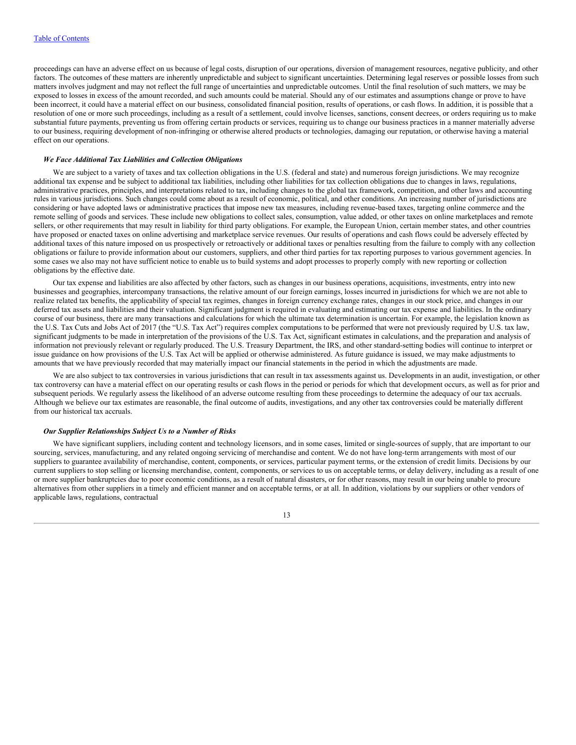proceedings can have an adverse effect on us because of legal costs, disruption of our operations, diversion of management resources, negative publicity, and other factors. The outcomes of these matters are inherently unpredictable and subject to significant uncertainties. Determining legal reserves or possible losses from such matters involves judgment and may not reflect the full range of uncertainties and unpredictable outcomes. Until the final resolution of such matters, we may be exposed to losses in excess of the amount recorded, and such amounts could be material. Should any of our estimates and assumptions change or prove to have been incorrect, it could have a material effect on our business, consolidated financial position, results of operations, or cash flows. In addition, it is possible that a resolution of one or more such proceedings, including as a result of a settlement, could involve licenses, sanctions, consent decrees, or orders requiring us to make substantial future payments, preventing us from offering certain products or services, requiring us to change our business practices in a manner materially adverse to our business, requiring development of non-infringing or otherwise altered products or technologies, damaging our reputation, or otherwise having a material effect on our operations.

***We Face Additional Tax Liabilities and Collection Obligations***

We are subject to a variety of taxes and tax collection obligations in the U.S. (federal and state) and numerous foreign jurisdictions. We may recognize additional tax expense and be subject to additional tax liabilities, including other liabilities for tax collection obligations due to changes in laws, regulations, administrative practices, principles, and interpretations related to tax, including changes to the global tax framework, competition, and other laws and accounting rules in various jurisdictions. Such changes could come about as a result of economic, political, and other conditions. An increasing number of jurisdictions are considering or have adopted laws or administrative practices that impose new tax measures, including revenue-based taxes, targeting online commerce and the remote selling of goods and services. These include new obligations to collect sales, consumption, value added, or other taxes on online marketplaces and remote sellers, or other requirements that may result in liability for third party obligations. For example, the European Union, certain member states, and other countries have proposed or enacted taxes on online advertising and marketplace service revenues. Our results of operations and cash flows could be adversely effected by additional taxes of this nature imposed on us prospectively or retroactively or additional taxes or penalties resulting from the failure to comply with any collection obligations or failure to provide information about our customers, suppliers, and other third parties for tax reporting purposes to various government agencies. In some cases we also may not have sufficient notice to enable us to build systems and adopt processes to properly comply with new reporting or collection obligations by the effective date.

Our tax expense and liabilities are also affected by other factors, such as changes in our business operations, acquisitions, investments, entry into new businesses and geographies, intercompany transactions, the relative amount of our foreign earnings, losses incurred in jurisdictions for which we are not able to realize related tax benefits, the applicability of special tax regimes, changes in foreign currency exchange rates, changes in our stock price, and changes in our deferred tax assets and liabilities and their valuation. Significant judgment is required in evaluating and estimating our tax expense and liabilities. In the ordinary course of our business, there are many transactions and calculations for which the ultimate tax determination is uncertain. For example, the legislation known as the U.S. Tax Cuts and Jobs Act of 2017 (the "U.S. Tax Act") requires complex computations to be performed that were not previously required by U.S. tax law, significant judgments to be made in interpretation of the provisions of the U.S. Tax Act, significant estimates in calculations, and the preparation and analysis of information not previously relevant or regularly produced. The U.S. Treasury Department, the IRS, and other standard-setting bodies will continue to interpret or issue guidance on how provisions of the U.S. Tax Act will be applied or otherwise administered. As future guidance is issued, we may make adjustments to amounts that we have previously recorded that may materially impact our financial statements in the period in which the adjustments are made.

We are also subject to tax controversies in various jurisdictions that can result in tax assessments against us. Developments in an audit, investigation, or other tax controversy can have a material effect on our operating results or cash flows in the period or periods for which that development occurs, as well as for prior and subsequent periods. We regularly assess the likelihood of an adverse outcome resulting from these proceedings to determine the adequacy of our tax accruals. Although we believe our tax estimates are reasonable, the final outcome of audits, investigations, and any other tax controversies could be materially different from our historical tax accruals.

***Our Supplier Relationships Subject Us to a Number of Risks***

We have significant suppliers, including content and technology licensors, and in some cases, limited or single-sources of supply, that are important to our sourcing, services, manufacturing, and any related ongoing servicing of merchandise and content. We do not have long-term arrangements with most of our suppliers to guarantee availability of merchandise, content, components, or services, particular payment terms, or the extension of credit limits. Decisions by our current suppliers to stop selling or licensing merchandise, content, components, or services to us on acceptable terms, or delay delivery, including as a result of one or more supplier bankruptcies due to poor economic conditions, as a result of natural disasters, or for other reasons, may result in our being unable to procure alternatives from other suppliers in a timely and efficient manner and on acceptable terms, or at all. In addition, violations by our suppliers or other vendors of applicable laws, regulations, contractual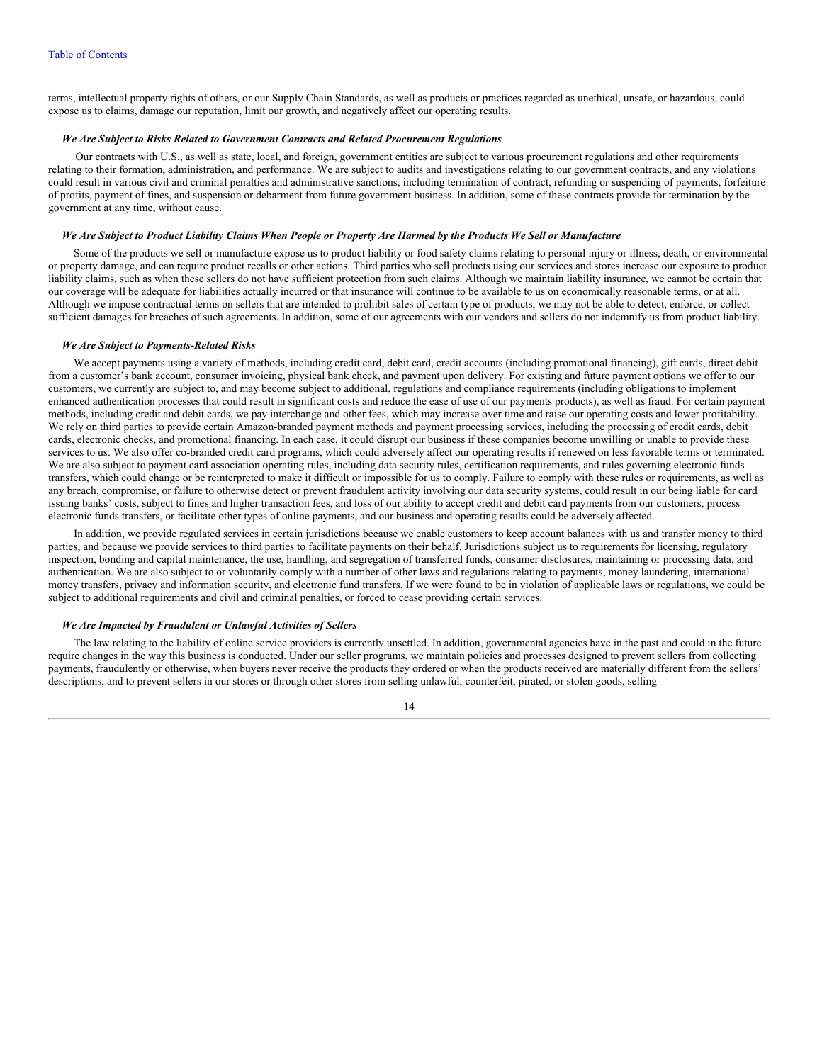terms, intellectual property rights of others, or our Supply Chain Standards, as well as products or practices regarded as unethical, unsafe, or hazardous, could expose us to claims, damage our reputation, limit our growth, and negatively affect our operating results.

***We Are Subject to Risks Related to Government Contracts and Related Procurement Regulations***

Our contracts with U.S., as well as state, local, and foreign, government entities are subject to various procurement regulations and other requirements relating to their formation, administration, and performance. We are subject to audits and investigations relating to our government contracts, and any violations could result in various civil and criminal penalties and administrative sanctions, including termination of contract, refunding or suspending of payments, forfeiture of profits, payment of fines, and suspension or debarment from future government business. In addition, some of these contracts provide for termination by the government at any time, without cause.

***We Are Subject to Product Liability Claims When People or Property Are Harmed by the Products We Sell or Manufacture***

Some of the products we sell or manufacture expose us to product liability or food safety claims relating to personal injury or illness, death, or environmental or property damage, and can require product recalls or other actions. Third parties who sell products using our services and stores increase our exposure to product liability claims, such as when these sellers do not have sufficient protection from such claims. Although we maintain liability insurance, we cannot be certain that our coverage will be adequate for liabilities actually incurred or that insurance will continue to be available to us on economically reasonable terms, or at all. Although we impose contractual terms on sellers that are intended to prohibit sales of certain type of products, we may not be able to detect, enforce, or collect sufficient damages for breaches of such agreements. In addition, some of our agreements with our vendors and sellers do not indemnify us from product liability.

***We Are Subject to Payments-Related Risks***

We accept payments using a variety of methods, including credit card, debit card, credit accounts (including promotional financing), gift cards, direct debit from a customer's bank account, consumer invoicing, physical bank check, and payment upon delivery. For existing and future payment options we offer to our customers, we currently are subject to, and may become subject to additional, regulations and compliance requirements (including obligations to implement enhanced authentication processes that could result in significant costs and reduce the ease of use of our payments products), as well as fraud. For certain payment methods, including credit and debit cards, we pay interchange and other fees, which may increase over time and raise our operating costs and lower profitability. We rely on third parties to provide certain Amazon-branded payment methods and payment processing services, including the processing of credit cards, debit cards, electronic checks, and promotional financing. In each case, it could disrupt our business if these companies become unwilling or unable to provide these services to us. We also offer co-branded credit card programs, which could adversely affect our operating results if renewed on less favorable terms or terminated. We are also subject to payment card association operating rules, including data security rules, certification requirements, and rules governing electronic funds transfers, which could change or be reinterpreted to make it difficult or impossible for us to comply. Failure to comply with these rules or requirements, as well as any breach, compromise, or failure to otherwise detect or prevent fraudulent activity involving our data security systems, could result in our being liable for card issuing banks' costs, subject to fines and higher transaction fees, and loss of our ability to accept credit and debit card payments from our customers, process electronic funds transfers, or facilitate other types of online payments, and our business and operating results could be adversely affected.

In addition, we provide regulated services in certain jurisdictions because we enable customers to keep account balances with us and transfer money to third parties, and because we provide services to third parties to facilitate payments on their behalf. Jurisdictions subject us to requirements for licensing, regulatory inspection, bonding and capital maintenance, the use, handling, and segregation of transferred funds, consumer disclosures, maintaining or processing data, and authentication. We are also subject to or voluntarily comply with a number of other laws and regulations relating to payments, money laundering, international money transfers, privacy and information security, and electronic fund transfers. If we were found to be in violation of applicable laws or regulations, we could be subject to additional requirements and civil and criminal penalties, or forced to cease providing certain services.

***We Are Impacted by Fraudulent or Unlawful Activities of Sellers***

The law relating to the liability of online service providers is currently unsettled. In addition, governmental agencies have in the past and could in the future require changes in the way this business is conducted. Under our seller programs, we maintain policies and processes designed to prevent sellers from collecting payments, fraudulently or otherwise, when buyers never receive the products they ordered or when the products received are materially different from the sellers' descriptions, and to prevent sellers in our stores or through other stores from selling unlawful, counterfeit, pirated, or stolen goods, selling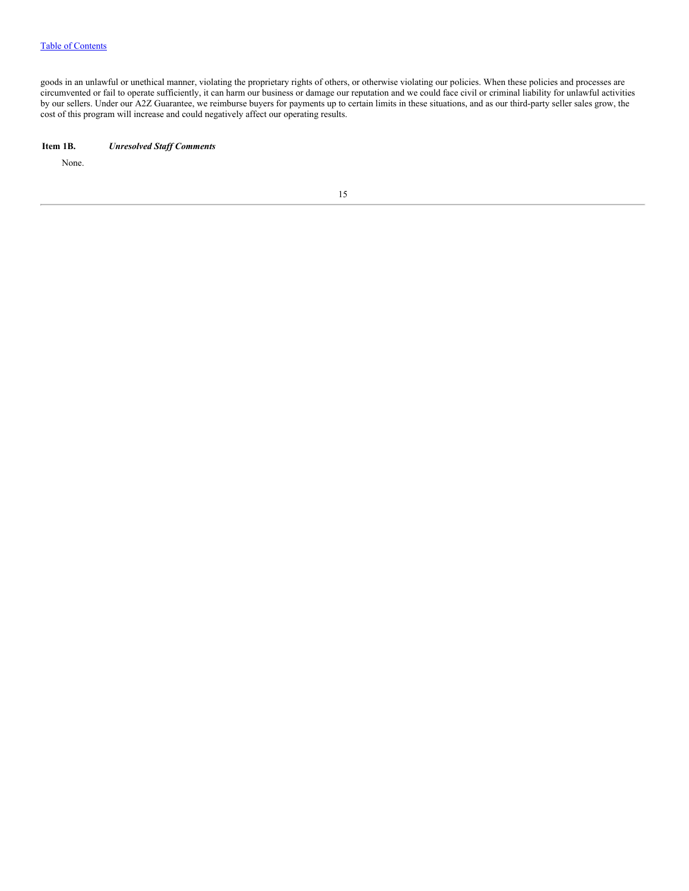goods in an unlawful or unethical manner, violating the proprietary rights of others, or otherwise violating our policies. When these policies and processes are circumvented or fail to operate sufficiently, it can harm our business or damage our reputation and we could face civil or criminal liability for unlawful activities by our sellers. Under our A2Z Guarantee, we reimburse buyers for payments up to certain limits in these situations, and as our third-party seller sales grow, the cost of this program will increase and could negatively affect our operating results.

## Item 1B. *Unresolved Staff Comments*

None.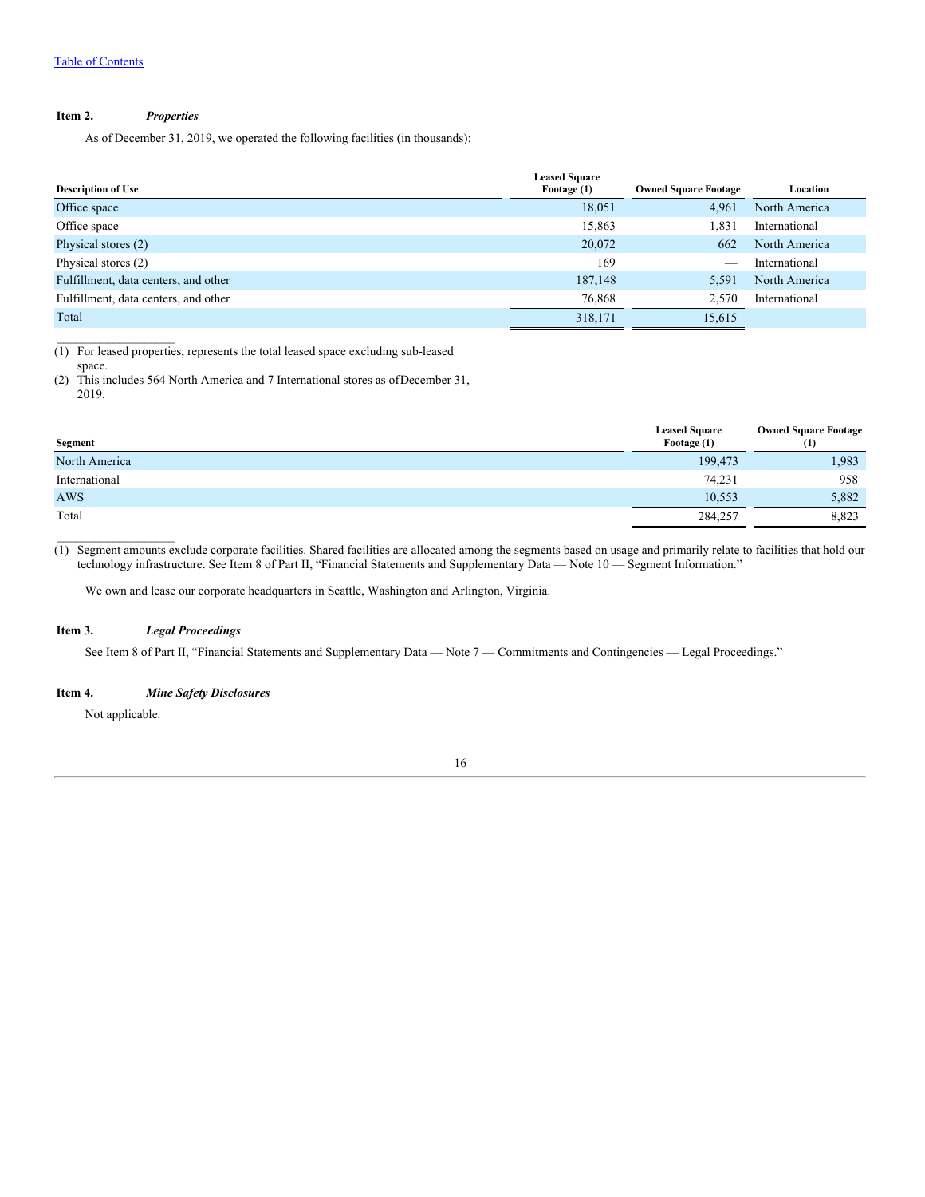Table of Contents

### Item 2. *Properties*

As of December 31, 2019, we operated the following facilities (in thousands):

| Description of Use | Leased Square Footage (1) | Owned Square Footage | Location |
|---|---|---|---|
| Office space | 18,051 | 4,961 | North America |
| Office space | 15,863 | 1,831 | International |
| Physical stores (2) | 20,072 | 662 | North America |
| Physical stores (2) | 169 | — | International |
| Fulfillment, data centers, and other | 187,148 | 5,591 | North America |
| Fulfillment, data centers, and other | 76,868 | 2,570 | International |
| Total | 318,171 | 15,615 | |

(1) For leased properties, represents the total leased space excluding sub-leased space.
(2) This includes 564 North America and 7 International stores as of December 31, 2019.

| Segment | Leased Square Footage (1) | Owned Square Footage (1) |
|---|---|---|
| North America | 199,473 | 1,983 |
| International | 74,231 | 958 |
| AWS | 10,553 | 5,882 |
| Total | 284,257 | 8,823 |

(1) Segment amounts exclude corporate facilities. Shared facilities are allocated among the segments based on usage and primarily relate to facilities that hold our technology infrastructure. See Item 8 of Part II, "Financial Statements and Supplementary Data — Note 10 — Segment Information."

We own and lease our corporate headquarters in Seattle, Washington and Arlington, Virginia.

### Item 3. *Legal Proceedings*

See Item 8 of Part II, "Financial Statements and Supplementary Data — Note 7 — Commitments and Contingencies — Legal Proceedings."

### Item 4. *Mine Safety Disclosures*

Not applicable.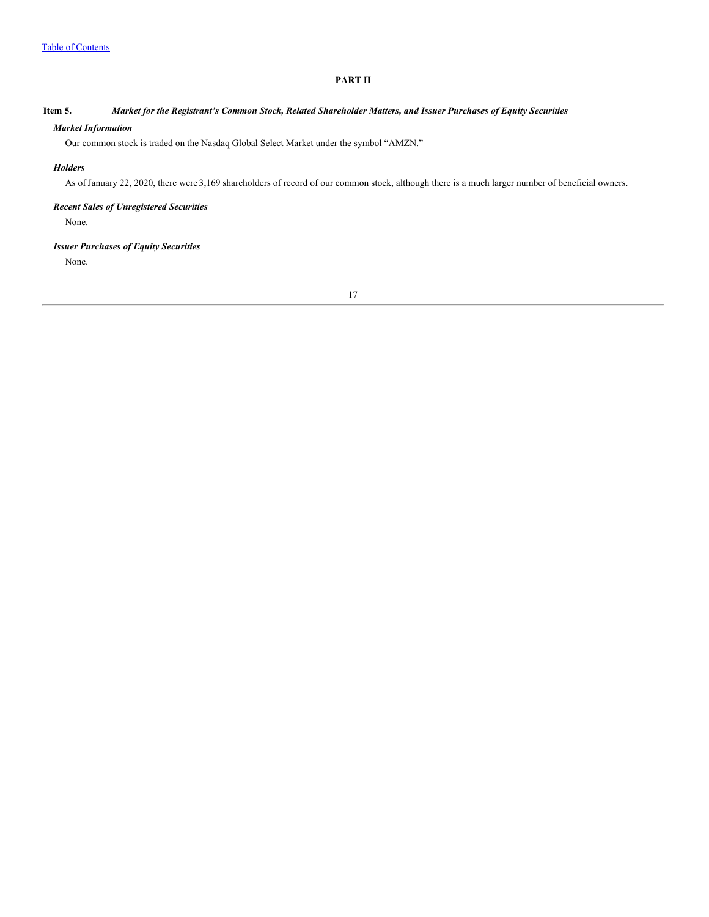# PART II

## Item 5. *Market for the Registrant's Common Stock, Related Shareholder Matters, and Issuer Purchases of Equity Securities*

### *Market Information*

Our common stock is traded on the Nasdaq Global Select Market under the symbol "AMZN."

### *Holders*

As of January 22, 2020, there were 3,169 shareholders of record of our common stock, although there is a much larger number of beneficial owners.

### *Recent Sales of Unregistered Securities*

None.

### *Issuer Purchases of Equity Securities*

None.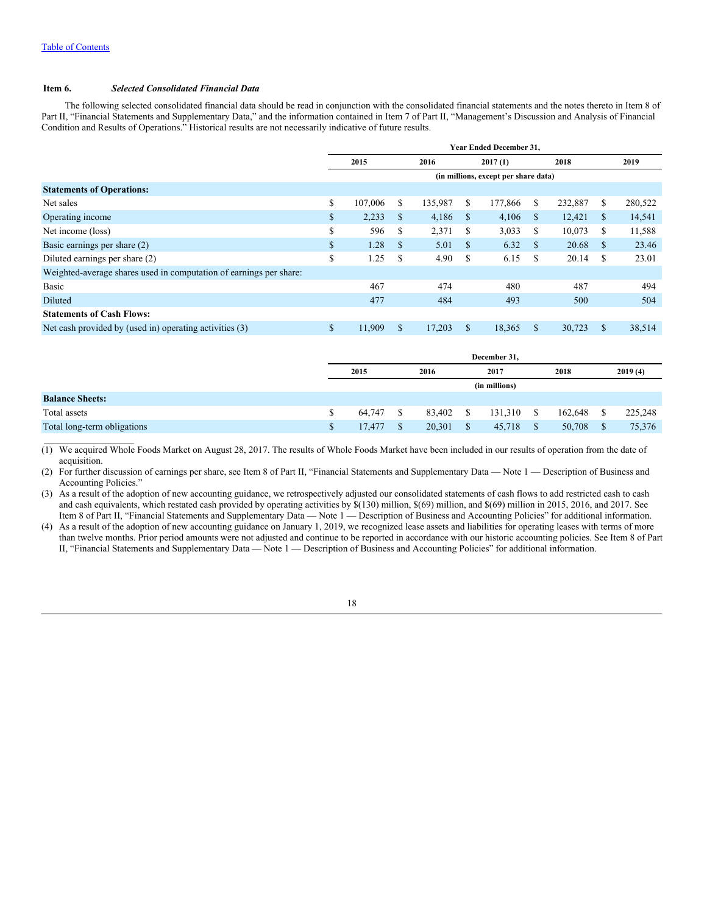[Table of Contents](#)

**Item 6.** ***Selected Consolidated Financial Data***

The following selected consolidated financial data should be read in conjunction with the consolidated financial statements and the notes thereto in Item 8 of Part II, "Financial Statements and Supplementary Data," and the information contained in Item 7 of Part II, "Management's Discussion and Analysis of Financial Condition and Results of Operations." Historical results are not necessarily indicative of future results.

| | Year Ended December 31, | | | | |
|---|---|---|---|---|---|
| | 2015 | 2016 | 2017 (1) | 2018 | 2019 |
| | (in millions, except per share data) | | | | |
| **Statements of Operations:** | | | | | |
| Net sales | $ 107,006 | $ 135,987 | $ 177,866 | $ 232,887 | $ 280,522 |
| Operating income | $ 2,233 | $ 4,186 | $ 4,106 | $ 12,421 | $ 14,541 |
| Net income (loss) | $ 596 | $ 2,371 | $ 3,033 | $ 10,073 | $ 11,588 |
| Basic earnings per share (2) | $ 1.28 | $ 5.01 | $ 6.32 | $ 20.68 | $ 23.46 |
| Diluted earnings per share (2) | $ 1.25 | $ 4.90 | $ 6.15 | $ 20.14 | $ 23.01 |
| Weighted-average shares used in computation of earnings per share: | | | | | |
| Basic | 467 | 474 | 480 | 487 | 494 |
| Diluted | 477 | 484 | 493 | 500 | 504 |
| **Statements of Cash Flows:** | | | | | |
| Net cash provided by (used in) operating activities (3) | $ 11,909 | $ 17,203 | $ 18,365 | $ 30,723 | $ 38,514 |

| | December 31, | | | | |
|---|---|---|---|---|---|
| | 2015 | 2016 | 2017 | 2018 | 2019 (4) |
| | (in millions) | | | | |
| **Balance Sheets:** | | | | | |
| Total assets | $ 64,747 | $ 83,402 | $ 131,310 | $ 162,648 | $ 225,248 |
| Total long-term obligations | $ 17,477 | $ 20,301 | $ 45,718 | $ 50,708 | $ 75,376 |

(1) We acquired Whole Foods Market on August 28, 2017. The results of Whole Foods Market have been included in our results of operation from the date of acquisition.

(2) For further discussion of earnings per share, see Item 8 of Part II, "Financial Statements and Supplementary Data — Note 1 — Description of Business and Accounting Policies."

(3) As a result of the adoption of new accounting guidance, we retrospectively adjusted our consolidated statements of cash flows to add restricted cash to cash and cash equivalents, which restated cash provided by operating activities by $(130) million, $(69) million, and $(69) million in 2015, 2016, and 2017. See Item 8 of Part II, "Financial Statements and Supplementary Data — Note 1 — Description of Business and Accounting Policies" for additional information.

(4) As a result of the adoption of new accounting guidance on January 1, 2019, we recognized lease assets and liabilities for operating leases with terms of more than twelve months. Prior period amounts were not adjusted and continue to be reported in accordance with our historic accounting policies. See Item 8 of Part II, "Financial Statements and Supplementary Data — Note 1 — Description of Business and Accounting Policies" for additional information.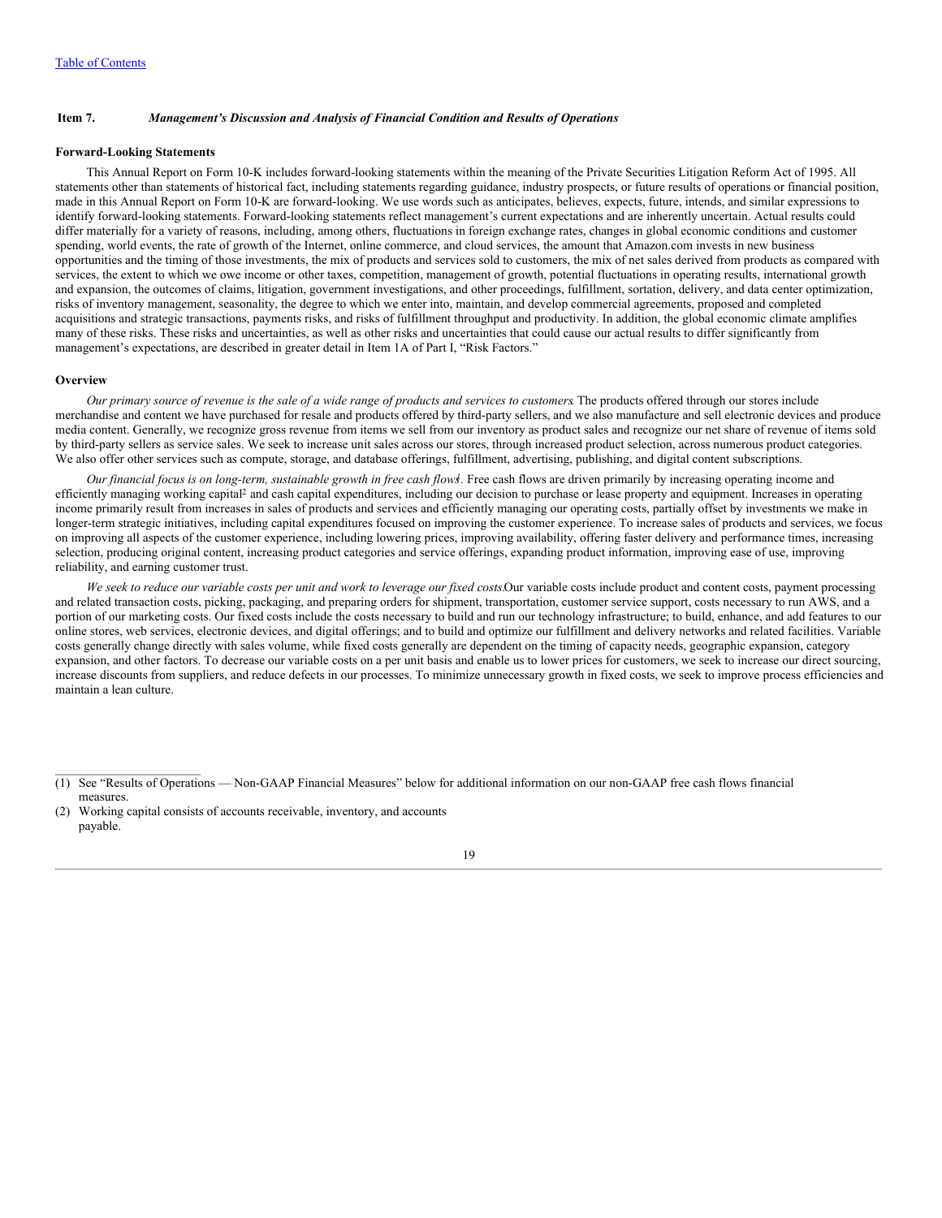[Table of Contents](#)

## Item 7. *Management's Discussion and Analysis of Financial Condition and Results of Operations*

### Forward-Looking Statements

This Annual Report on Form 10-K includes forward-looking statements within the meaning of the Private Securities Litigation Reform Act of 1995. All statements other than statements of historical fact, including statements regarding guidance, industry prospects, or future results of operations or financial position, made in this Annual Report on Form 10-K are forward-looking. We use words such as anticipates, believes, expects, future, intends, and similar expressions to identify forward-looking statements. Forward-looking statements reflect management's current expectations and are inherently uncertain. Actual results could differ materially for a variety of reasons, including, among others, fluctuations in foreign exchange rates, changes in global economic conditions and customer spending, world events, the rate of growth of the Internet, online commerce, and cloud services, the amount that Amazon.com invests in new business opportunities and the timing of those investments, the mix of products and services sold to customers, the mix of net sales derived from products as compared with services, the extent to which we owe income or other taxes, competition, management of growth, potential fluctuations in operating results, international growth and expansion, the outcomes of claims, litigation, government investigations, and other proceedings, fulfillment, sortation, delivery, and data center optimization, risks of inventory management, seasonality, the degree to which we enter into, maintain, and develop commercial agreements, proposed and completed acquisitions and strategic transactions, payments risks, and risks of fulfillment throughput and productivity. In addition, the global economic climate amplifies many of these risks. These risks and uncertainties, as well as other risks and uncertainties that could cause our actual results to differ significantly from management's expectations, are described in greater detail in Item 1A of Part I, "Risk Factors."

### Overview

*Our primary source of revenue is the sale of a wide range of products and services to customers.* The products offered through our stores include merchandise and content we have purchased for resale and products offered by third-party sellers, and we also manufacture and sell electronic devices and produce media content. Generally, we recognize gross revenue from items we sell from our inventory as product sales and recognize our net share of revenue of items sold by third-party sellers as service sales. We seek to increase unit sales across our stores, through increased product selection, across numerous product categories. We also offer other services such as compute, storage, and database offerings, fulfillment, advertising, publishing, and digital content subscriptions.

*Our financial focus is on long-term, sustainable growth in free cash flows*[1]. Free cash flows are driven primarily by increasing operating income and efficiently managing working capital[2] and cash capital expenditures, including our decision to purchase or lease property and equipment. Increases in operating income primarily result from increases in sales of products and services and efficiently managing our operating costs, partially offset by investments we make in longer-term strategic initiatives, including capital expenditures focused on improving the customer experience. To increase sales of products and services, we focus on improving all aspects of the customer experience, including lowering prices, improving availability, offering faster delivery and performance times, increasing selection, producing original content, increasing product categories and service offerings, expanding product information, improving ease of use, improving reliability, and earning customer trust.

*We seek to reduce our variable costs per unit and work to leverage our fixed costs.* Our variable costs include product and content costs, payment processing and related transaction costs, picking, packaging, and preparing orders for shipment, transportation, customer service support, costs necessary to run AWS, and a portion of our marketing costs. Our fixed costs include the costs necessary to build and run our technology infrastructure; to build, enhance, and add features to our online stores, web services, electronic devices, and digital offerings; and to build and optimize our fulfillment and delivery networks and related facilities. Variable costs generally change directly with sales volume, while fixed costs generally are dependent on the timing of capacity needs, geographic expansion, category expansion, and other factors. To decrease our variable costs on a per unit basis and enable us to lower prices for customers, we seek to increase our direct sourcing, increase discounts from suppliers, and reduce defects in our processes. To minimize unnecessary growth in fixed costs, we seek to improve process efficiencies and maintain a lean culture.

---

(1) See "Results of Operations — Non-GAAP Financial Measures" below for additional information on our non-GAAP free cash flows financial measures.

(2) Working capital consists of accounts receivable, inventory, and accounts payable.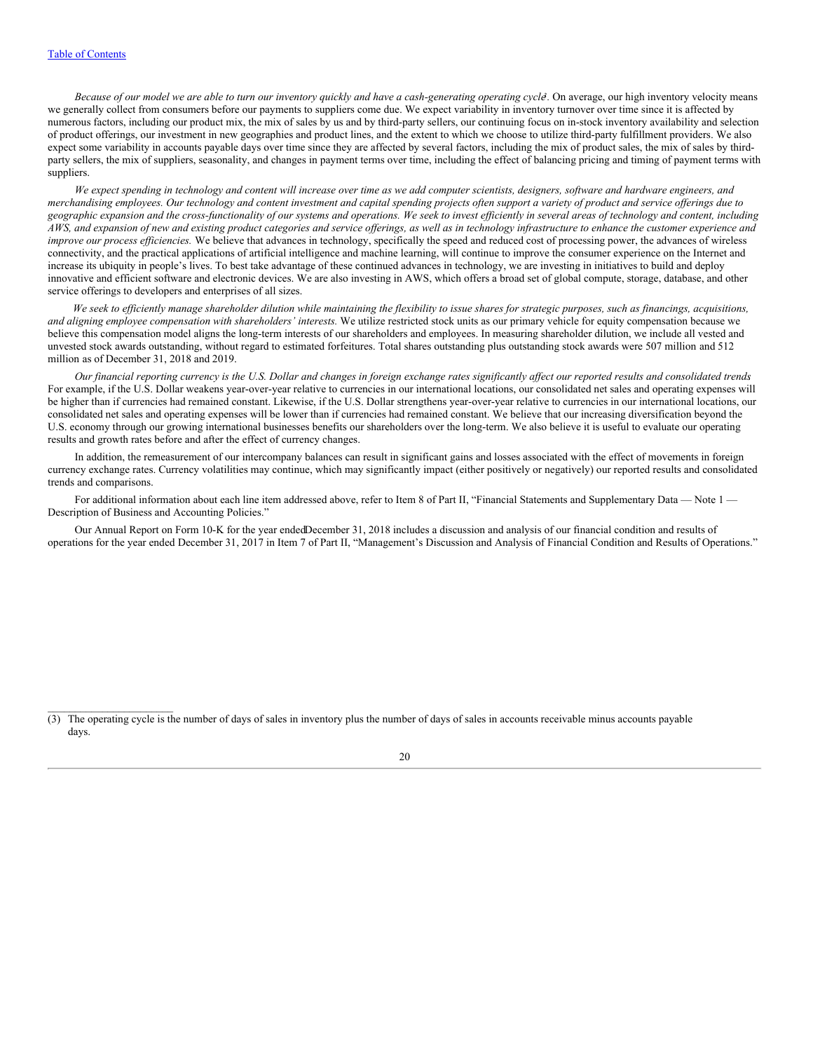*Because of our model we are able to turn our inventory quickly and have a cash-generating operating cycle*[3]. On average, our high inventory velocity means we generally collect from consumers before our payments to suppliers come due. We expect variability in inventory turnover over time since it is affected by numerous factors, including our product mix, the mix of sales by us and by third-party sellers, our continuing focus on in-stock inventory availability and selection of product offerings, our investment in new geographies and product lines, and the extent to which we choose to utilize third-party fulfillment providers. We also expect some variability in accounts payable days over time since they are affected by several factors, including the mix of product sales, the mix of sales by third-party sellers, the mix of suppliers, seasonality, and changes in payment terms over time, including the effect of balancing pricing and timing of payment terms with suppliers.

*We expect spending in technology and content will increase over time as we add computer scientists, designers, software and hardware engineers, and merchandising employees. Our technology and content investment and capital spending projects often support a variety of product and service offerings due to geographic expansion and the cross-functionality of our systems and operations. We seek to invest efficiently in several areas of technology and content, including AWS, and expansion of new and existing product categories and service offerings, as well as in technology infrastructure to enhance the customer experience and improve our process efficiencies.* We believe that advances in technology, specifically the speed and reduced cost of processing power, the advances of wireless connectivity, and the practical applications of artificial intelligence and machine learning, will continue to improve the consumer experience on the Internet and increase its ubiquity in people's lives. To best take advantage of these continued advances in technology, we are investing in initiatives to build and deploy innovative and efficient software and electronic devices. We are also investing in AWS, which offers a broad set of global compute, storage, database, and other service offerings to developers and enterprises of all sizes.

*We seek to efficiently manage shareholder dilution while maintaining the flexibility to issue shares for strategic purposes, such as financings, acquisitions, and aligning employee compensation with shareholders' interests.* We utilize restricted stock units as our primary vehicle for equity compensation because we believe this compensation model aligns the long-term interests of our shareholders and employees. In measuring shareholder dilution, we include all vested and unvested stock awards outstanding, without regard to estimated forfeitures. Total shares outstanding plus outstanding stock awards were 507 million and 512 million as of December 31, 2018 and 2019.

*Our financial reporting currency is the U.S. Dollar and changes in foreign exchange rates significantly affect our reported results and consolidated trends.* For example, if the U.S. Dollar weakens year-over-year relative to currencies in our international locations, our consolidated net sales and operating expenses will be higher than if currencies had remained constant. Likewise, if the U.S. Dollar strengthens year-over-year relative to currencies in our international locations, our consolidated net sales and operating expenses will be lower than if currencies had remained constant. We believe that our increasing diversification beyond the U.S. economy through our growing international businesses benefits our shareholders over the long-term. We also believe it is useful to evaluate our operating results and growth rates before and after the effect of currency changes.

In addition, the remeasurement of our intercompany balances can result in significant gains and losses associated with the effect of movements in foreign currency exchange rates. Currency volatilities may continue, which may significantly impact (either positively or negatively) our reported results and consolidated trends and comparisons.

For additional information about each line item addressed above, refer to Item 8 of Part II, "Financial Statements and Supplementary Data — Note 1 — Description of Business and Accounting Policies."

Our Annual Report on Form 10-K for the year ended December 31, 2018 includes a discussion and analysis of our financial condition and results of operations for the year ended December 31, 2017 in Item 7 of Part II, "Management's Discussion and Analysis of Financial Condition and Results of Operations."

---

(3) The operating cycle is the number of days of sales in inventory plus the number of days of sales in accounts receivable minus accounts payable days.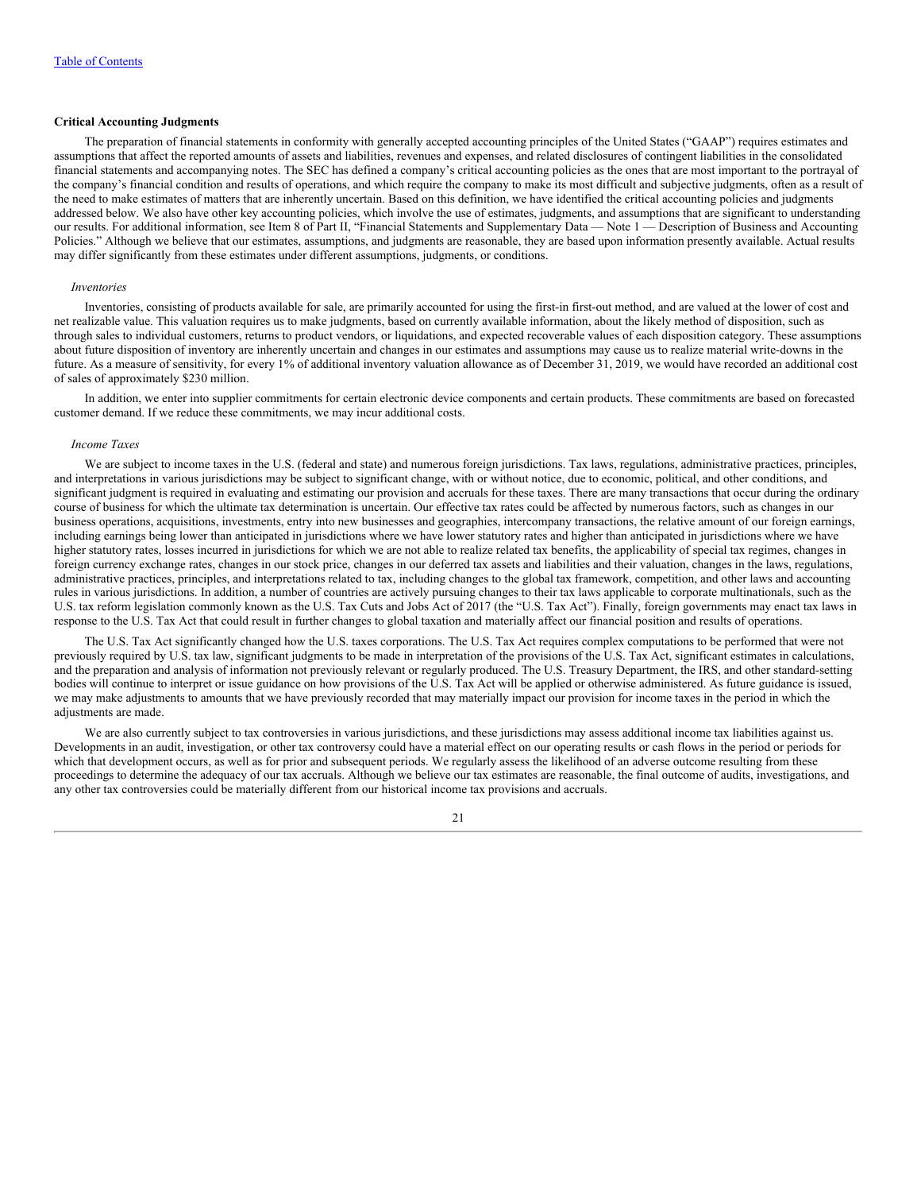[Table of Contents](#)

**Critical Accounting Judgments**

The preparation of financial statements in conformity with generally accepted accounting principles of the United States ("GAAP") requires estimates and assumptions that affect the reported amounts of assets and liabilities, revenues and expenses, and related disclosures of contingent liabilities in the consolidated financial statements and accompanying notes. The SEC has defined a company's critical accounting policies as the ones that are most important to the portrayal of the company's financial condition and results of operations, and which require the company to make its most difficult and subjective judgments, often as a result of the need to make estimates of matters that are inherently uncertain. Based on this definition, we have identified the critical accounting policies and judgments addressed below. We also have other key accounting policies, which involve the use of estimates, judgments, and assumptions that are significant to understanding our results. For additional information, see Item 8 of Part II, "Financial Statements and Supplementary Data — Note 1 — Description of Business and Accounting Policies." Although we believe that our estimates, assumptions, and judgments are reasonable, they are based upon information presently available. Actual results may differ significantly from these estimates under different assumptions, judgments, or conditions.

*Inventories*

Inventories, consisting of products available for sale, are primarily accounted for using the first-in first-out method, and are valued at the lower of cost and net realizable value. This valuation requires us to make judgments, based on currently available information, about the likely method of disposition, such as through sales to individual customers, returns to product vendors, or liquidations, and expected recoverable values of each disposition category. These assumptions about future disposition of inventory are inherently uncertain and changes in our estimates and assumptions may cause us to realize material write-downs in the future. As a measure of sensitivity, for every 1% of additional inventory valuation allowance as of December 31, 2019, we would have recorded an additional cost of sales of approximately $230 million.

In addition, we enter into supplier commitments for certain electronic device components and certain products. These commitments are based on forecasted customer demand. If we reduce these commitments, we may incur additional costs.

*Income Taxes*

We are subject to income taxes in the U.S. (federal and state) and numerous foreign jurisdictions. Tax laws, regulations, administrative practices, principles, and interpretations in various jurisdictions may be subject to significant change, with or without notice, due to economic, political, and other conditions, and significant judgment is required in evaluating and estimating our provision and accruals for these taxes. There are many transactions that occur during the ordinary course of business for which the ultimate tax determination is uncertain. Our effective tax rates could be affected by numerous factors, such as changes in our business operations, acquisitions, investments, entry into new businesses and geographies, intercompany transactions, the relative amount of our foreign earnings, including earnings being lower than anticipated in jurisdictions where we have lower statutory rates and higher than anticipated in jurisdictions where we have higher statutory rates, losses incurred in jurisdictions for which we are not able to realize related tax benefits, the applicability of special tax regimes, changes in foreign currency exchange rates, changes in our stock price, changes in our deferred tax assets and liabilities and their valuation, changes in the laws, regulations, administrative practices, principles, and interpretations related to tax, including changes to the global tax framework, competition, and other laws and accounting rules in various jurisdictions. In addition, a number of countries are actively pursuing changes to their tax laws applicable to corporate multinationals, such as the U.S. tax reform legislation commonly known as the U.S. Tax Cuts and Jobs Act of 2017 (the "U.S. Tax Act"). Finally, foreign governments may enact tax laws in response to the U.S. Tax Act that could result in further changes to global taxation and materially affect our financial position and results of operations.

The U.S. Tax Act significantly changed how the U.S. taxes corporations. The U.S. Tax Act requires complex computations to be performed that were not previously required by U.S. tax law, significant judgments to be made in interpretation of the provisions of the U.S. Tax Act, significant estimates in calculations, and the preparation and analysis of information not previously relevant or regularly produced. The U.S. Treasury Department, the IRS, and other standard-setting bodies will continue to interpret or issue guidance on how provisions of the U.S. Tax Act will be applied or otherwise administered. As future guidance is issued, we may make adjustments to amounts that we have previously recorded that may materially impact our provision for income taxes in the period in which the adjustments are made.

We are also currently subject to tax controversies in various jurisdictions, and these jurisdictions may assess additional income tax liabilities against us. Developments in an audit, investigation, or other tax controversy could have a material effect on our operating results or cash flows in the period or periods for which that development occurs, as well as for prior and subsequent periods. We regularly assess the likelihood of an adverse outcome resulting from these proceedings to determine the adequacy of our tax accruals. Although we believe our tax estimates are reasonable, the final outcome of audits, investigations, and any other tax controversies could be materially different from our historical income tax provisions and accruals.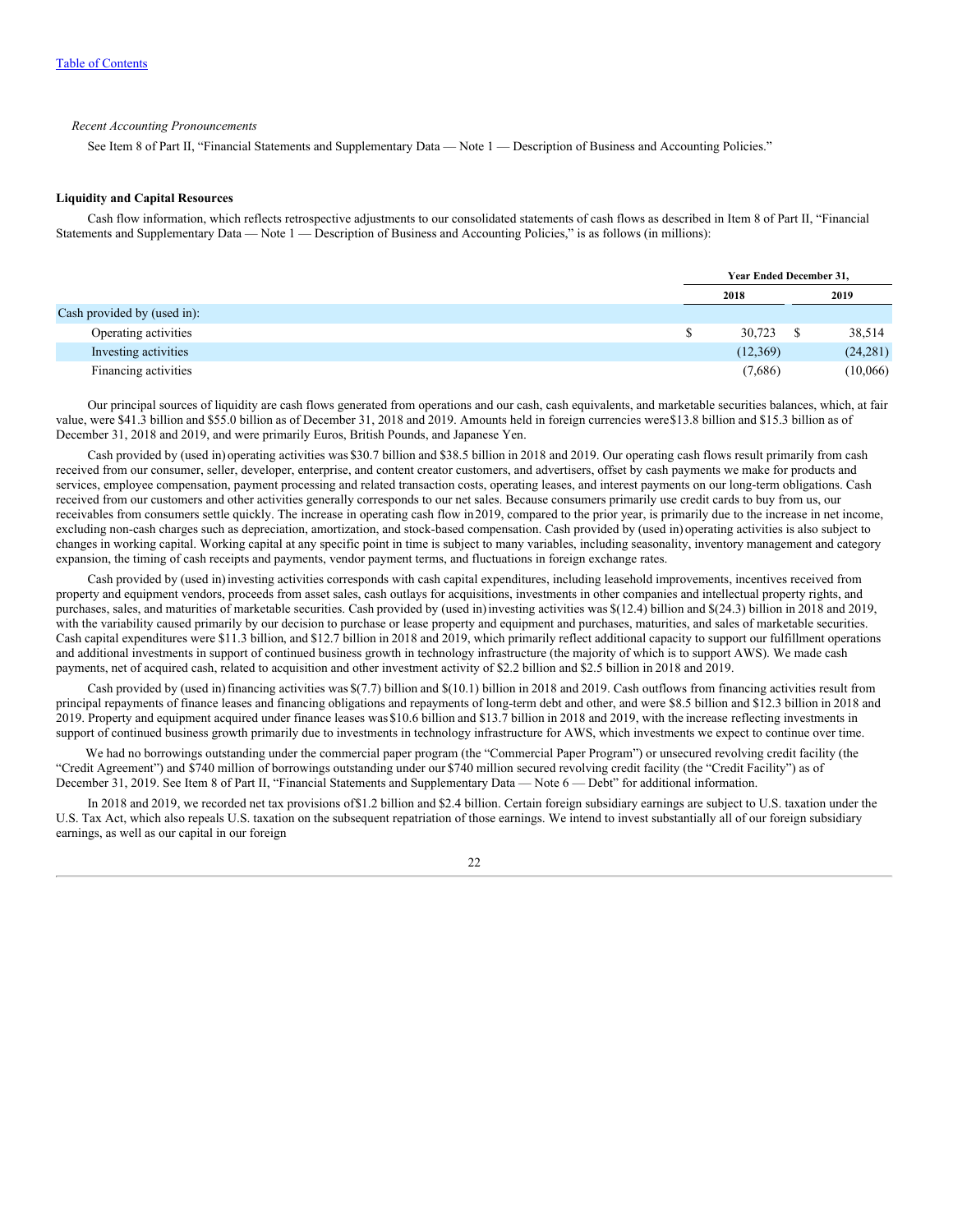[Table of Contents](#)

*Recent Accounting Pronouncements*

See Item 8 of Part II, "Financial Statements and Supplementary Data — Note 1 — Description of Business and Accounting Policies."

**Liquidity and Capital Resources**

Cash flow information, which reflects retrospective adjustments to our consolidated statements of cash flows as described in Item 8 of Part II, "Financial Statements and Supplementary Data — Note 1 — Description of Business and Accounting Policies," is as follows (in millions):

| | Year Ended December 31, | |
|---|---|---|
| | 2018 | 2019 |
| Cash provided by (used in): | | |
| Operating activities | $ 30,723 | $ 38,514 |
| Investing activities | (12,369) | (24,281) |
| Financing activities | (7,686) | (10,066) |

Our principal sources of liquidity are cash flows generated from operations and our cash, cash equivalents, and marketable securities balances, which, at fair value, were $41.3 billion and $55.0 billion as of December 31, 2018 and 2019. Amounts held in foreign currencies were $13.8 billion and $15.3 billion as of December 31, 2018 and 2019, and were primarily Euros, British Pounds, and Japanese Yen.

Cash provided by (used in) operating activities was $30.7 billion and $38.5 billion in 2018 and 2019. Our operating cash flows result primarily from cash received from our consumer, seller, developer, enterprise, and content creator customers, and advertisers, offset by cash payments we make for products and services, employee compensation, payment processing and related transaction costs, operating leases, and interest payments on our long-term obligations. Cash received from our customers and other activities generally corresponds to our net sales. Because consumers primarily use credit cards to buy from us, our receivables from consumers settle quickly. The increase in operating cash flow in 2019, compared to the prior year, is primarily due to the increase in net income, excluding non-cash charges such as depreciation, amortization, and stock-based compensation. Cash provided by (used in) operating activities is also subject to changes in working capital. Working capital at any specific point in time is subject to many variables, including seasonality, inventory management and category expansion, the timing of cash receipts and payments, vendor payment terms, and fluctuations in foreign exchange rates.

Cash provided by (used in) investing activities corresponds with cash capital expenditures, including leasehold improvements, incentives received from property and equipment vendors, proceeds from asset sales, cash outlays for acquisitions, investments in other companies and intellectual property rights, and purchases, sales, and maturities of marketable securities. Cash provided by (used in) investing activities was $(12.4) billion and $(24.3) billion in 2018 and 2019, with the variability caused primarily by our decision to purchase or lease property and equipment and purchases, maturities, and sales of marketable securities. Cash capital expenditures were $11.3 billion, and $12.7 billion in 2018 and 2019, which primarily reflect additional capacity to support our fulfillment operations and additional investments in support of continued business growth in technology infrastructure (the majority of which is to support AWS). We made cash payments, net of acquired cash, related to acquisition and other investment activity of $2.2 billion and $2.5 billion in 2018 and 2019.

Cash provided by (used in) financing activities was $(7.7) billion and $(10.1) billion in 2018 and 2019. Cash outflows from financing activities result from principal repayments of finance leases and financing obligations and repayments of long-term debt and other, and were $8.5 billion and $12.3 billion in 2018 and 2019. Property and equipment acquired under finance leases was $10.6 billion and $13.7 billion in 2018 and 2019, with the increase reflecting investments in support of continued business growth primarily due to investments in technology infrastructure for AWS, which investments we expect to continue over time.

We had no borrowings outstanding under the commercial paper program (the "Commercial Paper Program") or unsecured revolving credit facility (the "Credit Agreement") and $740 million of borrowings outstanding under our $740 million secured revolving credit facility (the "Credit Facility") as of December 31, 2019. See Item 8 of Part II, "Financial Statements and Supplementary Data — Note 6 — Debt" for additional information.

In 2018 and 2019, we recorded net tax provisions of $1.2 billion and $2.4 billion. Certain foreign subsidiary earnings are subject to U.S. taxation under the U.S. Tax Act, which also repeals U.S. taxation on the subsequent repatriation of those earnings. We intend to invest substantially all of our foreign subsidiary earnings, as well as our capital in our foreign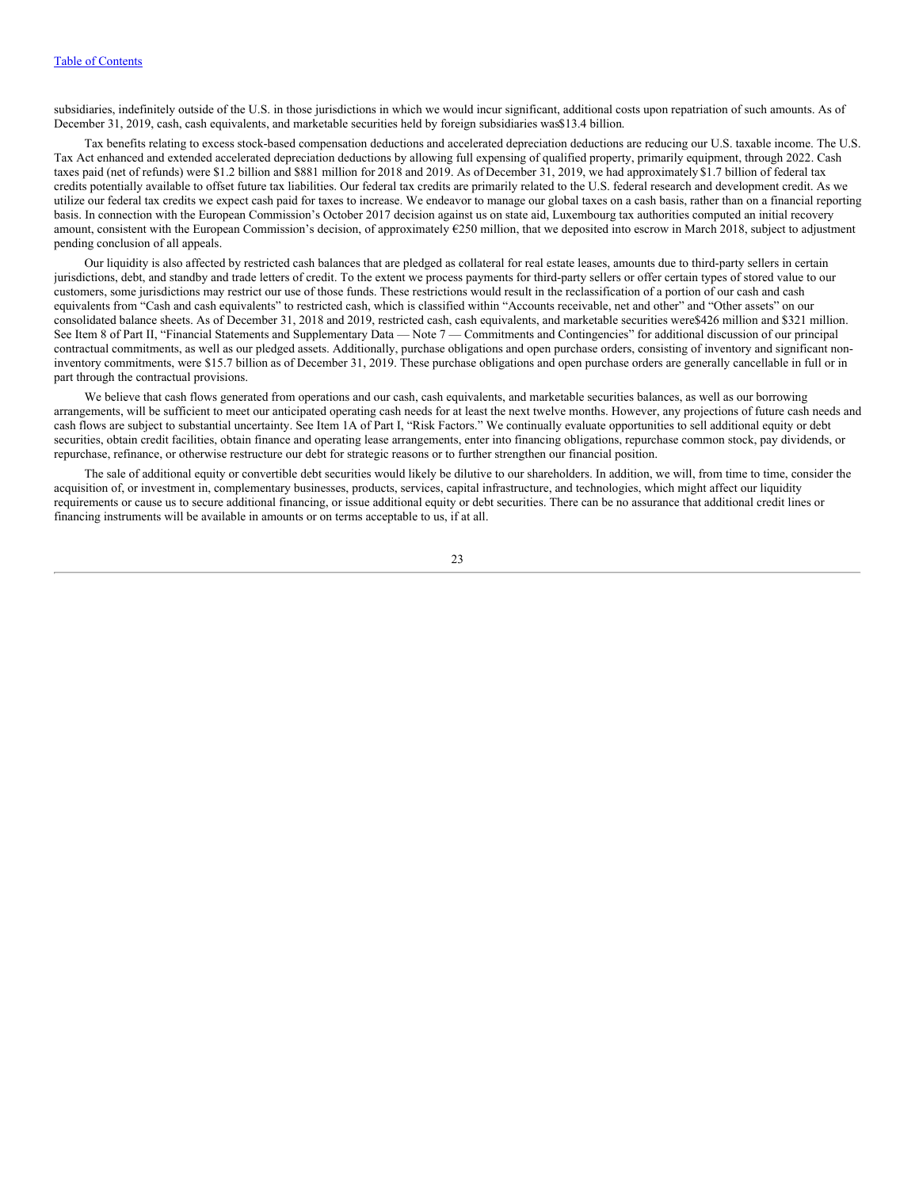subsidiaries, indefinitely outside of the U.S. in those jurisdictions in which we would incur significant, additional costs upon repatriation of such amounts. As of December 31, 2019, cash, cash equivalents, and marketable securities held by foreign subsidiaries was$13.4 billion.

Tax benefits relating to excess stock-based compensation deductions and accelerated depreciation deductions are reducing our U.S. taxable income. The U.S. Tax Act enhanced and extended accelerated depreciation deductions by allowing full expensing of qualified property, primarily equipment, through 2022. Cash taxes paid (net of refunds) were $1.2 billion and $881 million for 2018 and 2019. As of December 31, 2019, we had approximately $1.7 billion of federal tax credits potentially available to offset future tax liabilities. Our federal tax credits are primarily related to the U.S. federal research and development credit. As we utilize our federal tax credits we expect cash paid for taxes to increase. We endeavor to manage our global taxes on a cash basis, rather than on a financial reporting basis. In connection with the European Commission's October 2017 decision against us on state aid, Luxembourg tax authorities computed an initial recovery amount, consistent with the European Commission's decision, of approximately €250 million, that we deposited into escrow in March 2018, subject to adjustment pending conclusion of all appeals.

Our liquidity is also affected by restricted cash balances that are pledged as collateral for real estate leases, amounts due to third-party sellers in certain jurisdictions, debt, and standby and trade letters of credit. To the extent we process payments for third-party sellers or offer certain types of stored value to our customers, some jurisdictions may restrict our use of those funds. These restrictions would result in the reclassification of a portion of our cash and cash equivalents from "Cash and cash equivalents" to restricted cash, which is classified within "Accounts receivable, net and other" and "Other assets" on our consolidated balance sheets. As of December 31, 2018 and 2019, restricted cash, cash equivalents, and marketable securities were$426 million and $321 million. See Item 8 of Part II, "Financial Statements and Supplementary Data — Note 7 — Commitments and Contingencies" for additional discussion of our principal contractual commitments, as well as our pledged assets. Additionally, purchase obligations and open purchase orders, consisting of inventory and significant non-inventory commitments, were $15.7 billion as of December 31, 2019. These purchase obligations and open purchase orders are generally cancellable in full or in part through the contractual provisions.

We believe that cash flows generated from operations and our cash, cash equivalents, and marketable securities balances, as well as our borrowing arrangements, will be sufficient to meet our anticipated operating cash needs for at least the next twelve months. However, any projections of future cash needs and cash flows are subject to substantial uncertainty. See Item 1A of Part I, "Risk Factors." We continually evaluate opportunities to sell additional equity or debt securities, obtain credit facilities, obtain finance and operating lease arrangements, enter into financing obligations, repurchase common stock, pay dividends, or repurchase, refinance, or otherwise restructure our debt for strategic reasons or to further strengthen our financial position.

The sale of additional equity or convertible debt securities would likely be dilutive to our shareholders. In addition, we will, from time to time, consider the acquisition of, or investment in, complementary businesses, products, services, capital infrastructure, and technologies, which might affect our liquidity requirements or cause us to secure additional financing, or issue additional equity or debt securities. There can be no assurance that additional credit lines or financing instruments will be available in amounts or on terms acceptable to us, if at all.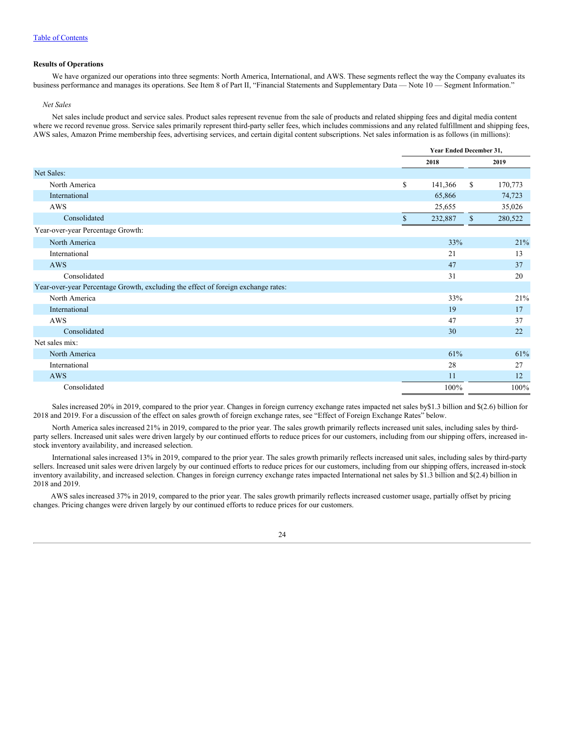Table of Contents

### Results of Operations

We have organized our operations into three segments: North America, International, and AWS. These segments reflect the way the Company evaluates its business performance and manages its operations. See Item 8 of Part II, "Financial Statements and Supplementary Data — Note 10 — Segment Information."

*Net Sales*

Net sales include product and service sales. Product sales represent revenue from the sale of products and related shipping fees and digital media content where we record revenue gross. Service sales primarily represent third-party seller fees, which includes commissions and any related fulfillment and shipping fees, AWS sales, Amazon Prime membership fees, advertising services, and certain digital content subscriptions. Net sales information is as follows (in millions):

| | Year Ended December 31, | |
|---|---|---|
| | 2018 | 2019 |
| Net Sales: | | |
| North America | $ 141,366 | $ 170,773 |
| International | 65,866 | 74,723 |
| AWS | 25,655 | 35,026 |
| Consolidated | $ 232,887 | $ 280,522 |
| Year-over-year Percentage Growth: | | |
| North America | 33% | 21% |
| International | 21 | 13 |
| AWS | 47 | 37 |
| Consolidated | 31 | 20 |
| Year-over-year Percentage Growth, excluding the effect of foreign exchange rates: | | |
| North America | 33% | 21% |
| International | 19 | 17 |
| AWS | 47 | 37 |
| Consolidated | 30 | 22 |
| Net sales mix: | | |
| North America | 61% | 61% |
| International | 28 | 27 |
| AWS | 11 | 12 |
| Consolidated | 100% | 100% |

Sales increased 20% in 2019, compared to the prior year. Changes in foreign currency exchange rates impacted net sales by$1.3 billion and $(2.6) billion for 2018 and 2019. For a discussion of the effect on sales growth of foreign exchange rates, see "Effect of Foreign Exchange Rates" below.

North America sales increased 21% in 2019, compared to the prior year. The sales growth primarily reflects increased unit sales, including sales by third-party sellers. Increased unit sales were driven largely by our continued efforts to reduce prices for our customers, including from our shipping offers, increased in-stock inventory availability, and increased selection.

International sales increased 13% in 2019, compared to the prior year. The sales growth primarily reflects increased unit sales, including sales by third-party sellers. Increased unit sales were driven largely by our continued efforts to reduce prices for our customers, including from our shipping offers, increased in-stock inventory availability, and increased selection. Changes in foreign currency exchange rates impacted International net sales by $1.3 billion and $(2.4) billion in 2018 and 2019.

AWS sales increased 37% in 2019, compared to the prior year. The sales growth primarily reflects increased customer usage, partially offset by pricing changes. Pricing changes were driven largely by our continued efforts to reduce prices for our customers.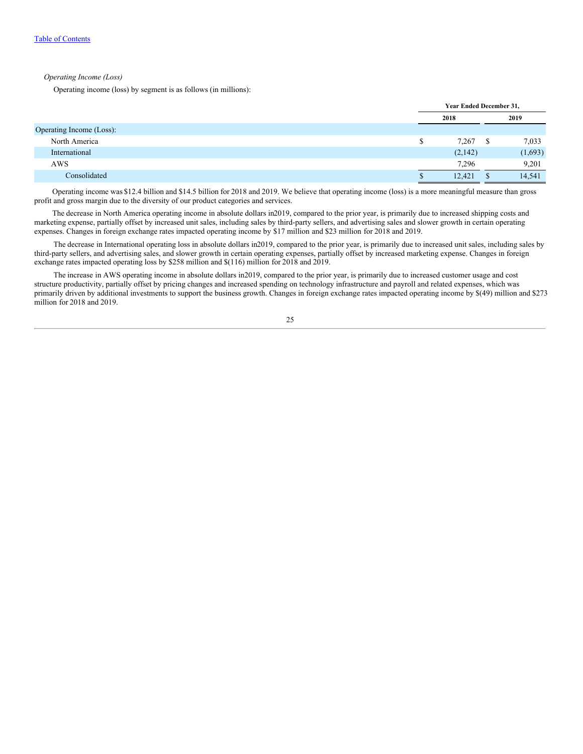*Operating Income (Loss)*

Operating income (loss) by segment is as follows (in millions):

| | Year Ended December 31, | |
|---|---|---|
| | 2018 | 2019 |
| Operating Income (Loss): | | |
| North America | $ 7,267 | $ 7,033 |
| International | (2,142) | (1,693) |
| AWS | 7,296 | 9,201 |
| Consolidated | $ 12,421 | $ 14,541 |

Operating income was $12.4 billion and $14.5 billion for 2018 and 2019. We believe that operating income (loss) is a more meaningful measure than gross profit and gross margin due to the diversity of our product categories and services.

The decrease in North America operating income in absolute dollars in2019, compared to the prior year, is primarily due to increased shipping costs and marketing expense, partially offset by increased unit sales, including sales by third-party sellers, and advertising sales and slower growth in certain operating expenses. Changes in foreign exchange rates impacted operating income by $17 million and $23 million for 2018 and 2019.

The decrease in International operating loss in absolute dollars in2019, compared to the prior year, is primarily due to increased unit sales, including sales by third-party sellers, and advertising sales, and slower growth in certain operating expenses, partially offset by increased marketing expense. Changes in foreign exchange rates impacted operating loss by $258 million and $(116) million for 2018 and 2019.

The increase in AWS operating income in absolute dollars in2019, compared to the prior year, is primarily due to increased customer usage and cost structure productivity, partially offset by pricing changes and increased spending on technology infrastructure and payroll and related expenses, which was primarily driven by additional investments to support the business growth. Changes in foreign exchange rates impacted operating income by $(49) million and $273 million for 2018 and 2019.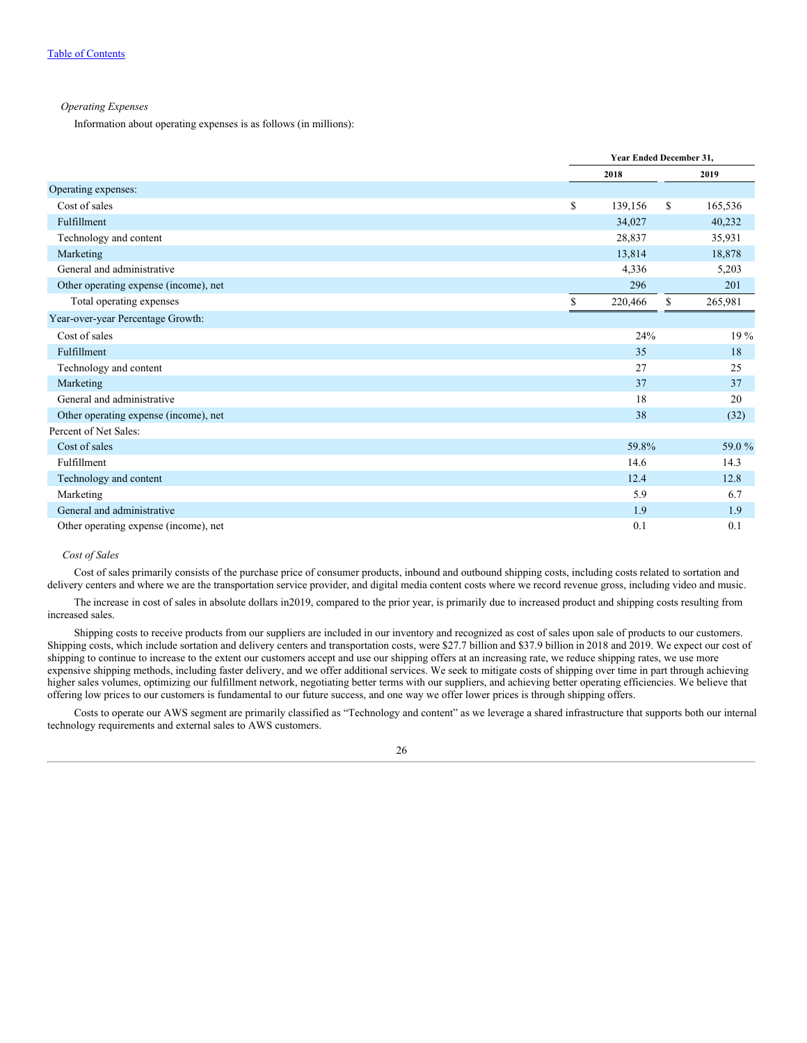*Operating Expenses*

Information about operating expenses is as follows (in millions):

| | Year Ended December 31, | |
|---|---|---|
| | 2018 | 2019 |
| Operating expenses: | | |
| Cost of sales | $ 139,156 | $ 165,536 |
| Fulfillment | 34,027 | 40,232 |
| Technology and content | 28,837 | 35,931 |
| Marketing | 13,814 | 18,878 |
| General and administrative | 4,336 | 5,203 |
| Other operating expense (income), net | 296 | 201 |
| Total operating expenses | $ 220,466 | $ 265,981 |
| Year-over-year Percentage Growth: | | |
| Cost of sales | 24% | 19 % |
| Fulfillment | 35 | 18 |
| Technology and content | 27 | 25 |
| Marketing | 37 | 37 |
| General and administrative | 18 | 20 |
| Other operating expense (income), net | 38 | (32) |
| Percent of Net Sales: | | |
| Cost of sales | 59.8% | 59.0 % |
| Fulfillment | 14.6 | 14.3 |
| Technology and content | 12.4 | 12.8 |
| Marketing | 5.9 | 6.7 |
| General and administrative | 1.9 | 1.9 |
| Other operating expense (income), net | 0.1 | 0.1 |

*Cost of Sales*

Cost of sales primarily consists of the purchase price of consumer products, inbound and outbound shipping costs, including costs related to sortation and delivery centers and where we are the transportation service provider, and digital media content costs where we record revenue gross, including video and music.

The increase in cost of sales in absolute dollars in2019, compared to the prior year, is primarily due to increased product and shipping costs resulting from increased sales.

Shipping costs to receive products from our suppliers are included in our inventory and recognized as cost of sales upon sale of products to our customers. Shipping costs, which include sortation and delivery centers and transportation costs, were $27.7 billion and $37.9 billion in 2018 and 2019. We expect our cost of shipping to continue to increase to the extent our customers accept and use our shipping offers at an increasing rate, we reduce shipping rates, we use more expensive shipping methods, including faster delivery, and we offer additional services. We seek to mitigate costs of shipping over time in part through achieving higher sales volumes, optimizing our fulfillment network, negotiating better terms with our suppliers, and achieving better operating efficiencies. We believe that offering low prices to our customers is fundamental to our future success, and one way we offer lower prices is through shipping offers.

Costs to operate our AWS segment are primarily classified as "Technology and content" as we leverage a shared infrastructure that supports both our internal technology requirements and external sales to AWS customers.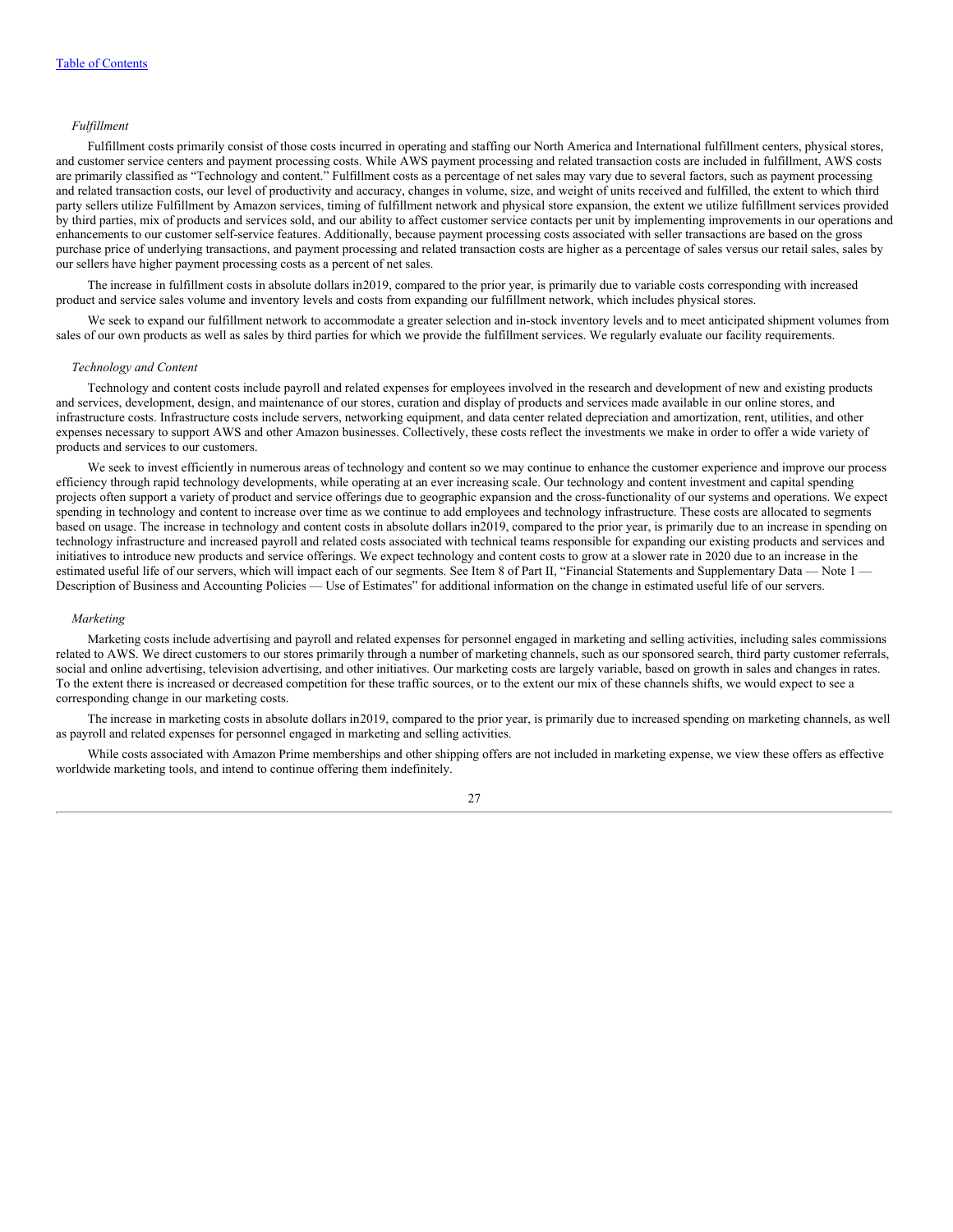*Fulfillment*

Fulfillment costs primarily consist of those costs incurred in operating and staffing our North America and International fulfillment centers, physical stores, and customer service centers and payment processing costs. While AWS payment processing and related transaction costs are included in fulfillment, AWS costs are primarily classified as "Technology and content." Fulfillment costs as a percentage of net sales may vary due to several factors, such as payment processing and related transaction costs, our level of productivity and accuracy, changes in volume, size, and weight of units received and fulfilled, the extent to which third party sellers utilize Fulfillment by Amazon services, timing of fulfillment network and physical store expansion, the extent we utilize fulfillment services provided by third parties, mix of products and services sold, and our ability to affect customer service contacts per unit by implementing improvements in our operations and enhancements to our customer self-service features. Additionally, because payment processing costs associated with seller transactions are based on the gross purchase price of underlying transactions, and payment processing and related transaction costs are higher as a percentage of sales versus our retail sales, sales by our sellers have higher payment processing costs as a percent of net sales.

The increase in fulfillment costs in absolute dollars in2019, compared to the prior year, is primarily due to variable costs corresponding with increased product and service sales volume and inventory levels and costs from expanding our fulfillment network, which includes physical stores.

We seek to expand our fulfillment network to accommodate a greater selection and in-stock inventory levels and to meet anticipated shipment volumes from sales of our own products as well as sales by third parties for which we provide the fulfillment services. We regularly evaluate our facility requirements.

*Technology and Content*

Technology and content costs include payroll and related expenses for employees involved in the research and development of new and existing products and services, development, design, and maintenance of our stores, curation and display of products and services made available in our online stores, and infrastructure costs. Infrastructure costs include servers, networking equipment, and data center related depreciation and amortization, rent, utilities, and other expenses necessary to support AWS and other Amazon businesses. Collectively, these costs reflect the investments we make in order to offer a wide variety of products and services to our customers.

We seek to invest efficiently in numerous areas of technology and content so we may continue to enhance the customer experience and improve our process efficiency through rapid technology developments, while operating at an ever increasing scale. Our technology and content investment and capital spending projects often support a variety of product and service offerings due to geographic expansion and the cross-functionality of our systems and operations. We expect spending in technology and content to increase over time as we continue to add employees and technology infrastructure. These costs are allocated to segments based on usage. The increase in technology and content costs in absolute dollars in2019, compared to the prior year, is primarily due to an increase in spending on technology infrastructure and increased payroll and related costs associated with technical teams responsible for expanding our existing products and services and initiatives to introduce new products and service offerings. We expect technology and content costs to grow at a slower rate in 2020 due to an increase in the estimated useful life of our servers, which will impact each of our segments. See Item 8 of Part II, "Financial Statements and Supplementary Data — Note 1 — Description of Business and Accounting Policies — Use of Estimates" for additional information on the change in estimated useful life of our servers.

*Marketing*

Marketing costs include advertising and payroll and related expenses for personnel engaged in marketing and selling activities, including sales commissions related to AWS. We direct customers to our stores primarily through a number of marketing channels, such as our sponsored search, third party customer referrals, social and online advertising, television advertising, and other initiatives. Our marketing costs are largely variable, based on growth in sales and changes in rates. To the extent there is increased or decreased competition for these traffic sources, or to the extent our mix of these channels shifts, we would expect to see a corresponding change in our marketing costs.

The increase in marketing costs in absolute dollars in2019, compared to the prior year, is primarily due to increased spending on marketing channels, as well as payroll and related expenses for personnel engaged in marketing and selling activities.

While costs associated with Amazon Prime memberships and other shipping offers are not included in marketing expense, we view these offers as effective worldwide marketing tools, and intend to continue offering them indefinitely.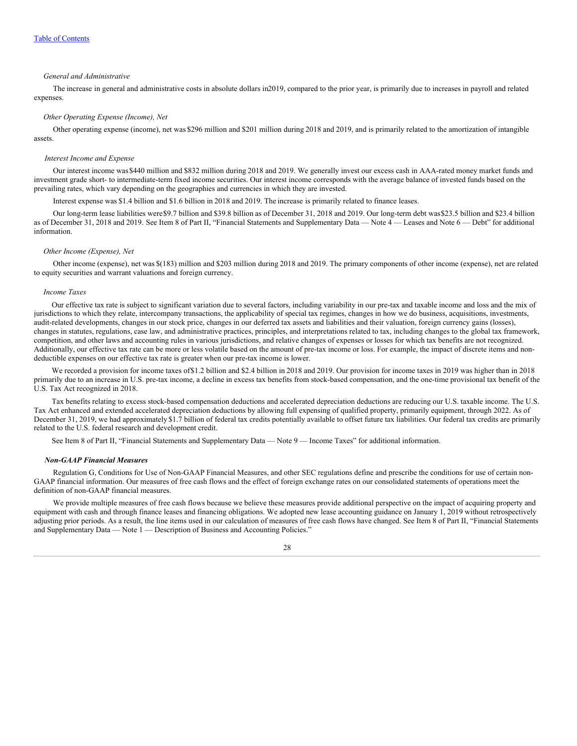*General and Administrative*

The increase in general and administrative costs in absolute dollars in 2019, compared to the prior year, is primarily due to increases in payroll and related expenses.

*Other Operating Expense (Income), Net*

Other operating expense (income), net was $296 million and $201 million during 2018 and 2019, and is primarily related to the amortization of intangible assets.

*Interest Income and Expense*

Our interest income was $440 million and $832 million during 2018 and 2019. We generally invest our excess cash in AAA-rated money market funds and investment grade short- to intermediate-term fixed income securities. Our interest income corresponds with the average balance of invested funds based on the prevailing rates, which vary depending on the geographies and currencies in which they are invested.

Interest expense was $1.4 billion and $1.6 billion in 2018 and 2019. The increase is primarily related to finance leases.

Our long-term lease liabilities were $9.7 billion and $39.8 billion as of December 31, 2018 and 2019. Our long-term debt was $23.5 billion and $23.4 billion as of December 31, 2018 and 2019. See Item 8 of Part II, "Financial Statements and Supplementary Data — Note 4 — Leases and Note 6 — Debt" for additional information.

*Other Income (Expense), Net*

Other income (expense), net was $(183) million and $203 million during 2018 and 2019. The primary components of other income (expense), net are related to equity securities and warrant valuations and foreign currency.

*Income Taxes*

Our effective tax rate is subject to significant variation due to several factors, including variability in our pre-tax and taxable income and loss and the mix of jurisdictions to which they relate, intercompany transactions, the applicability of special tax regimes, changes in how we do business, acquisitions, investments, audit-related developments, changes in our stock price, changes in our deferred tax assets and liabilities and their valuation, foreign currency gains (losses), changes in statutes, regulations, case law, and administrative practices, principles, and interpretations related to tax, including changes to the global tax framework, competition, and other laws and accounting rules in various jurisdictions, and relative changes of expenses or losses for which tax benefits are not recognized. Additionally, our effective tax rate can be more or less volatile based on the amount of pre-tax income or loss. For example, the impact of discrete items and non-deductible expenses on our effective tax rate is greater when our pre-tax income is lower.

We recorded a provision for income taxes of $1.2 billion and $2.4 billion in 2018 and 2019. Our provision for income taxes in 2019 was higher than in 2018 primarily due to an increase in U.S. pre-tax income, a decline in excess tax benefits from stock-based compensation, and the one-time provisional tax benefit of the U.S. Tax Act recognized in 2018.

Tax benefits relating to excess stock-based compensation deductions and accelerated depreciation deductions are reducing our U.S. taxable income. The U.S. Tax Act enhanced and extended accelerated depreciation deductions by allowing full expensing of qualified property, primarily equipment, through 2022. As of December 31, 2019, we had approximately $1.7 billion of federal tax credits potentially available to offset future tax liabilities. Our federal tax credits are primarily related to the U.S. federal research and development credit.

See Item 8 of Part II, "Financial Statements and Supplementary Data — Note 9 — Income Taxes" for additional information.

***Non-GAAP Financial Measures***

Regulation G, Conditions for Use of Non-GAAP Financial Measures, and other SEC regulations define and prescribe the conditions for use of certain non-GAAP financial information. Our measures of free cash flows and the effect of foreign exchange rates on our consolidated statements of operations meet the definition of non-GAAP financial measures.

We provide multiple measures of free cash flows because we believe these measures provide additional perspective on the impact of acquiring property and equipment with cash and through finance leases and financing obligations. We adopted new lease accounting guidance on January 1, 2019 without retrospectively adjusting prior periods. As a result, the line items used in our calculation of measures of free cash flows have changed. See Item 8 of Part II, "Financial Statements and Supplementary Data — Note 1 — Description of Business and Accounting Policies."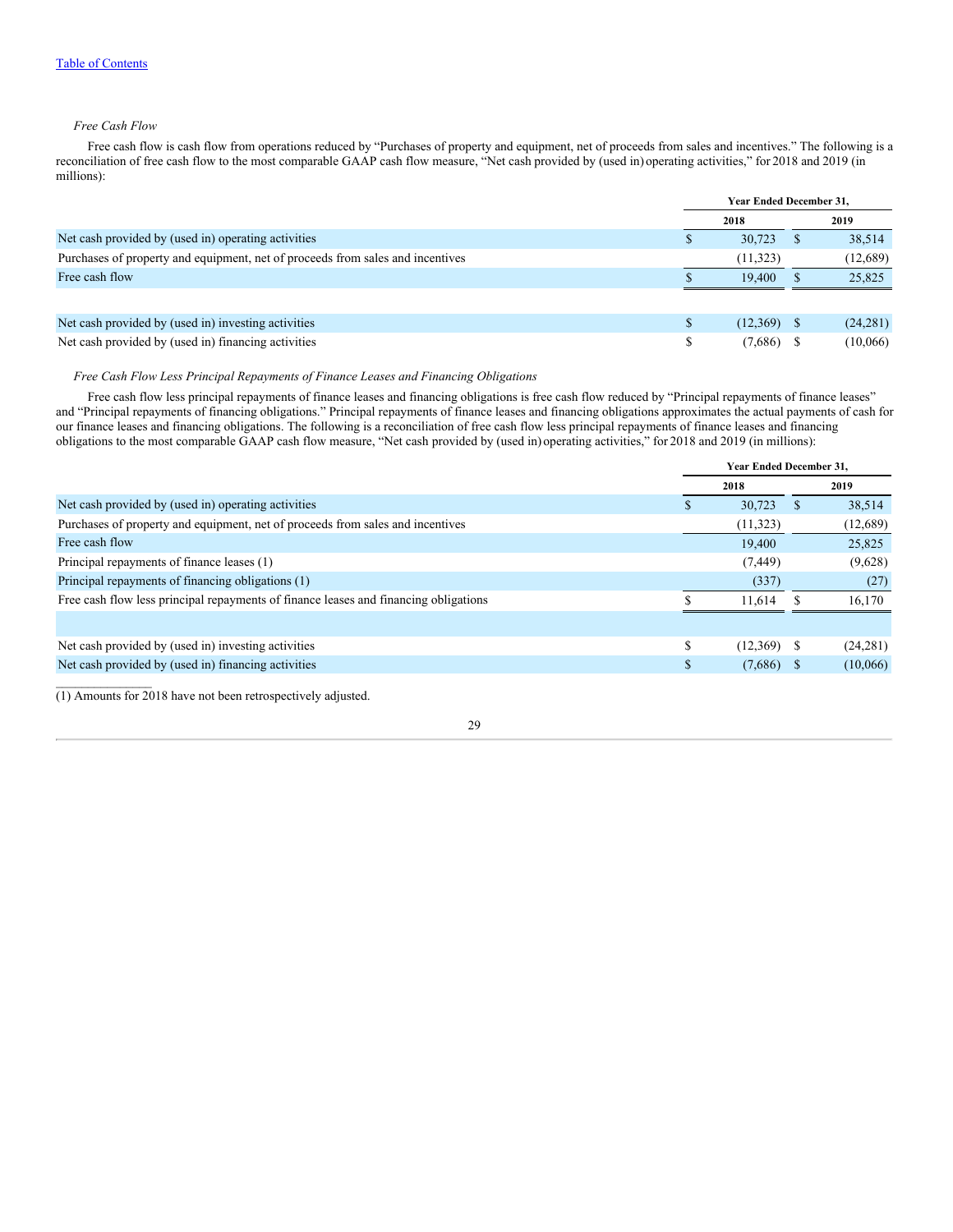*Free Cash Flow*

Free cash flow is cash flow from operations reduced by "Purchases of property and equipment, net of proceeds from sales and incentives." The following is a reconciliation of free cash flow to the most comparable GAAP cash flow measure, "Net cash provided by (used in) operating activities," for 2018 and 2019 (in millions):

| | Year Ended December 31, | |
|---|---|---|
| | 2018 | 2019 |
| Net cash provided by (used in) operating activities | $ 30,723 | $ 38,514 |
| Purchases of property and equipment, net of proceeds from sales and incentives | (11,323) | (12,689) |
| Free cash flow | $ 19,400 | $ 25,825 |
| | | |
| Net cash provided by (used in) investing activities | $ (12,369) | $ (24,281) |
| Net cash provided by (used in) financing activities | $ (7,686) | $ (10,066) |

*Free Cash Flow Less Principal Repayments of Finance Leases and Financing Obligations*

Free cash flow less principal repayments of finance leases and financing obligations is free cash flow reduced by "Principal repayments of finance leases" and "Principal repayments of financing obligations." Principal repayments of finance leases and financing obligations approximates the actual payments of cash for our finance leases and financing obligations. The following is a reconciliation of free cash flow less principal repayments of finance leases and financing obligations to the most comparable GAAP cash flow measure, "Net cash provided by (used in) operating activities," for 2018 and 2019 (in millions):

| | Year Ended December 31, | |
|---|---|---|
| | 2018 | 2019 |
| Net cash provided by (used in) operating activities | $ 30,723 | $ 38,514 |
| Purchases of property and equipment, net of proceeds from sales and incentives | (11,323) | (12,689) |
| Free cash flow | 19,400 | 25,825 |
| Principal repayments of finance leases (1) | (7,449) | (9,628) |
| Principal repayments of financing obligations (1) | (337) | (27) |
| Free cash flow less principal repayments of finance leases and financing obligations | $ 11,614 | $ 16,170 |
| | | |
| Net cash provided by (used in) investing activities | $ (12,369) | $ (24,281) |
| Net cash provided by (used in) financing activities | $ (7,686) | $ (10,066) |

(1) Amounts for 2018 have not been retrospectively adjusted.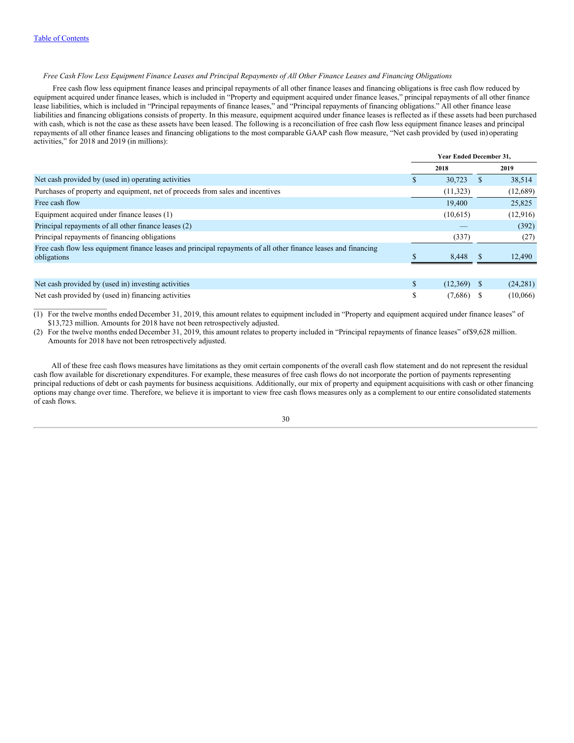*Free Cash Flow Less Equipment Finance Leases and Principal Repayments of All Other Finance Leases and Financing Obligations*

Free cash flow less equipment finance leases and principal repayments of all other finance leases and financing obligations is free cash flow reduced by equipment acquired under finance leases, which is included in "Property and equipment acquired under finance leases," principal repayments of all other finance lease liabilities, which is included in "Principal repayments of finance leases," and "Principal repayments of financing obligations." All other finance lease liabilities and financing obligations consists of property. In this measure, equipment acquired under finance leases is reflected as if these assets had been purchased with cash, which is not the case as these assets have been leased. The following is a reconciliation of free cash flow less equipment finance leases and principal repayments of all other finance leases and financing obligations to the most comparable GAAP cash flow measure, "Net cash provided by (used in) operating activities," for 2018 and 2019 (in millions):

| | Year Ended December 31, | |
|---|---|---|
| | 2018 | 2019 |
| Net cash provided by (used in) operating activities | $ 30,723 | $ 38,514 |
| Purchases of property and equipment, net of proceeds from sales and incentives | (11,323) | (12,689) |
| Free cash flow | 19,400 | 25,825 |
| Equipment acquired under finance leases (1) | (10,615) | (12,916) |
| Principal repayments of all other finance leases (2) | — | (392) |
| Principal repayments of financing obligations | (337) | (27) |
| Free cash flow less equipment finance leases and principal repayments of all other finance leases and financing obligations | $ 8,448 | $ 12,490 |
| | | |
| Net cash provided by (used in) investing activities | $ (12,369) | $ (24,281) |
| Net cash provided by (used in) financing activities | $ (7,686) | $ (10,066) |

(1) For the twelve months ended December 31, 2019, this amount relates to equipment included in "Property and equipment acquired under finance leases" of $13,723 million. Amounts for 2018 have not been retrospectively adjusted.

(2) For the twelve months ended December 31, 2019, this amount relates to property included in "Principal repayments of finance leases" of$9,628 million. Amounts for 2018 have not been retrospectively adjusted.

All of these free cash flows measures have limitations as they omit certain components of the overall cash flow statement and do not represent the residual cash flow available for discretionary expenditures. For example, these measures of free cash flows do not incorporate the portion of payments representing principal reductions of debt or cash payments for business acquisitions. Additionally, our mix of property and equipment acquisitions with cash or other financing options may change over time. Therefore, we believe it is important to view free cash flows measures only as a complement to our entire consolidated statements of cash flows.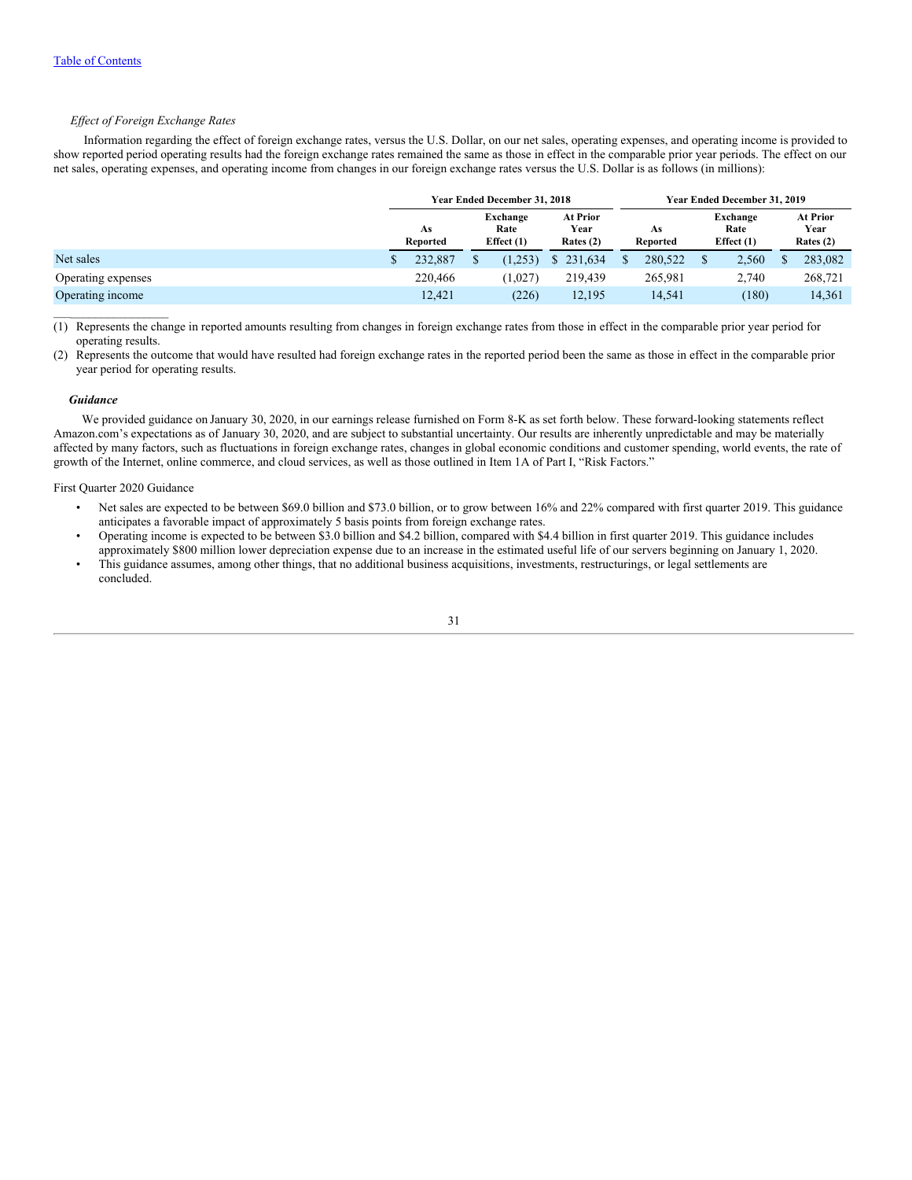*Effect of Foreign Exchange Rates*

Information regarding the effect of foreign exchange rates, versus the U.S. Dollar, on our net sales, operating expenses, and operating income is provided to show reported period operating results had the foreign exchange rates remained the same as those in effect in the comparable prior year periods. The effect on our net sales, operating expenses, and operating income from changes in our foreign exchange rates versus the U.S. Dollar is as follows (in millions):

| | Year Ended December 31, 2018 | | | Year Ended December 31, 2019 | | |
|---|---|---|---|---|---|---|
| | As Reported | Exchange Rate Effect (1) | At Prior Year Rates (2) | As Reported | Exchange Rate Effect (1) | At Prior Year Rates (2) |
| Net sales | $ 232,887 | $ (1,253) | $ 231,634 | $ 280,522 | $ 2,560 | $ 283,082 |
| Operating expenses | 220,466 | (1,027) | 219,439 | 265,981 | 2,740 | 268,721 |
| Operating income | 12,421 | (226) | 12,195 | 14,541 | (180) | 14,361 |

(1) Represents the change in reported amounts resulting from changes in foreign exchange rates from those in effect in the comparable prior year period for operating results.

(2) Represents the outcome that would have resulted had foreign exchange rates in the reported period been the same as those in effect in the comparable prior year period for operating results.

***Guidance***

We provided guidance on January 30, 2020, in our earnings release furnished on Form 8-K as set forth below. These forward-looking statements reflect Amazon.com's expectations as of January 30, 2020, and are subject to substantial uncertainty. Our results are inherently unpredictable and may be materially affected by many factors, such as fluctuations in foreign exchange rates, changes in global economic conditions and customer spending, world events, the rate of growth of the Internet, online commerce, and cloud services, as well as those outlined in Item 1A of Part I, "Risk Factors."

First Quarter 2020 Guidance

- Net sales are expected to be between $69.0 billion and $73.0 billion, or to grow between 16% and 22% compared with first quarter 2019. This guidance anticipates a favorable impact of approximately 5 basis points from foreign exchange rates.
- Operating income is expected to be between $3.0 billion and $4.2 billion, compared with $4.4 billion in first quarter 2019. This guidance includes approximately $800 million lower depreciation expense due to an increase in the estimated useful life of our servers beginning on January 1, 2020.
- This guidance assumes, among other things, that no additional business acquisitions, investments, restructurings, or legal settlements are concluded.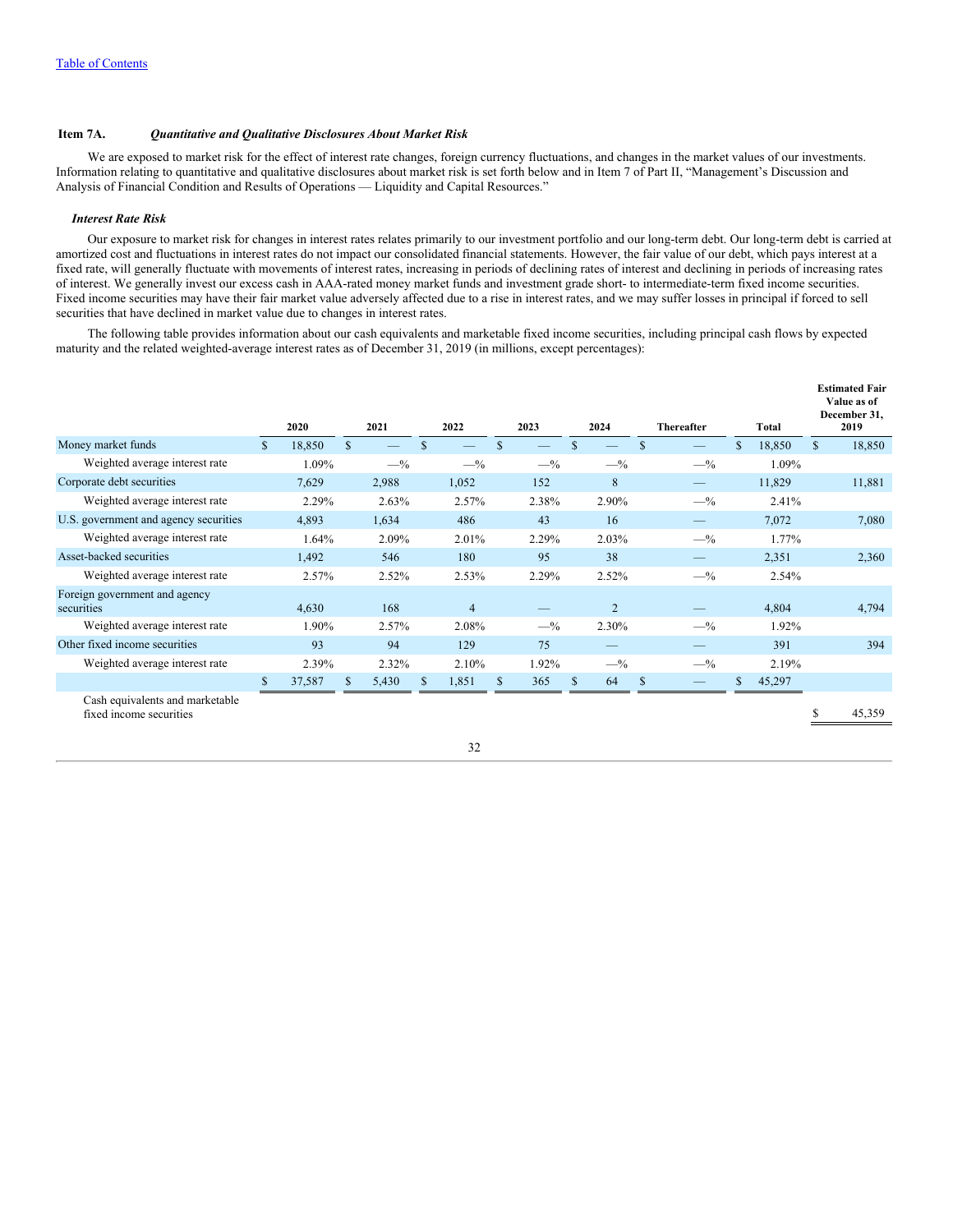[Table of Contents](#)

**Item 7A.** ***Quantitative and Qualitative Disclosures About Market Risk***

We are exposed to market risk for the effect of interest rate changes, foreign currency fluctuations, and changes in the market values of our investments. Information relating to quantitative and qualitative disclosures about market risk is set forth below and in Item 7 of Part II, "Management's Discussion and Analysis of Financial Condition and Results of Operations — Liquidity and Capital Resources."

***Interest Rate Risk***

Our exposure to market risk for changes in interest rates relates primarily to our investment portfolio and our long-term debt. Our long-term debt is carried at amortized cost and fluctuations in interest rates do not impact our consolidated financial statements. However, the fair value of our debt, which pays interest at a fixed rate, will generally fluctuate with movements of interest rates, increasing in periods of declining rates of interest and declining in periods of increasing rates of interest. We generally invest our excess cash in AAA-rated money market funds and investment grade short- to intermediate-term fixed income securities. Fixed income securities may have their fair market value adversely affected due to a rise in interest rates, and we may suffer losses in principal if forced to sell securities that have declined in market value due to changes in interest rates.

The following table provides information about our cash equivalents and marketable fixed income securities, including principal cash flows by expected maturity and the related weighted-average interest rates as of December 31, 2019 (in millions, except percentages):

| | 2020 | 2021 | 2022 | 2023 | 2024 | Thereafter | Total | Estimated Fair Value as of December 31, 2019 |
|---|---|---|---|---|---|---|---|---|
| Money market funds | $ 18,850 | $ — | $ — | $ — | $ — | $ — | $ 18,850 | $ 18,850 |
| Weighted average interest rate | 1.09% | —% | —% | —% | —% | —% | 1.09% | |
| Corporate debt securities | 7,629 | 2,988 | 1,052 | 152 | 8 | — | 11,829 | 11,881 |
| Weighted average interest rate | 2.29% | 2.63% | 2.57% | 2.38% | 2.90% | —% | 2.41% | |
| U.S. government and agency securities | 4,893 | 1,634 | 486 | 43 | 16 | — | 7,072 | 7,080 |
| Weighted average interest rate | 1.64% | 2.09% | 2.01% | 2.29% | 2.03% | —% | 1.77% | |
| Asset-backed securities | 1,492 | 546 | 180 | 95 | 38 | — | 2,351 | 2,360 |
| Weighted average interest rate | 2.57% | 2.52% | 2.53% | 2.29% | 2.52% | —% | 2.54% | |
| Foreign government and agency securities | 4,630 | 168 | 4 | — | 2 | — | 4,804 | 4,794 |
| Weighted average interest rate | 1.90% | 2.57% | 2.08% | —% | 2.30% | —% | 1.92% | |
| Other fixed income securities | 93 | 94 | 129 | 75 | — | — | 391 | 394 |
| Weighted average interest rate | 2.39% | 2.32% | 2.10% | 1.92% | —% | —% | 2.19% | |
| | $ 37,587 | $ 5,430 | $ 1,851 | $ 365 | $ 64 | $ — | $ 45,297 | |
| Cash equivalents and marketable fixed income securities | | | | | | | | $ 45,359 |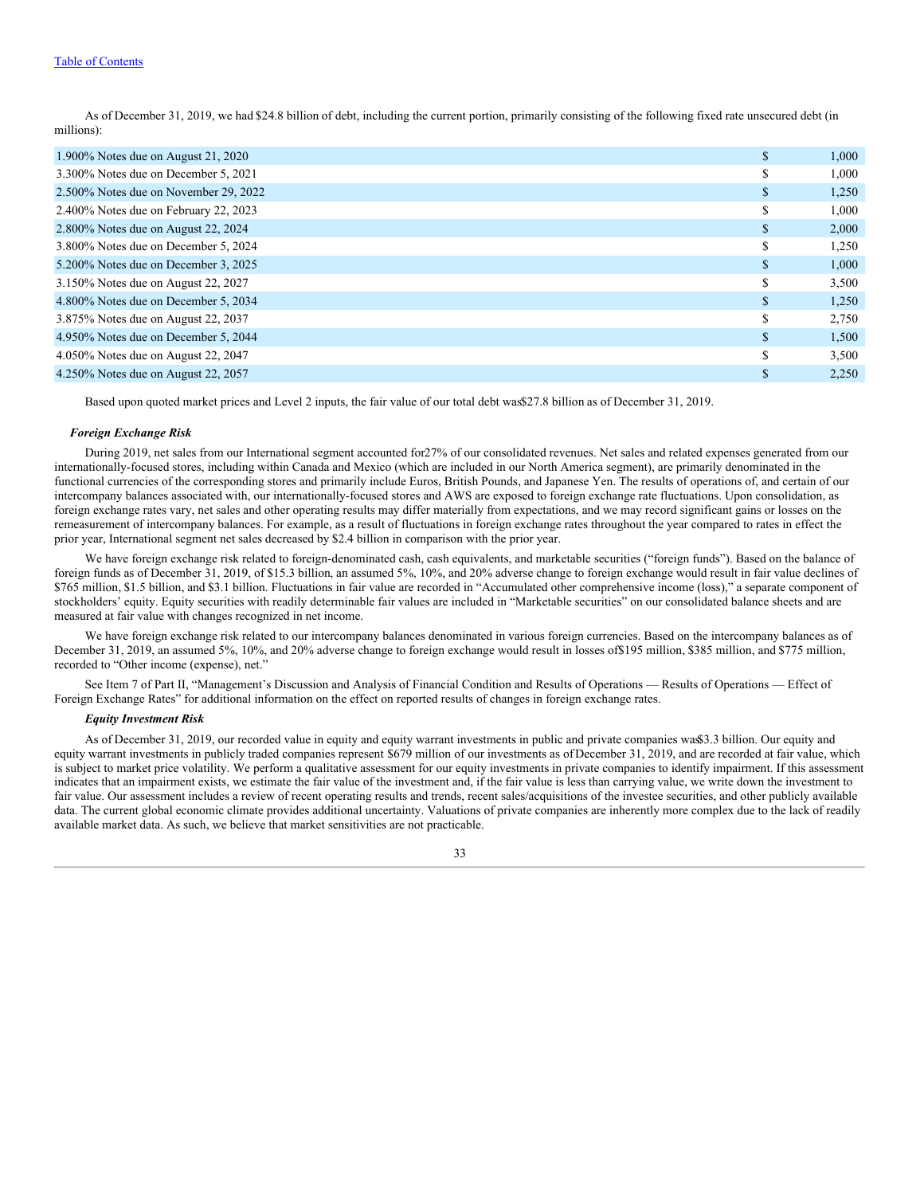As of December 31, 2019, we had $24.8 billion of debt, including the current portion, primarily consisting of the following fixed rate unsecured debt (in millions):

| | | |
|---|---|---|
| 1.900% Notes due on August 21, 2020 | $ | 1,000 |
| 3.300% Notes due on December 5, 2021 | $ | 1,000 |
| 2.500% Notes due on November 29, 2022 | $ | 1,250 |
| 2.400% Notes due on February 22, 2023 | $ | 1,000 |
| 2.800% Notes due on August 22, 2024 | $ | 2,000 |
| 3.800% Notes due on December 5, 2024 | $ | 1,250 |
| 5.200% Notes due on December 3, 2025 | $ | 1,000 |
| 3.150% Notes due on August 22, 2027 | $ | 3,500 |
| 4.800% Notes due on December 5, 2034 | $ | 1,250 |
| 3.875% Notes due on August 22, 2037 | $ | 2,750 |
| 4.950% Notes due on December 5, 2044 | $ | 1,500 |
| 4.050% Notes due on August 22, 2047 | $ | 3,500 |
| 4.250% Notes due on August 22, 2057 | $ | 2,250 |

Based upon quoted market prices and Level 2 inputs, the fair value of our total debt was $27.8 billion as of December 31, 2019.

***Foreign Exchange Risk***

During 2019, net sales from our International segment accounted for 27% of our consolidated revenues. Net sales and related expenses generated from our internationally-focused stores, including within Canada and Mexico (which are included in our North America segment), are primarily denominated in the functional currencies of the corresponding stores and primarily include Euros, British Pounds, and Japanese Yen. The results of operations of, and certain of our intercompany balances associated with, our internationally-focused stores and AWS are exposed to foreign exchange rate fluctuations. Upon consolidation, as foreign exchange rates vary, net sales and other operating results may differ materially from expectations, and we may record significant gains or losses on the remeasurement of intercompany balances. For example, as a result of fluctuations in foreign exchange rates throughout the year compared to rates in effect the prior year, International segment net sales decreased by $2.4 billion in comparison with the prior year.

We have foreign exchange risk related to foreign-denominated cash, cash equivalents, and marketable securities ("foreign funds"). Based on the balance of foreign funds as of December 31, 2019, of $15.3 billion, an assumed 5%, 10%, and 20% adverse change to foreign exchange would result in fair value declines of $765 million, $1.5 billion, and $3.1 billion. Fluctuations in fair value are recorded in "Accumulated other comprehensive income (loss)," a separate component of stockholders' equity. Equity securities with readily determinable fair values are included in "Marketable securities" on our consolidated balance sheets and are measured at fair value with changes recognized in net income.

We have foreign exchange risk related to our intercompany balances denominated in various foreign currencies. Based on the intercompany balances as of December 31, 2019, an assumed 5%, 10%, and 20% adverse change to foreign exchange would result in losses of $195 million, $385 million, and $775 million, recorded to "Other income (expense), net."

See Item 7 of Part II, "Management's Discussion and Analysis of Financial Condition and Results of Operations — Results of Operations — Effect of Foreign Exchange Rates" for additional information on the effect on reported results of changes in foreign exchange rates.

***Equity Investment Risk***

As of December 31, 2019, our recorded value in equity and equity warrant investments in public and private companies was $3.3 billion. Our equity and equity warrant investments in publicly traded companies represent $679 million of our investments as of December 31, 2019, and are recorded at fair value, which is subject to market price volatility. We perform a qualitative assessment for our equity investments in private companies to identify impairment. If this assessment indicates that an impairment exists, we estimate the fair value of the investment and, if the fair value is less than carrying value, we write down the investment to fair value. Our assessment includes a review of recent operating results and trends, recent sales/acquisitions of the investee securities, and other publicly available data. The current global economic climate provides additional uncertainty. Valuations of private companies are inherently more complex due to the lack of readily available market data. As such, we believe that market sensitivities are not practicable.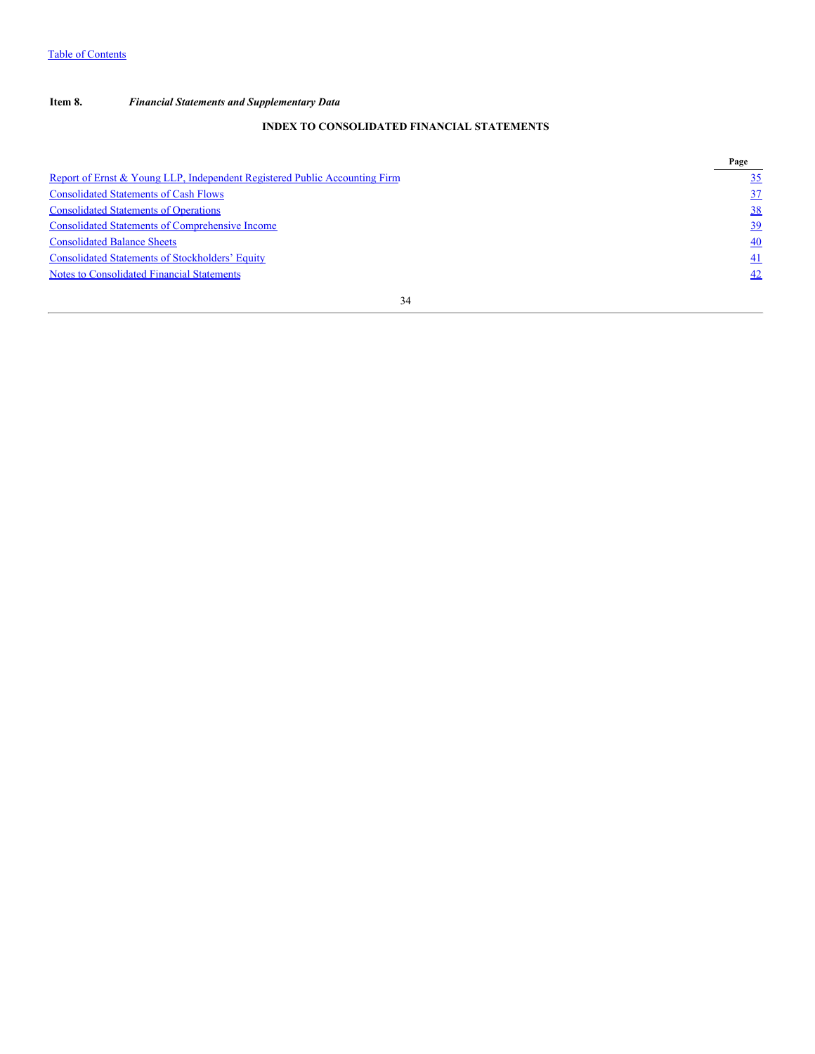Table of Contents

**Item 8.** ***Financial Statements and Supplementary Data***

## INDEX TO CONSOLIDATED FINANCIAL STATEMENTS

| | Page |
|---|---|
| Report of Ernst & Young LLP, Independent Registered Public Accounting Firm | 35 |
| Consolidated Statements of Cash Flows | 37 |
| Consolidated Statements of Operations | 38 |
| Consolidated Statements of Comprehensive Income | 39 |
| Consolidated Balance Sheets | 40 |
| Consolidated Statements of Stockholders' Equity | 41 |
| Notes to Consolidated Financial Statements | 42 |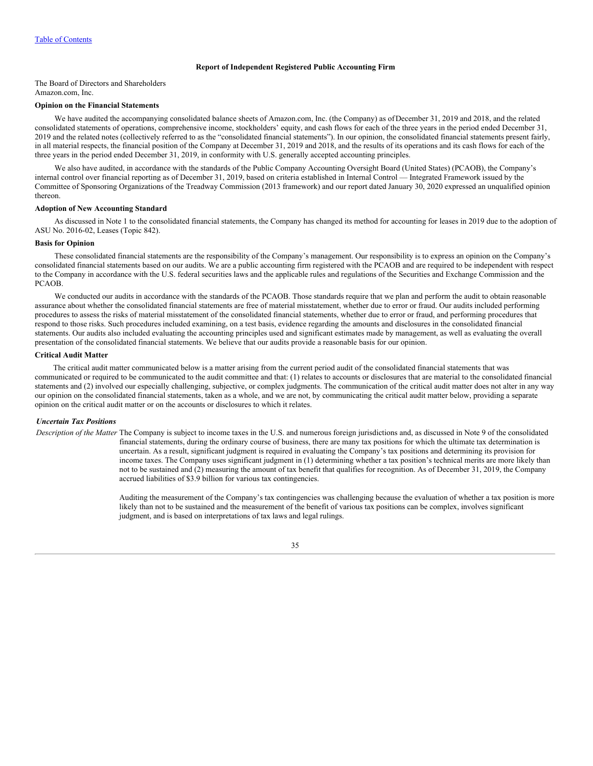Table of Contents

## Report of Independent Registered Public Accounting Firm

The Board of Directors and Shareholders
Amazon.com, Inc.

**Opinion on the Financial Statements**

We have audited the accompanying consolidated balance sheets of Amazon.com, Inc. (the Company) as of December 31, 2019 and 2018, and the related consolidated statements of operations, comprehensive income, stockholders' equity, and cash flows for each of the three years in the period ended December 31, 2019 and the related notes (collectively referred to as the "consolidated financial statements"). In our opinion, the consolidated financial statements present fairly, in all material respects, the financial position of the Company at December 31, 2019 and 2018, and the results of its operations and its cash flows for each of the three years in the period ended December 31, 2019, in conformity with U.S. generally accepted accounting principles.

We also have audited, in accordance with the standards of the Public Company Accounting Oversight Board (United States) (PCAOB), the Company's internal control over financial reporting as of December 31, 2019, based on criteria established in Internal Control — Integrated Framework issued by the Committee of Sponsoring Organizations of the Treadway Commission (2013 framework) and our report dated January 30, 2020 expressed an unqualified opinion thereon.

**Adoption of New Accounting Standard**

As discussed in Note 1 to the consolidated financial statements, the Company has changed its method for accounting for leases in 2019 due to the adoption of ASU No. 2016-02, Leases (Topic 842).

**Basis for Opinion**

These consolidated financial statements are the responsibility of the Company's management. Our responsibility is to express an opinion on the Company's consolidated financial statements based on our audits. We are a public accounting firm registered with the PCAOB and are required to be independent with respect to the Company in accordance with the U.S. federal securities laws and the applicable rules and regulations of the Securities and Exchange Commission and the PCAOB.

We conducted our audits in accordance with the standards of the PCAOB. Those standards require that we plan and perform the audit to obtain reasonable assurance about whether the consolidated financial statements are free of material misstatement, whether due to error or fraud. Our audits included performing procedures to assess the risks of material misstatement of the consolidated financial statements, whether due to error or fraud, and performing procedures that respond to those risks. Such procedures included examining, on a test basis, evidence regarding the amounts and disclosures in the consolidated financial statements. Our audits also included evaluating the accounting principles used and significant estimates made by management, as well as evaluating the overall presentation of the consolidated financial statements. We believe that our audits provide a reasonable basis for our opinion.

**Critical Audit Matter**

The critical audit matter communicated below is a matter arising from the current period audit of the consolidated financial statements that was communicated or required to be communicated to the audit committee and that: (1) relates to accounts or disclosures that are material to the consolidated financial statements and (2) involved our especially challenging, subjective, or complex judgments. The communication of the critical audit matter does not alter in any way our opinion on the consolidated financial statements, taken as a whole, and we are not, by communicating the critical audit matter below, providing a separate opinion on the critical audit matter or on the accounts or disclosures to which it relates.

***Uncertain Tax Positions***

*Description of the Matter* The Company is subject to income taxes in the U.S. and numerous foreign jurisdictions and, as discussed in Note 9 of the consolidated financial statements, during the ordinary course of business, there are many tax positions for which the ultimate tax determination is uncertain. As a result, significant judgment is required in evaluating the Company's tax positions and determining its provision for income taxes. The Company uses significant judgment in (1) determining whether a tax position's technical merits are more likely than not to be sustained and (2) measuring the amount of tax benefit that qualifies for recognition. As of December 31, 2019, the Company accrued liabilities of $3.9 billion for various tax contingencies.

Auditing the measurement of the Company's tax contingencies was challenging because the evaluation of whether a tax position is more likely than not to be sustained and the measurement of the benefit of various tax positions can be complex, involves significant judgment, and is based on interpretations of tax laws and legal rulings.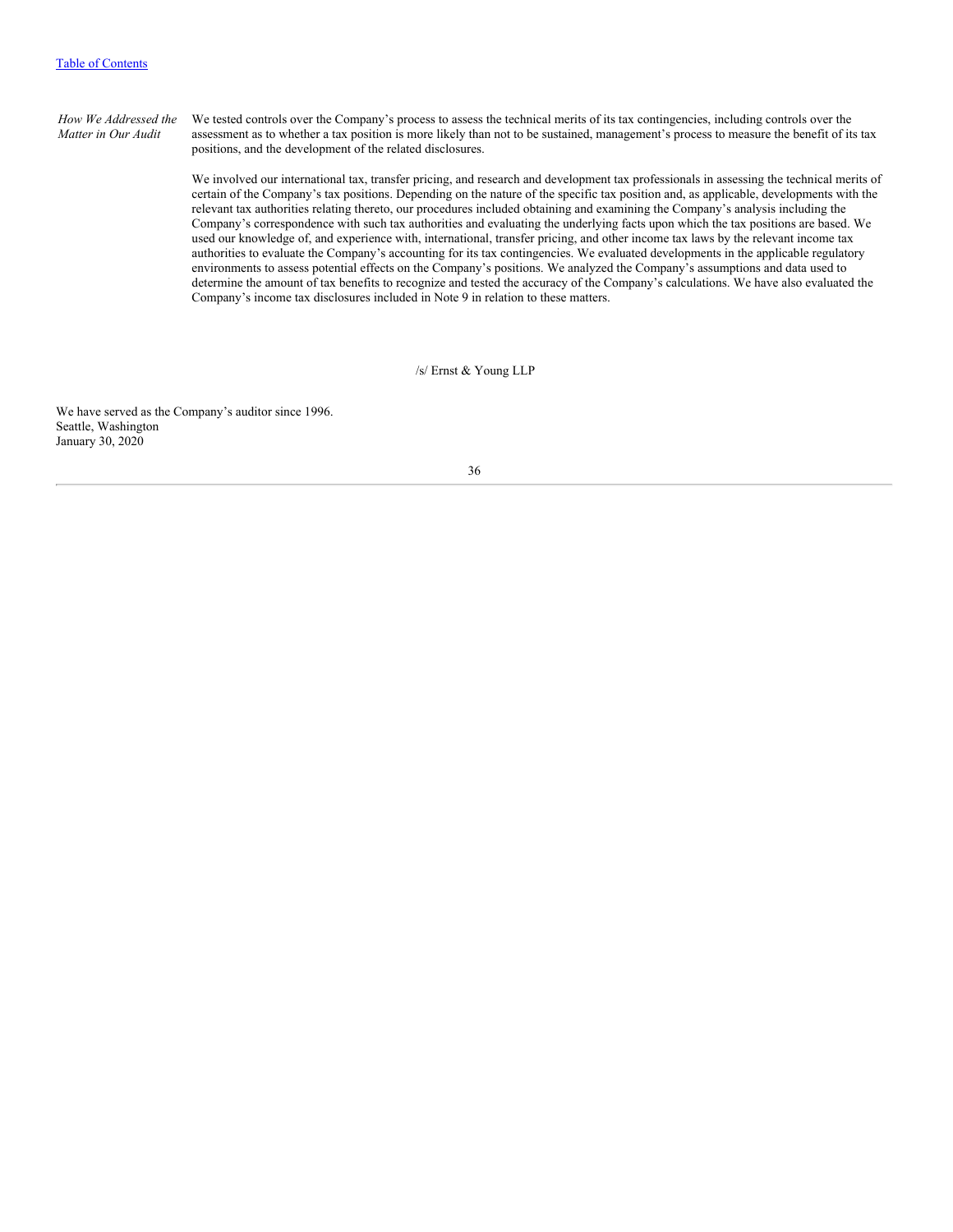| | |
|---|---|
| *How We Addressed the Matter in Our Audit* | We tested controls over the Company's process to assess the technical merits of its tax contingencies, including controls over the assessment as to whether a tax position is more likely than not to be sustained, management's process to measure the benefit of its tax positions, and the development of the related disclosures.<br><br>We involved our international tax, transfer pricing, and research and development tax professionals in assessing the technical merits of certain of the Company's tax positions. Depending on the nature of the specific tax position and, as applicable, developments with the relevant tax authorities relating thereto, our procedures included obtaining and examining the Company's analysis including the Company's correspondence with such tax authorities and evaluating the underlying facts upon which the tax positions are based. We used our knowledge of, and experience with, international, transfer pricing, and other income tax laws by the relevant income tax authorities to evaluate the Company's accounting for its tax contingencies. We evaluated developments in the applicable regulatory environments to assess potential effects on the Company's positions. We analyzed the Company's assumptions and data used to determine the amount of tax benefits to recognize and tested the accuracy of the Company's calculations. We have also evaluated the Company's income tax disclosures included in Note 9 in relation to these matters. |

/s/ Ernst & Young LLP

We have served as the Company's auditor since 1996.
Seattle, Washington
January 30, 2020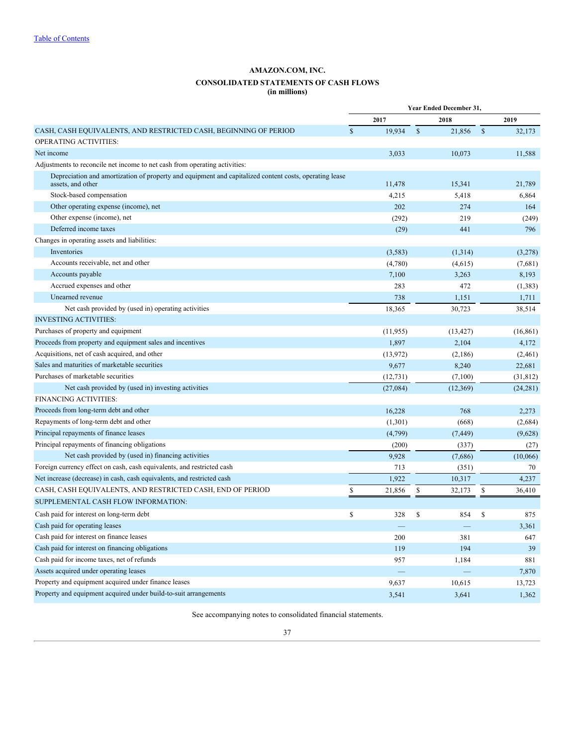Table of Contents

# AMAZON.COM, INC.

## CONSOLIDATED STATEMENTS OF CASH FLOWS

**(in millions)**

| | Year Ended December 31, | | |
|---|---|---|---|
| | 2017 | 2018 | 2019 |
| CASH, CASH EQUIVALENTS, AND RESTRICTED CASH, BEGINNING OF PERIOD | $ 19,934 | $ 21,856 | $ 32,173 |
| OPERATING ACTIVITIES: | | | |
| Net income | 3,033 | 10,073 | 11,588 |
| Adjustments to reconcile net income to net cash from operating activities: | | | |
| Depreciation and amortization of property and equipment and capitalized content costs, operating lease assets, and other | 11,478 | 15,341 | 21,789 |
| Stock-based compensation | 4,215 | 5,418 | 6,864 |
| Other operating expense (income), net | 202 | 274 | 164 |
| Other expense (income), net | (292) | 219 | (249) |
| Deferred income taxes | (29) | 441 | 796 |
| Changes in operating assets and liabilities: | | | |
| Inventories | (3,583) | (1,314) | (3,278) |
| Accounts receivable, net and other | (4,780) | (4,615) | (7,681) |
| Accounts payable | 7,100 | 3,263 | 8,193 |
| Accrued expenses and other | 283 | 472 | (1,383) |
| Unearned revenue | 738 | 1,151 | 1,711 |
| Net cash provided by (used in) operating activities | 18,365 | 30,723 | 38,514 |
| INVESTING ACTIVITIES: | | | |
| Purchases of property and equipment | (11,955) | (13,427) | (16,861) |
| Proceeds from property and equipment sales and incentives | 1,897 | 2,104 | 4,172 |
| Acquisitions, net of cash acquired, and other | (13,972) | (2,186) | (2,461) |
| Sales and maturities of marketable securities | 9,677 | 8,240 | 22,681 |
| Purchases of marketable securities | (12,731) | (7,100) | (31,812) |
| Net cash provided by (used in) investing activities | (27,084) | (12,369) | (24,281) |
| FINANCING ACTIVITIES: | | | |
| Proceeds from long-term debt and other | 16,228 | 768 | 2,273 |
| Repayments of long-term debt and other | (1,301) | (668) | (2,684) |
| Principal repayments of finance leases | (4,799) | (7,449) | (9,628) |
| Principal repayments of financing obligations | (200) | (337) | (27) |
| Net cash provided by (used in) financing activities | 9,928 | (7,686) | (10,066) |
| Foreign currency effect on cash, cash equivalents, and restricted cash | 713 | (351) | 70 |
| Net increase (decrease) in cash, cash equivalents, and restricted cash | 1,922 | 10,317 | 4,237 |
| CASH, CASH EQUIVALENTS, AND RESTRICTED CASH, END OF PERIOD | $ 21,856 | $ 32,173 | $ 36,410 |
| SUPPLEMENTAL CASH FLOW INFORMATION: | | | |
| Cash paid for interest on long-term debt | $ 328 | $ 854 | $ 875 |
| Cash paid for operating leases | — | — | 3,361 |
| Cash paid for interest on finance leases | 200 | 381 | 647 |
| Cash paid for interest on financing obligations | 119 | 194 | 39 |
| Cash paid for income taxes, net of refunds | 957 | 1,184 | 881 |
| Assets acquired under operating leases | — | — | 7,870 |
| Property and equipment acquired under finance leases | 9,637 | 10,615 | 13,723 |
| Property and equipment acquired under build-to-suit arrangements | 3,541 | 3,641 | 1,362 |

See accompanying notes to consolidated financial statements.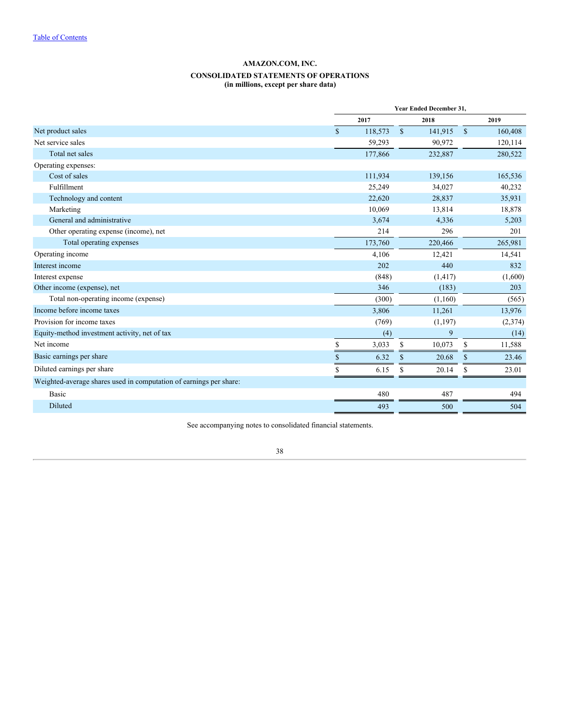Table of Contents

**AMAZON.COM, INC.**

**CONSOLIDATED STATEMENTS OF OPERATIONS**
**(in millions, except per share data)**

| | Year Ended December 31, | | |
|---|---|---|---|
| | 2017 | 2018 | 2019 |
| Net product sales | $ 118,573 | $ 141,915 | $ 160,408 |
| Net service sales | 59,293 | 90,972 | 120,114 |
| Total net sales | 177,866 | 232,887 | 280,522 |
| Operating expenses: | | | |
| Cost of sales | 111,934 | 139,156 | 165,536 |
| Fulfillment | 25,249 | 34,027 | 40,232 |
| Technology and content | 22,620 | 28,837 | 35,931 |
| Marketing | 10,069 | 13,814 | 18,878 |
| General and administrative | 3,674 | 4,336 | 5,203 |
| Other operating expense (income), net | 214 | 296 | 201 |
| Total operating expenses | 173,760 | 220,466 | 265,981 |
| Operating income | 4,106 | 12,421 | 14,541 |
| Interest income | 202 | 440 | 832 |
| Interest expense | (848) | (1,417) | (1,600) |
| Other income (expense), net | 346 | (183) | 203 |
| Total non-operating income (expense) | (300) | (1,160) | (565) |
| Income before income taxes | 3,806 | 11,261 | 13,976 |
| Provision for income taxes | (769) | (1,197) | (2,374) |
| Equity-method investment activity, net of tax | (4) | 9 | (14) |
| Net income | $ 3,033 | $ 10,073 | $ 11,588 |
| Basic earnings per share | $ 6.32 | $ 20.68 | $ 23.46 |
| Diluted earnings per share | $ 6.15 | $ 20.14 | $ 23.01 |
| Weighted-average shares used in computation of earnings per share: | | | |
| Basic | 480 | 487 | 494 |
| Diluted | 493 | 500 | 504 |

See accompanying notes to consolidated financial statements.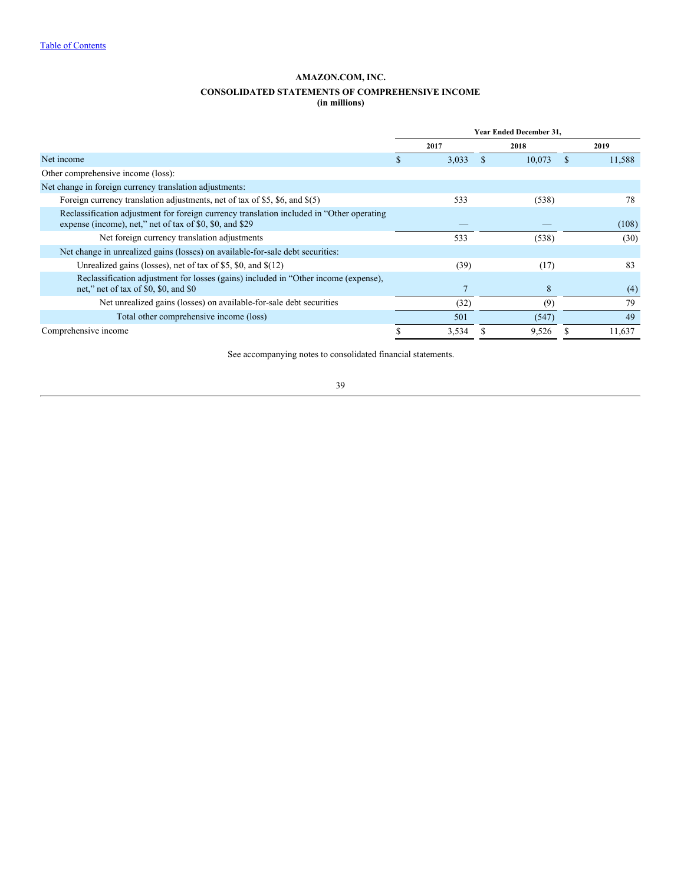**AMAZON.COM, INC.**

**CONSOLIDATED STATEMENTS OF COMPREHENSIVE INCOME**
**(in millions)**

| | Year Ended December 31, | | |
|---|---|---|---|
| | 2017 | 2018 | 2019 |
| Net income | $ 3,033 | $ 10,073 | $ 11,588 |
| Other comprehensive income (loss): | | | |
| Net change in foreign currency translation adjustments: | | | |
| Foreign currency translation adjustments, net of tax of $5, $6, and $(5) | 533 | (538) | 78 |
| Reclassification adjustment for foreign currency translation included in “Other operating expense (income), net,” net of tax of $0, $0, and $29 | — | — | (108) |
| Net foreign currency translation adjustments | 533 | (538) | (30) |
| Net change in unrealized gains (losses) on available-for-sale debt securities: | | | |
| Unrealized gains (losses), net of tax of $5, $0, and $(12) | (39) | (17) | 83 |
| Reclassification adjustment for losses (gains) included in “Other income (expense), net,” net of tax of $0, $0, and $0 | 7 | 8 | (4) |
| Net unrealized gains (losses) on available-for-sale debt securities | (32) | (9) | 79 |
| Total other comprehensive income (loss) | 501 | (547) | 49 |
| Comprehensive income | $ 3,534 | $ 9,526 | $ 11,637 |

See accompanying notes to consolidated financial statements.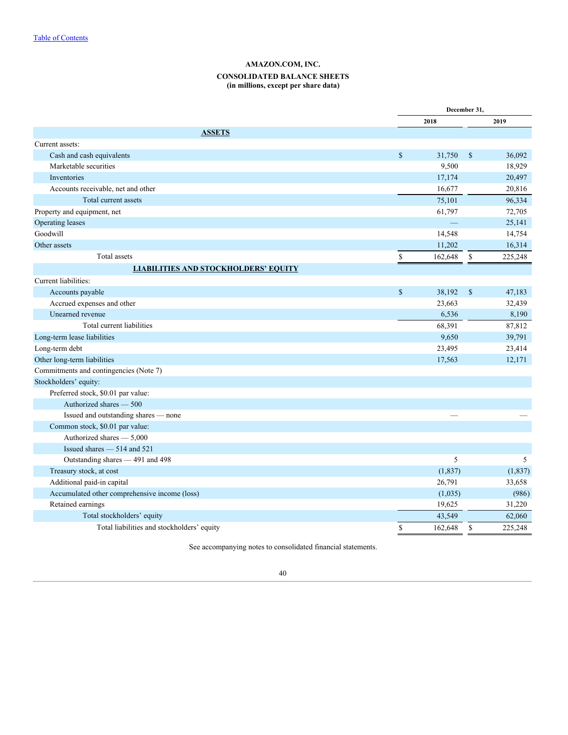[Table of Contents]

**AMAZON.COM, INC.**

**CONSOLIDATED BALANCE SHEETS**
**(in millions, except per share data)**

| | December 31, | |
|---|---|---|
| | 2018 | 2019 |
| **ASSETS** | | |
| Current assets: | | |
| Cash and cash equivalents | $ 31,750 | $ 36,092 |
| Marketable securities | 9,500 | 18,929 |
| Inventories | 17,174 | 20,497 |
| Accounts receivable, net and other | 16,677 | 20,816 |
| Total current assets | 75,101 | 96,334 |
| Property and equipment, net | 61,797 | 72,705 |
| Operating leases | — | 25,141 |
| Goodwill | 14,548 | 14,754 |
| Other assets | 11,202 | 16,314 |
| Total assets | $ 162,648 | $ 225,248 |
| **LIABILITIES AND STOCKHOLDERS' EQUITY** | | |
| Current liabilities: | | |
| Accounts payable | $ 38,192 | $ 47,183 |
| Accrued expenses and other | 23,663 | 32,439 |
| Unearned revenue | 6,536 | 8,190 |
| Total current liabilities | 68,391 | 87,812 |
| Long-term lease liabilities | 9,650 | 39,791 |
| Long-term debt | 23,495 | 23,414 |
| Other long-term liabilities | 17,563 | 12,171 |
| Commitments and contingencies (Note 7) | | |
| Stockholders' equity: | | |
| Preferred stock, $0.01 par value: | | |
| Authorized shares — 500 | | |
| Issued and outstanding shares — none | — | — |
| Common stock, $0.01 par value: | | |
| Authorized shares — 5,000 | | |
| Issued shares — 514 and 521 | | |
| Outstanding shares — 491 and 498 | 5 | 5 |
| Treasury stock, at cost | (1,837) | (1,837) |
| Additional paid-in capital | 26,791 | 33,658 |
| Accumulated other comprehensive income (loss) | (1,035) | (986) |
| Retained earnings | 19,625 | 31,220 |
| Total stockholders' equity | 43,549 | 62,060 |
| Total liabilities and stockholders' equity | $ 162,648 | $ 225,248 |

See accompanying notes to consolidated financial statements.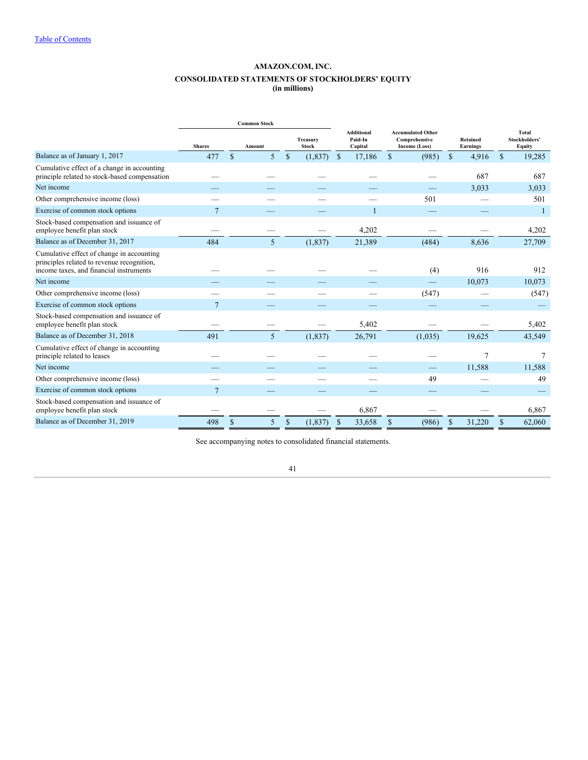[Table of Contents](#)

**AMAZON.COM, INC.**

**CONSOLIDATED STATEMENTS OF STOCKHOLDERS' EQUITY**
**(in millions)**

| | Common Stock | | | | | | |
|---|---|---|---|---|---|---|---|
| | Shares | Amount | Treasury Stock | Additional Paid-In Capital | Accumulated Other Comprehensive Income (Loss) | Retained Earnings | Total Stockholders' Equity |
| Balance as of January 1, 2017 | 477 | $ 5 | $ (1,837) | $ 17,186 | $ (985) | $ 4,916 | $ 19,285 |
| Cumulative effect of a change in accounting principle related to stock-based compensation | — | — | — | — | — | 687 | 687 |
| Net income | — | — | — | — | — | 3,033 | 3,033 |
| Other comprehensive income (loss) | — | — | — | — | 501 | — | 501 |
| Exercise of common stock options | 7 | — | — | 1 | — | — | 1 |
| Stock-based compensation and issuance of employee benefit plan stock | — | — | — | 4,202 | — | — | 4,202 |
| Balance as of December 31, 2017 | 484 | 5 | (1,837) | 21,389 | (484) | 8,636 | 27,709 |
| Cumulative effect of change in accounting principles related to revenue recognition, income taxes, and financial instruments | — | — | — | — | (4) | 916 | 912 |
| Net income | — | — | — | — | — | 10,073 | 10,073 |
| Other comprehensive income (loss) | — | — | — | — | (547) | — | (547) |
| Exercise of common stock options | 7 | — | — | — | — | — | — |
| Stock-based compensation and issuance of employee benefit plan stock | — | — | — | 5,402 | — | — | 5,402 |
| Balance as of December 31, 2018 | 491 | 5 | (1,837) | 26,791 | (1,035) | 19,625 | 43,549 |
| Cumulative effect of change in accounting principle related to leases | — | — | — | — | — | 7 | 7 |
| Net income | — | — | — | — | — | 11,588 | 11,588 |
| Other comprehensive income (loss) | — | — | — | — | 49 | — | 49 |
| Exercise of common stock options | 7 | — | — | — | — | — | — |
| Stock-based compensation and issuance of employee benefit plan stock | — | — | — | 6,867 | — | — | 6,867 |
| Balance as of December 31, 2019 | 498 | $ 5 | $ (1,837) | $ 33,658 | $ (986) | $ 31,220 | $ 62,060 |

See accompanying notes to consolidated financial statements.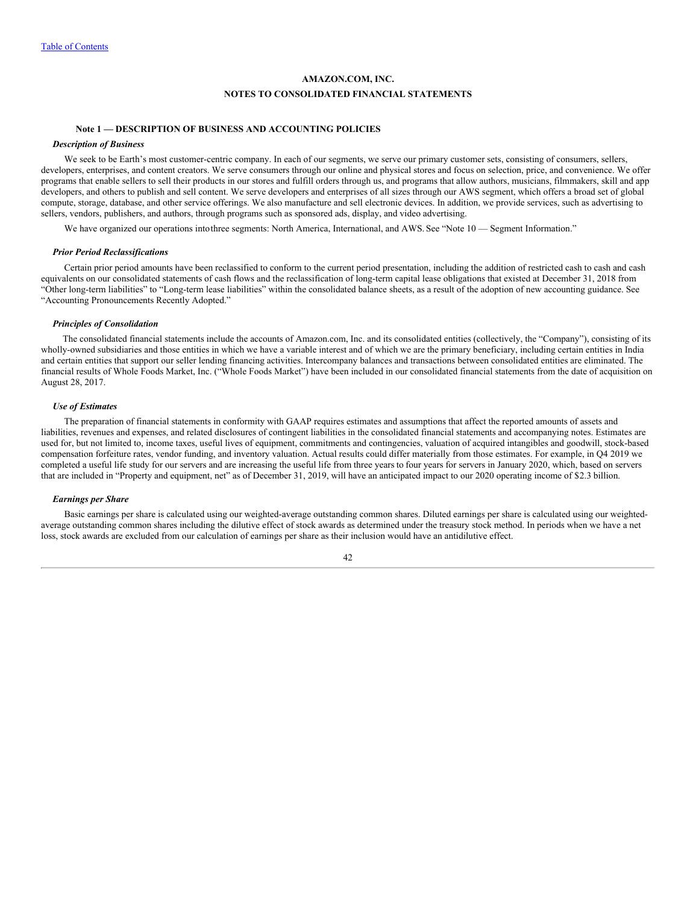[Table of Contents](#)

# AMAZON.COM, INC.

## NOTES TO CONSOLIDATED FINANCIAL STATEMENTS

### Note 1 — DESCRIPTION OF BUSINESS AND ACCOUNTING POLICIES

***Description of Business***

We seek to be Earth's most customer-centric company. In each of our segments, we serve our primary customer sets, consisting of consumers, sellers, developers, enterprises, and content creators. We serve consumers through our online and physical stores and focus on selection, price, and convenience. We offer programs that enable sellers to sell their products in our stores and fulfill orders through us, and programs that allow authors, musicians, filmmakers, skill and app developers, and others to publish and sell content. We serve developers and enterprises of all sizes through our AWS segment, which offers a broad set of global compute, storage, database, and other service offerings. We also manufacture and sell electronic devices. In addition, we provide services, such as advertising to sellers, vendors, publishers, and authors, through programs such as sponsored ads, display, and video advertising.

We have organized our operations into three segments: North America, International, and AWS. See "Note 10 — Segment Information."

***Prior Period Reclassifications***

Certain prior period amounts have been reclassified to conform to the current period presentation, including the addition of restricted cash to cash and cash equivalents on our consolidated statements of cash flows and the reclassification of long-term capital lease obligations that existed at December 31, 2018 from "Other long-term liabilities" to "Long-term lease liabilities" within the consolidated balance sheets, as a result of the adoption of new accounting guidance. See "Accounting Pronouncements Recently Adopted."

***Principles of Consolidation***

The consolidated financial statements include the accounts of Amazon.com, Inc. and its consolidated entities (collectively, the "Company"), consisting of its wholly-owned subsidiaries and those entities in which we have a variable interest and of which we are the primary beneficiary, including certain entities in India and certain entities that support our seller lending financing activities. Intercompany balances and transactions between consolidated entities are eliminated. The financial results of Whole Foods Market, Inc. ("Whole Foods Market") have been included in our consolidated financial statements from the date of acquisition on August 28, 2017.

***Use of Estimates***

The preparation of financial statements in conformity with GAAP requires estimates and assumptions that affect the reported amounts of assets and liabilities, revenues and expenses, and related disclosures of contingent liabilities in the consolidated financial statements and accompanying notes. Estimates are used for, but not limited to, income taxes, useful lives of equipment, commitments and contingencies, valuation of acquired intangibles and goodwill, stock-based compensation forfeiture rates, vendor funding, and inventory valuation. Actual results could differ materially from those estimates. For example, in Q4 2019 we completed a useful life study for our servers and are increasing the useful life from three years to four years for servers in January 2020, which, based on servers that are included in "Property and equipment, net" as of December 31, 2019, will have an anticipated impact to our 2020 operating income of $2.3 billion.

***Earnings per Share***

Basic earnings per share is calculated using our weighted-average outstanding common shares. Diluted earnings per share is calculated using our weighted-average outstanding common shares including the dilutive effect of stock awards as determined under the treasury stock method. In periods when we have a net loss, stock awards are excluded from our calculation of earnings per share as their inclusion would have an antidilutive effect.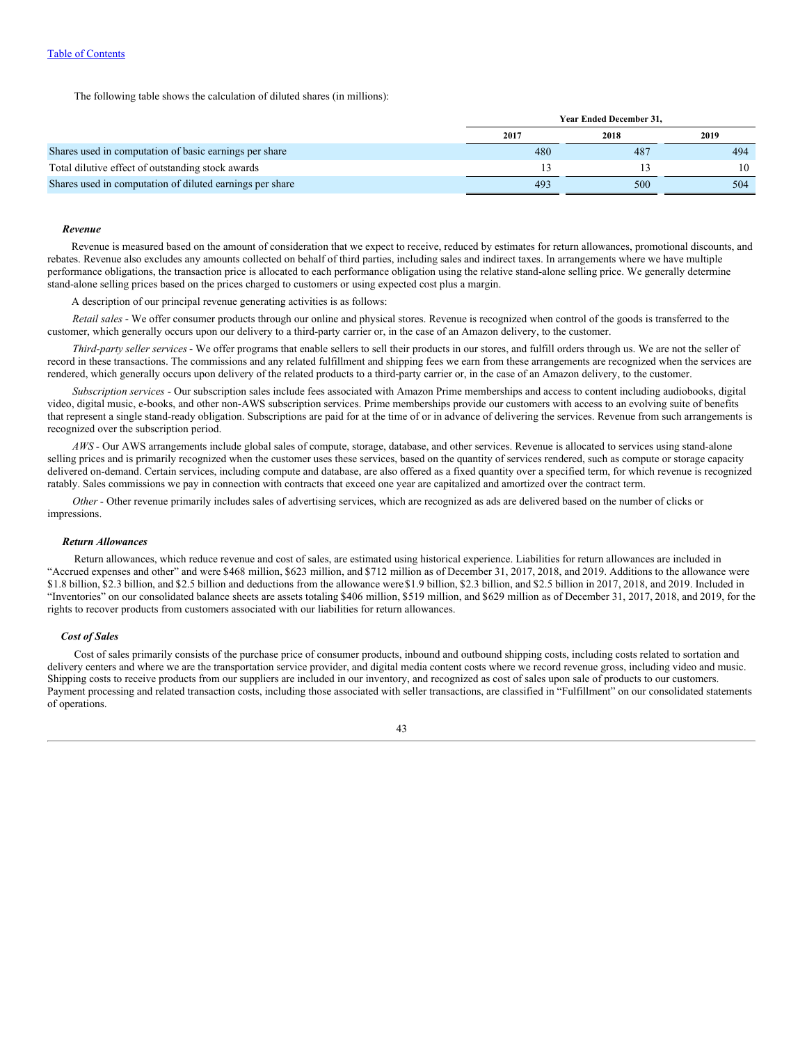The following table shows the calculation of diluted shares (in millions):

| | Year Ended December 31, | | |
|---|---|---|---|
| | 2017 | 2018 | 2019 |
| Shares used in computation of basic earnings per share | 480 | 487 | 494 |
| Total dilutive effect of outstanding stock awards | 13 | 13 | 10 |
| Shares used in computation of diluted earnings per share | 493 | 500 | 504 |

#### *Revenue*

Revenue is measured based on the amount of consideration that we expect to receive, reduced by estimates for return allowances, promotional discounts, and rebates. Revenue also excludes any amounts collected on behalf of third parties, including sales and indirect taxes. In arrangements where we have multiple performance obligations, the transaction price is allocated to each performance obligation using the relative stand-alone selling price. We generally determine stand-alone selling prices based on the prices charged to customers or using expected cost plus a margin.

A description of our principal revenue generating activities is as follows:

*Retail sales* - We offer consumer products through our online and physical stores. Revenue is recognized when control of the goods is transferred to the customer, which generally occurs upon our delivery to a third-party carrier or, in the case of an Amazon delivery, to the customer.

*Third-party seller services* - We offer programs that enable sellers to sell their products in our stores, and fulfill orders through us. We are not the seller of record in these transactions. The commissions and any related fulfillment and shipping fees we earn from these arrangements are recognized when the services are rendered, which generally occurs upon delivery of the related products to a third-party carrier or, in the case of an Amazon delivery, to the customer.

*Subscription services* - Our subscription sales include fees associated with Amazon Prime memberships and access to content including audiobooks, digital video, digital music, e-books, and other non-AWS subscription services. Prime memberships provide our customers with access to an evolving suite of benefits that represent a single stand-ready obligation. Subscriptions are paid for at the time of or in advance of delivering the services. Revenue from such arrangements is recognized over the subscription period.

*AWS* - Our AWS arrangements include global sales of compute, storage, database, and other services. Revenue is allocated to services using stand-alone selling prices and is primarily recognized when the customer uses these services, based on the quantity of services rendered, such as compute or storage capacity delivered on-demand. Certain services, including compute and database, are also offered as a fixed quantity over a specified term, for which revenue is recognized ratably. Sales commissions we pay in connection with contracts that exceed one year are capitalized and amortized over the contract term.

*Other* - Other revenue primarily includes sales of advertising services, which are recognized as ads are delivered based on the number of clicks or impressions.

#### *Return Allowances*

Return allowances, which reduce revenue and cost of sales, are estimated using historical experience. Liabilities for return allowances are included in "Accrued expenses and other" and were $468 million, $623 million, and $712 million as of December 31, 2017, 2018, and 2019. Additions to the allowance were $1.8 billion, $2.3 billion, and $2.5 billion and deductions from the allowance were $1.9 billion, $2.3 billion, and $2.5 billion in 2017, 2018, and 2019. Included in "Inventories" on our consolidated balance sheets are assets totaling $406 million, $519 million, and $629 million as of December 31, 2017, 2018, and 2019, for the rights to recover products from customers associated with our liabilities for return allowances.

#### *Cost of Sales*

Cost of sales primarily consists of the purchase price of consumer products, inbound and outbound shipping costs, including costs related to sortation and delivery centers and where we are the transportation service provider, and digital media content costs where we record revenue gross, including video and music. Shipping costs to receive products from our suppliers are included in our inventory, and recognized as cost of sales upon sale of products to our customers. Payment processing and related transaction costs, including those associated with seller transactions, are classified in "Fulfillment" on our consolidated statements of operations.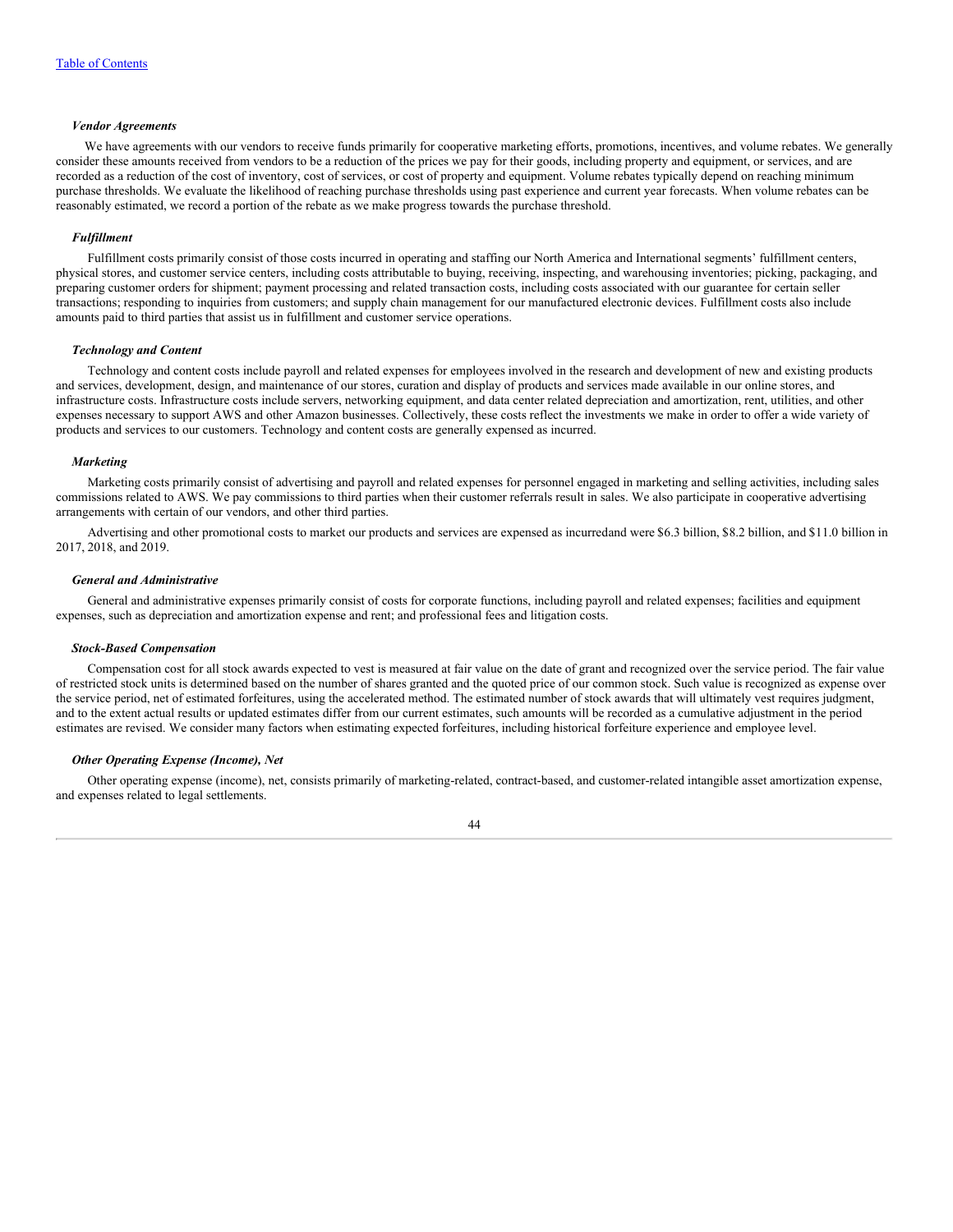#### *Vendor Agreements*

We have agreements with our vendors to receive funds primarily for cooperative marketing efforts, promotions, incentives, and volume rebates. We generally consider these amounts received from vendors to be a reduction of the prices we pay for their goods, including property and equipment, or services, and are recorded as a reduction of the cost of inventory, cost of services, or cost of property and equipment. Volume rebates typically depend on reaching minimum purchase thresholds. We evaluate the likelihood of reaching purchase thresholds using past experience and current year forecasts. When volume rebates can be reasonably estimated, we record a portion of the rebate as we make progress towards the purchase threshold.

#### *Fulfillment*

Fulfillment costs primarily consist of those costs incurred in operating and staffing our North America and International segments' fulfillment centers, physical stores, and customer service centers, including costs attributable to buying, receiving, inspecting, and warehousing inventories; picking, packaging, and preparing customer orders for shipment; payment processing and related transaction costs, including costs associated with our guarantee for certain seller transactions; responding to inquiries from customers; and supply chain management for our manufactured electronic devices. Fulfillment costs also include amounts paid to third parties that assist us in fulfillment and customer service operations.

#### *Technology and Content*

Technology and content costs include payroll and related expenses for employees involved in the research and development of new and existing products and services, development, design, and maintenance of our stores, curation and display of products and services made available in our online stores, and infrastructure costs. Infrastructure costs include servers, networking equipment, and data center related depreciation and amortization, rent, utilities, and other expenses necessary to support AWS and other Amazon businesses. Collectively, these costs reflect the investments we make in order to offer a wide variety of products and services to our customers. Technology and content costs are generally expensed as incurred.

#### *Marketing*

Marketing costs primarily consist of advertising and payroll and related expenses for personnel engaged in marketing and selling activities, including sales commissions related to AWS. We pay commissions to third parties when their customer referrals result in sales. We also participate in cooperative advertising arrangements with certain of our vendors, and other third parties.

Advertising and other promotional costs to market our products and services are expensed as incurredand were $6.3 billion, $8.2 billion, and $11.0 billion in 2017, 2018, and 2019.

#### *General and Administrative*

General and administrative expenses primarily consist of costs for corporate functions, including payroll and related expenses; facilities and equipment expenses, such as depreciation and amortization expense and rent; and professional fees and litigation costs.

#### *Stock-Based Compensation*

Compensation cost for all stock awards expected to vest is measured at fair value on the date of grant and recognized over the service period. The fair value of restricted stock units is determined based on the number of shares granted and the quoted price of our common stock. Such value is recognized as expense over the service period, net of estimated forfeitures, using the accelerated method. The estimated number of stock awards that will ultimately vest requires judgment, and to the extent actual results or updated estimates differ from our current estimates, such amounts will be recorded as a cumulative adjustment in the period estimates are revised. We consider many factors when estimating expected forfeitures, including historical forfeiture experience and employee level.

#### *Other Operating Expense (Income), Net*

Other operating expense (income), net, consists primarily of marketing-related, contract-based, and customer-related intangible asset amortization expense, and expenses related to legal settlements.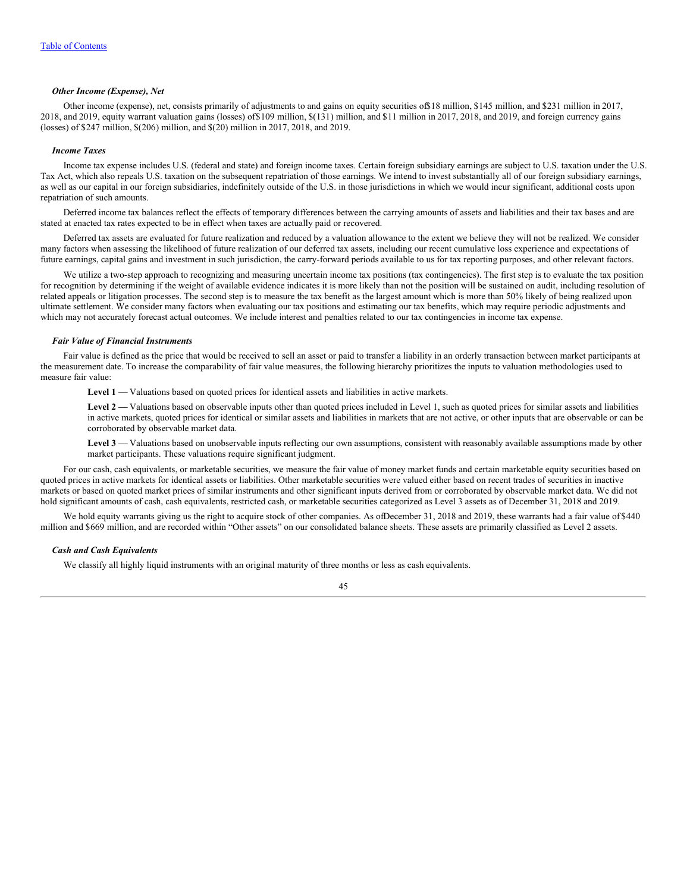*Other Income (Expense), Net*

Other income (expense), net, consists primarily of adjustments to and gains on equity securities of $18 million, $145 million, and $231 million in 2017, 2018, and 2019, equity warrant valuation gains (losses) of $109 million, $(131) million, and $11 million in 2017, 2018, and 2019, and foreign currency gains (losses) of $247 million, $(206) million, and $(20) million in 2017, 2018, and 2019.

*Income Taxes*

Income tax expense includes U.S. (federal and state) and foreign income taxes. Certain foreign subsidiary earnings are subject to U.S. taxation under the U.S. Tax Act, which also repeals U.S. taxation on the subsequent repatriation of those earnings. We intend to invest substantially all of our foreign subsidiary earnings, as well as our capital in our foreign subsidiaries, indefinitely outside of the U.S. in those jurisdictions in which we would incur significant, additional costs upon repatriation of such amounts.

Deferred income tax balances reflect the effects of temporary differences between the carrying amounts of assets and liabilities and their tax bases and are stated at enacted tax rates expected to be in effect when taxes are actually paid or recovered.

Deferred tax assets are evaluated for future realization and reduced by a valuation allowance to the extent we believe they will not be realized. We consider many factors when assessing the likelihood of future realization of our deferred tax assets, including our recent cumulative loss experience and expectations of future earnings, capital gains and investment in such jurisdiction, the carry-forward periods available to us for tax reporting purposes, and other relevant factors.

We utilize a two-step approach to recognizing and measuring uncertain income tax positions (tax contingencies). The first step is to evaluate the tax position for recognition by determining if the weight of available evidence indicates it is more likely than not the position will be sustained on audit, including resolution of related appeals or litigation processes. The second step is to measure the tax benefit as the largest amount which is more than 50% likely of being realized upon ultimate settlement. We consider many factors when evaluating our tax positions and estimating our tax benefits, which may require periodic adjustments and which may not accurately forecast actual outcomes. We include interest and penalties related to our tax contingencies in income tax expense.

*Fair Value of Financial Instruments*

Fair value is defined as the price that would be received to sell an asset or paid to transfer a liability in an orderly transaction between market participants at the measurement date. To increase the comparability of fair value measures, the following hierarchy prioritizes the inputs to valuation methodologies used to measure fair value:

**Level 1 —** Valuations based on quoted prices for identical assets and liabilities in active markets.

**Level 2 —** Valuations based on observable inputs other than quoted prices included in Level 1, such as quoted prices for similar assets and liabilities in active markets, quoted prices for identical or similar assets and liabilities in markets that are not active, or other inputs that are observable or can be corroborated by observable market data.

**Level 3 —** Valuations based on unobservable inputs reflecting our own assumptions, consistent with reasonably available assumptions made by other market participants. These valuations require significant judgment.

For our cash, cash equivalents, or marketable securities, we measure the fair value of money market funds and certain marketable equity securities based on quoted prices in active markets for identical assets or liabilities. Other marketable securities were valued either based on recent trades of securities in inactive markets or based on quoted market prices of similar instruments and other significant inputs derived from or corroborated by observable market data. We did not hold significant amounts of cash, cash equivalents, restricted cash, or marketable securities categorized as Level 3 assets as of December 31, 2018 and 2019.

We hold equity warrants giving us the right to acquire stock of other companies. As of December 31, 2018 and 2019, these warrants had a fair value of $440 million and $669 million, and are recorded within "Other assets" on our consolidated balance sheets. These assets are primarily classified as Level 2 assets.

*Cash and Cash Equivalents*

We classify all highly liquid instruments with an original maturity of three months or less as cash equivalents.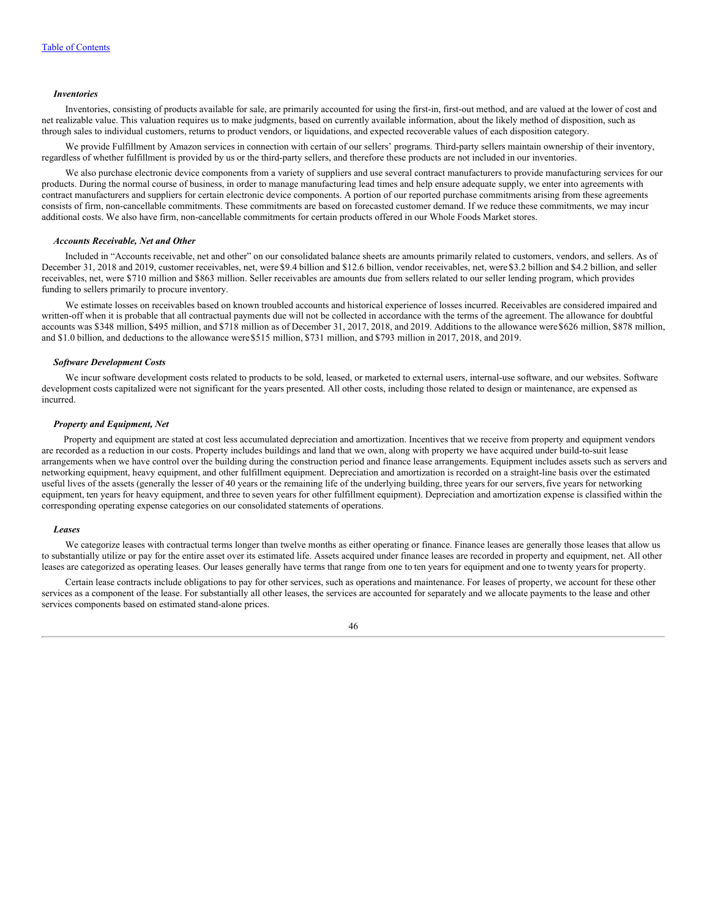***Inventories***

Inventories, consisting of products available for sale, are primarily accounted for using the first-in, first-out method, and are valued at the lower of cost and net realizable value. This valuation requires us to make judgments, based on currently available information, about the likely method of disposition, such as through sales to individual customers, returns to product vendors, or liquidations, and expected recoverable values of each disposition category.

We provide Fulfillment by Amazon services in connection with certain of our sellers' programs. Third-party sellers maintain ownership of their inventory, regardless of whether fulfillment is provided by us or the third-party sellers, and therefore these products are not included in our inventories.

We also purchase electronic device components from a variety of suppliers and use several contract manufacturers to provide manufacturing services for our products. During the normal course of business, in order to manage manufacturing lead times and help ensure adequate supply, we enter into agreements with contract manufacturers and suppliers for certain electronic device components. A portion of our reported purchase commitments arising from these agreements consists of firm, non-cancellable commitments. These commitments are based on forecasted customer demand. If we reduce these commitments, we may incur additional costs. We also have firm, non-cancellable commitments for certain products offered in our Whole Foods Market stores.

***Accounts Receivable, Net and Other***

Included in "Accounts receivable, net and other" on our consolidated balance sheets are amounts primarily related to customers, vendors, and sellers. As of December 31, 2018 and 2019, customer receivables, net, were $9.4 billion and $12.6 billion, vendor receivables, net, were $3.2 billion and $4.2 billion, and seller receivables, net, were $710 million and $863 million. Seller receivables are amounts due from sellers related to our seller lending program, which provides funding to sellers primarily to procure inventory.

We estimate losses on receivables based on known troubled accounts and historical experience of losses incurred. Receivables are considered impaired and written-off when it is probable that all contractual payments due will not be collected in accordance with the terms of the agreement. The allowance for doubtful accounts was $348 million, $495 million, and $718 million as of December 31, 2017, 2018, and 2019. Additions to the allowance were $626 million, $878 million, and $1.0 billion, and deductions to the allowance were $515 million, $731 million, and $793 million in 2017, 2018, and 2019.

***Software Development Costs***

We incur software development costs related to products to be sold, leased, or marketed to external users, internal-use software, and our websites. Software development costs capitalized were not significant for the years presented. All other costs, including those related to design or maintenance, are expensed as incurred.

***Property and Equipment, Net***

Property and equipment are stated at cost less accumulated depreciation and amortization. Incentives that we receive from property and equipment vendors are recorded as a reduction in our costs. Property includes buildings and land that we own, along with property we have acquired under build-to-suit lease arrangements when we have control over the building during the construction period and finance lease arrangements. Equipment includes assets such as servers and networking equipment, heavy equipment, and other fulfillment equipment. Depreciation and amortization is recorded on a straight-line basis over the estimated useful lives of the assets (generally the lesser of 40 years or the remaining life of the underlying building, three years for our servers, five years for networking equipment, ten years for heavy equipment, and three to seven years for other fulfillment equipment). Depreciation and amortization expense is classified within the corresponding operating expense categories on our consolidated statements of operations.

***Leases***

We categorize leases with contractual terms longer than twelve months as either operating or finance. Finance leases are generally those leases that allow us to substantially utilize or pay for the entire asset over its estimated life. Assets acquired under finance leases are recorded in property and equipment, net. All other leases are categorized as operating leases. Our leases generally have terms that range from one to ten years for equipment and one to twenty years for property.

Certain lease contracts include obligations to pay for other services, such as operations and maintenance. For leases of property, we account for these other services as a component of the lease. For substantially all other leases, the services are accounted for separately and we allocate payments to the lease and other services components based on estimated stand-alone prices.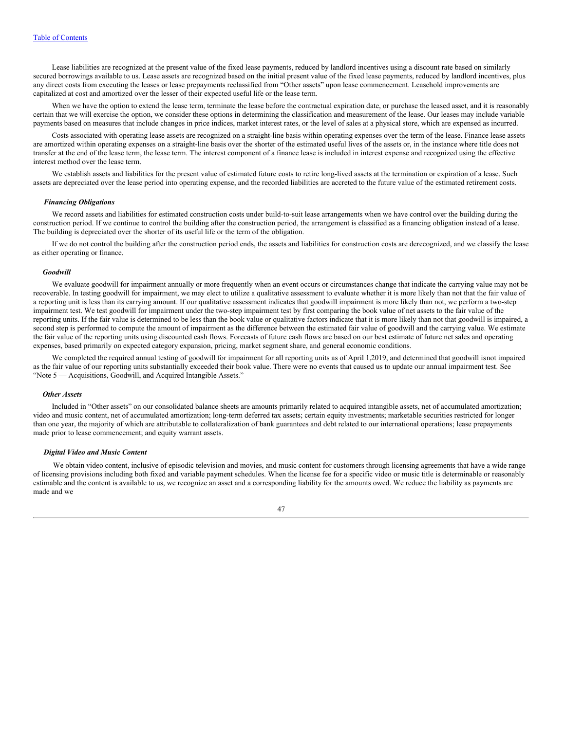Lease liabilities are recognized at the present value of the fixed lease payments, reduced by landlord incentives using a discount rate based on similarly secured borrowings available to us. Lease assets are recognized based on the initial present value of the fixed lease payments, reduced by landlord incentives, plus any direct costs from executing the leases or lease prepayments reclassified from "Other assets" upon lease commencement. Leasehold improvements are capitalized at cost and amortized over the lesser of their expected useful life or the lease term.

When we have the option to extend the lease term, terminate the lease before the contractual expiration date, or purchase the leased asset, and it is reasonably certain that we will exercise the option, we consider these options in determining the classification and measurement of the lease. Our leases may include variable payments based on measures that include changes in price indices, market interest rates, or the level of sales at a physical store, which are expensed as incurred.

Costs associated with operating lease assets are recognized on a straight-line basis within operating expenses over the term of the lease. Finance lease assets are amortized within operating expenses on a straight-line basis over the shorter of the estimated useful lives of the assets or, in the instance where title does not transfer at the end of the lease term, the lease term. The interest component of a finance lease is included in interest expense and recognized using the effective interest method over the lease term.

We establish assets and liabilities for the present value of estimated future costs to retire long-lived assets at the termination or expiration of a lease. Such assets are depreciated over the lease period into operating expense, and the recorded liabilities are accreted to the future value of the estimated retirement costs.

***Financing Obligations***

We record assets and liabilities for estimated construction costs under build-to-suit lease arrangements when we have control over the building during the construction period. If we continue to control the building after the construction period, the arrangement is classified as a financing obligation instead of a lease. The building is depreciated over the shorter of its useful life or the term of the obligation.

If we do not control the building after the construction period ends, the assets and liabilities for construction costs are derecognized, and we classify the lease as either operating or finance.

***Goodwill***

We evaluate goodwill for impairment annually or more frequently when an event occurs or circumstances change that indicate the carrying value may not be recoverable. In testing goodwill for impairment, we may elect to utilize a qualitative assessment to evaluate whether it is more likely than not that the fair value of a reporting unit is less than its carrying amount. If our qualitative assessment indicates that goodwill impairment is more likely than not, we perform a two-step impairment test. We test goodwill for impairment under the two-step impairment test by first comparing the book value of net assets to the fair value of the reporting units. If the fair value is determined to be less than the book value or qualitative factors indicate that it is more likely than not that goodwill is impaired, a second step is performed to compute the amount of impairment as the difference between the estimated fair value of goodwill and the carrying value. We estimate the fair value of the reporting units using discounted cash flows. Forecasts of future cash flows are based on our best estimate of future net sales and operating expenses, based primarily on expected category expansion, pricing, market segment share, and general economic conditions.

We completed the required annual testing of goodwill for impairment for all reporting units as of April 1,2019, and determined that goodwill isnot impaired as the fair value of our reporting units substantially exceeded their book value. There were no events that caused us to update our annual impairment test. See "Note 5 — Acquisitions, Goodwill, and Acquired Intangible Assets."

***Other Assets***

Included in "Other assets" on our consolidated balance sheets are amounts primarily related to acquired intangible assets, net of accumulated amortization; video and music content, net of accumulated amortization; long-term deferred tax assets; certain equity investments; marketable securities restricted for longer than one year, the majority of which are attributable to collateralization of bank guarantees and debt related to our international operations; lease prepayments made prior to lease commencement; and equity warrant assets.

***Digital Video and Music Content***

We obtain video content, inclusive of episodic television and movies, and music content for customers through licensing agreements that have a wide range of licensing provisions including both fixed and variable payment schedules. When the license fee for a specific video or music title is determinable or reasonably estimable and the content is available to us, we recognize an asset and a corresponding liability for the amounts owed. We reduce the liability as payments are made and we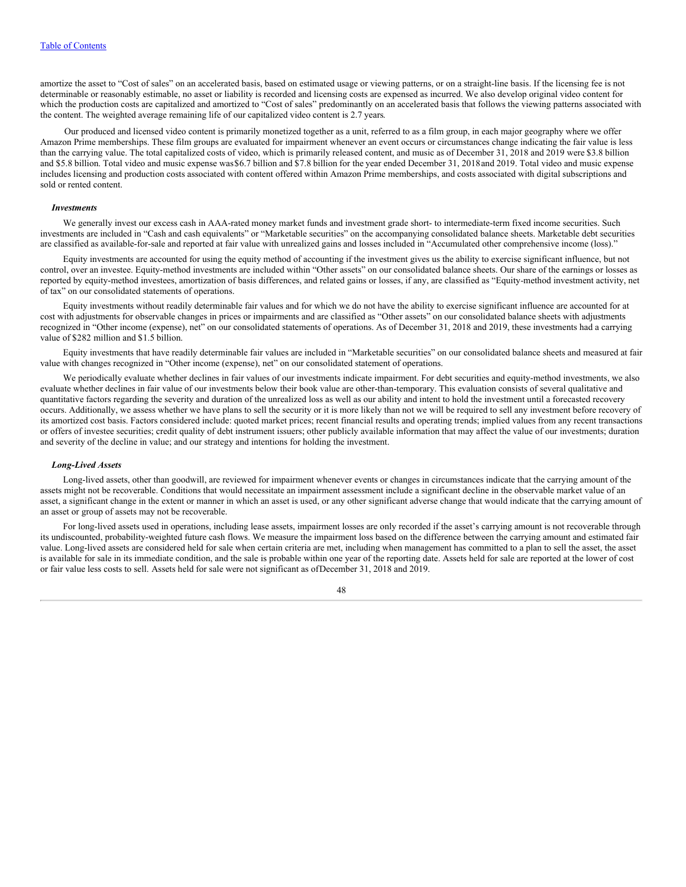amortize the asset to “Cost of sales” on an accelerated basis, based on estimated usage or viewing patterns, or on a straight-line basis. If the licensing fee is not determinable or reasonably estimable, no asset or liability is recorded and licensing costs are expensed as incurred. We also develop original video content for which the production costs are capitalized and amortized to “Cost of sales” predominantly on an accelerated basis that follows the viewing patterns associated with the content. The weighted average remaining life of our capitalized video content is 2.7 years.

Our produced and licensed video content is primarily monetized together as a unit, referred to as a film group, in each major geography where we offer Amazon Prime memberships. These film groups are evaluated for impairment whenever an event occurs or circumstances change indicating the fair value is less than the carrying value. The total capitalized costs of video, which is primarily released content, and music as of December 31, 2018 and 2019 were $3.8 billion and $5.8 billion. Total video and music expense was $6.7 billion and $7.8 billion for the year ended December 31, 2018 and 2019. Total video and music expense includes licensing and production costs associated with content offered within Amazon Prime memberships, and costs associated with digital subscriptions and sold or rented content.

***Investments***

We generally invest our excess cash in AAA-rated money market funds and investment grade short- to intermediate-term fixed income securities. Such investments are included in “Cash and cash equivalents” or “Marketable securities” on the accompanying consolidated balance sheets. Marketable debt securities are classified as available-for-sale and reported at fair value with unrealized gains and losses included in “Accumulated other comprehensive income (loss).”

Equity investments are accounted for using the equity method of accounting if the investment gives us the ability to exercise significant influence, but not control, over an investee. Equity-method investments are included within “Other assets” on our consolidated balance sheets. Our share of the earnings or losses as reported by equity-method investees, amortization of basis differences, and related gains or losses, if any, are classified as “Equity-method investment activity, net of tax” on our consolidated statements of operations.

Equity investments without readily determinable fair values and for which we do not have the ability to exercise significant influence are accounted for at cost with adjustments for observable changes in prices or impairments and are classified as “Other assets” on our consolidated balance sheets with adjustments recognized in “Other income (expense), net” on our consolidated statements of operations. As of December 31, 2018 and 2019, these investments had a carrying value of $282 million and $1.5 billion.

Equity investments that have readily determinable fair values are included in “Marketable securities” on our consolidated balance sheets and measured at fair value with changes recognized in “Other income (expense), net” on our consolidated statement of operations.

We periodically evaluate whether declines in fair values of our investments indicate impairment. For debt securities and equity-method investments, we also evaluate whether declines in fair value of our investments below their book value are other-than-temporary. This evaluation consists of several qualitative and quantitative factors regarding the severity and duration of the unrealized loss as well as our ability and intent to hold the investment until a forecasted recovery occurs. Additionally, we assess whether we have plans to sell the security or it is more likely than not we will be required to sell any investment before recovery of its amortized cost basis. Factors considered include: quoted market prices; recent financial results and operating trends; implied values from any recent transactions or offers of investee securities; credit quality of debt instrument issuers; other publicly available information that may affect the value of our investments; duration and severity of the decline in value; and our strategy and intentions for holding the investment.

***Long-Lived Assets***

Long-lived assets, other than goodwill, are reviewed for impairment whenever events or changes in circumstances indicate that the carrying amount of the assets might not be recoverable. Conditions that would necessitate an impairment assessment include a significant decline in the observable market value of an asset, a significant change in the extent or manner in which an asset is used, or any other significant adverse change that would indicate that the carrying amount of an asset or group of assets may not be recoverable.

For long-lived assets used in operations, including lease assets, impairment losses are only recorded if the asset’s carrying amount is not recoverable through its undiscounted, probability-weighted future cash flows. We measure the impairment loss based on the difference between the carrying amount and estimated fair value. Long-lived assets are considered held for sale when certain criteria are met, including when management has committed to a plan to sell the asset, the asset is available for sale in its immediate condition, and the sale is probable within one year of the reporting date. Assets held for sale are reported at the lower of cost or fair value less costs to sell. Assets held for sale were not significant as of December 31, 2018 and 2019.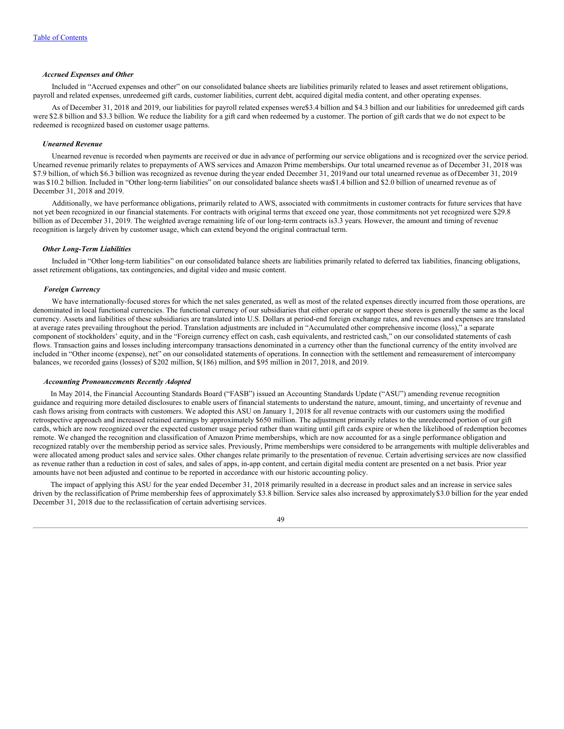[Table of Contents](#)

***Accrued Expenses and Other***

Included in "Accrued expenses and other" on our consolidated balance sheets are liabilities primarily related to leases and asset retirement obligations, payroll and related expenses, unredeemed gift cards, customer liabilities, current debt, acquired digital media content, and other operating expenses.

As of December 31, 2018 and 2019, our liabilities for payroll related expenses were $3.4 billion and $4.3 billion and our liabilities for unredeemed gift cards were $2.8 billion and $3.3 billion. We reduce the liability for a gift card when redeemed by a customer. The portion of gift cards that we do not expect to be redeemed is recognized based on customer usage patterns.

***Unearned Revenue***

Unearned revenue is recorded when payments are received or due in advance of performing our service obligations and is recognized over the service period. Unearned revenue primarily relates to prepayments of AWS services and Amazon Prime memberships. Our total unearned revenue as of December 31, 2018 was $7.9 billion, of which $6.3 billion was recognized as revenue during the year ended December 31, 2019 and our total unearned revenue as of December 31, 2019 was $10.2 billion. Included in "Other long-term liabilities" on our consolidated balance sheets was $1.4 billion and $2.0 billion of unearned revenue as of December 31, 2018 and 2019.

Additionally, we have performance obligations, primarily related to AWS, associated with commitments in customer contracts for future services that have not yet been recognized in our financial statements. For contracts with original terms that exceed one year, those commitments not yet recognized were $29.8 billion as of December 31, 2019. The weighted average remaining life of our long-term contracts is 3.3 years. However, the amount and timing of revenue recognition is largely driven by customer usage, which can extend beyond the original contractual term.

***Other Long-Term Liabilities***

Included in "Other long-term liabilities" on our consolidated balance sheets are liabilities primarily related to deferred tax liabilities, financing obligations, asset retirement obligations, tax contingencies, and digital video and music content.

***Foreign Currency***

We have internationally-focused stores for which the net sales generated, as well as most of the related expenses directly incurred from those operations, are denominated in local functional currencies. The functional currency of our subsidiaries that either operate or support these stores is generally the same as the local currency. Assets and liabilities of these subsidiaries are translated into U.S. Dollars at period-end foreign exchange rates, and revenues and expenses are translated at average rates prevailing throughout the period. Translation adjustments are included in "Accumulated other comprehensive income (loss)," a separate component of stockholders' equity, and in the "Foreign currency effect on cash, cash equivalents, and restricted cash," on our consolidated statements of cash flows. Transaction gains and losses including intercompany transactions denominated in a currency other than the functional currency of the entity involved are included in "Other income (expense), net" on our consolidated statements of operations. In connection with the settlement and remeasurement of intercompany balances, we recorded gains (losses) of $202 million, $(186) million, and $95 million in 2017, 2018, and 2019.

***Accounting Pronouncements Recently Adopted***

In May 2014, the Financial Accounting Standards Board ("FASB") issued an Accounting Standards Update ("ASU") amending revenue recognition guidance and requiring more detailed disclosures to enable users of financial statements to understand the nature, amount, timing, and uncertainty of revenue and cash flows arising from contracts with customers. We adopted this ASU on January 1, 2018 for all revenue contracts with our customers using the modified retrospective approach and increased retained earnings by approximately $650 million. The adjustment primarily relates to the unredeemed portion of our gift cards, which are now recognized over the expected customer usage period rather than waiting until gift cards expire or when the likelihood of redemption becomes remote. We changed the recognition and classification of Amazon Prime memberships, which are now accounted for as a single performance obligation and recognized ratably over the membership period as service sales. Previously, Prime memberships were considered to be arrangements with multiple deliverables and were allocated among product sales and service sales. Other changes relate primarily to the presentation of revenue. Certain advertising services are now classified as revenue rather than a reduction in cost of sales, and sales of apps, in-app content, and certain digital media content are presented on a net basis. Prior year amounts have not been adjusted and continue to be reported in accordance with our historic accounting policy.

The impact of applying this ASU for the year ended December 31, 2018 primarily resulted in a decrease in product sales and an increase in service sales driven by the reclassification of Prime membership fees of approximately $3.8 billion. Service sales also increased by approximately $3.0 billion for the year ended December 31, 2018 due to the reclassification of certain advertising services.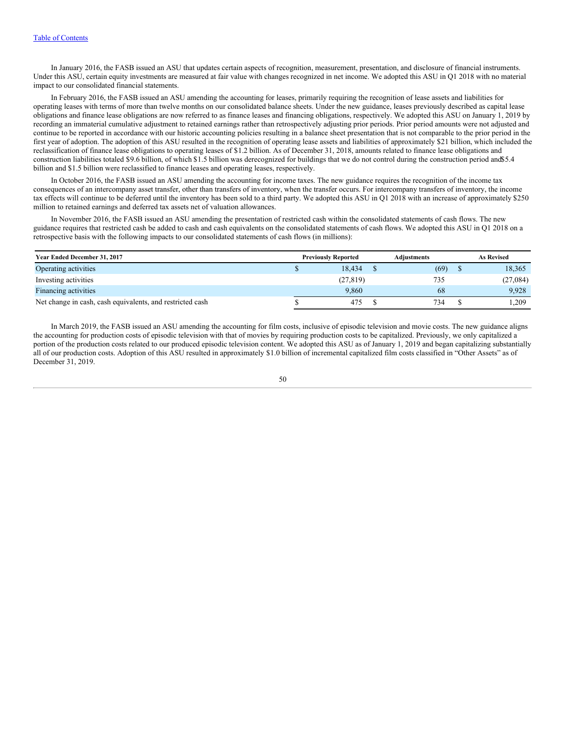In January 2016, the FASB issued an ASU that updates certain aspects of recognition, measurement, presentation, and disclosure of financial instruments. Under this ASU, certain equity investments are measured at fair value with changes recognized in net income. We adopted this ASU in Q1 2018 with no material impact to our consolidated financial statements.

In February 2016, the FASB issued an ASU amending the accounting for leases, primarily requiring the recognition of lease assets and liabilities for operating leases with terms of more than twelve months on our consolidated balance sheets. Under the new guidance, leases previously described as capital lease obligations and finance lease obligations are now referred to as finance leases and financing obligations, respectively. We adopted this ASU on January 1, 2019 by recording an immaterial cumulative adjustment to retained earnings rather than retrospectively adjusting prior periods. Prior period amounts were not adjusted and continue to be reported in accordance with our historic accounting policies resulting in a balance sheet presentation that is not comparable to the prior period in the first year of adoption. The adoption of this ASU resulted in the recognition of operating lease assets and liabilities of approximately $21 billion, which included the reclassification of finance lease obligations to operating leases of $1.2 billion. As of December 31, 2018, amounts related to finance lease obligations and construction liabilities totaled $9.6 billion, of which $1.5 billion was derecognized for buildings that we do not control during the construction period and $5.4 billion and $1.5 billion were reclassified to finance leases and operating leases, respectively.

In October 2016, the FASB issued an ASU amending the accounting for income taxes. The new guidance requires the recognition of the income tax consequences of an intercompany asset transfer, other than transfers of inventory, when the transfer occurs. For intercompany transfers of inventory, the income tax effects will continue to be deferred until the inventory has been sold to a third party. We adopted this ASU in Q1 2018 with an increase of approximately $250 million to retained earnings and deferred tax assets net of valuation allowances.

In November 2016, the FASB issued an ASU amending the presentation of restricted cash within the consolidated statements of cash flows. The new guidance requires that restricted cash be added to cash and cash equivalents on the consolidated statements of cash flows. We adopted this ASU in Q1 2018 on a retrospective basis with the following impacts to our consolidated statements of cash flows (in millions):

| Year Ended December 31, 2017 | Previously Reported | Adjustments | As Revised |
|---|---|---|---|
| Operating activities | $ 18,434 | $ (69) | $ 18,365 |
| Investing activities | (27,819) | 735 | (27,084) |
| Financing activities | 9,860 | 68 | 9,928 |
| Net change in cash, cash equivalents, and restricted cash | $ 475 | $ 734 | $ 1,209 |

In March 2019, the FASB issued an ASU amending the accounting for film costs, inclusive of episodic television and movie costs. The new guidance aligns the accounting for production costs of episodic television with that of movies by requiring production costs to be capitalized. Previously, we only capitalized a portion of the production costs related to our produced episodic television content. We adopted this ASU as of January 1, 2019 and began capitalizing substantially all of our production costs. Adoption of this ASU resulted in approximately $1.0 billion of incremental capitalized film costs classified in "Other Assets" as of December 31, 2019.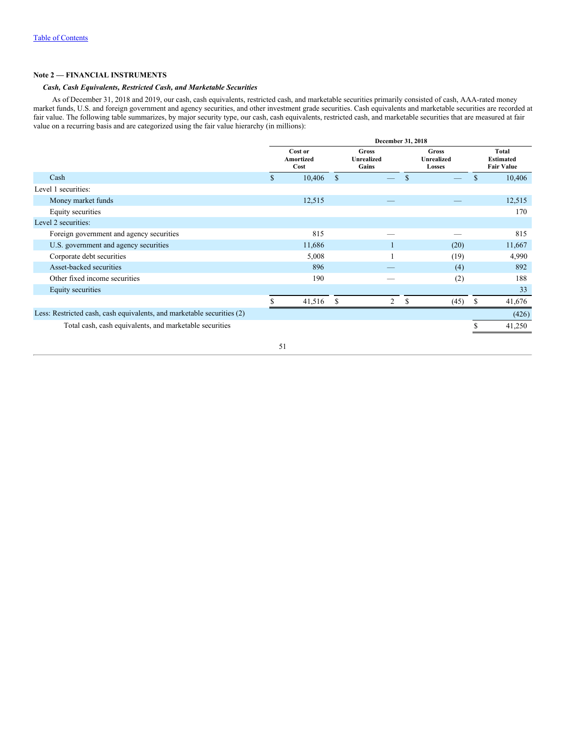[Table of Contents]

**Note 2 — FINANCIAL INSTRUMENTS**

***Cash, Cash Equivalents, Restricted Cash, and Marketable Securities***

As of December 31, 2018 and 2019, our cash, cash equivalents, restricted cash, and marketable securities primarily consisted of cash, AAA-rated money market funds, U.S. and foreign government and agency securities, and other investment grade securities. Cash equivalents and marketable securities are recorded at fair value. The following table summarizes, by major security type, our cash, cash equivalents, restricted cash, and marketable securities that are measured at fair value on a recurring basis and are categorized using the fair value hierarchy (in millions):

| | December 31, 2018 | | | |
|---|---|---|---|---|
| | Cost or Amortized Cost | Gross Unrealized Gains | Gross Unrealized Losses | Total Estimated Fair Value |
| Cash | $ 10,406 | $ — | $ — | $ 10,406 |
| Level 1 securities: | | | | |
| Money market funds | 12,515 | — | — | 12,515 |
| Equity securities | | | | 170 |
| Level 2 securities: | | | | |
| Foreign government and agency securities | 815 | — | — | 815 |
| U.S. government and agency securities | 11,686 | 1 | (20) | 11,667 |
| Corporate debt securities | 5,008 | 1 | (19) | 4,990 |
| Asset-backed securities | 896 | — | (4) | 892 |
| Other fixed income securities | 190 | — | (2) | 188 |
| Equity securities | | | | 33 |
| | $ 41,516 | $ 2 | $ (45) | $ 41,676 |
| Less: Restricted cash, cash equivalents, and marketable securities (2) | | | | (426) |
| Total cash, cash equivalents, and marketable securities | | | | $ 41,250 |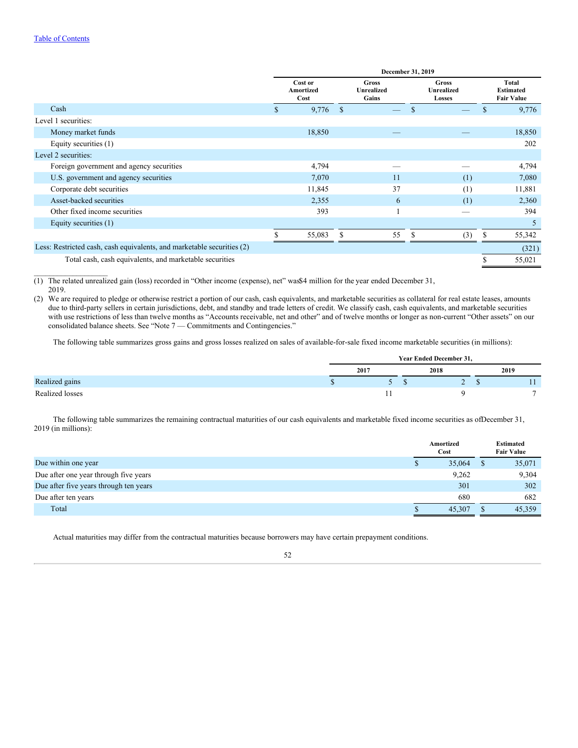[Table of Contents](#)

| | December 31, 2019 | | | |
|---|---|---|---|---|
| | Cost or Amortized Cost | Gross Unrealized Gains | Gross Unrealized Losses | Total Estimated Fair Value |
| Cash | $ 9,776 | $ — | $ — | $ 9,776 |
| Level 1 securities: | | | | |
| Money market funds | 18,850 | — | — | 18,850 |
| Equity securities (1) | | | | 202 |
| Level 2 securities: | | | | |
| Foreign government and agency securities | 4,794 | — | — | 4,794 |
| U.S. government and agency securities | 7,070 | 11 | (1) | 7,080 |
| Corporate debt securities | 11,845 | 37 | (1) | 11,881 |
| Asset-backed securities | 2,355 | 6 | (1) | 2,360 |
| Other fixed income securities | 393 | 1 | — | 394 |
| Equity securities (1) | | | | 5 |
| | $ 55,083 | $ 55 | $ (3) | $ 55,342 |
| Less: Restricted cash, cash equivalents, and marketable securities (2) | | | | (321) |
| Total cash, cash equivalents, and marketable securities | | | | $ 55,021 |

(1) The related unrealized gain (loss) recorded in "Other income (expense), net" was $4 million for the year ended December 31, 2019.

(2) We are required to pledge or otherwise restrict a portion of our cash, cash equivalents, and marketable securities as collateral for real estate leases, amounts due to third-party sellers in certain jurisdictions, debt, and standby and trade letters of credit. We classify cash, cash equivalents, and marketable securities with use restrictions of less than twelve months as "Accounts receivable, net and other" and of twelve months or longer as non-current "Other assets" on our consolidated balance sheets. See "Note 7 — Commitments and Contingencies."

The following table summarizes gross gains and gross losses realized on sales of available-for-sale fixed income marketable securities (in millions):

| | Year Ended December 31, | | |
|---|---|---|---|
| | 2017 | 2018 | 2019 |
| Realized gains | $ 5 | $ 2 | $ 11 |
| Realized losses | 11 | 9 | 7 |

The following table summarizes the remaining contractual maturities of our cash equivalents and marketable fixed income securities as of December 31, 2019 (in millions):

| | Amortized Cost | Estimated Fair Value |
|---|---|---|
| Due within one year | $ 35,064 | $ 35,071 |
| Due after one year through five years | 9,262 | 9,304 |
| Due after five years through ten years | 301 | 302 |
| Due after ten years | 680 | 682 |
| Total | $ 45,307 | $ 45,359 |

Actual maturities may differ from the contractual maturities because borrowers may have certain prepayment conditions.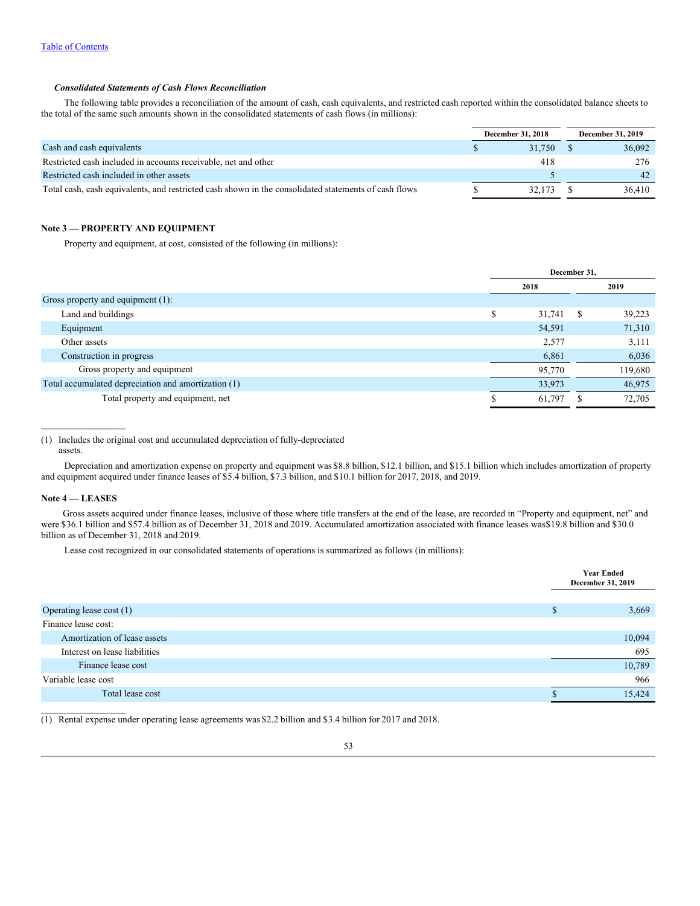[Table of Contents](#)

***Consolidated Statements of Cash Flows Reconciliation***

The following table provides a reconciliation of the amount of cash, cash equivalents, and restricted cash reported within the consolidated balance sheets to the total of the same such amounts shown in the consolidated statements of cash flows (in millions):

| | December 31, 2018 | December 31, 2019 |
|---|---|---|
| Cash and cash equivalents | $ 31,750 | $ 36,092 |
| Restricted cash included in accounts receivable, net and other | 418 | 276 |
| Restricted cash included in other assets | 5 | 42 |
| Total cash, cash equivalents, and restricted cash shown in the consolidated statements of cash flows | $ 32,173 | $ 36,410 |

**Note 3 — PROPERTY AND EQUIPMENT**

Property and equipment, at cost, consisted of the following (in millions):

| | December 31, | |
|---|---|---|
| | 2018 | 2019 |
| Gross property and equipment (1): | | |
| Land and buildings | $ 31,741 | $ 39,223 |
| Equipment | 54,591 | 71,310 |
| Other assets | 2,577 | 3,111 |
| Construction in progress | 6,861 | 6,036 |
| Gross property and equipment | 95,770 | 119,680 |
| Total accumulated depreciation and amortization (1) | 33,973 | 46,975 |
| Total property and equipment, net | $ 61,797 | $ 72,705 |

(1) Includes the original cost and accumulated depreciation of fully-depreciated assets.

Depreciation and amortization expense on property and equipment was $8.8 billion, $12.1 billion, and $15.1 billion which includes amortization of property and equipment acquired under finance leases of $5.4 billion, $7.3 billion, and $10.1 billion for 2017, 2018, and 2019.

**Note 4 — LEASES**

Gross assets acquired under finance leases, inclusive of those where title transfers at the end of the lease, are recorded in "Property and equipment, net" and were $36.1 billion and $57.4 billion as of December 31, 2018 and 2019. Accumulated amortization associated with finance leases was $19.8 billion and $30.0 billion as of December 31, 2018 and 2019.

Lease cost recognized in our consolidated statements of operations is summarized as follows (in millions):

| | Year Ended December 31, 2019 |
|---|---|
| Operating lease cost (1) | $ 3,669 |
| Finance lease cost: | |
| Amortization of lease assets | 10,094 |
| Interest on lease liabilities | 695 |
| Finance lease cost | 10,789 |
| Variable lease cost | 966 |
| Total lease cost | $ 15,424 |

(1) Rental expense under operating lease agreements was $2.2 billion and $3.4 billion for 2017 and 2018.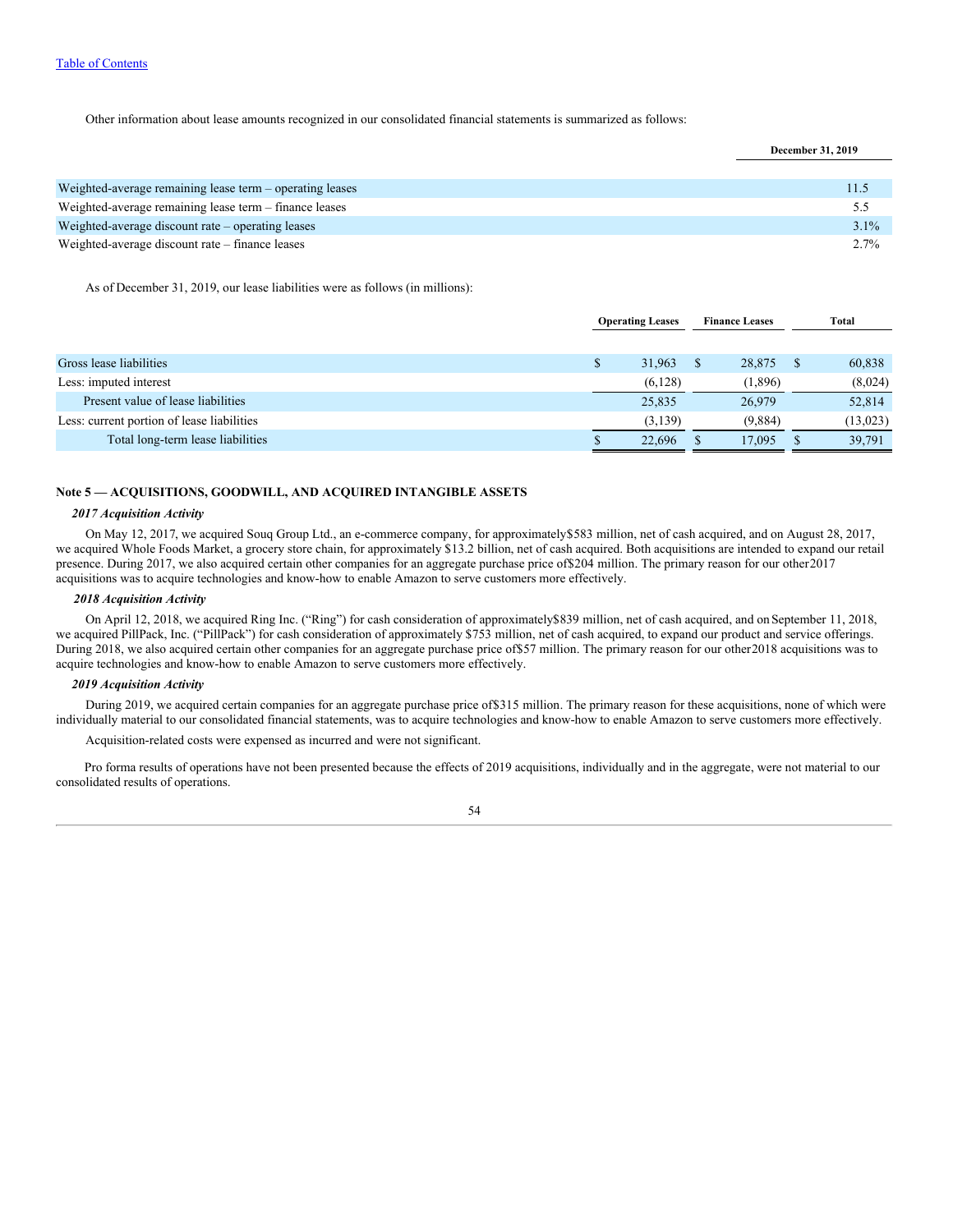Other information about lease amounts recognized in our consolidated financial statements is summarized as follows:

| | December 31, 2019 |
|---|---|
| Weighted-average remaining lease term – operating leases | 11.5 |
| Weighted-average remaining lease term – finance leases | 5.5 |
| Weighted-average discount rate – operating leases | 3.1% |
| Weighted-average discount rate – finance leases | 2.7% |

As of December 31, 2019, our lease liabilities were as follows (in millions):

| | Operating Leases | Finance Leases | Total |
|---|---|---|---|
| Gross lease liabilities | $ 31,963 | $ 28,875 | $ 60,838 |
| Less: imputed interest | (6,128) | (1,896) | (8,024) |
| Present value of lease liabilities | 25,835 | 26,979 | 52,814 |
| Less: current portion of lease liabilities | (3,139) | (9,884) | (13,023) |
| Total long-term lease liabilities | $ 22,696 | $ 17,095 | $ 39,791 |

## Note 5 — ACQUISITIONS, GOODWILL, AND ACQUIRED INTANGIBLE ASSETS

***2017 Acquisition Activity***

On May 12, 2017, we acquired Souq Group Ltd., an e-commerce company, for approximately $583 million, net of cash acquired, and on August 28, 2017, we acquired Whole Foods Market, a grocery store chain, for approximately $13.2 billion, net of cash acquired. Both acquisitions are intended to expand our retail presence. During 2017, we also acquired certain other companies for an aggregate purchase price of $204 million. The primary reason for our other 2017 acquisitions was to acquire technologies and know-how to enable Amazon to serve customers more effectively.

***2018 Acquisition Activity***

On April 12, 2018, we acquired Ring Inc. ("Ring") for cash consideration of approximately $839 million, net of cash acquired, and on September 11, 2018, we acquired PillPack, Inc. ("PillPack") for cash consideration of approximately $753 million, net of cash acquired, to expand our product and service offerings. During 2018, we also acquired certain other companies for an aggregate purchase price of $57 million. The primary reason for our other 2018 acquisitions was to acquire technologies and know-how to enable Amazon to serve customers more effectively.

***2019 Acquisition Activity***

During 2019, we acquired certain companies for an aggregate purchase price of $315 million. The primary reason for these acquisitions, none of which were individually material to our consolidated financial statements, was to acquire technologies and know-how to enable Amazon to serve customers more effectively.

Acquisition-related costs were expensed as incurred and were not significant.

Pro forma results of operations have not been presented because the effects of 2019 acquisitions, individually and in the aggregate, were not material to our consolidated results of operations.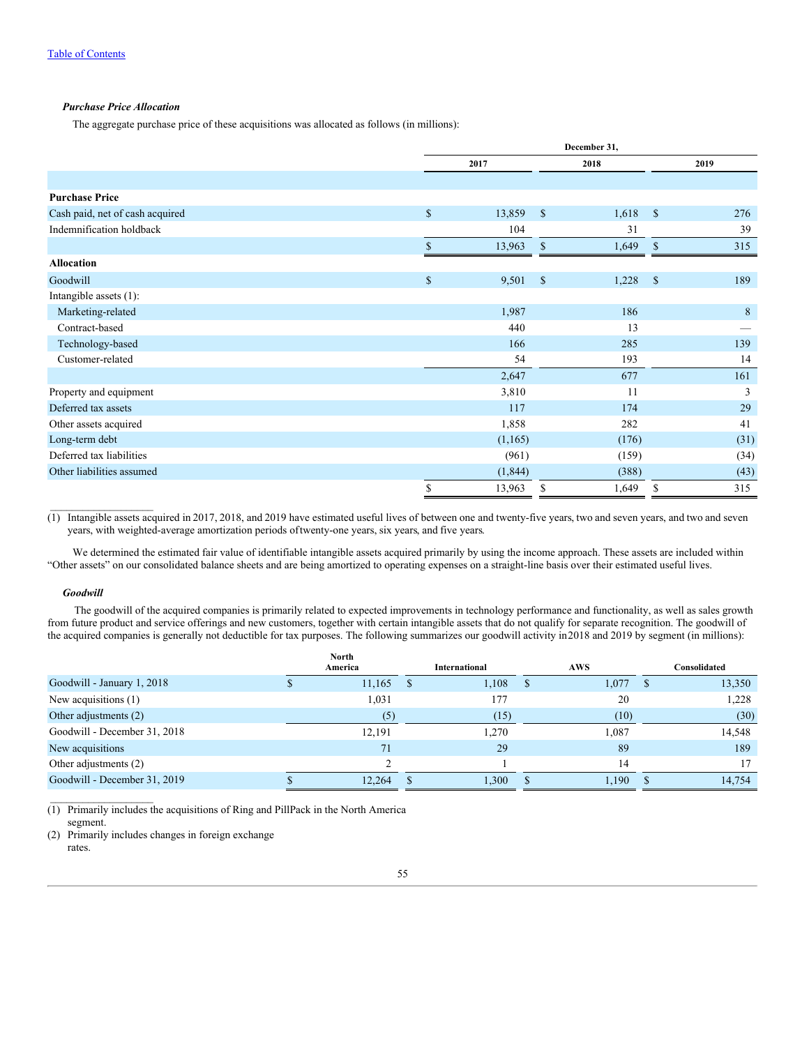***Purchase Price Allocation***

The aggregate purchase price of these acquisitions was allocated as follows (in millions):

| | December 31, | | |
|---|---|---|---|
| | 2017 | 2018 | 2019 |
| **Purchase Price** | | | |
| Cash paid, net of cash acquired | $ 13,859 | $ 1,618 | $ 276 |
| Indemnification holdback | 104 | 31 | 39 |
| | $ 13,963 | $ 1,649 | $ 315 |
| **Allocation** | | | |
| Goodwill | $ 9,501 | $ 1,228 | $ 189 |
| Intangible assets (1): | | | |
| Marketing-related | 1,987 | 186 | 8 |
| Contract-based | 440 | 13 | — |
| Technology-based | 166 | 285 | 139 |
| Customer-related | 54 | 193 | 14 |
| | 2,647 | 677 | 161 |
| Property and equipment | 3,810 | 11 | 3 |
| Deferred tax assets | 117 | 174 | 29 |
| Other assets acquired | 1,858 | 282 | 41 |
| Long-term debt | (1,165) | (176) | (31) |
| Deferred tax liabilities | (961) | (159) | (34) |
| Other liabilities assumed | (1,844) | (388) | (43) |
| | $ 13,963 | $ 1,649 | $ 315 |

(1) Intangible assets acquired in 2017, 2018, and 2019 have estimated useful lives of between one and twenty-five years, two and seven years, and two and seven years, with weighted-average amortization periods of twenty-one years, six years, and five years.

We determined the estimated fair value of identifiable intangible assets acquired primarily by using the income approach. These assets are included within "Other assets" on our consolidated balance sheets and are being amortized to operating expenses on a straight-line basis over their estimated useful lives.

***Goodwill***

The goodwill of the acquired companies is primarily related to expected improvements in technology performance and functionality, as well as sales growth from future product and service offerings and new customers, together with certain intangible assets that do not qualify for separate recognition. The goodwill of the acquired companies is generally not deductible for tax purposes. The following summarizes our goodwill activity in 2018 and 2019 by segment (in millions):

| | North America | International | AWS | Consolidated |
|---|---|---|---|---|
| Goodwill - January 1, 2018 | $ 11,165 | $ 1,108 | $ 1,077 | $ 13,350 |
| New acquisitions (1) | 1,031 | 177 | 20 | 1,228 |
| Other adjustments (2) | (5) | (15) | (10) | (30) |
| Goodwill - December 31, 2018 | 12,191 | 1,270 | 1,087 | 14,548 |
| New acquisitions | 71 | 29 | 89 | 189 |
| Other adjustments (2) | 2 | 1 | 14 | 17 |
| Goodwill - December 31, 2019 | $ 12,264 | $ 1,300 | $ 1,190 | $ 14,754 |

(1) Primarily includes the acquisitions of Ring and PillPack in the North America segment.

(2) Primarily includes changes in foreign exchange rates.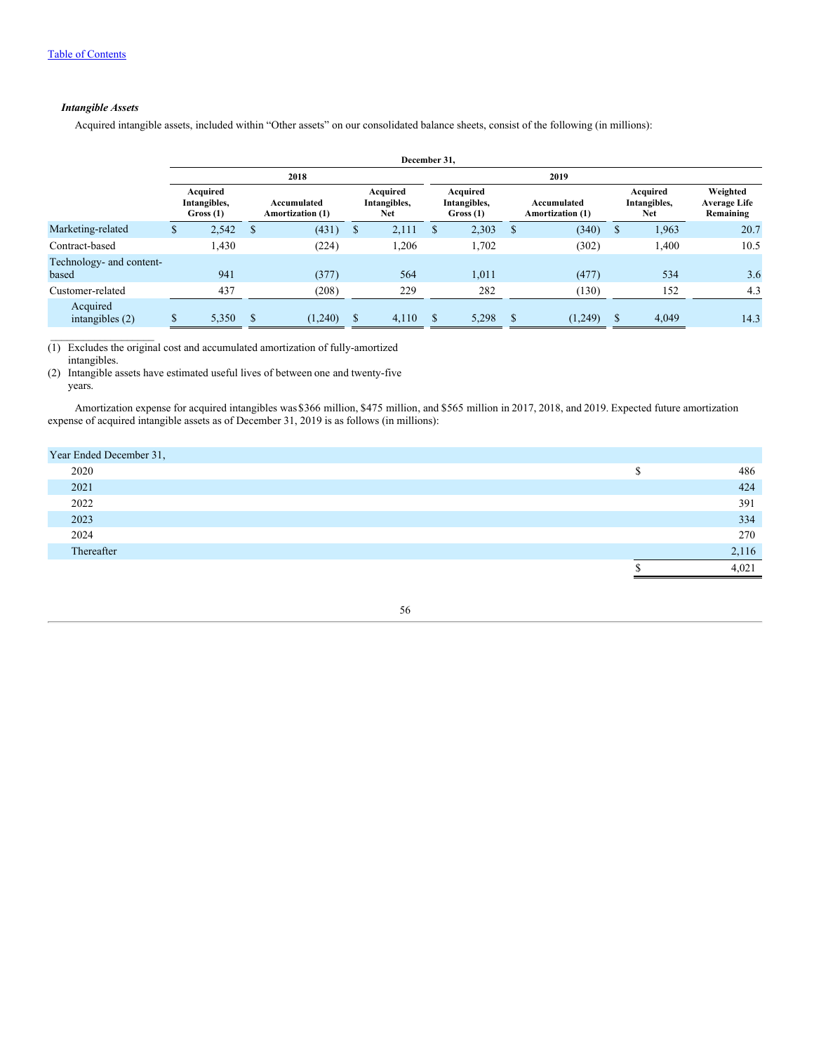***Intangible Assets***

Acquired intangible assets, included within "Other assets" on our consolidated balance sheets, consist of the following (in millions):

| | December 31, | | | | | | |
|---|---|---|---|---|---|---|---|
| | 2018 | | | 2019 | | | |
| | Acquired Intangibles, Gross (1) | Accumulated Amortization (1) | Acquired Intangibles, Net | Acquired Intangibles, Gross (1) | Accumulated Amortization (1) | Acquired Intangibles, Net | Weighted Average Life Remaining |
| Marketing-related | $ 2,542 | $ (431) | $ 2,111 | $ 2,303 | $ (340) | $ 1,963 | 20.7 |
| Contract-based | 1,430 | (224) | 1,206 | 1,702 | (302) | 1,400 | 10.5 |
| Technology- and content-based | 941 | (377) | 564 | 1,011 | (477) | 534 | 3.6 |
| Customer-related | 437 | (208) | 229 | 282 | (130) | 152 | 4.3 |
| Acquired intangibles (2) | $ 5,350 | $ (1,240) | $ 4,110 | $ 5,298 | $ (1,249) | $ 4,049 | 14.3 |

(1) Excludes the original cost and accumulated amortization of fully-amortized intangibles.
(2) Intangible assets have estimated useful lives of between one and twenty-five years.

Amortization expense for acquired intangibles was $366 million, $475 million, and $565 million in 2017, 2018, and 2019. Expected future amortization expense of acquired intangible assets as of December 31, 2019 is as follows (in millions):

| Year Ended December 31, | |
|---|---|
| 2020 | $ 486 |
| 2021 | 424 |
| 2022 | 391 |
| 2023 | 334 |
| 2024 | 270 |
| Thereafter | 2,116 |
| | $ 4,021 |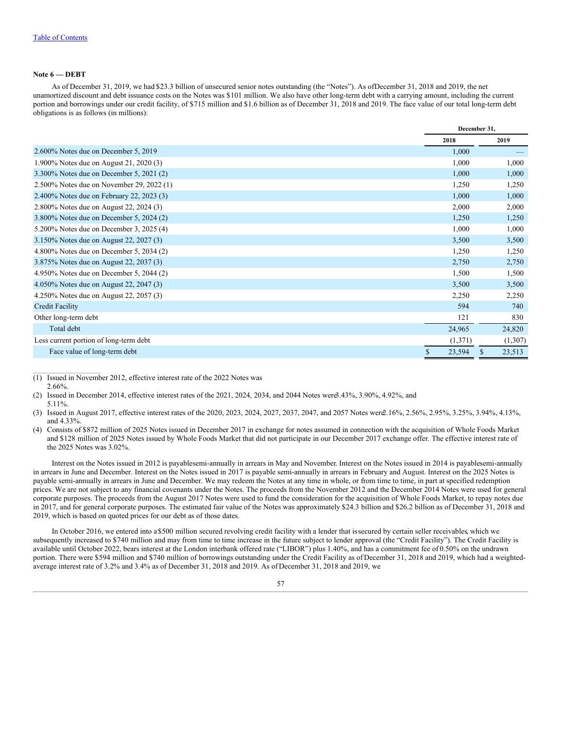[Table of Contents](#)

**Note 6 — DEBT**

As of December 31, 2019, we had $23.3 billion of unsecured senior notes outstanding (the "Notes"). As of December 31, 2018 and 2019, the net unamortized discount and debt issuance costs on the Notes was $101 million. We also have other long-term debt with a carrying amount, including the current portion and borrowings under our credit facility, of $715 million and $1.6 billion as of December 31, 2018 and 2019. The face value of our total long-term debt obligations is as follows (in millions):

| | December 31, | |
|---|---|---|
| | 2018 | 2019 |
| 2.600% Notes due on December 5, 2019 | 1,000 | — |
| 1.900% Notes due on August 21, 2020 (3) | 1,000 | 1,000 |
| 3.300% Notes due on December 5, 2021 (2) | 1,000 | 1,000 |
| 2.500% Notes due on November 29, 2022 (1) | 1,250 | 1,250 |
| 2.400% Notes due on February 22, 2023 (3) | 1,000 | 1,000 |
| 2.800% Notes due on August 22, 2024 (3) | 2,000 | 2,000 |
| 3.800% Notes due on December 5, 2024 (2) | 1,250 | 1,250 |
| 5.200% Notes due on December 3, 2025 (4) | 1,000 | 1,000 |
| 3.150% Notes due on August 22, 2027 (3) | 3,500 | 3,500 |
| 4.800% Notes due on December 5, 2034 (2) | 1,250 | 1,250 |
| 3.875% Notes due on August 22, 2037 (3) | 2,750 | 2,750 |
| 4.950% Notes due on December 5, 2044 (2) | 1,500 | 1,500 |
| 4.050% Notes due on August 22, 2047 (3) | 3,500 | 3,500 |
| 4.250% Notes due on August 22, 2057 (3) | 2,250 | 2,250 |
| Credit Facility | 594 | 740 |
| Other long-term debt | 121 | 830 |
| Total debt | 24,965 | 24,820 |
| Less current portion of long-term debt | (1,371) | (1,307) |
| Face value of long-term debt | $ 23,594 | $ 23,513 |

(1) Issued in November 2012, effective interest rate of the 2022 Notes was 2.66%.

(2) Issued in December 2014, effective interest rates of the 2021, 2024, 2034, and 2044 Notes were 3.43%, 3.90%, 4.92%, and 5.11%.

(3) Issued in August 2017, effective interest rates of the 2020, 2023, 2024, 2027, 2037, 2047, and 2057 Notes were 2.16%, 2.56%, 2.95%, 3.25%, 3.94%, 4.13%, and 4.33%.

(4) Consists of $872 million of 2025 Notes issued in December 2017 in exchange for notes assumed in connection with the acquisition of Whole Foods Market and $128 million of 2025 Notes issued by Whole Foods Market that did not participate in our December 2017 exchange offer. The effective interest rate of the 2025 Notes was 3.02%.

Interest on the Notes issued in 2012 is payable semi-annually in arrears in May and November. Interest on the Notes issued in 2014 is payable semi-annually in arrears in June and December. Interest on the Notes issued in 2017 is payable semi-annually in arrears in February and August. Interest on the 2025 Notes is payable semi-annually in arrears in June and December. We may redeem the Notes at any time in whole, or from time to time, in part at specified redemption prices. We are not subject to any financial covenants under the Notes. The proceeds from the November 2012 and the December 2014 Notes were used for general corporate purposes. The proceeds from the August 2017 Notes were used to fund the consideration for the acquisition of Whole Foods Market, to repay notes due in 2017, and for general corporate purposes. The estimated fair value of the Notes was approximately $24.3 billion and $26.2 billion as of December 31, 2018 and 2019, which is based on quoted prices for our debt as of those dates.

In October 2016, we entered into a $500 million secured revolving credit facility with a lender that is secured by certain seller receivables, which we subsequently increased to $740 million and may from time to time increase in the future subject to lender approval (the "Credit Facility"). The Credit Facility is available until October 2022, bears interest at the London interbank offered rate ("LIBOR") plus 1.40%, and has a commitment fee of 0.50% on the undrawn portion. There were $594 million and $740 million of borrowings outstanding under the Credit Facility as of December 31, 2018 and 2019, which had a weighted-average interest rate of 3.2% and 3.4% as of December 31, 2018 and 2019. As of December 31, 2018 and 2019, we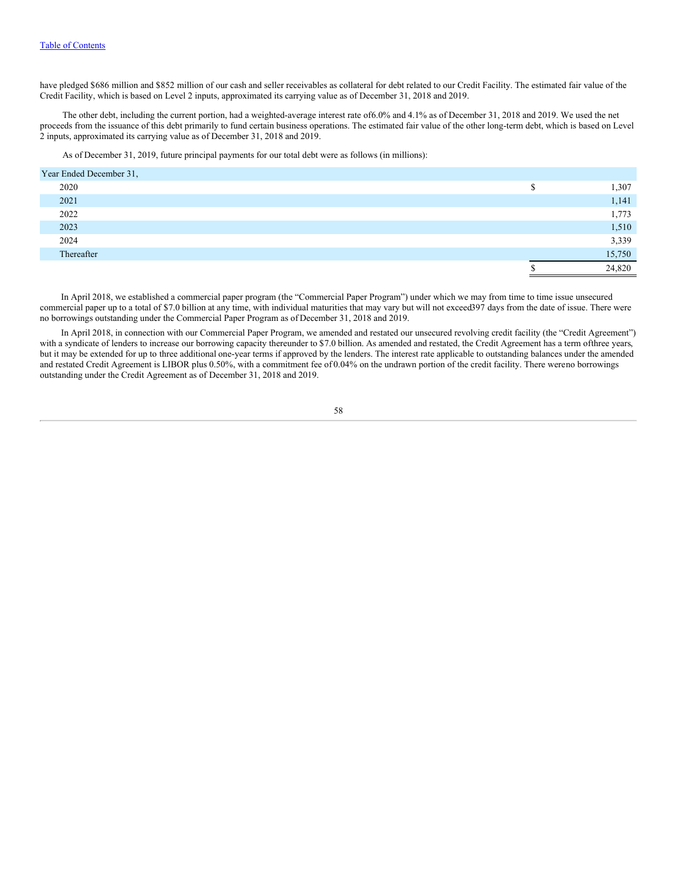have pledged $686 million and $852 million of our cash and seller receivables as collateral for debt related to our Credit Facility. The estimated fair value of the Credit Facility, which is based on Level 2 inputs, approximated its carrying value as of December 31, 2018 and 2019.

The other debt, including the current portion, had a weighted-average interest rate of 6.0% and 4.1% as of December 31, 2018 and 2019. We used the net proceeds from the issuance of this debt primarily to fund certain business operations. The estimated fair value of the other long-term debt, which is based on Level 2 inputs, approximated its carrying value as of December 31, 2018 and 2019.

As of December 31, 2019, future principal payments for our total debt were as follows (in millions):

| Year Ended December 31, | |
|---|---|
| 2020 | $ 1,307 |
| 2021 | 1,141 |
| 2022 | 1,773 |
| 2023 | 1,510 |
| 2024 | 3,339 |
| Thereafter | 15,750 |
| | $ 24,820 |

In April 2018, we established a commercial paper program (the "Commercial Paper Program") under which we may from time to time issue unsecured commercial paper up to a total of $7.0 billion at any time, with individual maturities that may vary but will not exceed 397 days from the date of issue. There were no borrowings outstanding under the Commercial Paper Program as of December 31, 2018 and 2019.

In April 2018, in connection with our Commercial Paper Program, we amended and restated our unsecured revolving credit facility (the "Credit Agreement") with a syndicate of lenders to increase our borrowing capacity thereunder to $7.0 billion. As amended and restated, the Credit Agreement has a term of three years, but it may be extended for up to three additional one-year terms if approved by the lenders. The interest rate applicable to outstanding balances under the amended and restated Credit Agreement is LIBOR plus 0.50%, with a commitment fee of 0.04% on the undrawn portion of the credit facility. There were no borrowings outstanding under the Credit Agreement as of December 31, 2018 and 2019.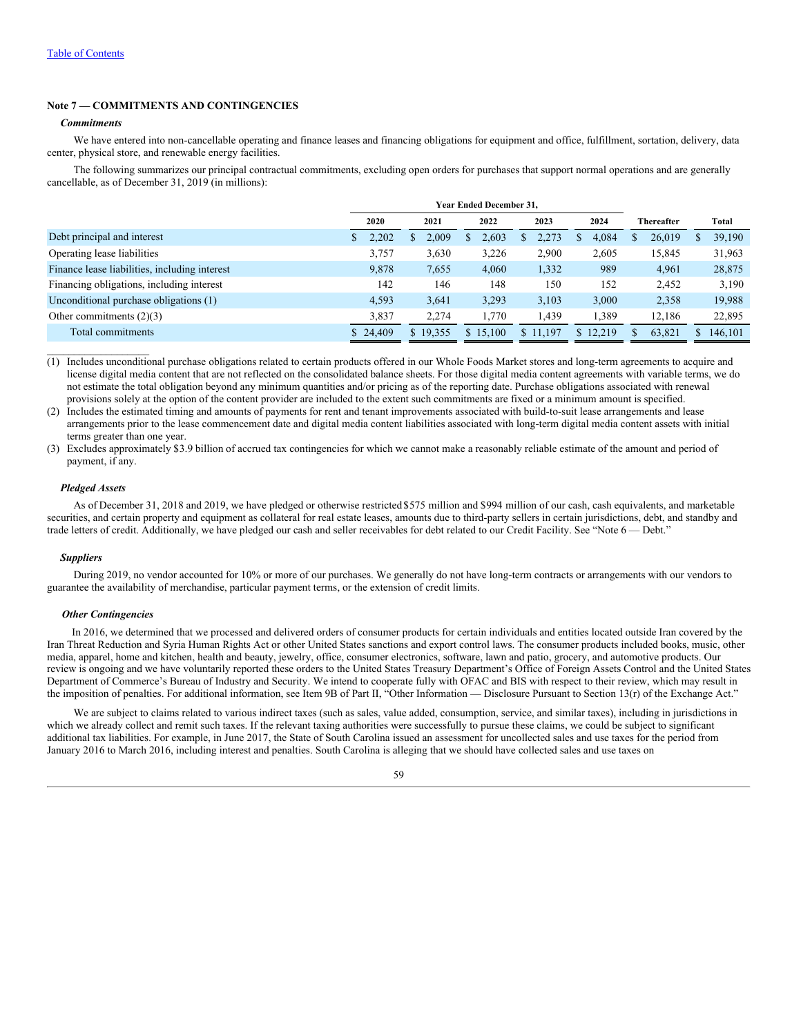## Note 7 — COMMITMENTS AND CONTINGENCIES

***Commitments***

We have entered into non-cancellable operating and finance leases and financing obligations for equipment and office, fulfillment, sortation, delivery, data center, physical store, and renewable energy facilities.

The following summarizes our principal contractual commitments, excluding open orders for purchases that support normal operations and are generally cancellable, as of December 31, 2019 (in millions):

| | Year Ended December 31, | | | | | | |
|---|---|---|---|---|---|---|---|
| | 2020 | 2021 | 2022 | 2023 | 2024 | Thereafter | Total |
| Debt principal and interest | $ 2,202 | $ 2,009 | $ 2,603 | $ 2,273 | $ 4,084 | $ 26,019 | $ 39,190 |
| Operating lease liabilities | 3,757 | 3,630 | 3,226 | 2,900 | 2,605 | 15,845 | 31,963 |
| Finance lease liabilities, including interest | 9,878 | 7,655 | 4,060 | 1,332 | 989 | 4,961 | 28,875 |
| Financing obligations, including interest | 142 | 146 | 148 | 150 | 152 | 2,452 | 3,190 |
| Unconditional purchase obligations (1) | 4,593 | 3,641 | 3,293 | 3,103 | 3,000 | 2,358 | 19,988 |
| Other commitments (2)(3) | 3,837 | 2,274 | 1,770 | 1,439 | 1,389 | 12,186 | 22,895 |
| Total commitments | $ 24,409 | $ 19,355 | $ 15,100 | $ 11,197 | $ 12,219 | $ 63,821 | $ 146,101 |

(1) Includes unconditional purchase obligations related to certain products offered in our Whole Foods Market stores and long-term agreements to acquire and license digital media content that are not reflected on the consolidated balance sheets. For those digital media content agreements with variable terms, we do not estimate the total obligation beyond any minimum quantities and/or pricing as of the reporting date. Purchase obligations associated with renewal provisions solely at the option of the content provider are included to the extent such commitments are fixed or a minimum amount is specified.

(2) Includes the estimated timing and amounts of payments for rent and tenant improvements associated with build-to-suit lease arrangements and lease arrangements prior to the lease commencement date and digital media content liabilities associated with long-term digital media content assets with initial terms greater than one year.

(3) Excludes approximately $3.9 billion of accrued tax contingencies for which we cannot make a reasonably reliable estimate of the amount and period of payment, if any.

***Pledged Assets***

As of December 31, 2018 and 2019, we have pledged or otherwise restricted $575 million and $994 million of our cash, cash equivalents, and marketable securities, and certain property and equipment as collateral for real estate leases, amounts due to third-party sellers in certain jurisdictions, debt, and standby and trade letters of credit. Additionally, we have pledged our cash and seller receivables for debt related to our Credit Facility. See "Note 6 — Debt."

***Suppliers***

During 2019, no vendor accounted for 10% or more of our purchases. We generally do not have long-term contracts or arrangements with our vendors to guarantee the availability of merchandise, particular payment terms, or the extension of credit limits.

***Other Contingencies***

In 2016, we determined that we processed and delivered orders of consumer products for certain individuals and entities located outside Iran covered by the Iran Threat Reduction and Syria Human Rights Act or other United States sanctions and export control laws. The consumer products included books, music, other media, apparel, home and kitchen, health and beauty, jewelry, office, consumer electronics, software, lawn and patio, grocery, and automotive products. Our review is ongoing and we have voluntarily reported these orders to the United States Treasury Department's Office of Foreign Assets Control and the United States Department of Commerce's Bureau of Industry and Security. We intend to cooperate fully with OFAC and BIS with respect to their review, which may result in the imposition of penalties. For additional information, see Item 9B of Part II, "Other Information — Disclosure Pursuant to Section 13(r) of the Exchange Act."

We are subject to claims related to various indirect taxes (such as sales, value added, consumption, service, and similar taxes), including in jurisdictions in which we already collect and remit such taxes. If the relevant taxing authorities were successfully to pursue these claims, we could be subject to significant additional tax liabilities. For example, in June 2017, the State of South Carolina issued an assessment for uncollected sales and use taxes for the period from January 2016 to March 2016, including interest and penalties. South Carolina is alleging that we should have collected sales and use taxes on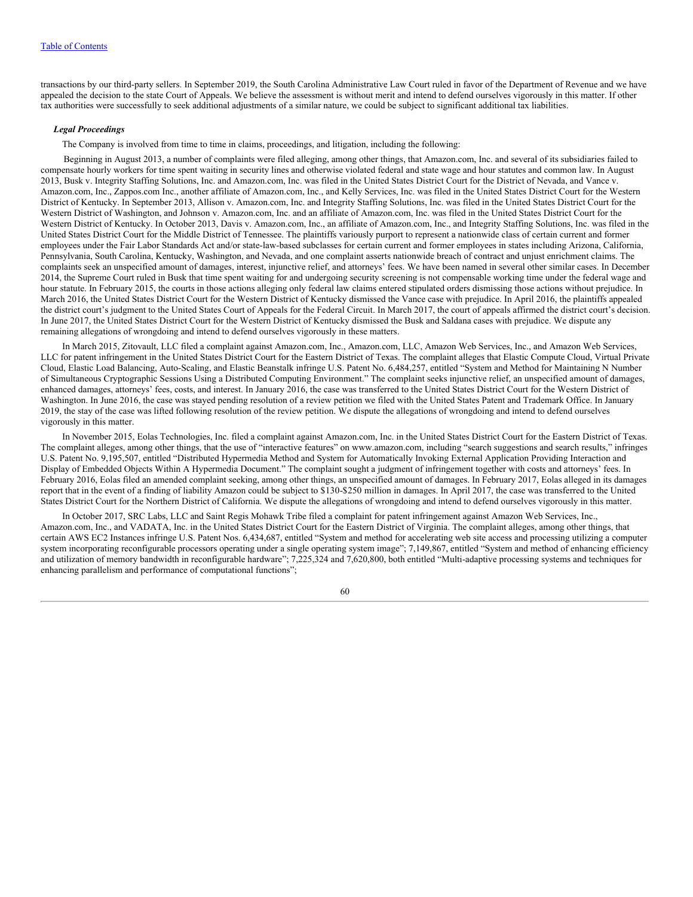transactions by our third-party sellers. In September 2019, the South Carolina Administrative Law Court ruled in favor of the Department of Revenue and we have appealed the decision to the state Court of Appeals. We believe the assessment is without merit and intend to defend ourselves vigorously in this matter. If other tax authorities were successfully to seek additional adjustments of a similar nature, we could be subject to significant additional tax liabilities.

***Legal Proceedings***

The Company is involved from time to time in claims, proceedings, and litigation, including the following:

Beginning in August 2013, a number of complaints were filed alleging, among other things, that Amazon.com, Inc. and several of its subsidiaries failed to compensate hourly workers for time spent waiting in security lines and otherwise violated federal and state wage and hour statutes and common law. In August 2013, Busk v. Integrity Staffing Solutions, Inc. and Amazon.com, Inc. was filed in the United States District Court for the District of Nevada, and Vance v. Amazon.com, Inc., Zappos.com Inc., another affiliate of Amazon.com, Inc., and Kelly Services, Inc. was filed in the United States District Court for the Western District of Kentucky. In September 2013, Allison v. Amazon.com, Inc. and Integrity Staffing Solutions, Inc. was filed in the United States District Court for the Western District of Washington, and Johnson v. Amazon.com, Inc. and an affiliate of Amazon.com, Inc. was filed in the United States District Court for the Western District of Kentucky. In October 2013, Davis v. Amazon.com, Inc., an affiliate of Amazon.com, Inc., and Integrity Staffing Solutions, Inc. was filed in the United States District Court for the Middle District of Tennessee. The plaintiffs variously purport to represent a nationwide class of certain current and former employees under the Fair Labor Standards Act and/or state-law-based subclasses for certain current and former employees in states including Arizona, California, Pennsylvania, South Carolina, Kentucky, Washington, and Nevada, and one complaint asserts nationwide breach of contract and unjust enrichment claims. The complaints seek an unspecified amount of damages, interest, injunctive relief, and attorneys' fees. We have been named in several other similar cases. In December 2014, the Supreme Court ruled in Busk that time spent waiting for and undergoing security screening is not compensable working time under the federal wage and hour statute. In February 2015, the courts in those actions alleging only federal law claims entered stipulated orders dismissing those actions without prejudice. In March 2016, the United States District Court for the Western District of Kentucky dismissed the Vance case with prejudice. In April 2016, the plaintiffs appealed the district court's judgment to the United States Court of Appeals for the Federal Circuit. In March 2017, the court of appeals affirmed the district court's decision. In June 2017, the United States District Court for the Western District of Kentucky dismissed the Busk and Saldana cases with prejudice. We dispute any remaining allegations of wrongdoing and intend to defend ourselves vigorously in these matters.

In March 2015, Zitovault, LLC filed a complaint against Amazon.com, Inc., Amazon.com, LLC, Amazon Web Services, Inc., and Amazon Web Services, LLC for patent infringement in the United States District Court for the Eastern District of Texas. The complaint alleges that Elastic Compute Cloud, Virtual Private Cloud, Elastic Load Balancing, Auto-Scaling, and Elastic Beanstalk infringe U.S. Patent No. 6,484,257, entitled "System and Method for Maintaining N Number of Simultaneous Cryptographic Sessions Using a Distributed Computing Environment." The complaint seeks injunctive relief, an unspecified amount of damages, enhanced damages, attorneys' fees, costs, and interest. In January 2016, the case was transferred to the United States District Court for the Western District of Washington. In June 2016, the case was stayed pending resolution of a review petition we filed with the United States Patent and Trademark Office. In January 2019, the stay of the case was lifted following resolution of the review petition. We dispute the allegations of wrongdoing and intend to defend ourselves vigorously in this matter.

In November 2015, Eolas Technologies, Inc. filed a complaint against Amazon.com, Inc. in the United States District Court for the Eastern District of Texas. The complaint alleges, among other things, that the use of "interactive features" on www.amazon.com, including "search suggestions and search results," infringes U.S. Patent No. 9,195,507, entitled "Distributed Hypermedia Method and System for Automatically Invoking External Application Providing Interaction and Display of Embedded Objects Within A Hypermedia Document." The complaint sought a judgment of infringement together with costs and attorneys' fees. In February 2016, Eolas filed an amended complaint seeking, among other things, an unspecified amount of damages. In February 2017, Eolas alleged in its damages report that in the event of a finding of liability Amazon could be subject to $130-$250 million in damages. In April 2017, the case was transferred to the United States District Court for the Northern District of California. We dispute the allegations of wrongdoing and intend to defend ourselves vigorously in this matter.

In October 2017, SRC Labs, LLC and Saint Regis Mohawk Tribe filed a complaint for patent infringement against Amazon Web Services, Inc., Amazon.com, Inc., and VADATA, Inc. in the United States District Court for the Eastern District of Virginia. The complaint alleges, among other things, that certain AWS EC2 Instances infringe U.S. Patent Nos. 6,434,687, entitled "System and method for accelerating web site access and processing utilizing a computer system incorporating reconfigurable processors operating under a single operating system image"; 7,149,867, entitled "System and method of enhancing efficiency and utilization of memory bandwidth in reconfigurable hardware"; 7,225,324 and 7,620,800, both entitled "Multi-adaptive processing systems and techniques for enhancing parallelism and performance of computational functions";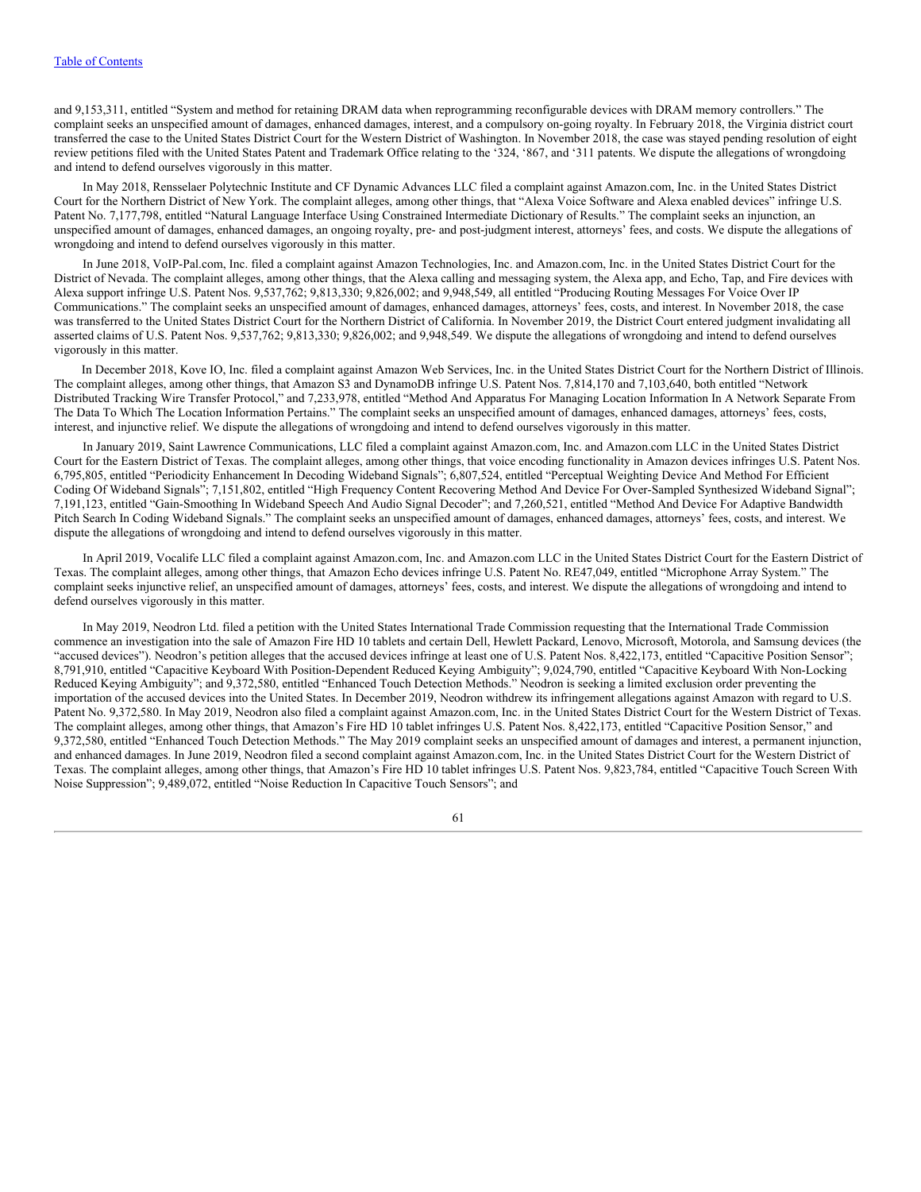and 9,153,311, entitled "System and method for retaining DRAM data when reprogramming reconfigurable devices with DRAM memory controllers." The complaint seeks an unspecified amount of damages, enhanced damages, interest, and a compulsory on-going royalty. In February 2018, the Virginia district court transferred the case to the United States District Court for the Western District of Washington. In November 2018, the case was stayed pending resolution of eight review petitions filed with the United States Patent and Trademark Office relating to the '324, '867, and '311 patents. We dispute the allegations of wrongdoing and intend to defend ourselves vigorously in this matter.

In May 2018, Rensselaer Polytechnic Institute and CF Dynamic Advances LLC filed a complaint against Amazon.com, Inc. in the United States District Court for the Northern District of New York. The complaint alleges, among other things, that "Alexa Voice Software and Alexa enabled devices" infringe U.S. Patent No. 7,177,798, entitled "Natural Language Interface Using Constrained Intermediate Dictionary of Results." The complaint seeks an injunction, an unspecified amount of damages, enhanced damages, an ongoing royalty, pre- and post-judgment interest, attorneys' fees, and costs. We dispute the allegations of wrongdoing and intend to defend ourselves vigorously in this matter.

In June 2018, VoIP-Pal.com, Inc. filed a complaint against Amazon Technologies, Inc. and Amazon.com, Inc. in the United States District Court for the District of Nevada. The complaint alleges, among other things, that the Alexa calling and messaging system, the Alexa app, and Echo, Tap, and Fire devices with Alexa support infringe U.S. Patent Nos. 9,537,762; 9,813,330; 9,826,002; and 9,948,549, all entitled "Producing Routing Messages For Voice Over IP Communications." The complaint seeks an unspecified amount of damages, enhanced damages, attorneys' fees, costs, and interest. In November 2018, the case was transferred to the United States District Court for the Northern District of California. In November 2019, the District Court entered judgment invalidating all asserted claims of U.S. Patent Nos. 9,537,762; 9,813,330; 9,826,002; and 9,948,549. We dispute the allegations of wrongdoing and intend to defend ourselves vigorously in this matter.

In December 2018, Kove IO, Inc. filed a complaint against Amazon Web Services, Inc. in the United States District Court for the Northern District of Illinois. The complaint alleges, among other things, that Amazon S3 and DynamoDB infringe U.S. Patent Nos. 7,814,170 and 7,103,640, both entitled "Network Distributed Tracking Wire Transfer Protocol," and 7,233,978, entitled "Method And Apparatus For Managing Location Information In A Network Separate From The Data To Which The Location Information Pertains." The complaint seeks an unspecified amount of damages, enhanced damages, attorneys' fees, costs, interest, and injunctive relief. We dispute the allegations of wrongdoing and intend to defend ourselves vigorously in this matter.

In January 2019, Saint Lawrence Communications, LLC filed a complaint against Amazon.com, Inc. and Amazon.com LLC in the United States District Court for the Eastern District of Texas. The complaint alleges, among other things, that voice encoding functionality in Amazon devices infringes U.S. Patent Nos. 6,795,805, entitled "Periodicity Enhancement In Decoding Wideband Signals"; 6,807,524, entitled "Perceptual Weighting Device And Method For Efficient Coding Of Wideband Signals"; 7,151,802, entitled "High Frequency Content Recovering Method And Device For Over-Sampled Synthesized Wideband Signal"; 7,191,123, entitled "Gain-Smoothing In Wideband Speech And Audio Signal Decoder"; and 7,260,521, entitled "Method And Device For Adaptive Bandwidth Pitch Search In Coding Wideband Signals." The complaint seeks an unspecified amount of damages, enhanced damages, attorneys' fees, costs, and interest. We dispute the allegations of wrongdoing and intend to defend ourselves vigorously in this matter.

In April 2019, Vocalife LLC filed a complaint against Amazon.com, Inc. and Amazon.com LLC in the United States District Court for the Eastern District of Texas. The complaint alleges, among other things, that Amazon Echo devices infringe U.S. Patent No. RE47,049, entitled "Microphone Array System." The complaint seeks injunctive relief, an unspecified amount of damages, attorneys' fees, costs, and interest. We dispute the allegations of wrongdoing and intend to defend ourselves vigorously in this matter.

In May 2019, Neodron Ltd. filed a petition with the United States International Trade Commission requesting that the International Trade Commission commence an investigation into the sale of Amazon Fire HD 10 tablets and certain Dell, Hewlett Packard, Lenovo, Microsoft, Motorola, and Samsung devices (the "accused devices"). Neodron's petition alleges that the accused devices infringe at least one of U.S. Patent Nos. 8,422,173, entitled "Capacitive Position Sensor"; 8,791,910, entitled "Capacitive Keyboard With Position-Dependent Reduced Keying Ambiguity"; 9,024,790, entitled "Capacitive Keyboard With Non-Locking Reduced Keying Ambiguity"; and 9,372,580, entitled "Enhanced Touch Detection Methods." Neodron is seeking a limited exclusion order preventing the importation of the accused devices into the United States. In December 2019, Neodron withdrew its infringement allegations against Amazon with regard to U.S. Patent No. 9,372,580. In May 2019, Neodron also filed a complaint against Amazon.com, Inc. in the United States District Court for the Western District of Texas. The complaint alleges, among other things, that Amazon's Fire HD 10 tablet infringes U.S. Patent Nos. 8,422,173, entitled "Capacitive Position Sensor," and 9,372,580, entitled "Enhanced Touch Detection Methods." The May 2019 complaint seeks an unspecified amount of damages and interest, a permanent injunction, and enhanced damages. In June 2019, Neodron filed a second complaint against Amazon.com, Inc. in the United States District Court for the Western District of Texas. The complaint alleges, among other things, that Amazon's Fire HD 10 tablet infringes U.S. Patent Nos. 9,823,784, entitled "Capacitive Touch Screen With Noise Suppression"; 9,489,072, entitled "Noise Reduction In Capacitive Touch Sensors"; and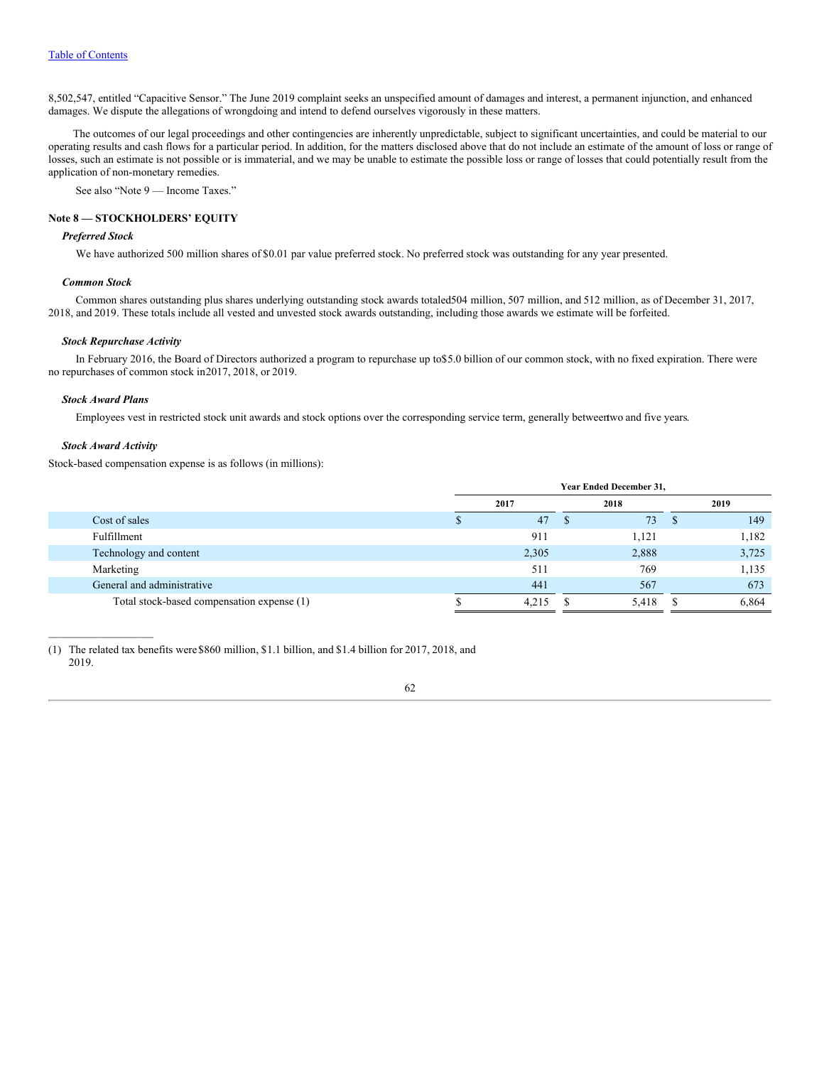8,502,547, entitled “Capacitive Sensor.” The June 2019 complaint seeks an unspecified amount of damages and interest, a permanent injunction, and enhanced damages. We dispute the allegations of wrongdoing and intend to defend ourselves vigorously in these matters.

The outcomes of our legal proceedings and other contingencies are inherently unpredictable, subject to significant uncertainties, and could be material to our operating results and cash flows for a particular period. In addition, for the matters disclosed above that do not include an estimate of the amount of loss or range of losses, such an estimate is not possible or is immaterial, and we may be unable to estimate the possible loss or range of losses that could potentially result from the application of non-monetary remedies.

See also “Note 9 — Income Taxes.”

## Note 8 — STOCKHOLDERS’ EQUITY

### *Preferred Stock*

We have authorized 500 million shares of $0.01 par value preferred stock. No preferred stock was outstanding for any year presented.

### *Common Stock*

Common shares outstanding plus shares underlying outstanding stock awards totaled 504 million, 507 million, and 512 million, as of December 31, 2017, 2018, and 2019. These totals include all vested and unvested stock awards outstanding, including those awards we estimate will be forfeited.

### *Stock Repurchase Activity*

In February 2016, the Board of Directors authorized a program to repurchase up to $5.0 billion of our common stock, with no fixed expiration. There were no repurchases of common stock in 2017, 2018, or 2019.

### *Stock Award Plans*

Employees vest in restricted stock unit awards and stock options over the corresponding service term, generally between two and five years.

### *Stock Award Activity*

Stock-based compensation expense is as follows (in millions):

| | Year Ended December 31, | | |
|---|---|---|---|
| | 2017 | 2018 | 2019 |
| Cost of sales | $ 47 | $ 73 | $ 149 |
| Fulfillment | 911 | 1,121 | 1,182 |
| Technology and content | 2,305 | 2,888 | 3,725 |
| Marketing | 511 | 769 | 1,135 |
| General and administrative | 441 | 567 | 673 |
| Total stock-based compensation expense (1) | $ 4,215 | $ 5,418 | $ 6,864 |

(1) The related tax benefits were $860 million, $1.1 billion, and $1.4 billion for 2017, 2018, and 2019.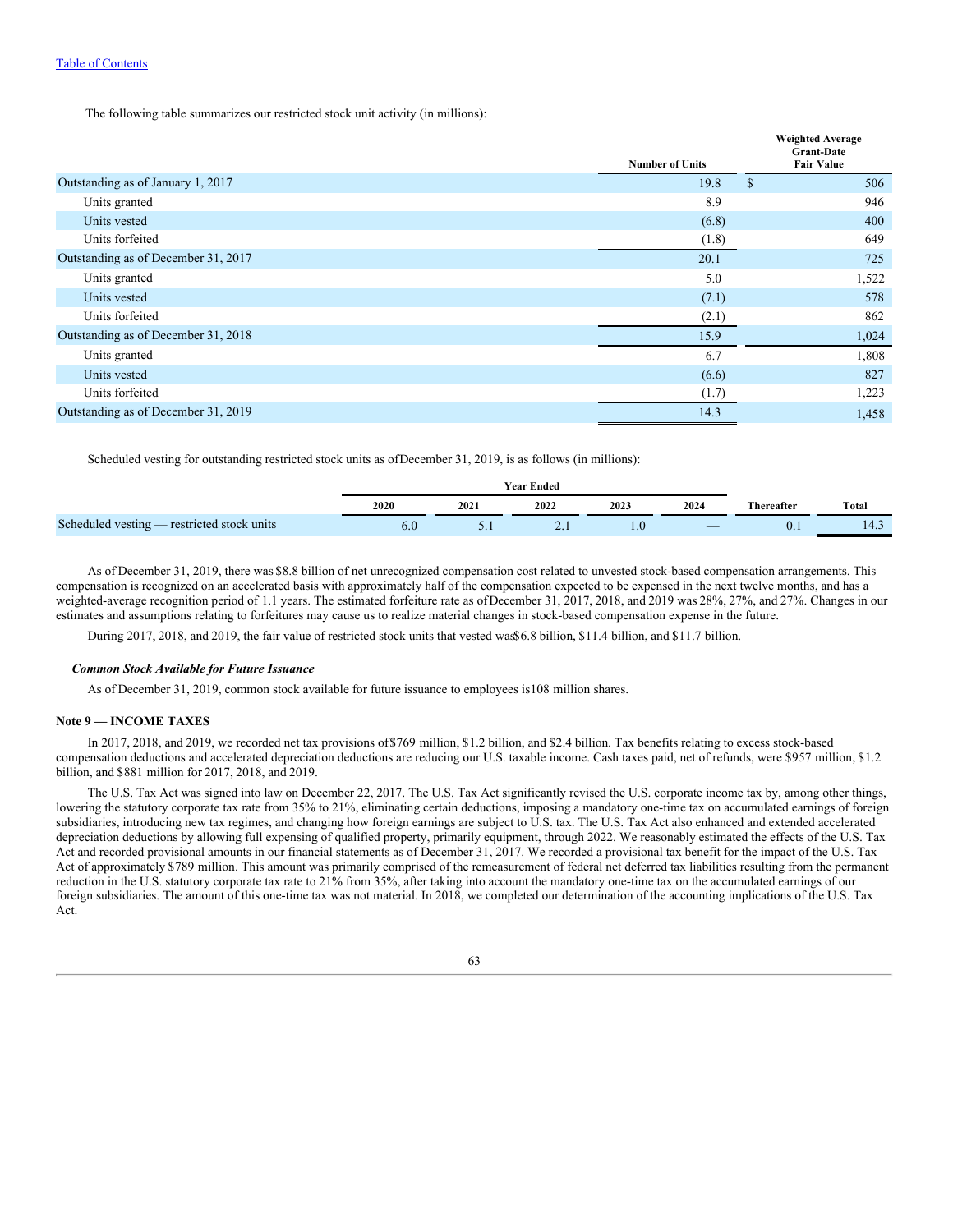The following table summarizes our restricted stock unit activity (in millions):

| | Number of Units | Weighted Average Grant-Date Fair Value |
|---|---|---|
| Outstanding as of January 1, 2017 | 19.8 | $ 506 |
| Units granted | 8.9 | 946 |
| Units vested | (6.8) | 400 |
| Units forfeited | (1.8) | 649 |
| Outstanding as of December 31, 2017 | 20.1 | 725 |
| Units granted | 5.0 | 1,522 |
| Units vested | (7.1) | 578 |
| Units forfeited | (2.1) | 862 |
| Outstanding as of December 31, 2018 | 15.9 | 1,024 |
| Units granted | 6.7 | 1,808 |
| Units vested | (6.6) | 827 |
| Units forfeited | (1.7) | 1,223 |
| Outstanding as of December 31, 2019 | 14.3 | 1,458 |

Scheduled vesting for outstanding restricted stock units as of December 31, 2019, is as follows (in millions):

| | Year Ended | | | | | | |
|---|---|---|---|---|---|---|---|
| | 2020 | 2021 | 2022 | 2023 | 2024 | Thereafter | Total |
| Scheduled vesting — restricted stock units | 6.0 | 5.1 | 2.1 | 1.0 | — | 0.1 | 14.3 |

As of December 31, 2019, there was $8.8 billion of net unrecognized compensation cost related to unvested stock-based compensation arrangements. This compensation is recognized on an accelerated basis with approximately half of the compensation expected to be expensed in the next twelve months, and has a weighted-average recognition period of 1.1 years. The estimated forfeiture rate as of December 31, 2017, 2018, and 2019 was 28%, 27%, and 27%. Changes in our estimates and assumptions relating to forfeitures may cause us to realize material changes in stock-based compensation expense in the future.

During 2017, 2018, and 2019, the fair value of restricted stock units that vested was $6.8 billion, $11.4 billion, and $11.7 billion.

***Common Stock Available for Future Issuance***

As of December 31, 2019, common stock available for future issuance to employees is 108 million shares.

**Note 9 — INCOME TAXES**

In 2017, 2018, and 2019, we recorded net tax provisions of $769 million, $1.2 billion, and $2.4 billion. Tax benefits relating to excess stock-based compensation deductions and accelerated depreciation deductions are reducing our U.S. taxable income. Cash taxes paid, net of refunds, were $957 million, $1.2 billion, and $881 million for 2017, 2018, and 2019.

The U.S. Tax Act was signed into law on December 22, 2017. The U.S. Tax Act significantly revised the U.S. corporate income tax by, among other things, lowering the statutory corporate tax rate from 35% to 21%, eliminating certain deductions, imposing a mandatory one-time tax on accumulated earnings of foreign subsidiaries, introducing new tax regimes, and changing how foreign earnings are subject to U.S. tax. The U.S. Tax Act also enhanced and extended accelerated depreciation deductions by allowing full expensing of qualified property, primarily equipment, through 2022. We reasonably estimated the effects of the U.S. Tax Act and recorded provisional amounts in our financial statements as of December 31, 2017. We recorded a provisional tax benefit for the impact of the U.S. Tax Act of approximately $789 million. This amount was primarily comprised of the remeasurement of federal net deferred tax liabilities resulting from the permanent reduction in the U.S. statutory corporate tax rate to 21% from 35%, after taking into account the mandatory one-time tax on the accumulated earnings of our foreign subsidiaries. The amount of this one-time tax was not material. In 2018, we completed our determination of the accounting implications of the U.S. Tax Act.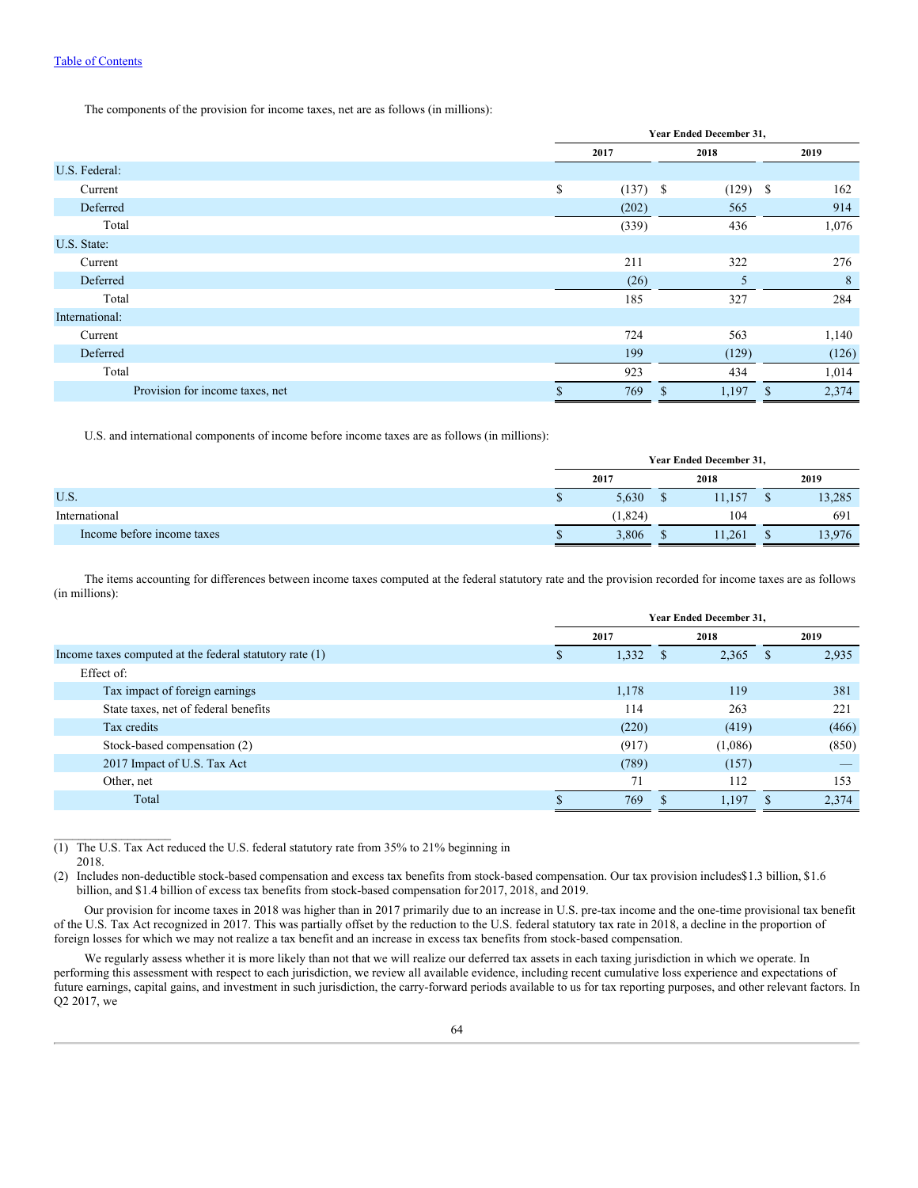The components of the provision for income taxes, net are as follows (in millions):

| | Year Ended December 31, | | |
|---|---|---|---|
| | 2017 | 2018 | 2019 |
| U.S. Federal: | | | |
| Current | $ (137) | $ (129) | $ 162 |
| Deferred | (202) | 565 | 914 |
| Total | (339) | 436 | 1,076 |
| U.S. State: | | | |
| Current | 211 | 322 | 276 |
| Deferred | (26) | 5 | 8 |
| Total | 185 | 327 | 284 |
| International: | | | |
| Current | 724 | 563 | 1,140 |
| Deferred | 199 | (129) | (126) |
| Total | 923 | 434 | 1,014 |
| Provision for income taxes, net | $ 769 | $ 1,197 | $ 2,374 |

U.S. and international components of income before income taxes are as follows (in millions):

| | Year Ended December 31, | | |
|---|---|---|---|
| | 2017 | 2018 | 2019 |
| U.S. | $ 5,630 | $ 11,157 | $ 13,285 |
| International | (1,824) | 104 | 691 |
| Income before income taxes | $ 3,806 | $ 11,261 | $ 13,976 |

The items accounting for differences between income taxes computed at the federal statutory rate and the provision recorded for income taxes are as follows (in millions):

| | Year Ended December 31, | | |
|---|---|---|---|
| | 2017 | 2018 | 2019 |
| Income taxes computed at the federal statutory rate (1) | $ 1,332 | $ 2,365 | $ 2,935 |
| Effect of: | | | |
| Tax impact of foreign earnings | 1,178 | 119 | 381 |
| State taxes, net of federal benefits | 114 | 263 | 221 |
| Tax credits | (220) | (419) | (466) |
| Stock-based compensation (2) | (917) | (1,086) | (850) |
| 2017 Impact of U.S. Tax Act | (789) | (157) | — |
| Other, net | 71 | 112 | 153 |
| Total | $ 769 | $ 1,197 | $ 2,374 |

(1) The U.S. Tax Act reduced the U.S. federal statutory rate from 35% to 21% beginning in 2018.

(2) Includes non-deductible stock-based compensation and excess tax benefits from stock-based compensation. Our tax provision includes $1.3 billion, $1.6 billion, and $1.4 billion of excess tax benefits from stock-based compensation for 2017, 2018, and 2019.

Our provision for income taxes in 2018 was higher than in 2017 primarily due to an increase in U.S. pre-tax income and the one-time provisional tax benefit of the U.S. Tax Act recognized in 2017. This was partially offset by the reduction to the U.S. federal statutory tax rate in 2018, a decline in the proportion of foreign losses for which we may not realize a tax benefit and an increase in excess tax benefits from stock-based compensation.

We regularly assess whether it is more likely than not that we will realize our deferred tax assets in each taxing jurisdiction in which we operate. In performing this assessment with respect to each jurisdiction, we review all available evidence, including recent cumulative loss experience and expectations of future earnings, capital gains, and investment in such jurisdiction, the carry-forward periods available to us for tax reporting purposes, and other relevant factors. In Q2 2017, we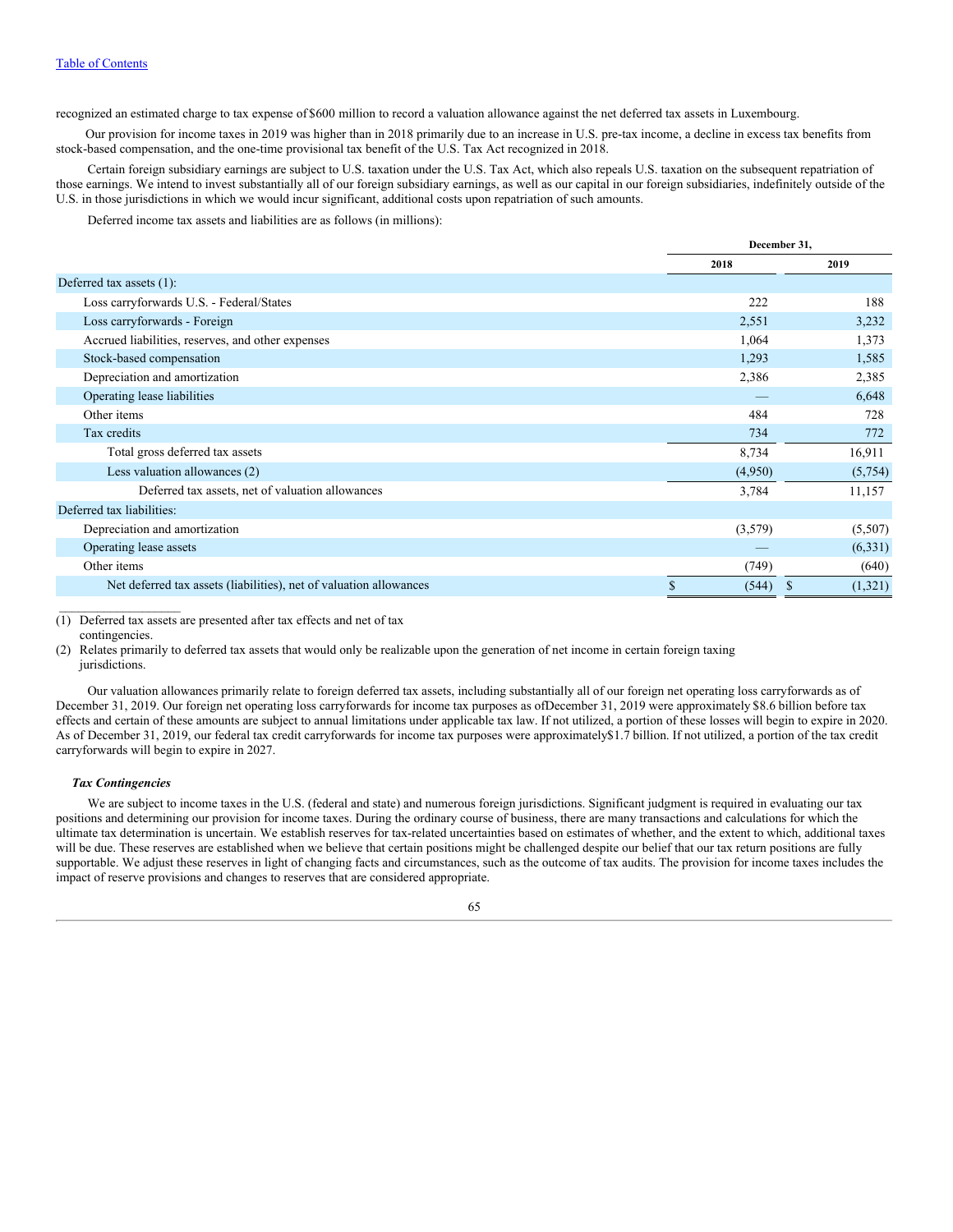recognized an estimated charge to tax expense of $600 million to record a valuation allowance against the net deferred tax assets in Luxembourg.

Our provision for income taxes in 2019 was higher than in 2018 primarily due to an increase in U.S. pre-tax income, a decline in excess tax benefits from stock-based compensation, and the one-time provisional tax benefit of the U.S. Tax Act recognized in 2018.

Certain foreign subsidiary earnings are subject to U.S. taxation under the U.S. Tax Act, which also repeals U.S. taxation on the subsequent repatriation of those earnings. We intend to invest substantially all of our foreign subsidiary earnings, as well as our capital in our foreign subsidiaries, indefinitely outside of the U.S. in those jurisdictions in which we would incur significant, additional costs upon repatriation of such amounts.

Deferred income tax assets and liabilities are as follows (in millions):

| | December 31, | |
|---|---|---|
| | 2018 | 2019 |
| Deferred tax assets (1): | | |
| Loss carryforwards U.S. - Federal/States | 222 | 188 |
| Loss carryforwards - Foreign | 2,551 | 3,232 |
| Accrued liabilities, reserves, and other expenses | 1,064 | 1,373 |
| Stock-based compensation | 1,293 | 1,585 |
| Depreciation and amortization | 2,386 | 2,385 |
| Operating lease liabilities | — | 6,648 |
| Other items | 484 | 728 |
| Tax credits | 734 | 772 |
| Total gross deferred tax assets | 8,734 | 16,911 |
| Less valuation allowances (2) | (4,950) | (5,754) |
| Deferred tax assets, net of valuation allowances | 3,784 | 11,157 |
| Deferred tax liabilities: | | |
| Depreciation and amortization | (3,579) | (5,507) |
| Operating lease assets | — | (6,331) |
| Other items | (749) | (640) |
| Net deferred tax assets (liabilities), net of valuation allowances | $ (544) | $ (1,321) |

(1) Deferred tax assets are presented after tax effects and net of tax contingencies.

(2) Relates primarily to deferred tax assets that would only be realizable upon the generation of net income in certain foreign taxing jurisdictions.

Our valuation allowances primarily relate to foreign deferred tax assets, including substantially all of our foreign net operating loss carryforwards as of December 31, 2019. Our foreign net operating loss carryforwards for income tax purposes as of December 31, 2019 were approximately $8.6 billion before tax effects and certain of these amounts are subject to annual limitations under applicable tax law. If not utilized, a portion of these losses will begin to expire in 2020. As of December 31, 2019, our federal tax credit carryforwards for income tax purposes were approximately $1.7 billion. If not utilized, a portion of the tax credit carryforwards will begin to expire in 2027.

***Tax Contingencies***

We are subject to income taxes in the U.S. (federal and state) and numerous foreign jurisdictions. Significant judgment is required in evaluating our tax positions and determining our provision for income taxes. During the ordinary course of business, there are many transactions and calculations for which the ultimate tax determination is uncertain. We establish reserves for tax-related uncertainties based on estimates of whether, and the extent to which, additional taxes will be due. These reserves are established when we believe that certain positions might be challenged despite our belief that our tax return positions are fully supportable. We adjust these reserves in light of changing facts and circumstances, such as the outcome of tax audits. The provision for income taxes includes the impact of reserve provisions and changes to reserves that are considered appropriate.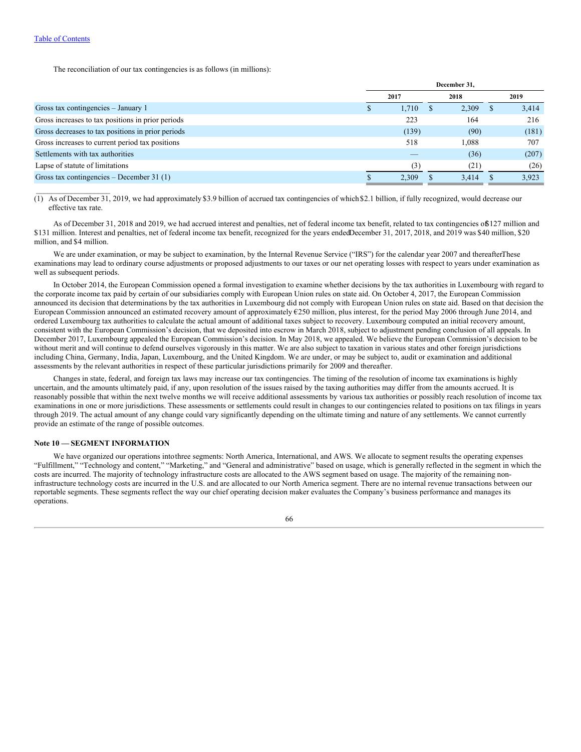The reconciliation of our tax contingencies is as follows (in millions):

| | December 31, | | |
|---|---|---|---|
| | 2017 | 2018 | 2019 |
| Gross tax contingencies – January 1 | $ 1,710 | $ 2,309 | $ 3,414 |
| Gross increases to tax positions in prior periods | 223 | 164 | 216 |
| Gross decreases to tax positions in prior periods | (139) | (90) | (181) |
| Gross increases to current period tax positions | 518 | 1,088 | 707 |
| Settlements with tax authorities | — | (36) | (207) |
| Lapse of statute of limitations | (3) | (21) | (26) |
| Gross tax contingencies – December 31 (1) | $ 2,309 | $ 3,414 | $ 3,923 |

(1) As of December 31, 2019, we had approximately $3.9 billion of accrued tax contingencies of which $2.1 billion, if fully recognized, would decrease our effective tax rate.

As of December 31, 2018 and 2019, we had accrued interest and penalties, net of federal income tax benefit, related to tax contingencies of $127 million and $131 million. Interest and penalties, net of federal income tax benefit, recognized for the years ended December 31, 2017, 2018, and 2019 was $40 million, $20 million, and $4 million.

We are under examination, or may be subject to examination, by the Internal Revenue Service ("IRS") for the calendar year 2007 and thereafter. These examinations may lead to ordinary course adjustments or proposed adjustments to our taxes or our net operating losses with respect to years under examination as well as subsequent periods.

In October 2014, the European Commission opened a formal investigation to examine whether decisions by the tax authorities in Luxembourg with regard to the corporate income tax paid by certain of our subsidiaries comply with European Union rules on state aid. On October 4, 2017, the European Commission announced its decision that determinations by the tax authorities in Luxembourg did not comply with European Union rules on state aid. Based on that decision the European Commission announced an estimated recovery amount of approximately €250 million, plus interest, for the period May 2006 through June 2014, and ordered Luxembourg tax authorities to calculate the actual amount of additional taxes subject to recovery. Luxembourg computed an initial recovery amount, consistent with the European Commission's decision, that we deposited into escrow in March 2018, subject to adjustment pending conclusion of all appeals. In December 2017, Luxembourg appealed the European Commission's decision. In May 2018, we appealed. We believe the European Commission's decision to be without merit and will continue to defend ourselves vigorously in this matter. We are also subject to taxation in various states and other foreign jurisdictions including China, Germany, India, Japan, Luxembourg, and the United Kingdom. We are under, or may be subject to, audit or examination and additional assessments by the relevant authorities in respect of these particular jurisdictions primarily for 2009 and thereafter.

Changes in state, federal, and foreign tax laws may increase our tax contingencies. The timing of the resolution of income tax examinations is highly uncertain, and the amounts ultimately paid, if any, upon resolution of the issues raised by the taxing authorities may differ from the amounts accrued. It is reasonably possible that within the next twelve months we will receive additional assessments by various tax authorities or possibly reach resolution of income tax examinations in one or more jurisdictions. These assessments or settlements could result in changes to our contingencies related to positions on tax filings in years through 2019. The actual amount of any change could vary significantly depending on the ultimate timing and nature of any settlements. We cannot currently provide an estimate of the range of possible outcomes.

### Note 10 — SEGMENT INFORMATION

We have organized our operations into three segments: North America, International, and AWS. We allocate to segment results the operating expenses "Fulfillment," "Technology and content," "Marketing," and "General and administrative" based on usage, which is generally reflected in the segment in which the costs are incurred. The majority of technology infrastructure costs are allocated to the AWS segment based on usage. The majority of the remaining non-infrastructure technology costs are incurred in the U.S. and are allocated to our North America segment. There are no internal revenue transactions between our reportable segments. These segments reflect the way our chief operating decision maker evaluates the Company's business performance and manages its operations.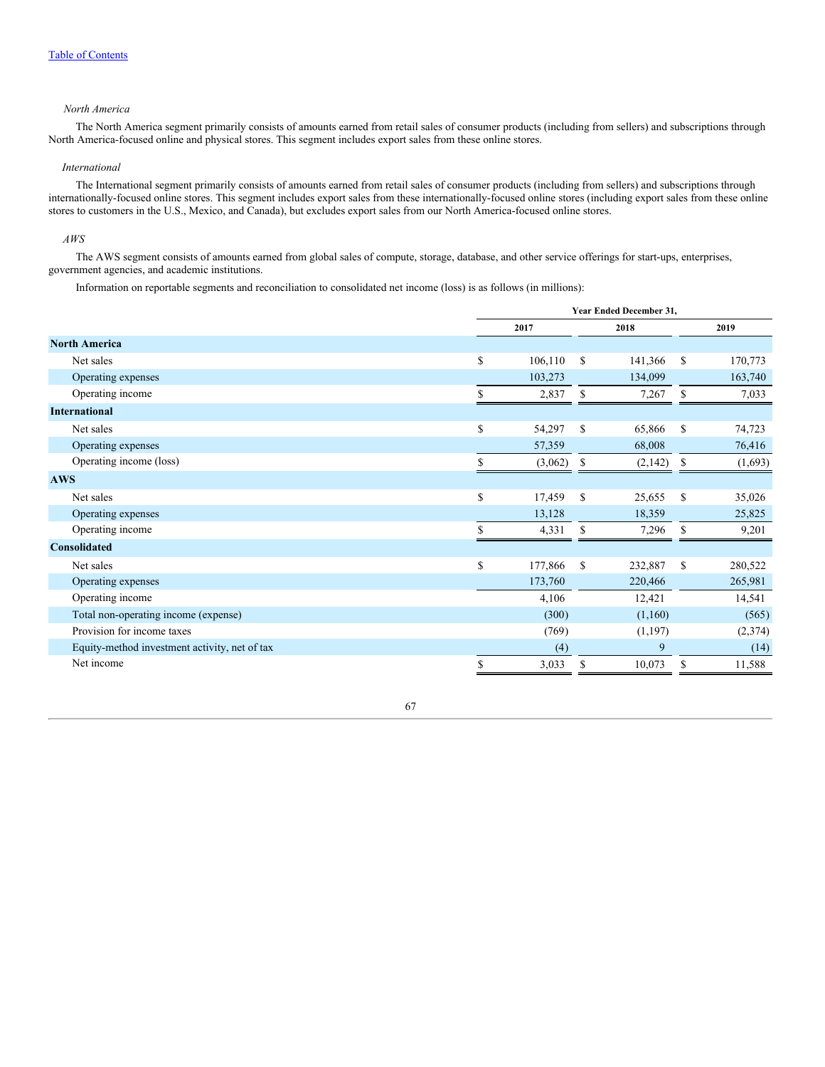*North America*

The North America segment primarily consists of amounts earned from retail sales of consumer products (including from sellers) and subscriptions through North America-focused online and physical stores. This segment includes export sales from these online stores.

*International*

The International segment primarily consists of amounts earned from retail sales of consumer products (including from sellers) and subscriptions through internationally-focused online stores. This segment includes export sales from these internationally-focused online stores (including export sales from these online stores to customers in the U.S., Mexico, and Canada), but excludes export sales from our North America-focused online stores.

*AWS*

The AWS segment consists of amounts earned from global sales of compute, storage, database, and other service offerings for start-ups, enterprises, government agencies, and academic institutions.

Information on reportable segments and reconciliation to consolidated net income (loss) is as follows (in millions):

| | Year Ended December 31, | | |
|---|---|---|---|
| | 2017 | 2018 | 2019 |
| **North America** | | | |
| Net sales | $ 106,110 | $ 141,366 | $ 170,773 |
| Operating expenses | 103,273 | 134,099 | 163,740 |
| Operating income | $ 2,837 | $ 7,267 | $ 7,033 |
| **International** | | | |
| Net sales | $ 54,297 | $ 65,866 | $ 74,723 |
| Operating expenses | 57,359 | 68,008 | 76,416 |
| Operating income (loss) | $ (3,062) | $ (2,142) | $ (1,693) |
| **AWS** | | | |
| Net sales | $ 17,459 | $ 25,655 | $ 35,026 |
| Operating expenses | 13,128 | 18,359 | 25,825 |
| Operating income | $ 4,331 | $ 7,296 | $ 9,201 |
| **Consolidated** | | | |
| Net sales | $ 177,866 | $ 232,887 | $ 280,522 |
| Operating expenses | 173,760 | 220,466 | 265,981 |
| Operating income | 4,106 | 12,421 | 14,541 |
| Total non-operating income (expense) | (300) | (1,160) | (565) |
| Provision for income taxes | (769) | (1,197) | (2,374) |
| Equity-method investment activity, net of tax | (4) | 9 | (14) |
| Net income | $ 3,033 | $ 10,073 | $ 11,588 |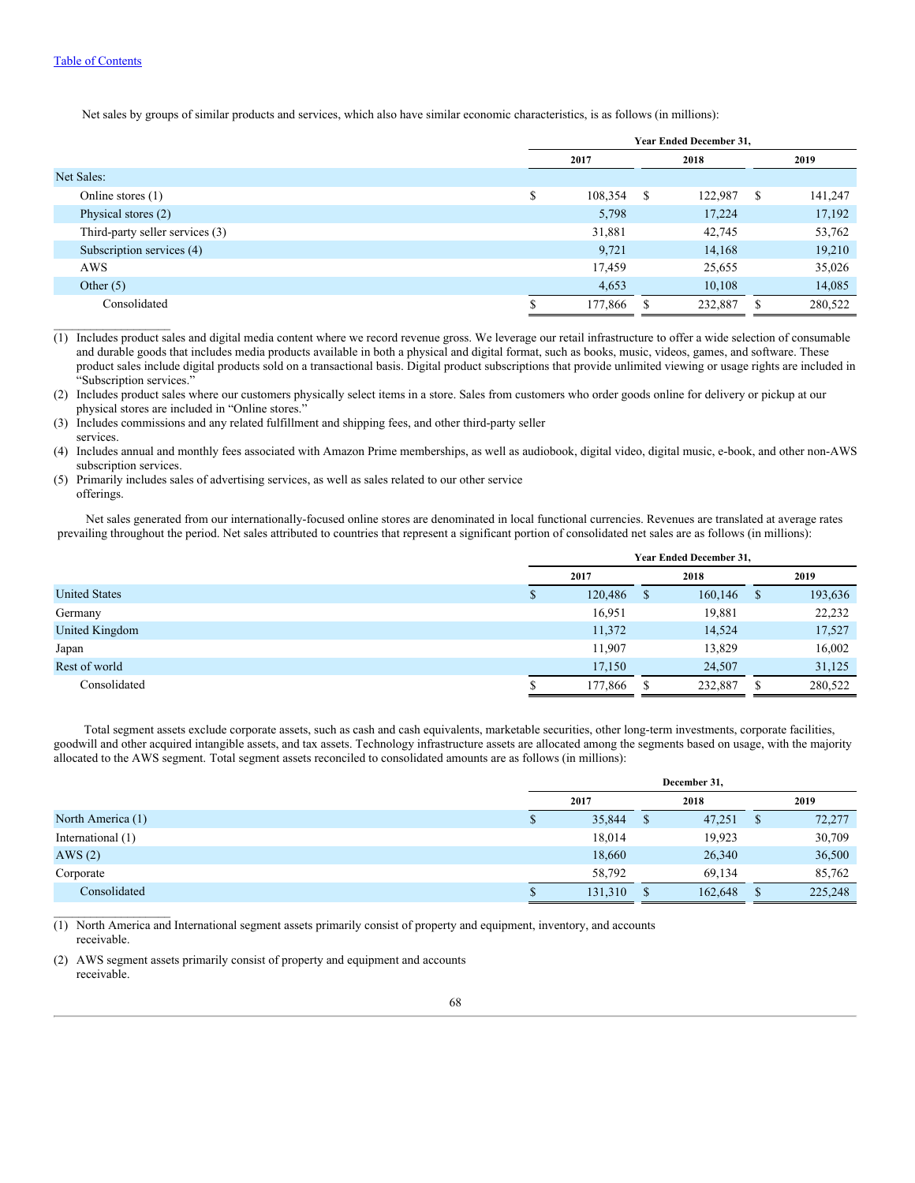[Table of Contents](#)

Net sales by groups of similar products and services, which also have similar economic characteristics, is as follows (in millions):

| | Year Ended December 31, | | |
|---|---|---|---|
| | 2017 | 2018 | 2019 |
| Net Sales: | | | |
| Online stores (1) | $ 108,354 | $ 122,987 | $ 141,247 |
| Physical stores (2) | 5,798 | 17,224 | 17,192 |
| Third-party seller services (3) | 31,881 | 42,745 | 53,762 |
| Subscription services (4) | 9,721 | 14,168 | 19,210 |
| AWS | 17,459 | 25,655 | 35,026 |
| Other (5) | 4,653 | 10,108 | 14,085 |
| Consolidated | $ 177,866 | $ 232,887 | $ 280,522 |

(1) Includes product sales and digital media content where we record revenue gross. We leverage our retail infrastructure to offer a wide selection of consumable and durable goods that includes media products available in both a physical and digital format, such as books, music, videos, games, and software. These product sales include digital products sold on a transactional basis. Digital product subscriptions that provide unlimited viewing or usage rights are included in "Subscription services."

(2) Includes product sales where our customers physically select items in a store. Sales from customers who order goods online for delivery or pickup at our physical stores are included in "Online stores."

(3) Includes commissions and any related fulfillment and shipping fees, and other third-party seller services.

(4) Includes annual and monthly fees associated with Amazon Prime memberships, as well as audiobook, digital video, digital music, e-book, and other non-AWS subscription services.

(5) Primarily includes sales of advertising services, as well as sales related to our other service offerings.

Net sales generated from our internationally-focused online stores are denominated in local functional currencies. Revenues are translated at average rates prevailing throughout the period. Net sales attributed to countries that represent a significant portion of consolidated net sales are as follows (in millions):

| | Year Ended December 31, | | |
|---|---|---|---|
| | 2017 | 2018 | 2019 |
| United States | $ 120,486 | $ 160,146 | $ 193,636 |
| Germany | 16,951 | 19,881 | 22,232 |
| United Kingdom | 11,372 | 14,524 | 17,527 |
| Japan | 11,907 | 13,829 | 16,002 |
| Rest of world | 17,150 | 24,507 | 31,125 |
| Consolidated | $ 177,866 | $ 232,887 | $ 280,522 |

Total segment assets exclude corporate assets, such as cash and cash equivalents, marketable securities, other long-term investments, corporate facilities, goodwill and other acquired intangible assets, and tax assets. Technology infrastructure assets are allocated among the segments based on usage, with the majority allocated to the AWS segment. Total segment assets reconciled to consolidated amounts are as follows (in millions):

| | December 31, | | |
|---|---|---|---|
| | 2017 | 2018 | 2019 |
| North America (1) | $ 35,844 | $ 47,251 | $ 72,277 |
| International (1) | 18,014 | 19,923 | 30,709 |
| AWS (2) | 18,660 | 26,340 | 36,500 |
| Corporate | 58,792 | 69,134 | 85,762 |
| Consolidated | $ 131,310 | $ 162,648 | $ 225,248 |

(1) North America and International segment assets primarily consist of property and equipment, inventory, and accounts receivable.

(2) AWS segment assets primarily consist of property and equipment and accounts receivable.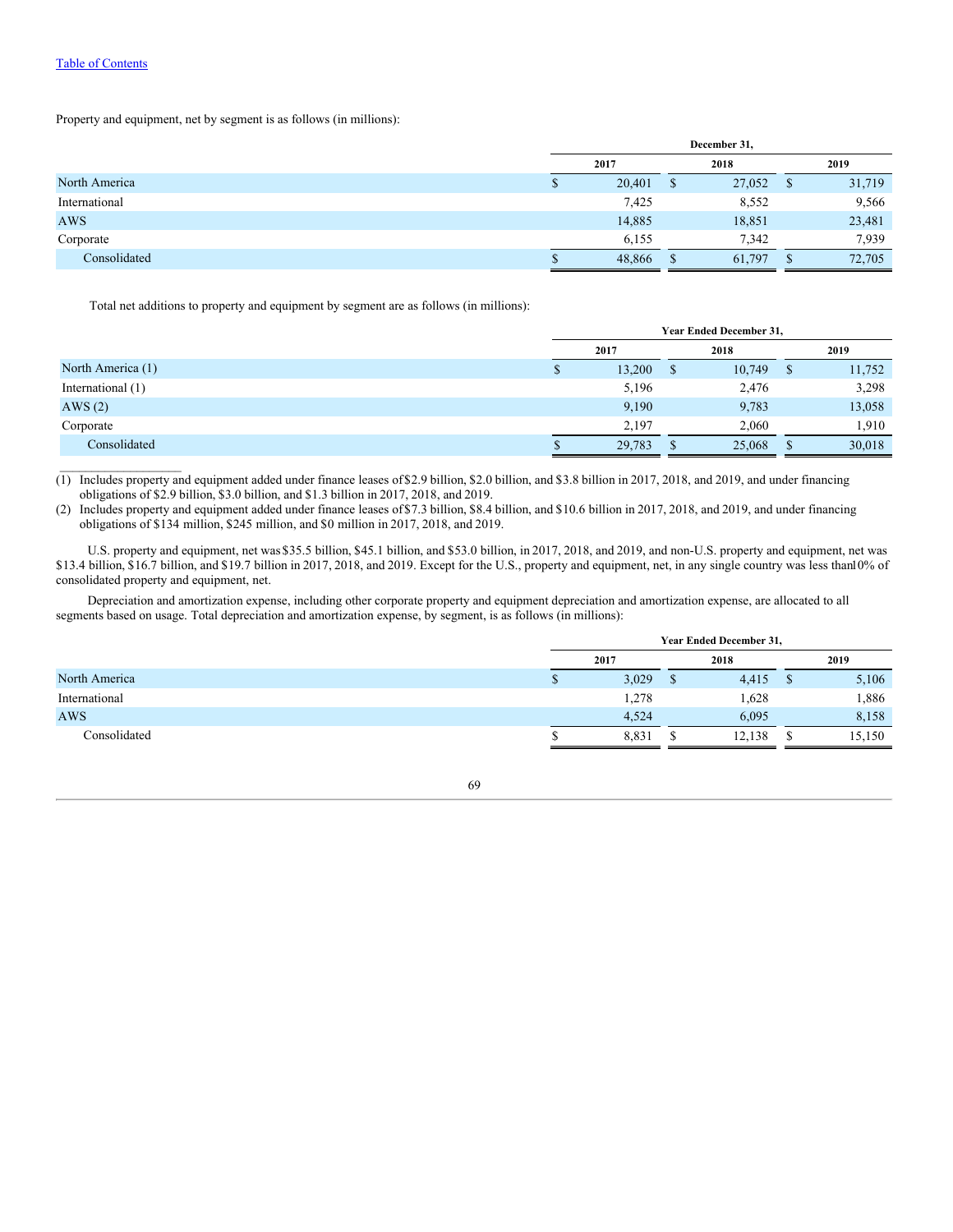[Table of Contents](#)

Property and equipment, net by segment is as follows (in millions):

| | December 31, | | |
|---|---|---|---|
| | 2017 | 2018 | 2019 |
| North America | $ 20,401 | $ 27,052 | $ 31,719 |
| International | 7,425 | 8,552 | 9,566 |
| AWS | 14,885 | 18,851 | 23,481 |
| Corporate | 6,155 | 7,342 | 7,939 |
| Consolidated | $ 48,866 | $ 61,797 | $ 72,705 |

Total net additions to property and equipment by segment are as follows (in millions):

| | Year Ended December 31, | | |
|---|---|---|---|
| | 2017 | 2018 | 2019 |
| North America (1) | $ 13,200 | $ 10,749 | $ 11,752 |
| International (1) | 5,196 | 2,476 | 3,298 |
| AWS (2) | 9,190 | 9,783 | 13,058 |
| Corporate | 2,197 | 2,060 | 1,910 |
| Consolidated | $ 29,783 | $ 25,068 | $ 30,018 |

(1) Includes property and equipment added under finance leases of $2.9 billion, $2.0 billion, and $3.8 billion in 2017, 2018, and 2019, and under financing obligations of $2.9 billion, $3.0 billion, and $1.3 billion in 2017, 2018, and 2019.

(2) Includes property and equipment added under finance leases of $7.3 billion, $8.4 billion, and $10.6 billion in 2017, 2018, and 2019, and under financing obligations of $134 million, $245 million, and $0 million in 2017, 2018, and 2019.

U.S. property and equipment, net was $35.5 billion, $45.1 billion, and $53.0 billion, in 2017, 2018, and 2019, and non-U.S. property and equipment, net was $13.4 billion, $16.7 billion, and $19.7 billion in 2017, 2018, and 2019. Except for the U.S., property and equipment, net, in any single country was less than 10% of consolidated property and equipment, net.

Depreciation and amortization expense, including other corporate property and equipment depreciation and amortization expense, are allocated to all segments based on usage. Total depreciation and amortization expense, by segment, is as follows (in millions):

| | Year Ended December 31, | | |
|---|---|---|---|
| | 2017 | 2018 | 2019 |
| North America | $ 3,029 | $ 4,415 | $ 5,106 |
| International | 1,278 | 1,628 | 1,886 |
| AWS | 4,524 | 6,095 | 8,158 |
| Consolidated | $ 8,831 | $ 12,138 | $ 15,150 |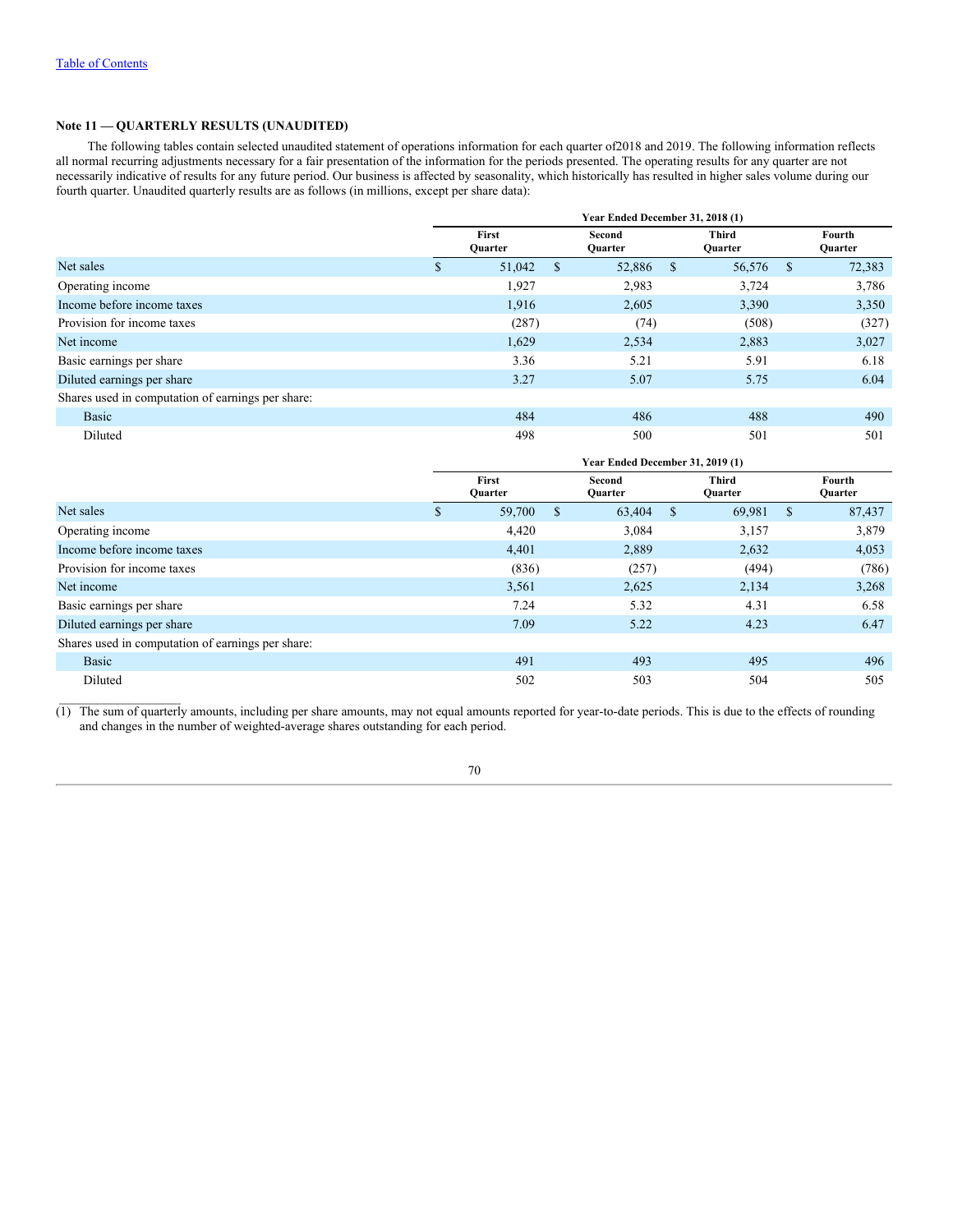[Table of Contents](#)

### Note 11 — QUARTERLY RESULTS (UNAUDITED)

The following tables contain selected unaudited statement of operations information for each quarter of2018 and 2019. The following information reflects all normal recurring adjustments necessary for a fair presentation of the information for the periods presented. The operating results for any quarter are not necessarily indicative of results for any future period. Our business is affected by seasonality, which historically has resulted in higher sales volume during our fourth quarter. Unaudited quarterly results are as follows (in millions, except per share data):

| | Year Ended December 31, 2018 (1) | | | |
|---|---|---|---|---|
| | First Quarter | Second Quarter | Third Quarter | Fourth Quarter |
| Net sales | $ 51,042 | $ 52,886 | $ 56,576 | $ 72,383 |
| Operating income | 1,927 | 2,983 | 3,724 | 3,786 |
| Income before income taxes | 1,916 | 2,605 | 3,390 | 3,350 |
| Provision for income taxes | (287) | (74) | (508) | (327) |
| Net income | 1,629 | 2,534 | 2,883 | 3,027 |
| Basic earnings per share | 3.36 | 5.21 | 5.91 | 6.18 |
| Diluted earnings per share | 3.27 | 5.07 | 5.75 | 6.04 |
| Shares used in computation of earnings per share: | | | | |
| Basic | 484 | 486 | 488 | 490 |
| Diluted | 498 | 500 | 501 | 501 |

| | Year Ended December 31, 2019 (1) | | | |
|---|---|---|---|---|
| | First Quarter | Second Quarter | Third Quarter | Fourth Quarter |
| Net sales | $ 59,700 | $ 63,404 | $ 69,981 | $ 87,437 |
| Operating income | 4,420 | 3,084 | 3,157 | 3,879 |
| Income before income taxes | 4,401 | 2,889 | 2,632 | 4,053 |
| Provision for income taxes | (836) | (257) | (494) | (786) |
| Net income | 3,561 | 2,625 | 2,134 | 3,268 |
| Basic earnings per share | 7.24 | 5.32 | 4.31 | 6.58 |
| Diluted earnings per share | 7.09 | 5.22 | 4.23 | 6.47 |
| Shares used in computation of earnings per share: | | | | |
| Basic | 491 | 493 | 495 | 496 |
| Diluted | 502 | 503 | 504 | 505 |

(1) The sum of quarterly amounts, including per share amounts, may not equal amounts reported for year-to-date periods. This is due to the effects of rounding and changes in the number of weighted-average shares outstanding for each period.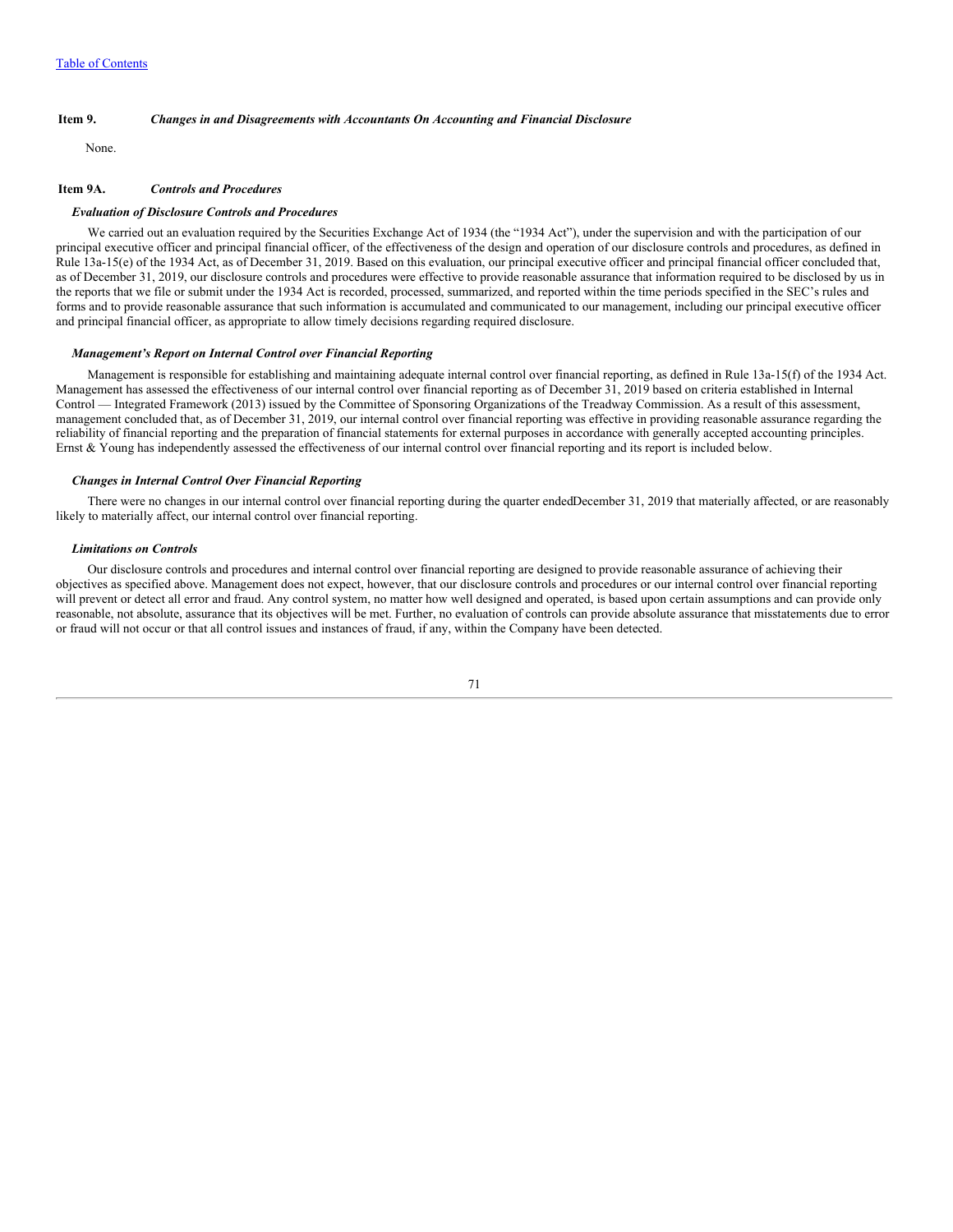[Table of Contents](#)

### Item 9. *Changes in and Disagreements with Accountants On Accounting and Financial Disclosure*

None.

### Item 9A. *Controls and Procedures*

***Evaluation of Disclosure Controls and Procedures***

We carried out an evaluation required by the Securities Exchange Act of 1934 (the "1934 Act"), under the supervision and with the participation of our principal executive officer and principal financial officer, of the effectiveness of the design and operation of our disclosure controls and procedures, as defined in Rule 13a-15(e) of the 1934 Act, as of December 31, 2019. Based on this evaluation, our principal executive officer and principal financial officer concluded that, as of December 31, 2019, our disclosure controls and procedures were effective to provide reasonable assurance that information required to be disclosed by us in the reports that we file or submit under the 1934 Act is recorded, processed, summarized, and reported within the time periods specified in the SEC's rules and forms and to provide reasonable assurance that such information is accumulated and communicated to our management, including our principal executive officer and principal financial officer, as appropriate to allow timely decisions regarding required disclosure.

***Management's Report on Internal Control over Financial Reporting***

Management is responsible for establishing and maintaining adequate internal control over financial reporting, as defined in Rule 13a-15(f) of the 1934 Act. Management has assessed the effectiveness of our internal control over financial reporting as of December 31, 2019 based on criteria established in Internal Control — Integrated Framework (2013) issued by the Committee of Sponsoring Organizations of the Treadway Commission. As a result of this assessment, management concluded that, as of December 31, 2019, our internal control over financial reporting was effective in providing reasonable assurance regarding the reliability of financial reporting and the preparation of financial statements for external purposes in accordance with generally accepted accounting principles. Ernst & Young has independently assessed the effectiveness of our internal control over financial reporting and its report is included below.

***Changes in Internal Control Over Financial Reporting***

There were no changes in our internal control over financial reporting during the quarter endedDecember 31, 2019 that materially affected, or are reasonably likely to materially affect, our internal control over financial reporting.

***Limitations on Controls***

Our disclosure controls and procedures and internal control over financial reporting are designed to provide reasonable assurance of achieving their objectives as specified above. Management does not expect, however, that our disclosure controls and procedures or our internal control over financial reporting will prevent or detect all error and fraud. Any control system, no matter how well designed and operated, is based upon certain assumptions and can provide only reasonable, not absolute, assurance that its objectives will be met. Further, no evaluation of controls can provide absolute assurance that misstatements due to error or fraud will not occur or that all control issues and instances of fraud, if any, within the Company have been detected.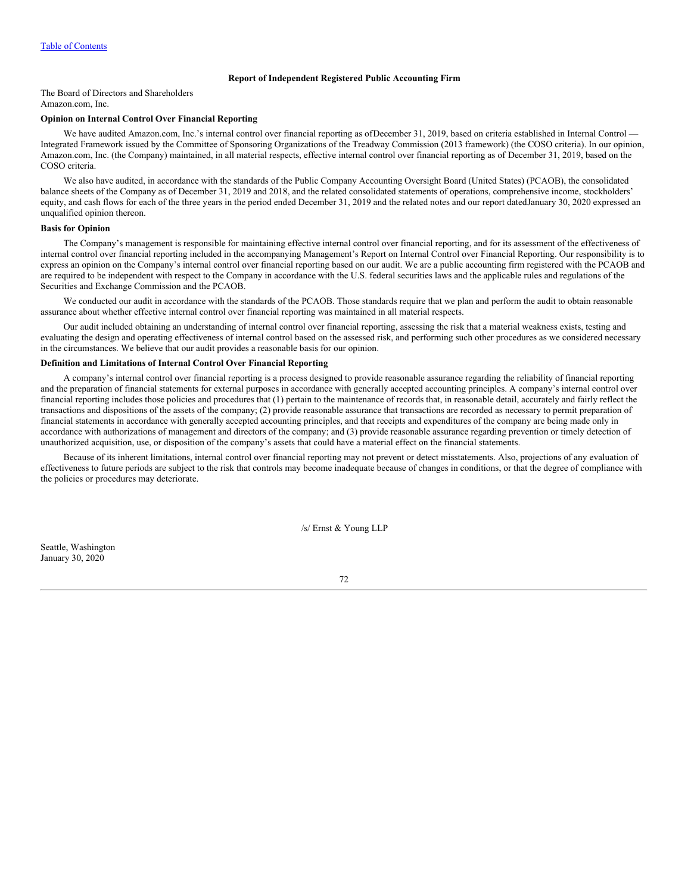[Table of Contents](#)

## Report of Independent Registered Public Accounting Firm

The Board of Directors and Shareholders
Amazon.com, Inc.

**Opinion on Internal Control Over Financial Reporting**

We have audited Amazon.com, Inc.'s internal control over financial reporting as ofDecember 31, 2019, based on criteria established in Internal Control — Integrated Framework issued by the Committee of Sponsoring Organizations of the Treadway Commission (2013 framework) (the COSO criteria). In our opinion, Amazon.com, Inc. (the Company) maintained, in all material respects, effective internal control over financial reporting as of December 31, 2019, based on the COSO criteria.

We also have audited, in accordance with the standards of the Public Company Accounting Oversight Board (United States) (PCAOB), the consolidated balance sheets of the Company as of December 31, 2019 and 2018, and the related consolidated statements of operations, comprehensive income, stockholders' equity, and cash flows for each of the three years in the period ended December 31, 2019 and the related notes and our report datedJanuary 30, 2020 expressed an unqualified opinion thereon.

**Basis for Opinion**

The Company's management is responsible for maintaining effective internal control over financial reporting, and for its assessment of the effectiveness of internal control over financial reporting included in the accompanying Management's Report on Internal Control over Financial Reporting. Our responsibility is to express an opinion on the Company's internal control over financial reporting based on our audit. We are a public accounting firm registered with the PCAOB and are required to be independent with respect to the Company in accordance with the U.S. federal securities laws and the applicable rules and regulations of the Securities and Exchange Commission and the PCAOB.

We conducted our audit in accordance with the standards of the PCAOB. Those standards require that we plan and perform the audit to obtain reasonable assurance about whether effective internal control over financial reporting was maintained in all material respects.

Our audit included obtaining an understanding of internal control over financial reporting, assessing the risk that a material weakness exists, testing and evaluating the design and operating effectiveness of internal control based on the assessed risk, and performing such other procedures as we considered necessary in the circumstances. We believe that our audit provides a reasonable basis for our opinion.

**Definition and Limitations of Internal Control Over Financial Reporting**

A company's internal control over financial reporting is a process designed to provide reasonable assurance regarding the reliability of financial reporting and the preparation of financial statements for external purposes in accordance with generally accepted accounting principles. A company's internal control over financial reporting includes those policies and procedures that (1) pertain to the maintenance of records that, in reasonable detail, accurately and fairly reflect the transactions and dispositions of the assets of the company; (2) provide reasonable assurance that transactions are recorded as necessary to permit preparation of financial statements in accordance with generally accepted accounting principles, and that receipts and expenditures of the company are being made only in accordance with authorizations of management and directors of the company; and (3) provide reasonable assurance regarding prevention or timely detection of unauthorized acquisition, use, or disposition of the company's assets that could have a material effect on the financial statements.

Because of its inherent limitations, internal control over financial reporting may not prevent or detect misstatements. Also, projections of any evaluation of effectiveness to future periods are subject to the risk that controls may become inadequate because of changes in conditions, or that the degree of compliance with the policies or procedures may deteriorate.

/s/ Ernst & Young LLP

Seattle, Washington
January 30, 2020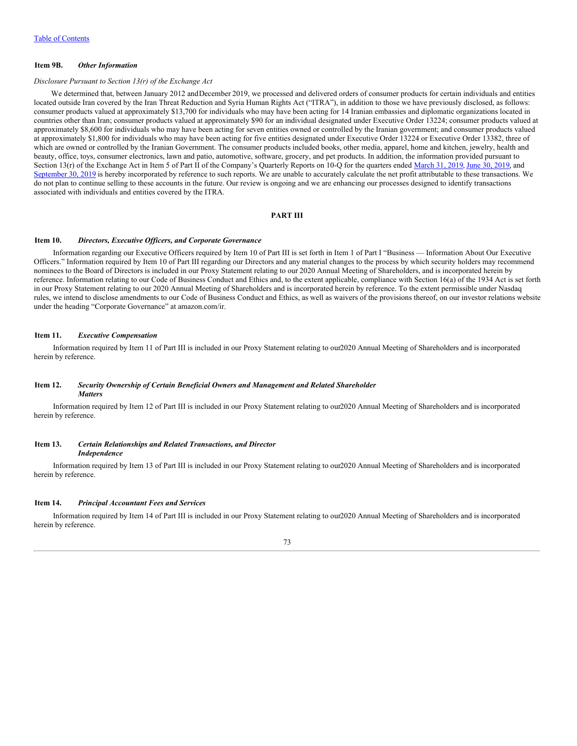[Table of Contents](#)

### Item 9B. *Other Information*

*Disclosure Pursuant to Section 13(r) of the Exchange Act*

We determined that, between January 2012 and December 2019, we processed and delivered orders of consumer products for certain individuals and entities located outside Iran covered by the Iran Threat Reduction and Syria Human Rights Act (“ITRA”), in addition to those we have previously disclosed, as follows: consumer products valued at approximately $13,700 for individuals who may have been acting for 14 Iranian embassies and diplomatic organizations located in countries other than Iran; consumer products valued at approximately $90 for an individual designated under Executive Order 13224; consumer products valued at approximately $8,600 for individuals who may have been acting for seven entities owned or controlled by the Iranian government; and consumer products valued at approximately $1,800 for individuals who may have been acting for five entities designated under Executive Order 13224 or Executive Order 13382, three of which are owned or controlled by the Iranian Government. The consumer products included books, other media, apparel, home and kitchen, jewelry, health and beauty, office, toys, consumer electronics, lawn and patio, automotive, software, grocery, and pet products. In addition, the information provided pursuant to Section 13(r) of the Exchange Act in Item 5 of Part II of the Company’s Quarterly Reports on 10-Q for the quarters ended March 31, 2019, June 30, 2019, and September 30, 2019 is hereby incorporated by reference to such reports. We are unable to accurately calculate the net profit attributable to these transactions. We do not plan to continue selling to these accounts in the future. Our review is ongoing and we are enhancing our processes designed to identify transactions associated with individuals and entities covered by the ITRA.

## PART III

### Item 10. *Directors, Executive Officers, and Corporate Governance*

Information regarding our Executive Officers required by Item 10 of Part III is set forth in Item 1 of Part I “Business — Information About Our Executive Officers.” Information required by Item 10 of Part III regarding our Directors and any material changes to the process by which security holders may recommend nominees to the Board of Directors is included in our Proxy Statement relating to our 2020 Annual Meeting of Shareholders, and is incorporated herein by reference. Information relating to our Code of Business Conduct and Ethics and, to the extent applicable, compliance with Section 16(a) of the 1934 Act is set forth in our Proxy Statement relating to our 2020 Annual Meeting of Shareholders and is incorporated herein by reference. To the extent permissible under Nasdaq rules, we intend to disclose amendments to our Code of Business Conduct and Ethics, as well as waivers of the provisions thereof, on our investor relations website under the heading “Corporate Governance” at amazon.com/ir.

### Item 11. *Executive Compensation*

Information required by Item 11 of Part III is included in our Proxy Statement relating to our 2020 Annual Meeting of Shareholders and is incorporated herein by reference.

### Item 12. *Security Ownership of Certain Beneficial Owners and Management and Related Shareholder Matters*

Information required by Item 12 of Part III is included in our Proxy Statement relating to our 2020 Annual Meeting of Shareholders and is incorporated herein by reference.

### Item 13. *Certain Relationships and Related Transactions, and Director Independence*

Information required by Item 13 of Part III is included in our Proxy Statement relating to our 2020 Annual Meeting of Shareholders and is incorporated herein by reference.

### Item 14. *Principal Accountant Fees and Services*

Information required by Item 14 of Part III is included in our Proxy Statement relating to our 2020 Annual Meeting of Shareholders and is incorporated herein by reference.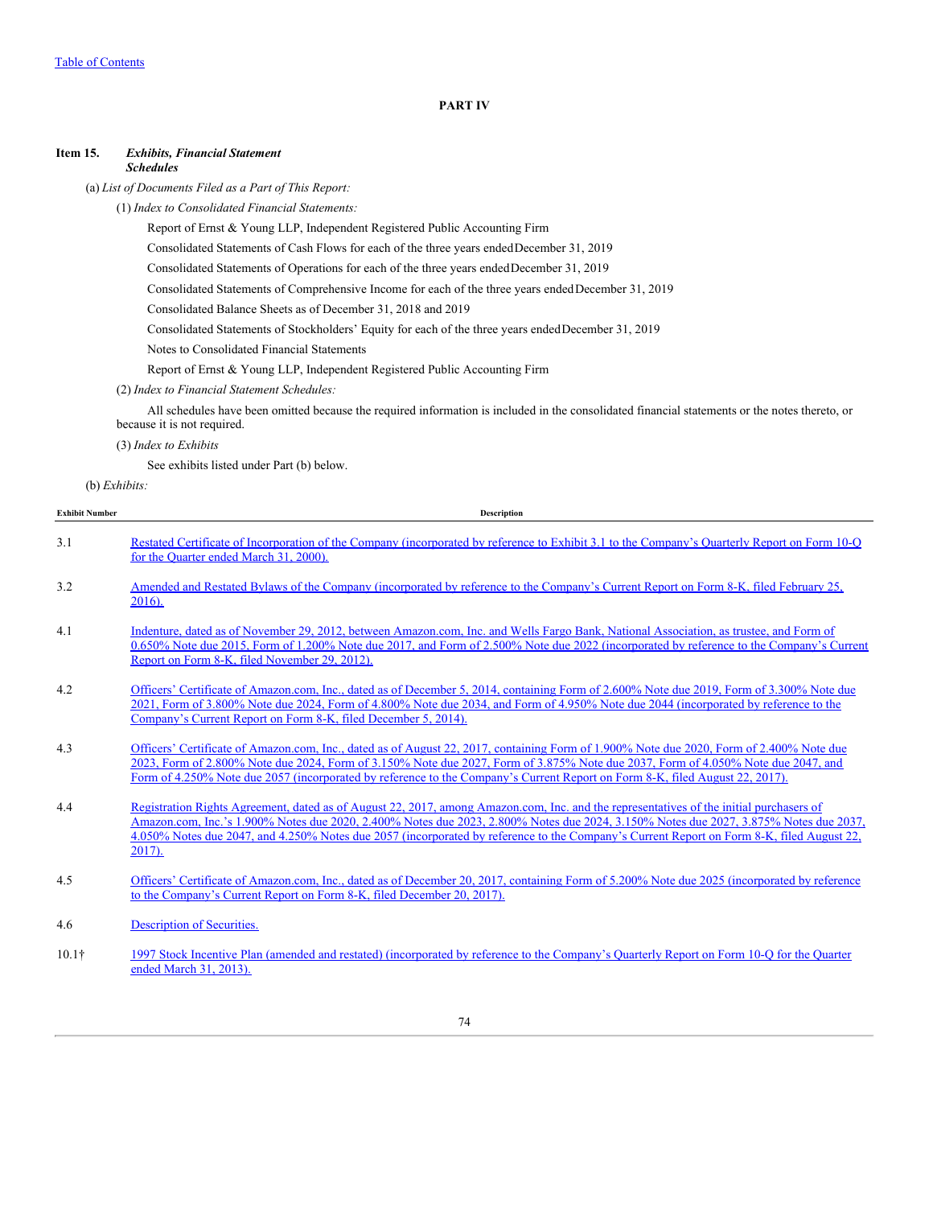[Table of Contents](#)

# PART IV

## Item 15. *Exhibits, Financial Statement Schedules*

(a) *List of Documents Filed as a Part of This Report:*

(1) *Index to Consolidated Financial Statements:*

Report of Ernst & Young LLP, Independent Registered Public Accounting Firm

Consolidated Statements of Cash Flows for each of the three years ended December 31, 2019

Consolidated Statements of Operations for each of the three years ended December 31, 2019

Consolidated Statements of Comprehensive Income for each of the three years ended December 31, 2019

Consolidated Balance Sheets as of December 31, 2018 and 2019

Consolidated Statements of Stockholders' Equity for each of the three years ended December 31, 2019

Notes to Consolidated Financial Statements

Report of Ernst & Young LLP, Independent Registered Public Accounting Firm

(2) *Index to Financial Statement Schedules:*

All schedules have been omitted because the required information is included in the consolidated financial statements or the notes thereto, or because it is not required.

(3) *Index to Exhibits*

See exhibits listed under Part (b) below.

(b) *Exhibits:*

| Exhibit Number | Description |
|---|---|
| 3.1 | Restated Certificate of Incorporation of the Company (incorporated by reference to Exhibit 3.1 to the Company's Quarterly Report on Form 10-Q for the Quarter ended March 31, 2000). |
| 3.2 | Amended and Restated Bylaws of the Company (incorporated by reference to the Company's Current Report on Form 8-K, filed February 25, 2016). |
| 4.1 | Indenture, dated as of November 29, 2012, between Amazon.com, Inc. and Wells Fargo Bank, National Association, as trustee, and Form of 0.650% Note due 2015, Form of 1.200% Note due 2017, and Form of 2.500% Note due 2022 (incorporated by reference to the Company's Current Report on Form 8-K, filed November 29, 2012). |
| 4.2 | Officers' Certificate of Amazon.com, Inc., dated as of December 5, 2014, containing Form of 2.600% Note due 2019, Form of 3.300% Note due 2021, Form of 3.800% Note due 2024, Form of 4.800% Note due 2034, and Form of 4.950% Note due 2044 (incorporated by reference to the Company's Current Report on Form 8-K, filed December 5, 2014). |
| 4.3 | Officers' Certificate of Amazon.com, Inc., dated as of August 22, 2017, containing Form of 1.900% Note due 2020, Form of 2.400% Note due 2023, Form of 2.800% Note due 2024, Form of 3.150% Note due 2027, Form of 3.875% Note due 2037, Form of 4.050% Note due 2047, and Form of 4.250% Note due 2057 (incorporated by reference to the Company's Current Report on Form 8-K, filed August 22, 2017). |
| 4.4 | Registration Rights Agreement, dated as of August 22, 2017, among Amazon.com, Inc. and the representatives of the initial purchasers of Amazon.com, Inc.'s 1.900% Notes due 2020, 2.400% Notes due 2023, 2.800% Notes due 2024, 3.150% Notes due 2027, 3.875% Notes due 2037, 4.050% Notes due 2047, and 4.250% Notes due 2057 (incorporated by reference to the Company's Current Report on Form 8-K, filed August 22, 2017). |
| 4.5 | Officers' Certificate of Amazon.com, Inc., dated as of December 20, 2017, containing Form of 5.200% Note due 2025 (incorporated by reference to the Company's Current Report on Form 8-K, filed December 20, 2017). |
| 4.6 | Description of Securities. |
| 10.1† | 1997 Stock Incentive Plan (amended and restated) (incorporated by reference to the Company's Quarterly Report on Form 10-Q for the Quarter ended March 31, 2013). |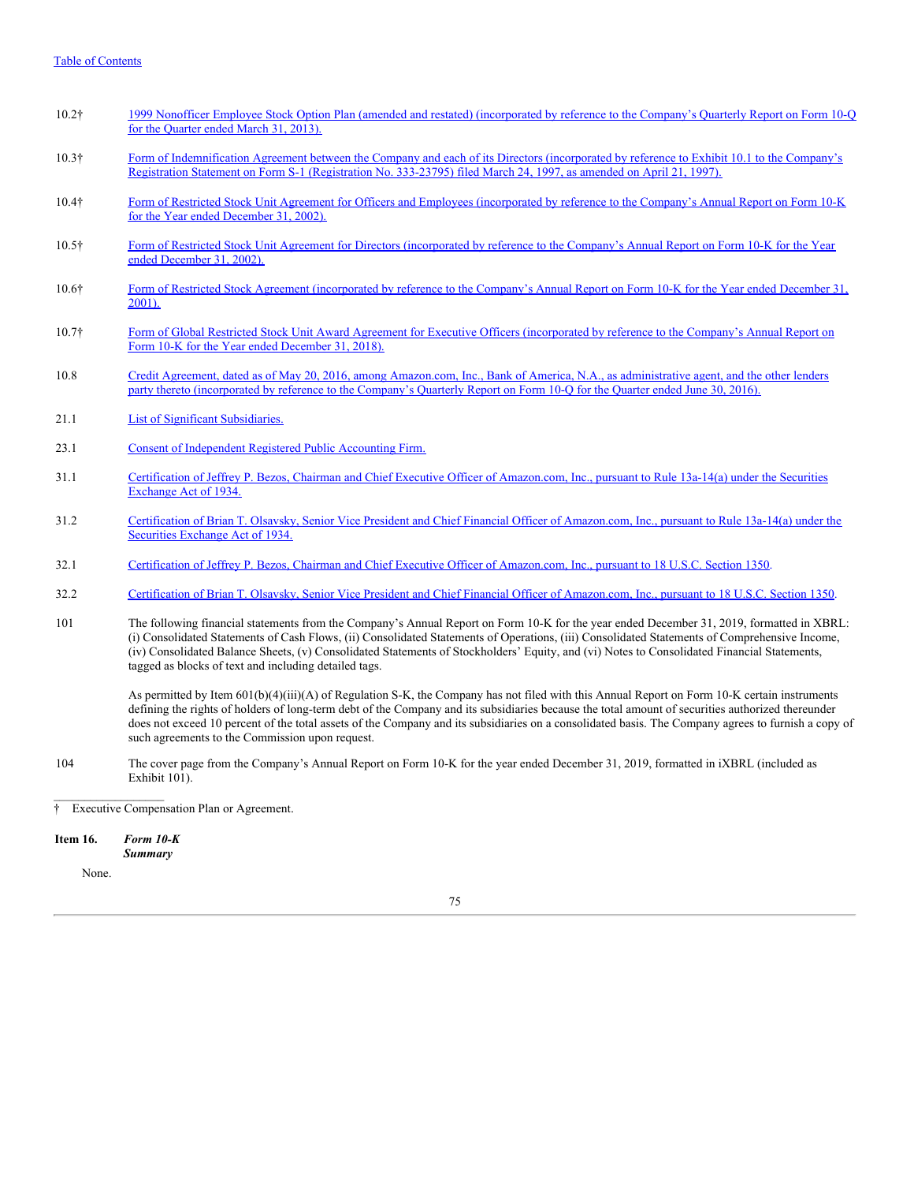[Table of Contents]

| | |
|---|---|
| 10.2† | 1999 Nonofficer Employee Stock Option Plan (amended and restated) (incorporated by reference to the Company's Quarterly Report on Form 10-Q for the Quarter ended March 31, 2013). |
| 10.3† | Form of Indemnification Agreement between the Company and each of its Directors (incorporated by reference to Exhibit 10.1 to the Company's Registration Statement on Form S-1 (Registration No. 333-23795) filed March 24, 1997, as amended on April 21, 1997). |
| 10.4† | Form of Restricted Stock Unit Agreement for Officers and Employees (incorporated by reference to the Company's Annual Report on Form 10-K for the Year ended December 31, 2002). |
| 10.5† | Form of Restricted Stock Unit Agreement for Directors (incorporated by reference to the Company's Annual Report on Form 10-K for the Year ended December 31, 2002). |
| 10.6† | Form of Restricted Stock Agreement (incorporated by reference to the Company's Annual Report on Form 10-K for the Year ended December 31, 2001). |
| 10.7† | Form of Global Restricted Stock Unit Award Agreement for Executive Officers (incorporated by reference to the Company's Annual Report on Form 10-K for the Year ended December 31, 2018). |
| 10.8 | Credit Agreement, dated as of May 20, 2016, among Amazon.com, Inc., Bank of America, N.A., as administrative agent, and the other lenders party thereto (incorporated by reference to the Company's Quarterly Report on Form 10-Q for the Quarter ended June 30, 2016). |
| 21.1 | List of Significant Subsidiaries. |
| 23.1 | Consent of Independent Registered Public Accounting Firm. |
| 31.1 | Certification of Jeffrey P. Bezos, Chairman and Chief Executive Officer of Amazon.com, Inc., pursuant to Rule 13a-14(a) under the Securities Exchange Act of 1934. |
| 31.2 | Certification of Brian T. Olsavsky, Senior Vice President and Chief Financial Officer of Amazon.com, Inc., pursuant to Rule 13a-14(a) under the Securities Exchange Act of 1934. |
| 32.1 | Certification of Jeffrey P. Bezos, Chairman and Chief Executive Officer of Amazon.com, Inc., pursuant to 18 U.S.C. Section 1350. |
| 32.2 | Certification of Brian T. Olsavsky, Senior Vice President and Chief Financial Officer of Amazon.com, Inc., pursuant to 18 U.S.C. Section 1350. |
| 101 | The following financial statements from the Company's Annual Report on Form 10-K for the year ended December 31, 2019, formatted in XBRL: (i) Consolidated Statements of Cash Flows, (ii) Consolidated Statements of Operations, (iii) Consolidated Statements of Comprehensive Income, (iv) Consolidated Balance Sheets, (v) Consolidated Statements of Stockholders' Equity, and (vi) Notes to Consolidated Financial Statements, tagged as blocks of text and including detailed tags. |
| | As permitted by Item 601(b)(4)(iii)(A) of Regulation S-K, the Company has not filed with this Annual Report on Form 10-K certain instruments defining the rights of holders of long-term debt of the Company and its subsidiaries because the total amount of securities authorized thereunder does not exceed 10 percent of the total assets of the Company and its subsidiaries on a consolidated basis. The Company agrees to furnish a copy of such agreements to the Commission upon request. |
| 104 | The cover page from the Company's Annual Report on Form 10-K for the year ended December 31, 2019, formatted in iXBRL (included as Exhibit 101). |

† Executive Compensation Plan or Agreement.

**Item 16.** ***Form 10-K Summary***

None.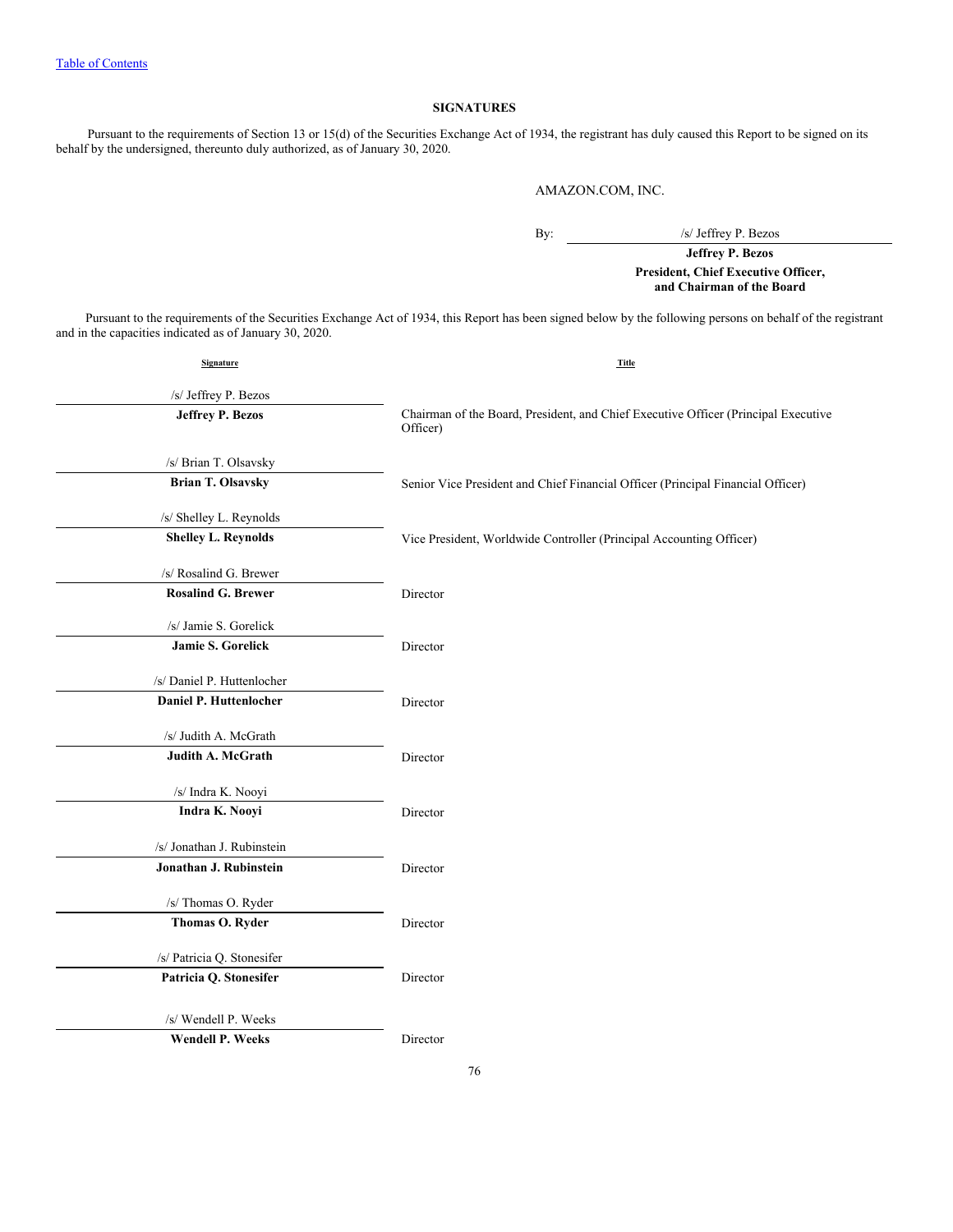[Table of Contents](#)

## SIGNATURES

Pursuant to the requirements of Section 13 or 15(d) of the Securities Exchange Act of 1934, the registrant has duly caused this Report to be signed on its behalf by the undersigned, thereunto duly authorized, as of January 30, 2020.

AMAZON.COM, INC.

By: /s/ Jeffrey P. Bezos

**Jeffrey P. Bezos**
**President, Chief Executive Officer, and Chairman of the Board**

Pursuant to the requirements of the Securities Exchange Act of 1934, this Report has been signed below by the following persons on behalf of the registrant and in the capacities indicated as of January 30, 2020.

| Signature | Title |
|---|---|
| /s/ Jeffrey P. Bezos<br>**Jeffrey P. Bezos** | Chairman of the Board, President, and Chief Executive Officer (Principal Executive Officer) |
| /s/ Brian T. Olsavsky<br>**Brian T. Olsavsky** | Senior Vice President and Chief Financial Officer (Principal Financial Officer) |
| /s/ Shelley L. Reynolds<br>**Shelley L. Reynolds** | Vice President, Worldwide Controller (Principal Accounting Officer) |
| /s/ Rosalind G. Brewer<br>**Rosalind G. Brewer** | Director |
| /s/ Jamie S. Gorelick<br>**Jamie S. Gorelick** | Director |
| /s/ Daniel P. Huttenlocher<br>**Daniel P. Huttenlocher** | Director |
| /s/ Judith A. McGrath<br>**Judith A. McGrath** | Director |
| /s/ Indra K. Nooyi<br>**Indra K. Nooyi** | Director |
| /s/ Jonathan J. Rubinstein<br>**Jonathan J. Rubinstein** | Director |
| /s/ Thomas O. Ryder<br>**Thomas O. Ryder** | Director |
| /s/ Patricia Q. Stonesifer<br>**Patricia Q. Stonesifer** | Director |
| /s/ Wendell P. Weeks<br>**Wendell P. Weeks** | Director |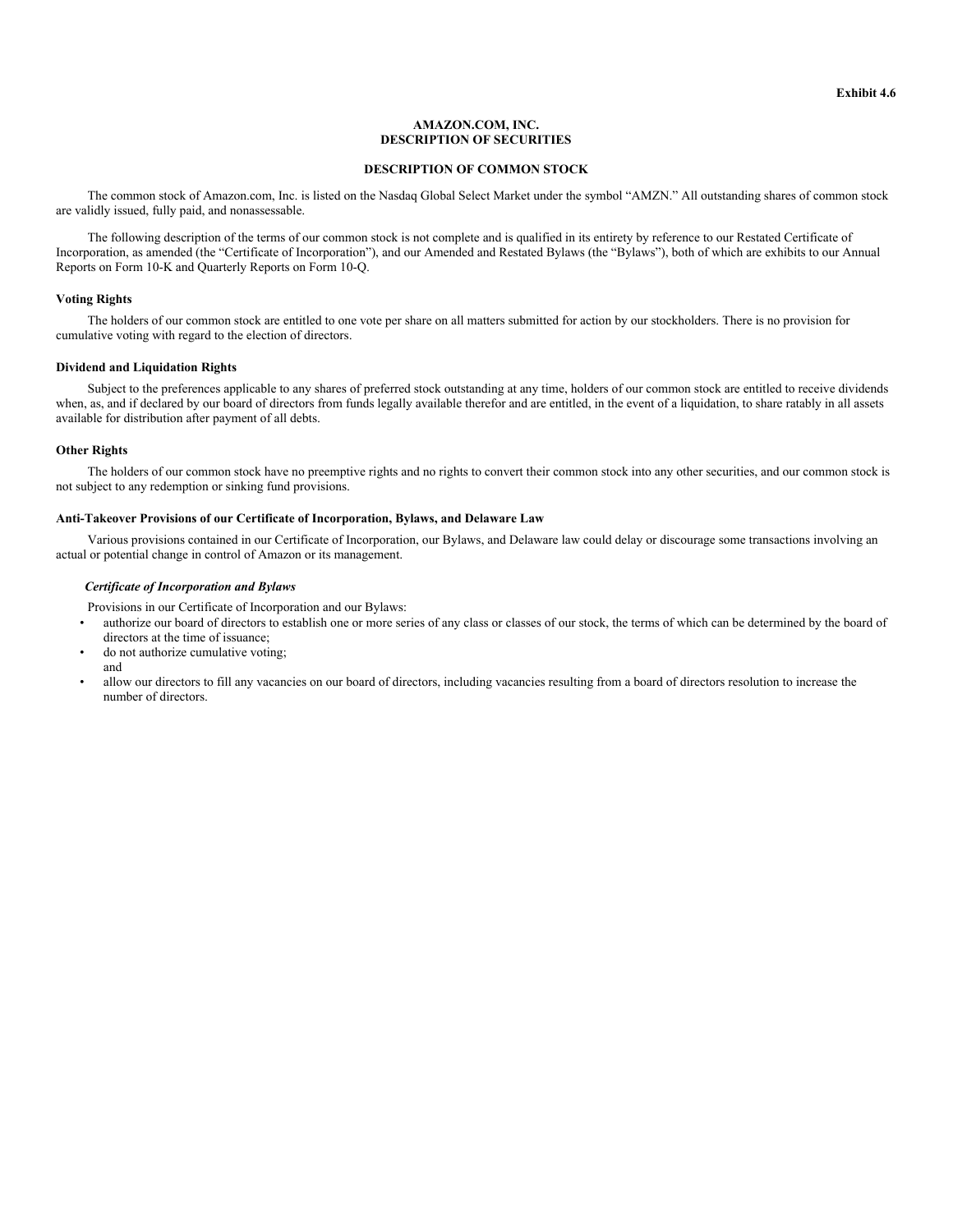**Exhibit 4.6**

# AMAZON.COM, INC.
# DESCRIPTION OF SECURITIES

## DESCRIPTION OF COMMON STOCK

The common stock of Amazon.com, Inc. is listed on the Nasdaq Global Select Market under the symbol “AMZN.” All outstanding shares of common stock are validly issued, fully paid, and nonassessable.

The following description of the terms of our common stock is not complete and is qualified in its entirety by reference to our Restated Certificate of Incorporation, as amended (the “Certificate of Incorporation”), and our Amended and Restated Bylaws (the “Bylaws”), both of which are exhibits to our Annual Reports on Form 10-K and Quarterly Reports on Form 10-Q.

### Voting Rights

The holders of our common stock are entitled to one vote per share on all matters submitted for action by our stockholders. There is no provision for cumulative voting with regard to the election of directors.

### Dividend and Liquidation Rights

Subject to the preferences applicable to any shares of preferred stock outstanding at any time, holders of our common stock are entitled to receive dividends when, as, and if declared by our board of directors from funds legally available therefor and are entitled, in the event of a liquidation, to share ratably in all assets available for distribution after payment of all debts.

### Other Rights

The holders of our common stock have no preemptive rights and no rights to convert their common stock into any other securities, and our common stock is not subject to any redemption or sinking fund provisions.

### Anti-Takeover Provisions of our Certificate of Incorporation, Bylaws, and Delaware Law

Various provisions contained in our Certificate of Incorporation, our Bylaws, and Delaware law could delay or discourage some transactions involving an actual or potential change in control of Amazon or its management.

#### *Certificate of Incorporation and Bylaws*

Provisions in our Certificate of Incorporation and our Bylaws:

- authorize our board of directors to establish one or more series of any class or classes of our stock, the terms of which can be determined by the board of directors at the time of issuance;
- do not authorize cumulative voting; and
- allow our directors to fill any vacancies on our board of directors, including vacancies resulting from a board of directors resolution to increase the number of directors.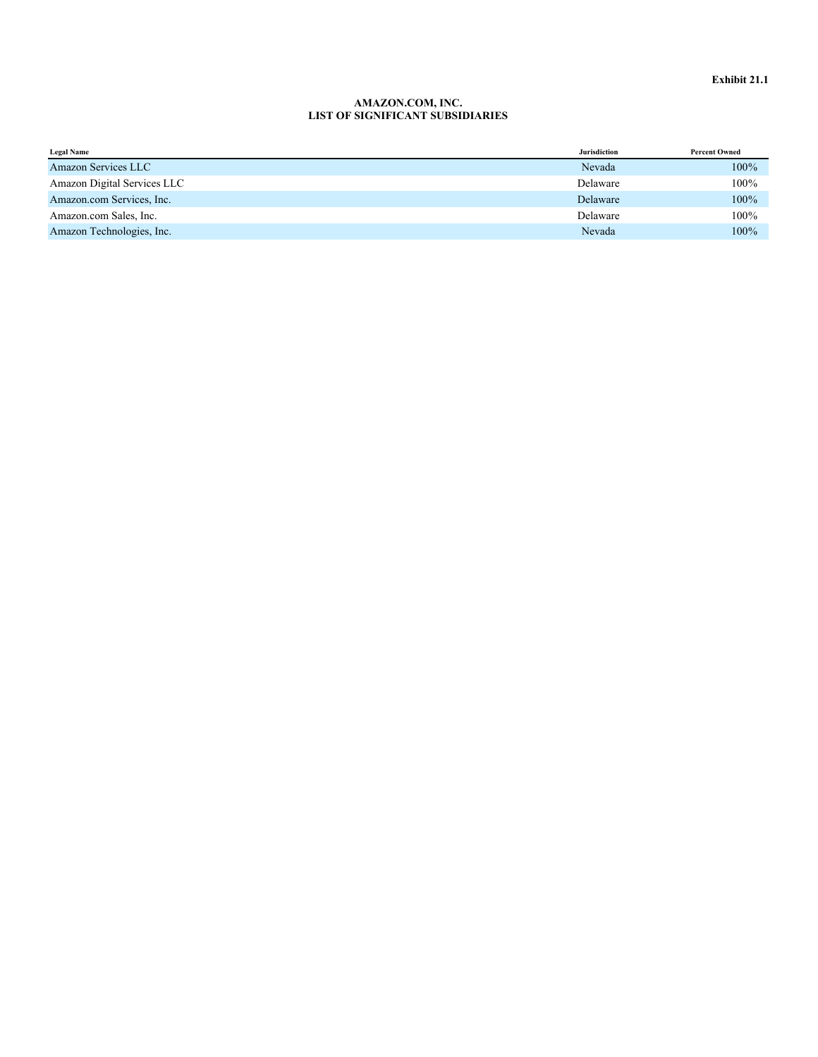**Exhibit 21.1**

**AMAZON.COM, INC.**
**LIST OF SIGNIFICANT SUBSIDIARIES**

| Legal Name | Jurisdiction | Percent Owned |
|---|---|---|
| Amazon Services LLC | Nevada | 100% |
| Amazon Digital Services LLC | Delaware | 100% |
| Amazon.com Services, Inc. | Delaware | 100% |
| Amazon.com Sales, Inc. | Delaware | 100% |
| Amazon Technologies, Inc. | Nevada | 100% |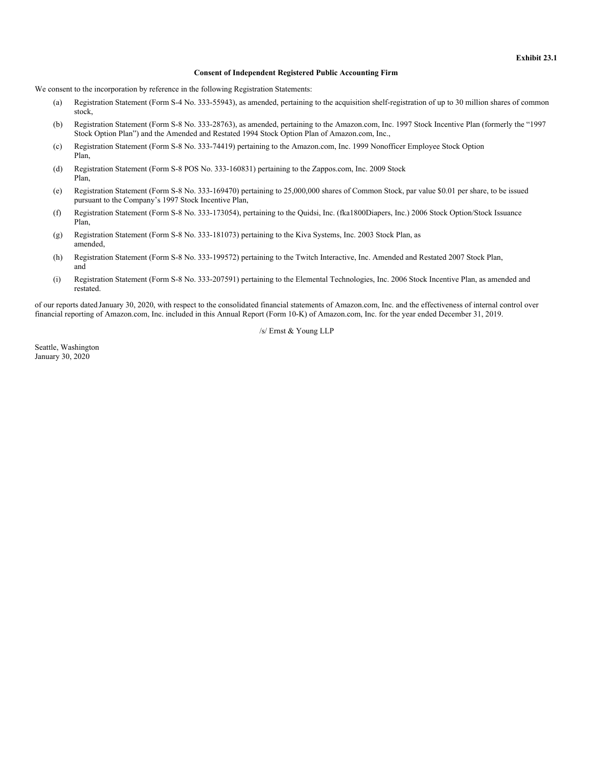**Exhibit 23.1**

**Consent of Independent Registered Public Accounting Firm**

We consent to the incorporation by reference in the following Registration Statements:

(a) Registration Statement (Form S-4 No. 333-55943), as amended, pertaining to the acquisition shelf-registration of up to 30 million shares of common stock,

(b) Registration Statement (Form S-8 No. 333-28763), as amended, pertaining to the Amazon.com, Inc. 1997 Stock Incentive Plan (formerly the "1997 Stock Option Plan") and the Amended and Restated 1994 Stock Option Plan of Amazon.com, Inc.,

(c) Registration Statement (Form S-8 No. 333-74419) pertaining to the Amazon.com, Inc. 1999 Nonofficer Employee Stock Option Plan,

(d) Registration Statement (Form S-8 POS No. 333-160831) pertaining to the Zappos.com, Inc. 2009 Stock Plan,

(e) Registration Statement (Form S-8 No. 333-169470) pertaining to 25,000,000 shares of Common Stock, par value $0.01 per share, to be issued pursuant to the Company's 1997 Stock Incentive Plan,

(f) Registration Statement (Form S-8 No. 333-173054), pertaining to the Quidsi, Inc. (fka1800Diapers, Inc.) 2006 Stock Option/Stock Issuance Plan,

(g) Registration Statement (Form S-8 No. 333-181073) pertaining to the Kiva Systems, Inc. 2003 Stock Plan, as amended,

(h) Registration Statement (Form S-8 No. 333-199572) pertaining to the Twitch Interactive, Inc. Amended and Restated 2007 Stock Plan, and

(i) Registration Statement (Form S-8 No. 333-207591) pertaining to the Elemental Technologies, Inc. 2006 Stock Incentive Plan, as amended and restated.

of our reports dated January 30, 2020, with respect to the consolidated financial statements of Amazon.com, Inc. and the effectiveness of internal control over financial reporting of Amazon.com, Inc. included in this Annual Report (Form 10-K) of Amazon.com, Inc. for the year ended December 31, 2019.

/s/ Ernst & Young LLP

Seattle, Washington
January 30, 2020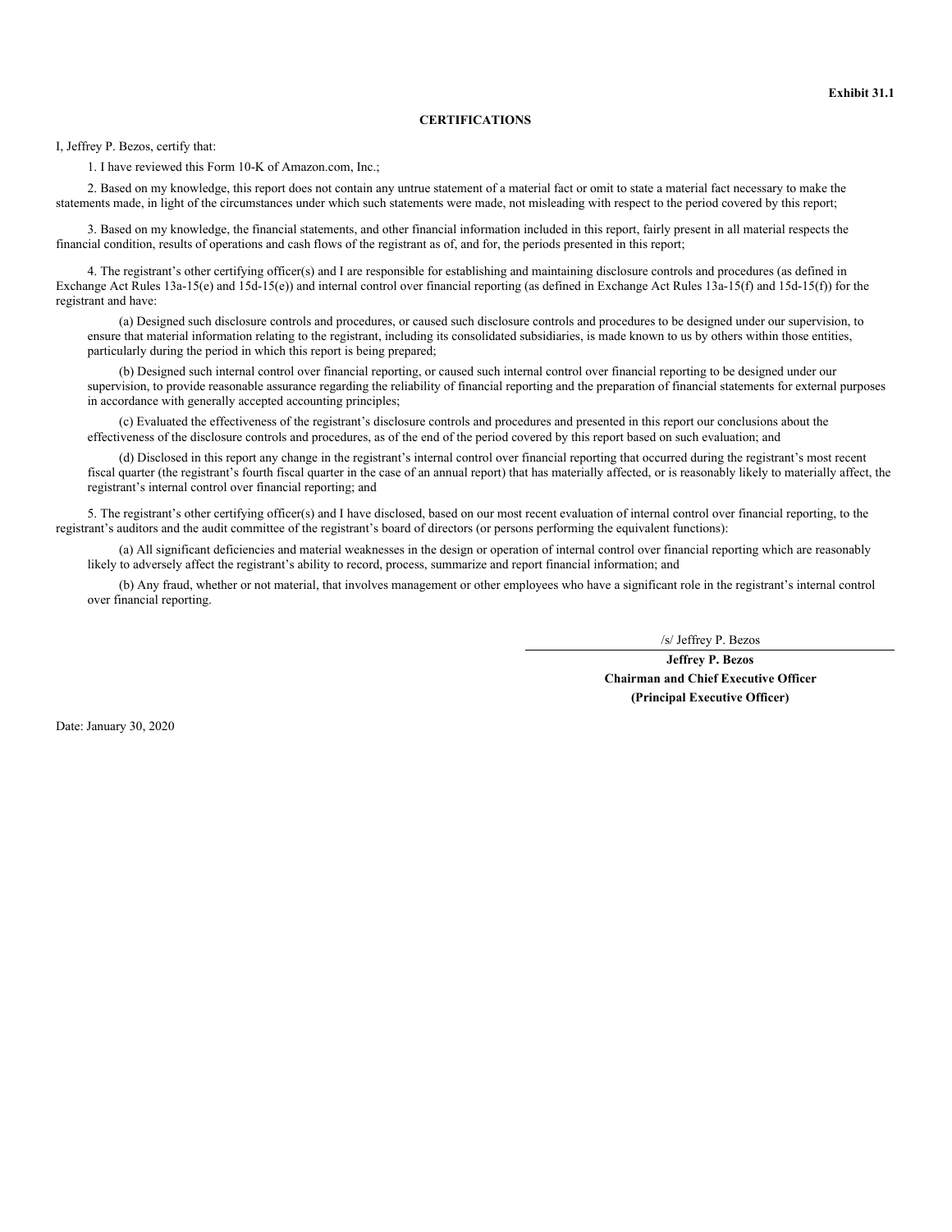**Exhibit 31.1**

**CERTIFICATIONS**

I, Jeffrey P. Bezos, certify that:

1. I have reviewed this Form 10-K of Amazon.com, Inc.;

2. Based on my knowledge, this report does not contain any untrue statement of a material fact or omit to state a material fact necessary to make the statements made, in light of the circumstances under which such statements were made, not misleading with respect to the period covered by this report;

3. Based on my knowledge, the financial statements, and other financial information included in this report, fairly present in all material respects the financial condition, results of operations and cash flows of the registrant as of, and for, the periods presented in this report;

4. The registrant's other certifying officer(s) and I are responsible for establishing and maintaining disclosure controls and procedures (as defined in Exchange Act Rules 13a-15(e) and 15d-15(e)) and internal control over financial reporting (as defined in Exchange Act Rules 13a-15(f) and 15d-15(f)) for the registrant and have:

(a) Designed such disclosure controls and procedures, or caused such disclosure controls and procedures to be designed under our supervision, to ensure that material information relating to the registrant, including its consolidated subsidiaries, is made known to us by others within those entities, particularly during the period in which this report is being prepared;

(b) Designed such internal control over financial reporting, or caused such internal control over financial reporting to be designed under our supervision, to provide reasonable assurance regarding the reliability of financial reporting and the preparation of financial statements for external purposes in accordance with generally accepted accounting principles;

(c) Evaluated the effectiveness of the registrant's disclosure controls and procedures and presented in this report our conclusions about the effectiveness of the disclosure controls and procedures, as of the end of the period covered by this report based on such evaluation; and

(d) Disclosed in this report any change in the registrant's internal control over financial reporting that occurred during the registrant's most recent fiscal quarter (the registrant's fourth fiscal quarter in the case of an annual report) that has materially affected, or is reasonably likely to materially affect, the registrant's internal control over financial reporting; and

5. The registrant's other certifying officer(s) and I have disclosed, based on our most recent evaluation of internal control over financial reporting, to the registrant's auditors and the audit committee of the registrant's board of directors (or persons performing the equivalent functions):

(a) All significant deficiencies and material weaknesses in the design or operation of internal control over financial reporting which are reasonably likely to adversely affect the registrant's ability to record, process, summarize and report financial information; and

(b) Any fraud, whether or not material, that involves management or other employees who have a significant role in the registrant's internal control over financial reporting.

/s/ Jeffrey P. Bezos

**Jeffrey P. Bezos**
**Chairman and Chief Executive Officer**
**(Principal Executive Officer)**

Date: January 30, 2020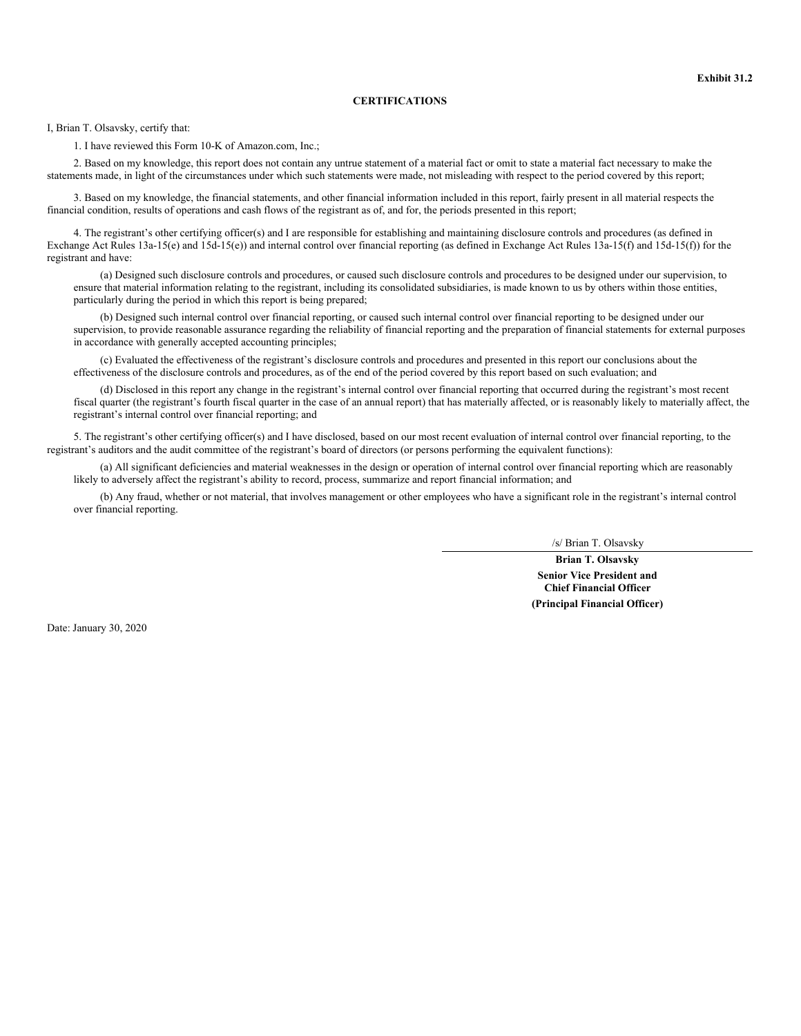**Exhibit 31.2**

**CERTIFICATIONS**

I, Brian T. Olsavsky, certify that:

1. I have reviewed this Form 10-K of Amazon.com, Inc.;

2. Based on my knowledge, this report does not contain any untrue statement of a material fact or omit to state a material fact necessary to make the statements made, in light of the circumstances under which such statements were made, not misleading with respect to the period covered by this report;

3. Based on my knowledge, the financial statements, and other financial information included in this report, fairly present in all material respects the financial condition, results of operations and cash flows of the registrant as of, and for, the periods presented in this report;

4. The registrant's other certifying officer(s) and I are responsible for establishing and maintaining disclosure controls and procedures (as defined in Exchange Act Rules 13a-15(e) and 15d-15(e)) and internal control over financial reporting (as defined in Exchange Act Rules 13a-15(f) and 15d-15(f)) for the registrant and have:

(a) Designed such disclosure controls and procedures, or caused such disclosure controls and procedures to be designed under our supervision, to ensure that material information relating to the registrant, including its consolidated subsidiaries, is made known to us by others within those entities, particularly during the period in which this report is being prepared;

(b) Designed such internal control over financial reporting, or caused such internal control over financial reporting to be designed under our supervision, to provide reasonable assurance regarding the reliability of financial reporting and the preparation of financial statements for external purposes in accordance with generally accepted accounting principles;

(c) Evaluated the effectiveness of the registrant's disclosure controls and procedures and presented in this report our conclusions about the effectiveness of the disclosure controls and procedures, as of the end of the period covered by this report based on such evaluation; and

(d) Disclosed in this report any change in the registrant's internal control over financial reporting that occurred during the registrant's most recent fiscal quarter (the registrant's fourth fiscal quarter in the case of an annual report) that has materially affected, or is reasonably likely to materially affect, the registrant's internal control over financial reporting; and

5. The registrant's other certifying officer(s) and I have disclosed, based on our most recent evaluation of internal control over financial reporting, to the registrant's auditors and the audit committee of the registrant's board of directors (or persons performing the equivalent functions):

(a) All significant deficiencies and material weaknesses in the design or operation of internal control over financial reporting which are reasonably likely to adversely affect the registrant's ability to record, process, summarize and report financial information; and

(b) Any fraud, whether or not material, that involves management or other employees who have a significant role in the registrant's internal control over financial reporting.

/s/ Brian T. Olsavsky

**Brian T. Olsavsky**

**Senior Vice President and Chief Financial Officer**

**(Principal Financial Officer)**

Date: January 30, 2020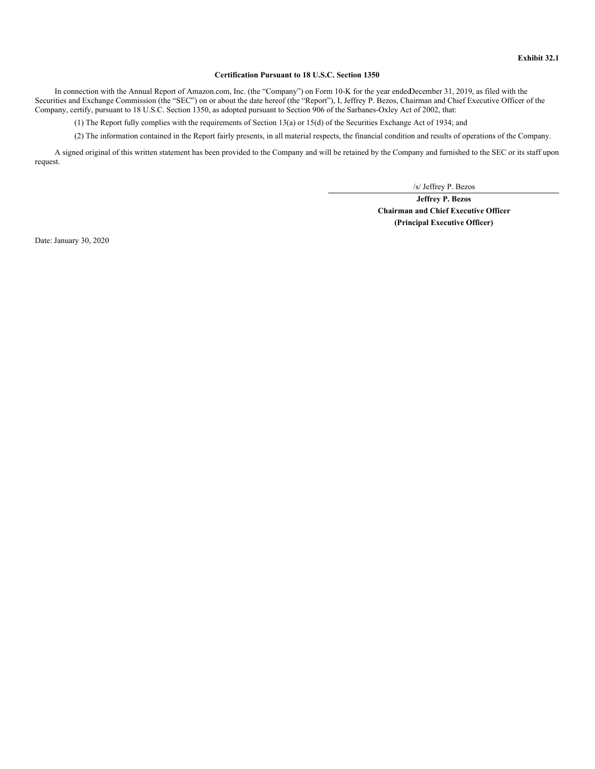**Exhibit 32.1**

**Certification Pursuant to 18 U.S.C. Section 1350**

In connection with the Annual Report of Amazon.com, Inc. (the "Company") on Form 10-K for the year ended December 31, 2019, as filed with the Securities and Exchange Commission (the "SEC") on or about the date hereof (the "Report"), I, Jeffrey P. Bezos, Chairman and Chief Executive Officer of the Company, certify, pursuant to 18 U.S.C. Section 1350, as adopted pursuant to Section 906 of the Sarbanes-Oxley Act of 2002, that:

(1) The Report fully complies with the requirements of Section 13(a) or 15(d) of the Securities Exchange Act of 1934; and

(2) The information contained in the Report fairly presents, in all material respects, the financial condition and results of operations of the Company.

A signed original of this written statement has been provided to the Company and will be retained by the Company and furnished to the SEC or its staff upon request.

/s/ Jeffrey P. Bezos

**Jeffrey P. Bezos**
**Chairman and Chief Executive Officer**
**(Principal Executive Officer)**

Date: January 30, 2020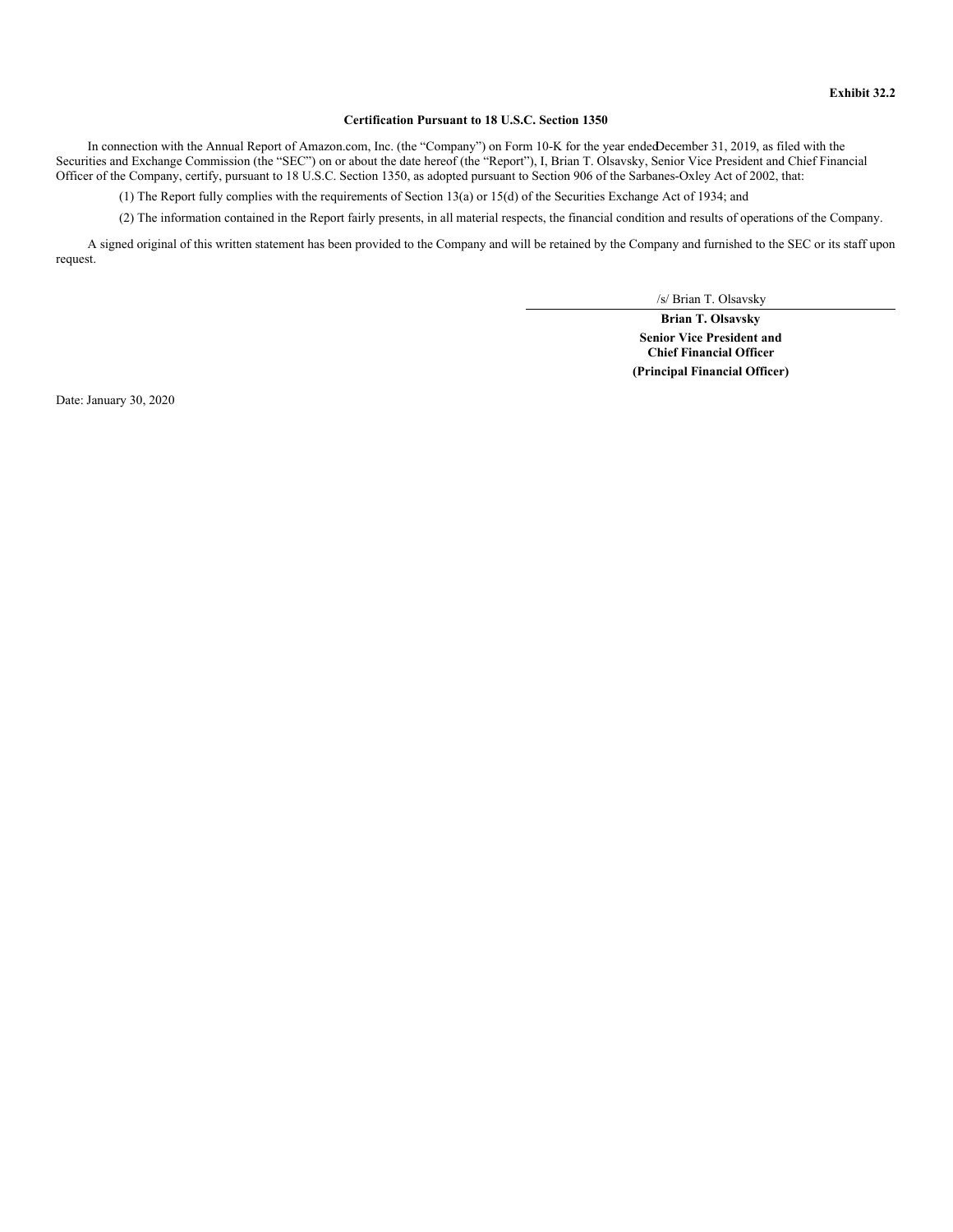**Exhibit 32.2**

**Certification Pursuant to 18 U.S.C. Section 1350**

In connection with the Annual Report of Amazon.com, Inc. (the “Company”) on Form 10-K for the year ended December 31, 2019, as filed with the Securities and Exchange Commission (the “SEC”) on or about the date hereof (the “Report”), I, Brian T. Olsavsky, Senior Vice President and Chief Financial Officer of the Company, certify, pursuant to 18 U.S.C. Section 1350, as adopted pursuant to Section 906 of the Sarbanes-Oxley Act of 2002, that:

(1) The Report fully complies with the requirements of Section 13(a) or 15(d) of the Securities Exchange Act of 1934; and

(2) The information contained in the Report fairly presents, in all material respects, the financial condition and results of operations of the Company.

A signed original of this written statement has been provided to the Company and will be retained by the Company and furnished to the SEC or its staff upon request.

/s/ Brian T. Olsavsky

**Brian T. Olsavsky**

**Senior Vice President and Chief Financial Officer**

**(Principal Financial Officer)**

Date: January 30, 2020